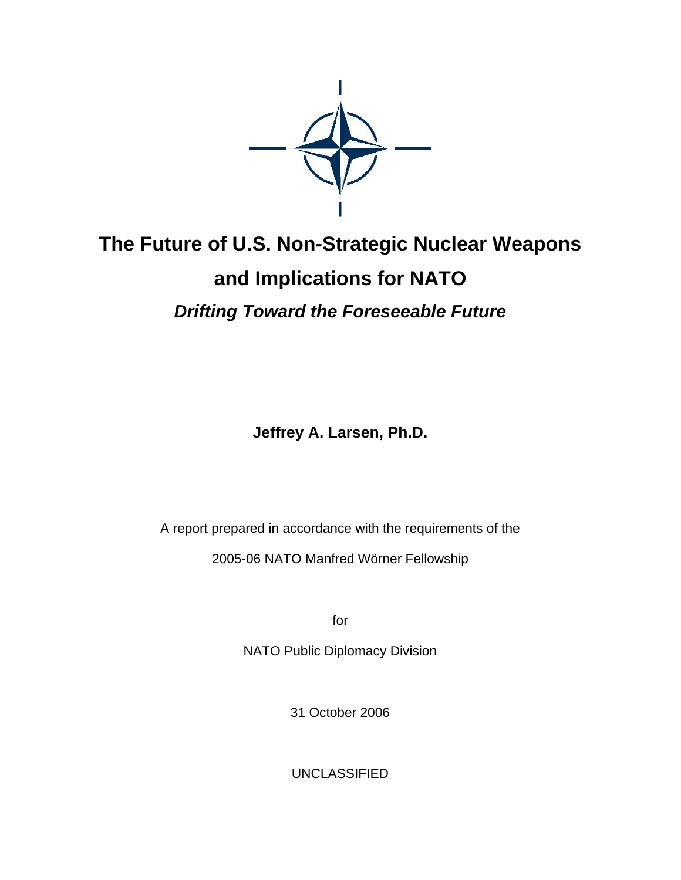# The Future of U.S. Non-Strategic Nuclear Weapons and Implications for NATO

## *Drifting Toward the Foreseeable Future*

**Jeffrey A. Larsen, Ph.D.**

A report prepared in accordance with the requirements of the

2005-06 NATO Manfred Wörner Fellowship

for

NATO Public Diplomacy Division

31 October 2006

UNCLASSIFIED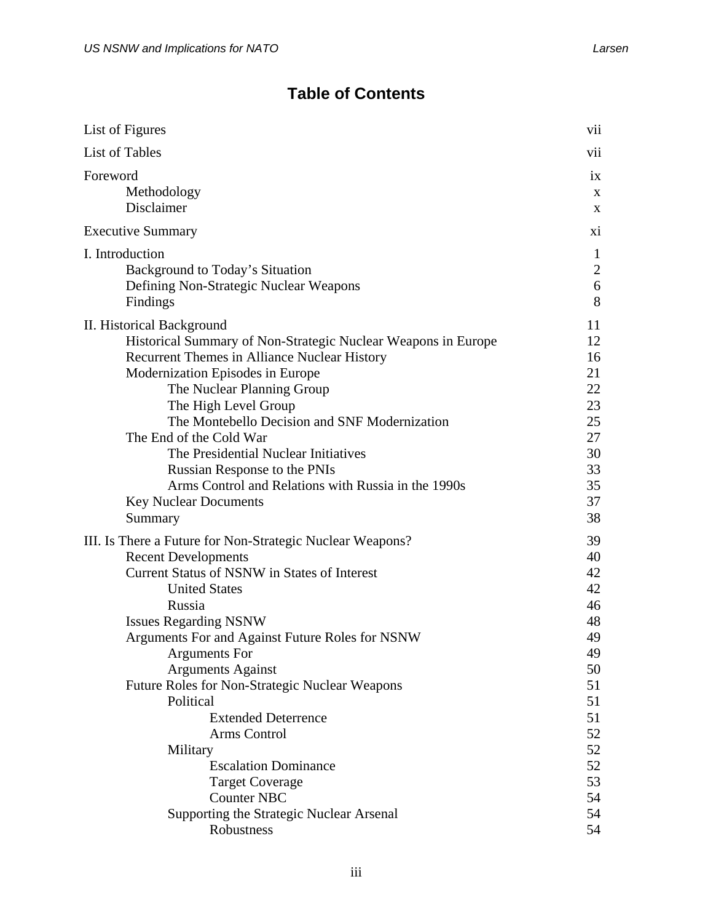# Table of Contents

| | |
|---|---|
| List of Figures | vii |
| List of Tables | vii |
| Foreword | ix |
| Methodology | x |
| Disclaimer | x |
| Executive Summary | xi |
| I. Introduction | 1 |
| Background to Today's Situation | 2 |
| Defining Non-Strategic Nuclear Weapons | 6 |
| Findings | 8 |
| II. Historical Background | 11 |
| Historical Summary of Non-Strategic Nuclear Weapons in Europe | 12 |
| Recurrent Themes in Alliance Nuclear History | 16 |
| Modernization Episodes in Europe | 21 |
| The Nuclear Planning Group | 22 |
| The High Level Group | 23 |
| The Montebello Decision and SNF Modernization | 25 |
| The End of the Cold War | 27 |
| The Presidential Nuclear Initiatives | 30 |
| Russian Response to the PNIs | 33 |
| Arms Control and Relations with Russia in the 1990s | 35 |
| Key Nuclear Documents | 37 |
| Summary | 38 |
| III. Is There a Future for Non-Strategic Nuclear Weapons? | 39 |
| Recent Developments | 40 |
| Current Status of NSNW in States of Interest | 42 |
| United States | 42 |
| Russia | 46 |
| Issues Regarding NSNW | 48 |
| Arguments For and Against Future Roles for NSNW | 49 |
| Arguments For | 49 |
| Arguments Against | 50 |
| Future Roles for Non-Strategic Nuclear Weapons | 51 |
| Political | 51 |
| Extended Deterrence | 51 |
| Arms Control | 52 |
| Military | 52 |
| Escalation Dominance | 52 |
| Target Coverage | 53 |
| Counter NBC | 54 |
| Supporting the Strategic Nuclear Arsenal | 54 |
| Robustness | 54 |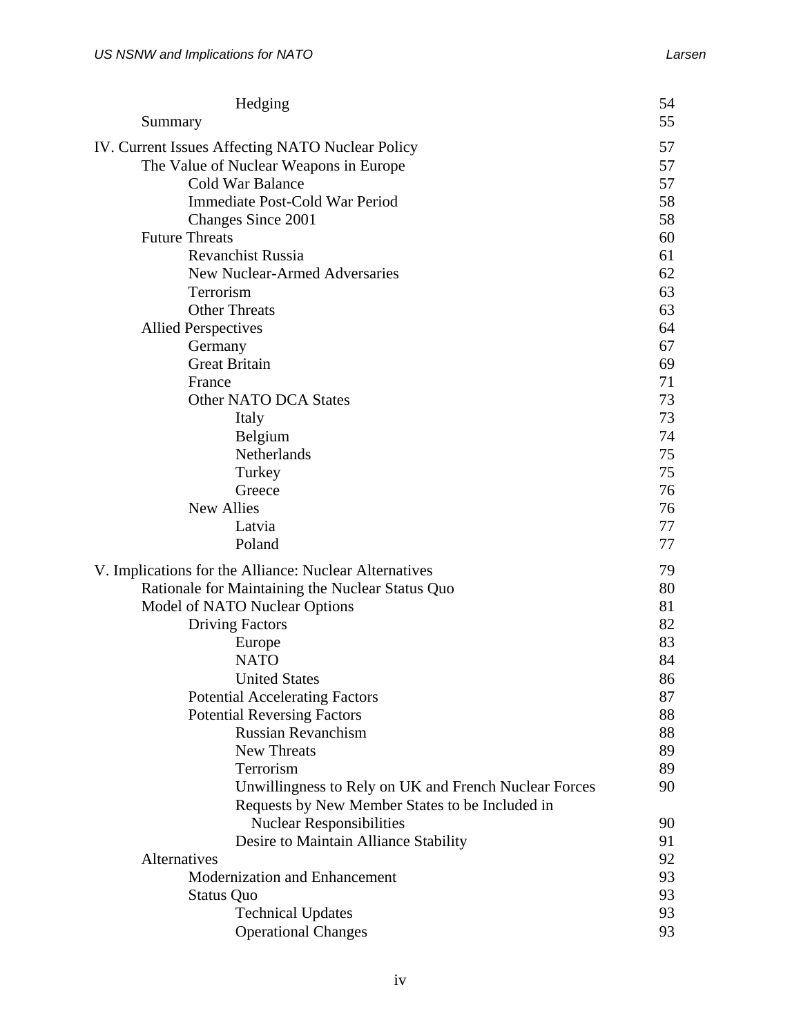Hedging 54
Summary 55

IV. Current Issues Affecting NATO Nuclear Policy 57
- The Value of Nuclear Weapons in Europe 57
  - Cold War Balance 57
  - Immediate Post-Cold War Period 58
  - Changes Since 2001 58
- Future Threats 60
  - Revanchist Russia 61
  - New Nuclear-Armed Adversaries 62
  - Terrorism 63
  - Other Threats 63
- Allied Perspectives 64
  - Germany 67
  - Great Britain 69
  - France 71
  - Other NATO DCA States 73
    - Italy 73
    - Belgium 74
    - Netherlands 75
    - Turkey 75
    - Greece 76
  - New Allies 76
    - Latvia 77
    - Poland 77

V. Implications for the Alliance: Nuclear Alternatives 79
- Rationale for Maintaining the Nuclear Status Quo 80
- Model of NATO Nuclear Options 81
  - Driving Factors 82
    - Europe 83
    - NATO 84
    - United States 86
  - Potential Accelerating Factors 87
  - Potential Reversing Factors 88
    - Russian Revanchism 88
    - New Threats 89
    - Terrorism 89
    - Unwillingness to Rely on UK and French Nuclear Forces 90
    - Requests by New Member States to be Included in Nuclear Responsibilities 90
    - Desire to Maintain Alliance Stability 91
- Alternatives 92
  - Modernization and Enhancement 93
  - Status Quo 93
    - Technical Updates 93
    - Operational Changes 93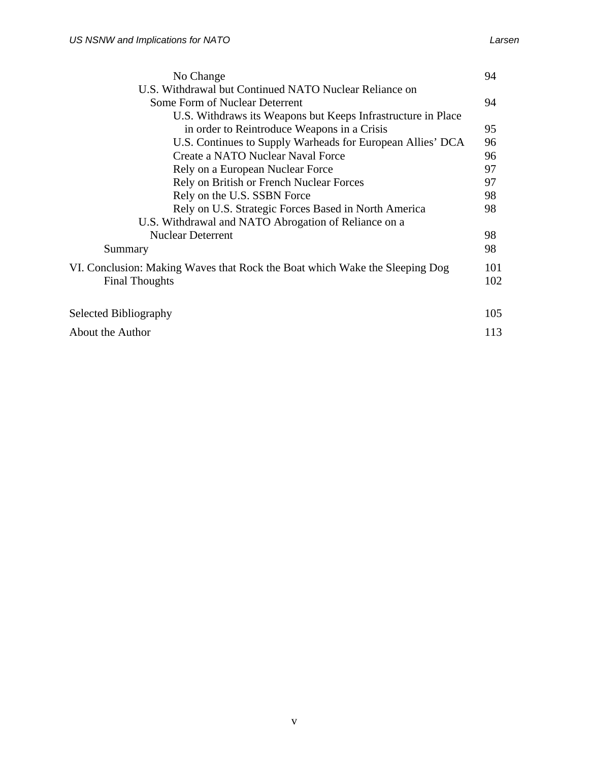No Change 94

U.S. Withdrawal but Continued NATO Nuclear Reliance on Some Form of Nuclear Deterrent 94

U.S. Withdraws its Weapons but Keeps Infrastructure in Place in order to Reintroduce Weapons in a Crisis 95

U.S. Continues to Supply Warheads for European Allies' DCA 96

Create a NATO Nuclear Naval Force 96

Rely on a European Nuclear Force 97

Rely on British or French Nuclear Forces 97

Rely on the U.S. SSBN Force 98

Rely on U.S. Strategic Forces Based in North America 98

U.S. Withdrawal and NATO Abrogation of Reliance on a Nuclear Deterrent 98

Summary 98

VI. Conclusion: Making Waves that Rock the Boat which Wake the Sleeping Dog 101

Final Thoughts 102

Selected Bibliography 105

About the Author 113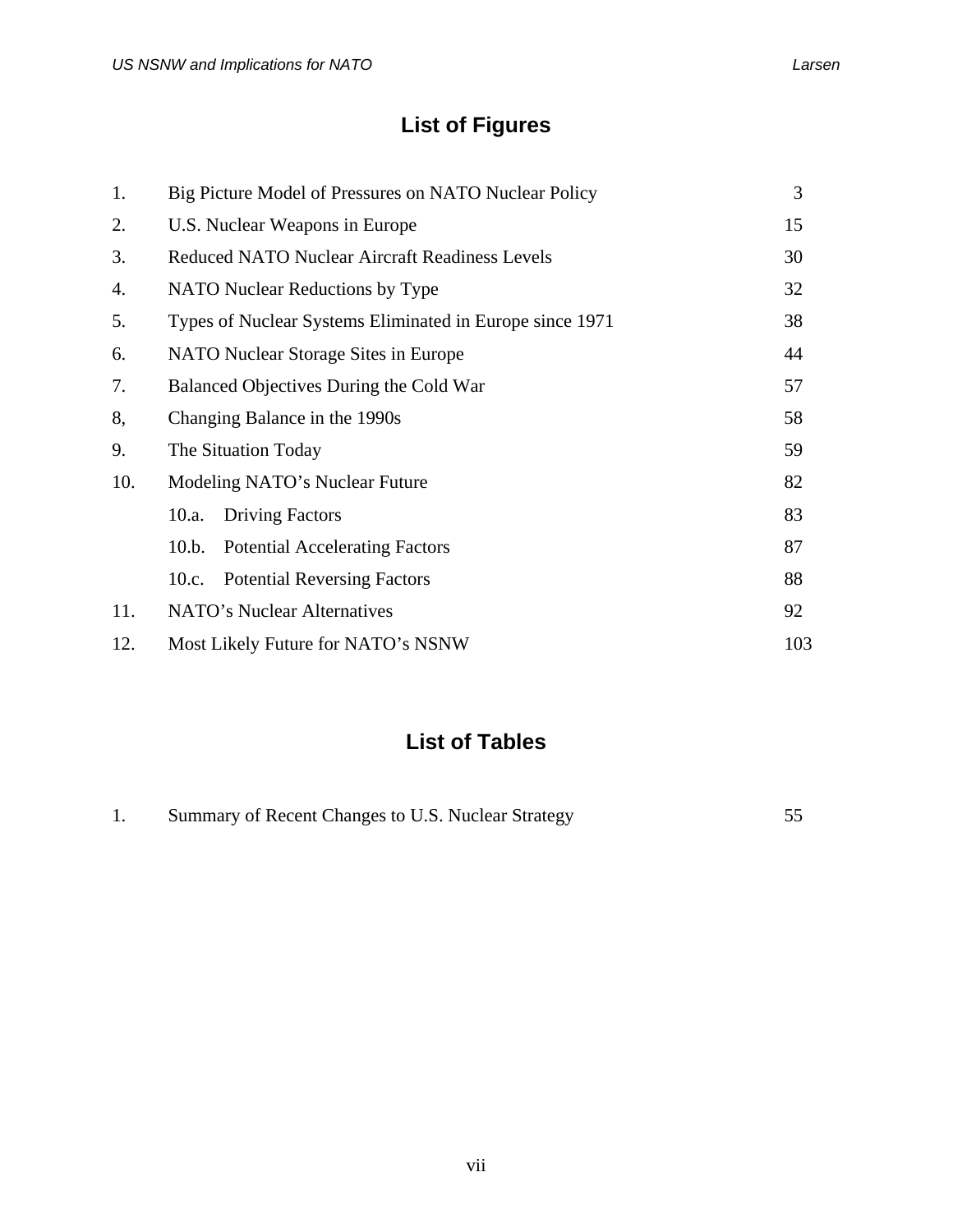## List of Figures

| | | |
|---|---|---|
| 1. | Big Picture Model of Pressures on NATO Nuclear Policy | 3 |
| 2. | U.S. Nuclear Weapons in Europe | 15 |
| 3. | Reduced NATO Nuclear Aircraft Readiness Levels | 30 |
| 4. | NATO Nuclear Reductions by Type | 32 |
| 5. | Types of Nuclear Systems Eliminated in Europe since 1971 | 38 |
| 6. | NATO Nuclear Storage Sites in Europe | 44 |
| 7. | Balanced Objectives During the Cold War | 57 |
| 8, | Changing Balance in the 1990s | 58 |
| 9. | The Situation Today | 59 |
| 10. | Modeling NATO's Nuclear Future | 82 |
| | 10.a. Driving Factors | 83 |
| | 10.b. Potential Accelerating Factors | 87 |
| | 10.c. Potential Reversing Factors | 88 |
| 11. | NATO's Nuclear Alternatives | 92 |
| 12. | Most Likely Future for NATO's NSNW | 103 |

## List of Tables

| | | |
|---|---|---|
| 1. | Summary of Recent Changes to U.S. Nuclear Strategy | 55 |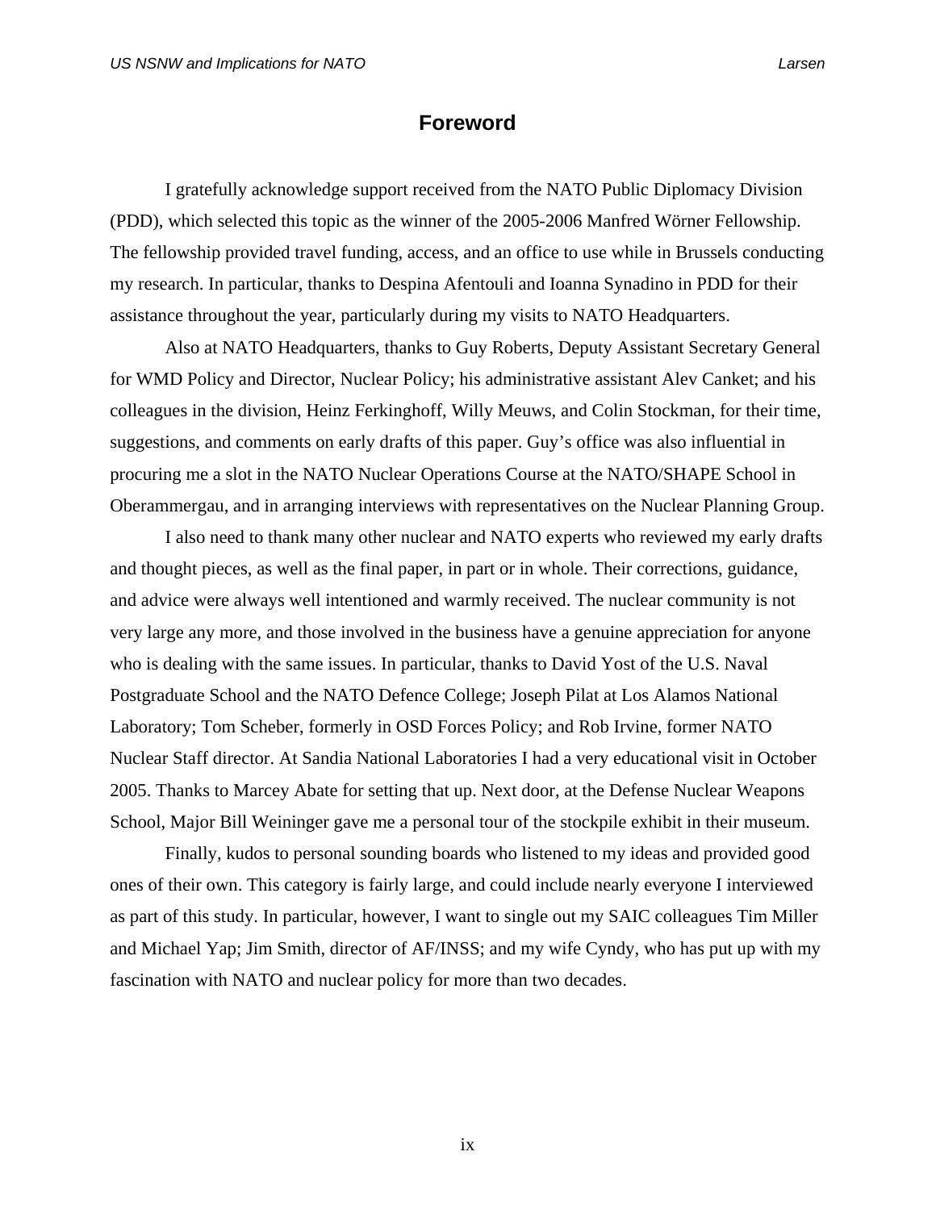# Foreword

I gratefully acknowledge support received from the NATO Public Diplomacy Division (PDD), which selected this topic as the winner of the 2005-2006 Manfred Wörner Fellowship. The fellowship provided travel funding, access, and an office to use while in Brussels conducting my research. In particular, thanks to Despina Afentouli and Ioanna Synadino in PDD for their assistance throughout the year, particularly during my visits to NATO Headquarters.

Also at NATO Headquarters, thanks to Guy Roberts, Deputy Assistant Secretary General for WMD Policy and Director, Nuclear Policy; his administrative assistant Alev Canket; and his colleagues in the division, Heinz Ferkinghoff, Willy Meuws, and Colin Stockman, for their time, suggestions, and comments on early drafts of this paper. Guy's office was also influential in procuring me a slot in the NATO Nuclear Operations Course at the NATO/SHAPE School in Oberammergau, and in arranging interviews with representatives on the Nuclear Planning Group.

I also need to thank many other nuclear and NATO experts who reviewed my early drafts and thought pieces, as well as the final paper, in part or in whole. Their corrections, guidance, and advice were always well intentioned and warmly received. The nuclear community is not very large any more, and those involved in the business have a genuine appreciation for anyone who is dealing with the same issues. In particular, thanks to David Yost of the U.S. Naval Postgraduate School and the NATO Defence College; Joseph Pilat at Los Alamos National Laboratory; Tom Scheber, formerly in OSD Forces Policy; and Rob Irvine, former NATO Nuclear Staff director. At Sandia National Laboratories I had a very educational visit in October 2005. Thanks to Marcey Abate for setting that up. Next door, at the Defense Nuclear Weapons School, Major Bill Weininger gave me a personal tour of the stockpile exhibit in their museum.

Finally, kudos to personal sounding boards who listened to my ideas and provided good ones of their own. This category is fairly large, and could include nearly everyone I interviewed as part of this study. In particular, however, I want to single out my SAIC colleagues Tim Miller and Michael Yap; Jim Smith, director of AF/INSS; and my wife Cyndy, who has put up with my fascination with NATO and nuclear policy for more than two decades.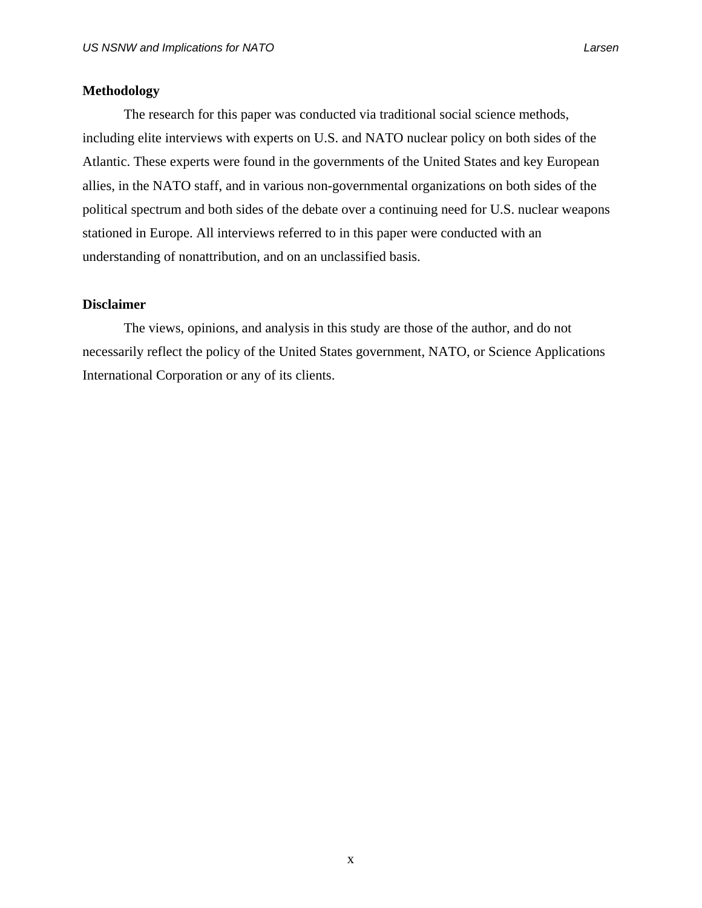## Methodology

The research for this paper was conducted via traditional social science methods, including elite interviews with experts on U.S. and NATO nuclear policy on both sides of the Atlantic. These experts were found in the governments of the United States and key European allies, in the NATO staff, and in various non-governmental organizations on both sides of the political spectrum and both sides of the debate over a continuing need for U.S. nuclear weapons stationed in Europe. All interviews referred to in this paper were conducted with an understanding of nonattribution, and on an unclassified basis.

## Disclaimer

The views, opinions, and analysis in this study are those of the author, and do not necessarily reflect the policy of the United States government, NATO, or Science Applications International Corporation or any of its clients.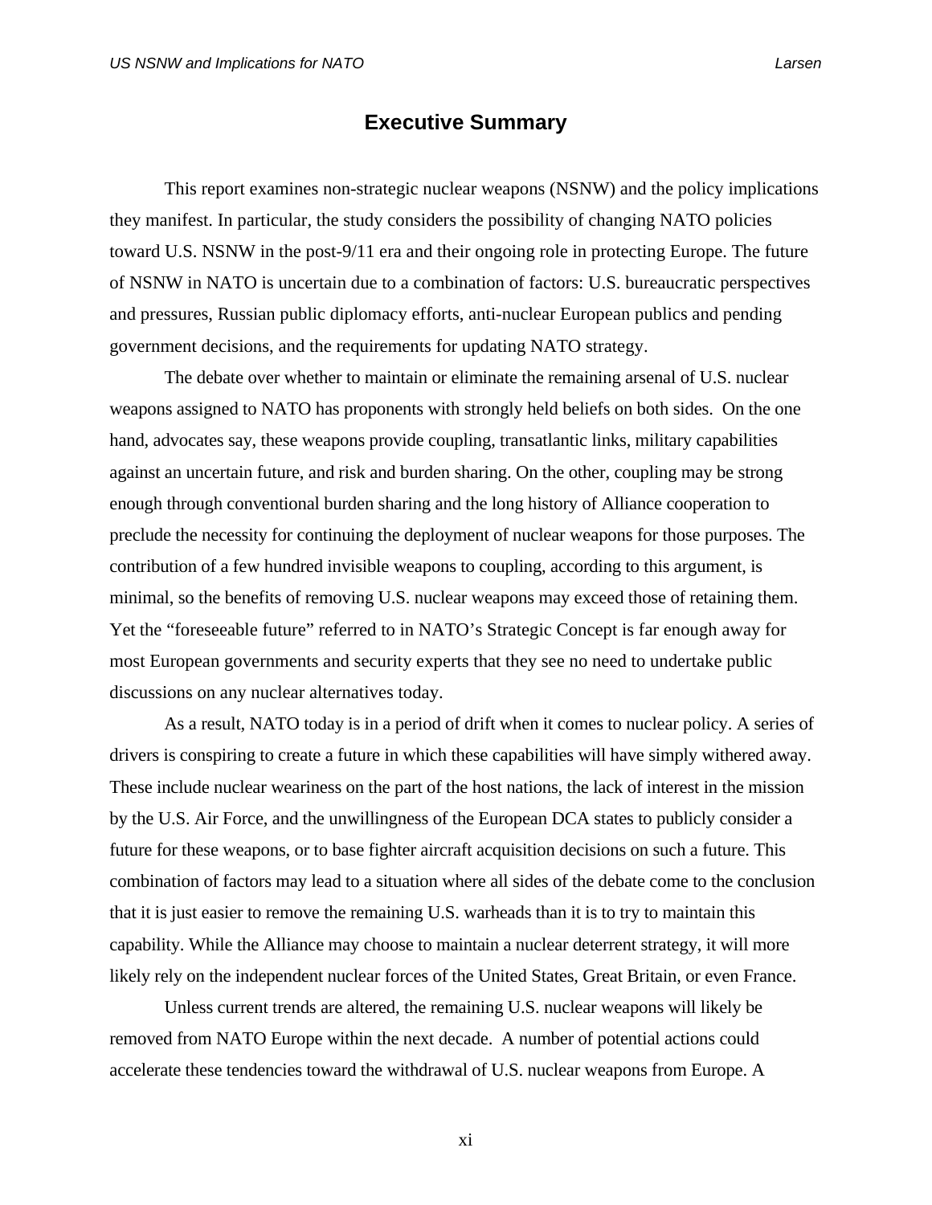# Executive Summary

This report examines non-strategic nuclear weapons (NSNW) and the policy implications they manifest. In particular, the study considers the possibility of changing NATO policies toward U.S. NSNW in the post-9/11 era and their ongoing role in protecting Europe. The future of NSNW in NATO is uncertain due to a combination of factors: U.S. bureaucratic perspectives and pressures, Russian public diplomacy efforts, anti-nuclear European publics and pending government decisions, and the requirements for updating NATO strategy.

The debate over whether to maintain or eliminate the remaining arsenal of U.S. nuclear weapons assigned to NATO has proponents with strongly held beliefs on both sides. On the one hand, advocates say, these weapons provide coupling, transatlantic links, military capabilities against an uncertain future, and risk and burden sharing. On the other, coupling may be strong enough through conventional burden sharing and the long history of Alliance cooperation to preclude the necessity for continuing the deployment of nuclear weapons for those purposes. The contribution of a few hundred invisible weapons to coupling, according to this argument, is minimal, so the benefits of removing U.S. nuclear weapons may exceed those of retaining them. Yet the "foreseeable future" referred to in NATO's Strategic Concept is far enough away for most European governments and security experts that they see no need to undertake public discussions on any nuclear alternatives today.

As a result, NATO today is in a period of drift when it comes to nuclear policy. A series of drivers is conspiring to create a future in which these capabilities will have simply withered away. These include nuclear weariness on the part of the host nations, the lack of interest in the mission by the U.S. Air Force, and the unwillingness of the European DCA states to publicly consider a future for these weapons, or to base fighter aircraft acquisition decisions on such a future. This combination of factors may lead to a situation where all sides of the debate come to the conclusion that it is just easier to remove the remaining U.S. warheads than it is to try to maintain this capability. While the Alliance may choose to maintain a nuclear deterrent strategy, it will more likely rely on the independent nuclear forces of the United States, Great Britain, or even France.

Unless current trends are altered, the remaining U.S. nuclear weapons will likely be removed from NATO Europe within the next decade. A number of potential actions could accelerate these tendencies toward the withdrawal of U.S. nuclear weapons from Europe. A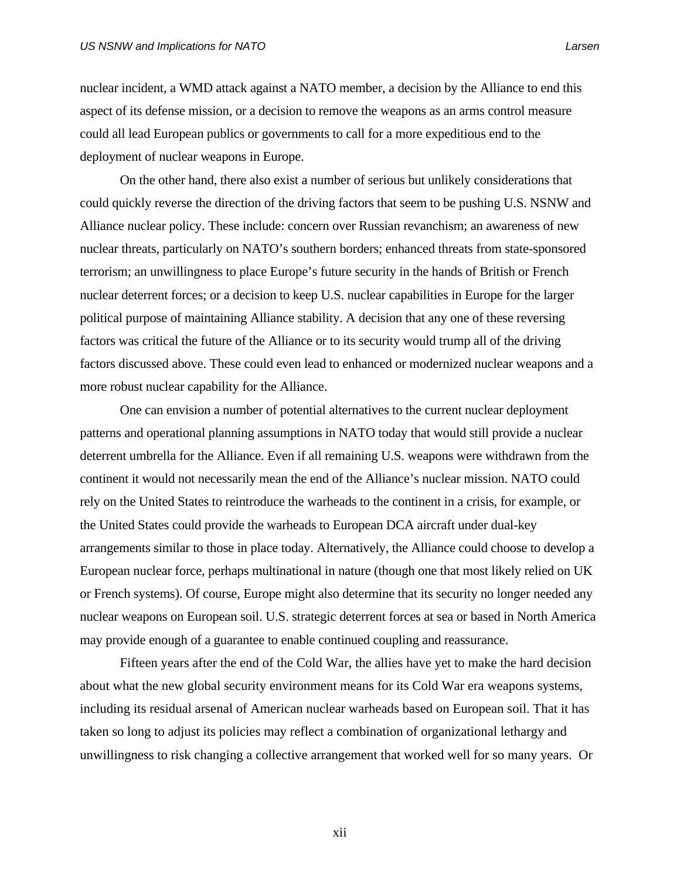nuclear incident, a WMD attack against a NATO member, a decision by the Alliance to end this aspect of its defense mission, or a decision to remove the weapons as an arms control measure could all lead European publics or governments to call for a more expeditious end to the deployment of nuclear weapons in Europe.

On the other hand, there also exist a number of serious but unlikely considerations that could quickly reverse the direction of the driving factors that seem to be pushing U.S. NSNW and Alliance nuclear policy. These include: concern over Russian revanchism; an awareness of new nuclear threats, particularly on NATO's southern borders; enhanced threats from state-sponsored terrorism; an unwillingness to place Europe's future security in the hands of British or French nuclear deterrent forces; or a decision to keep U.S. nuclear capabilities in Europe for the larger political purpose of maintaining Alliance stability. A decision that any one of these reversing factors was critical the future of the Alliance or to its security would trump all of the driving factors discussed above. These could even lead to enhanced or modernized nuclear weapons and a more robust nuclear capability for the Alliance.

One can envision a number of potential alternatives to the current nuclear deployment patterns and operational planning assumptions in NATO today that would still provide a nuclear deterrent umbrella for the Alliance. Even if all remaining U.S. weapons were withdrawn from the continent it would not necessarily mean the end of the Alliance's nuclear mission. NATO could rely on the United States to reintroduce the warheads to the continent in a crisis, for example, or the United States could provide the warheads to European DCA aircraft under dual-key arrangements similar to those in place today. Alternatively, the Alliance could choose to develop a European nuclear force, perhaps multinational in nature (though one that most likely relied on UK or French systems). Of course, Europe might also determine that its security no longer needed any nuclear weapons on European soil. U.S. strategic deterrent forces at sea or based in North America may provide enough of a guarantee to enable continued coupling and reassurance.

Fifteen years after the end of the Cold War, the allies have yet to make the hard decision about what the new global security environment means for its Cold War era weapons systems, including its residual arsenal of American nuclear warheads based on European soil. That it has taken so long to adjust its policies may reflect a combination of organizational lethargy and unwillingness to risk changing a collective arrangement that worked well for so many years. Or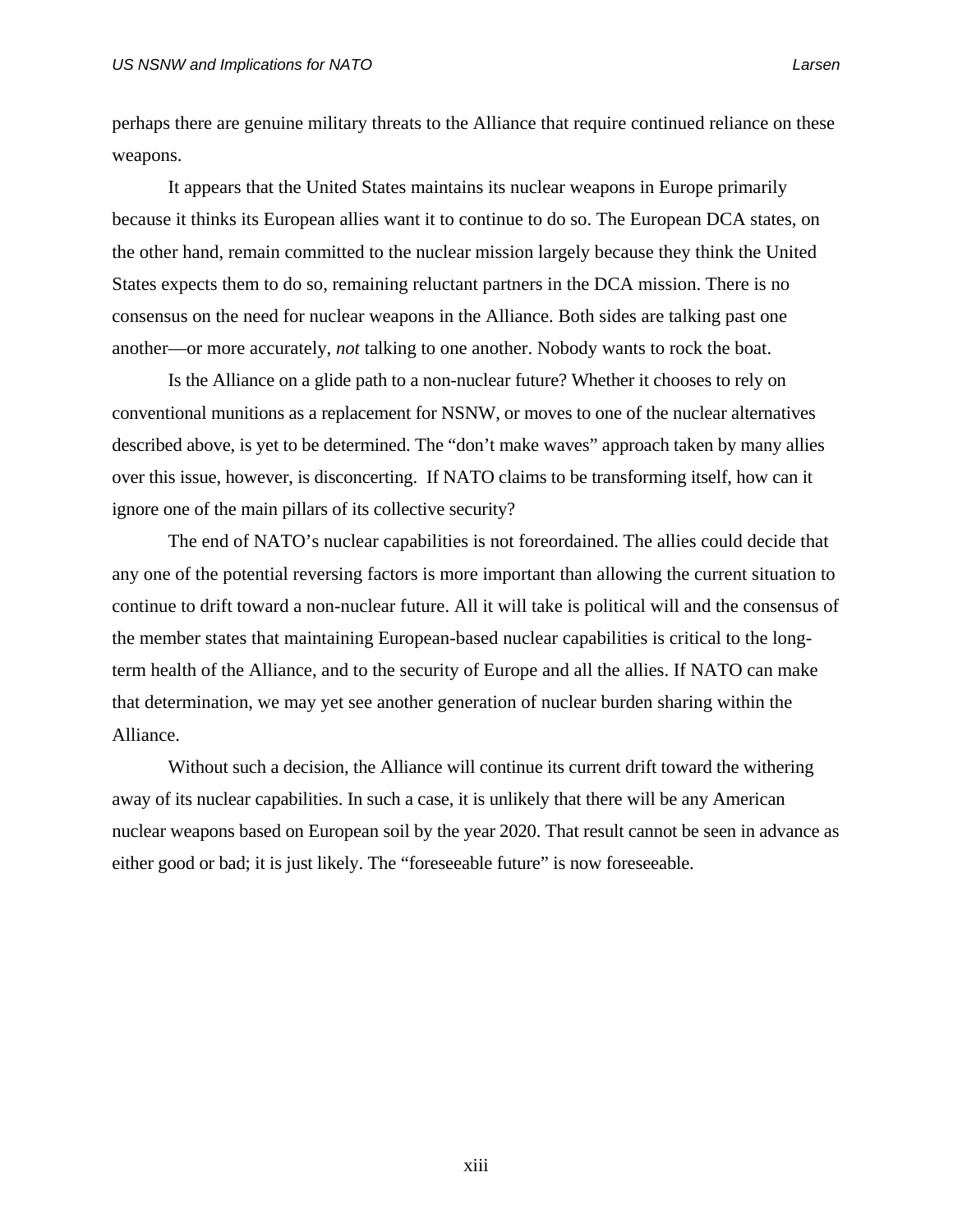perhaps there are genuine military threats to the Alliance that require continued reliance on these weapons.

It appears that the United States maintains its nuclear weapons in Europe primarily because it thinks its European allies want it to continue to do so. The European DCA states, on the other hand, remain committed to the nuclear mission largely because they think the United States expects them to do so, remaining reluctant partners in the DCA mission. There is no consensus on the need for nuclear weapons in the Alliance. Both sides are talking past one another—or more accurately, *not* talking to one another. Nobody wants to rock the boat.

Is the Alliance on a glide path to a non-nuclear future? Whether it chooses to rely on conventional munitions as a replacement for NSNW, or moves to one of the nuclear alternatives described above, is yet to be determined. The "don't make waves" approach taken by many allies over this issue, however, is disconcerting. If NATO claims to be transforming itself, how can it ignore one of the main pillars of its collective security?

The end of NATO's nuclear capabilities is not foreordained. The allies could decide that any one of the potential reversing factors is more important than allowing the current situation to continue to drift toward a non-nuclear future. All it will take is political will and the consensus of the member states that maintaining European-based nuclear capabilities is critical to the long-term health of the Alliance, and to the security of Europe and all the allies. If NATO can make that determination, we may yet see another generation of nuclear burden sharing within the Alliance.

Without such a decision, the Alliance will continue its current drift toward the withering away of its nuclear capabilities. In such a case, it is unlikely that there will be any American nuclear weapons based on European soil by the year 2020. That result cannot be seen in advance as either good or bad; it is just likely. The "foreseeable future" is now foreseeable.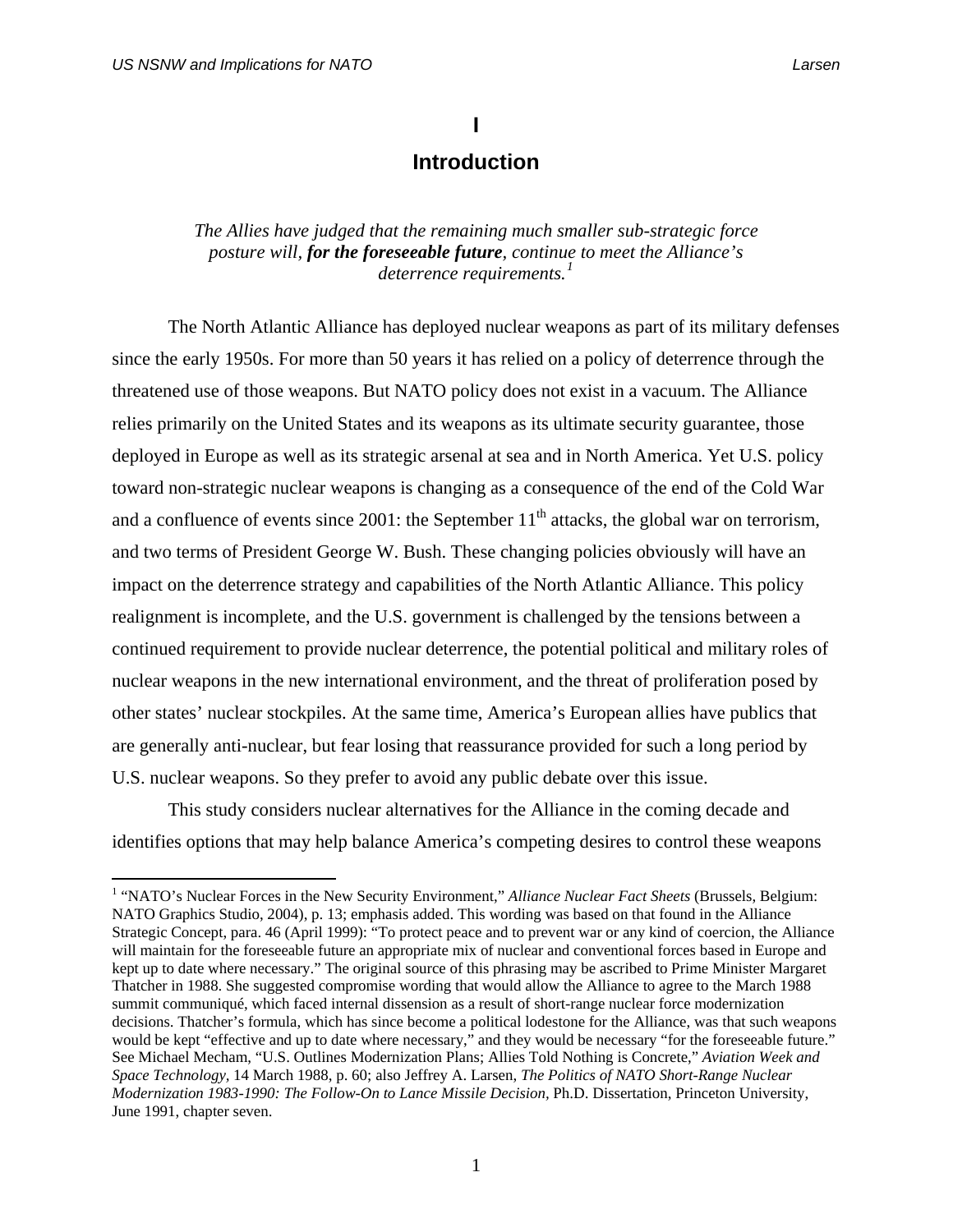# I

# Introduction

*The Allies have judged that the remaining much smaller sub-strategic force posture will, **for the foreseeable future**, continue to meet the Alliance's deterrence requirements.*[1]

The North Atlantic Alliance has deployed nuclear weapons as part of its military defenses since the early 1950s. For more than 50 years it has relied on a policy of deterrence through the threatened use of those weapons. But NATO policy does not exist in a vacuum. The Alliance relies primarily on the United States and its weapons as its ultimate security guarantee, those deployed in Europe as well as its strategic arsenal at sea and in North America. Yet U.S. policy toward non-strategic nuclear weapons is changing as a consequence of the end of the Cold War and a confluence of events since 2001: the September 11th attacks, the global war on terrorism, and two terms of President George W. Bush. These changing policies obviously will have an impact on the deterrence strategy and capabilities of the North Atlantic Alliance. This policy realignment is incomplete, and the U.S. government is challenged by the tensions between a continued requirement to provide nuclear deterrence, the potential political and military roles of nuclear weapons in the new international environment, and the threat of proliferation posed by other states' nuclear stockpiles. At the same time, America's European allies have publics that are generally anti-nuclear, but fear losing that reassurance provided for such a long period by U.S. nuclear weapons. So they prefer to avoid any public debate over this issue.

This study considers nuclear alternatives for the Alliance in the coming decade and identifies options that may help balance America's competing desires to control these weapons

---

[1] "NATO's Nuclear Forces in the New Security Environment," *Alliance Nuclear Fact Sheets* (Brussels, Belgium: NATO Graphics Studio, 2004), p. 13; emphasis added. This wording was based on that found in the Alliance Strategic Concept, para. 46 (April 1999): "To protect peace and to prevent war or any kind of coercion, the Alliance will maintain for the foreseeable future an appropriate mix of nuclear and conventional forces based in Europe and kept up to date where necessary." The original source of this phrasing may be ascribed to Prime Minister Margaret Thatcher in 1988. She suggested compromise wording that would allow the Alliance to agree to the March 1988 summit communiqué, which faced internal dissension as a result of short-range nuclear force modernization decisions. Thatcher's formula, which has since become a political lodestone for the Alliance, was that such weapons would be kept "effective and up to date where necessary," and they would be necessary "for the foreseeable future." See Michael Mecham, "U.S. Outlines Modernization Plans; Allies Told Nothing is Concrete," *Aviation Week and Space Technology*, 14 March 1988, p. 60; also Jeffrey A. Larsen, *The Politics of NATO Short-Range Nuclear Modernization 1983-1990: The Follow-On to Lance Missile Decision,* Ph.D. Dissertation, Princeton University, June 1991, chapter seven.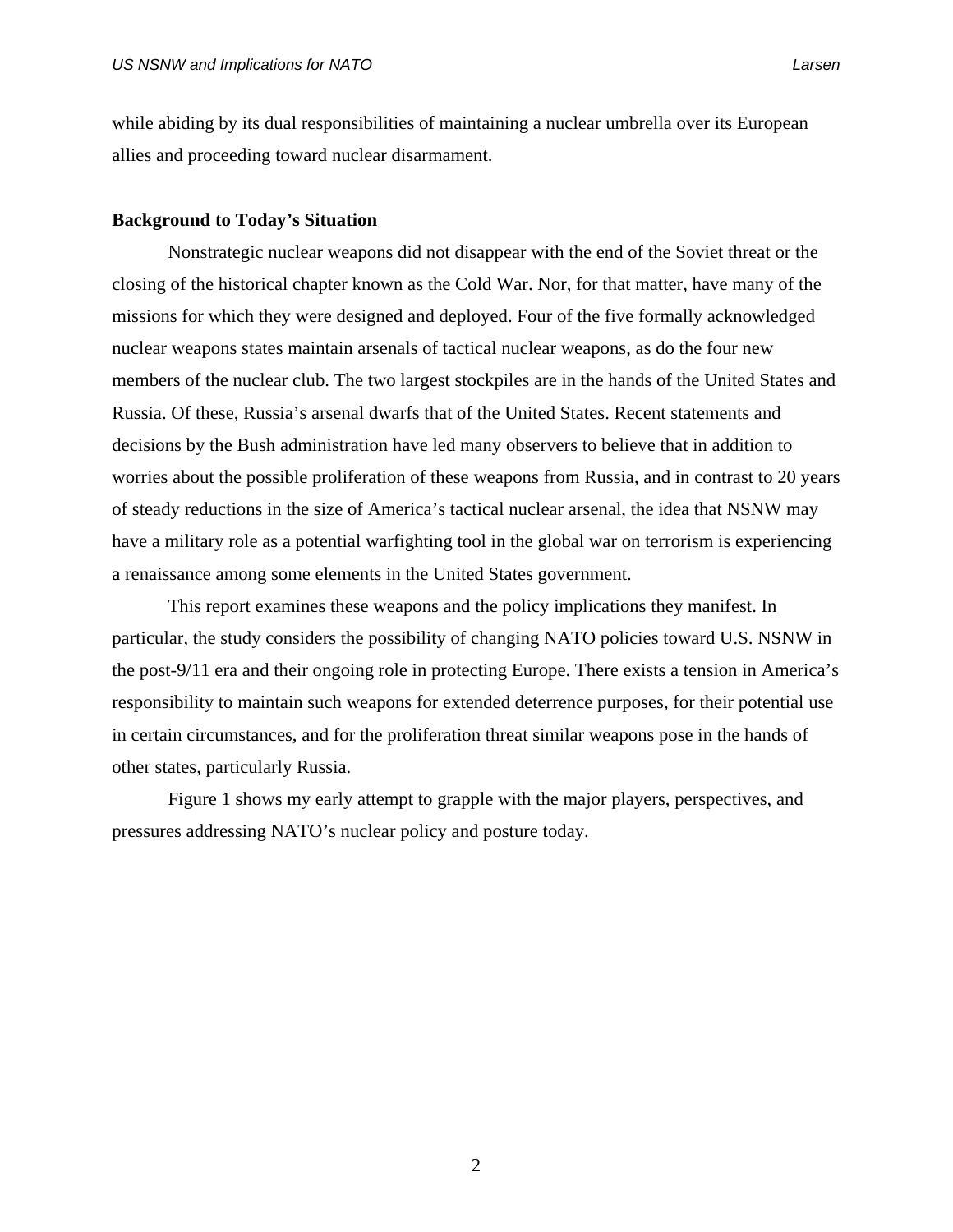while abiding by its dual responsibilities of maintaining a nuclear umbrella over its European allies and proceeding toward nuclear disarmament.

**Background to Today's Situation**

Nonstrategic nuclear weapons did not disappear with the end of the Soviet threat or the closing of the historical chapter known as the Cold War. Nor, for that matter, have many of the missions for which they were designed and deployed. Four of the five formally acknowledged nuclear weapons states maintain arsenals of tactical nuclear weapons, as do the four new members of the nuclear club. The two largest stockpiles are in the hands of the United States and Russia. Of these, Russia's arsenal dwarfs that of the United States. Recent statements and decisions by the Bush administration have led many observers to believe that in addition to worries about the possible proliferation of these weapons from Russia, and in contrast to 20 years of steady reductions in the size of America's tactical nuclear arsenal, the idea that NSNW may have a military role as a potential warfighting tool in the global war on terrorism is experiencing a renaissance among some elements in the United States government.

This report examines these weapons and the policy implications they manifest. In particular, the study considers the possibility of changing NATO policies toward U.S. NSNW in the post-9/11 era and their ongoing role in protecting Europe. There exists a tension in America's responsibility to maintain such weapons for extended deterrence purposes, for their potential use in certain circumstances, and for the proliferation threat similar weapons pose in the hands of other states, particularly Russia.

Figure 1 shows my early attempt to grapple with the major players, perspectives, and pressures addressing NATO's nuclear policy and posture today.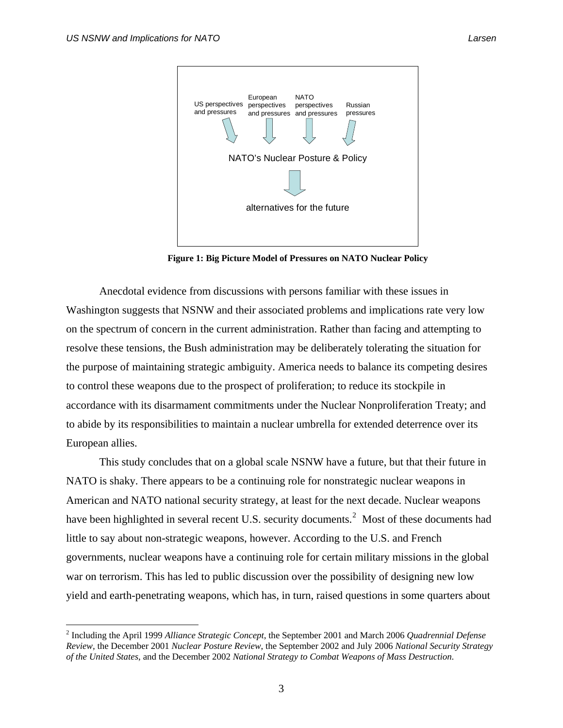US perspectives and pressures | European perspectives and pressures | NATO perspectives and pressures | Russian pressures

NATO's Nuclear Posture & Policy

alternatives for the future

**Figure 1: Big Picture Model of Pressures on NATO Nuclear Policy**

Anecdotal evidence from discussions with persons familiar with these issues in Washington suggests that NSNW and their associated problems and implications rate very low on the spectrum of concern in the current administration. Rather than facing and attempting to resolve these tensions, the Bush administration may be deliberately tolerating the situation for the purpose of maintaining strategic ambiguity. America needs to balance its competing desires to control these weapons due to the prospect of proliferation; to reduce its stockpile in accordance with its disarmament commitments under the Nuclear Nonproliferation Treaty; and to abide by its responsibilities to maintain a nuclear umbrella for extended deterrence over its European allies.

This study concludes that on a global scale NSNW have a future, but that their future in NATO is shaky. There appears to be a continuing role for nonstrategic nuclear weapons in American and NATO national security strategy, at least for the next decade. Nuclear weapons have been highlighted in several recent U.S. security documents.[2] Most of these documents had little to say about non-strategic weapons, however. According to the U.S. and French governments, nuclear weapons have a continuing role for certain military missions in the global war on terrorism. This has led to public discussion over the possibility of designing new low yield and earth-penetrating weapons, which has, in turn, raised questions in some quarters about

[2] Including the April 1999 *Alliance Strategic Concept*, the September 2001 and March 2006 *Quadrennial Defense Review*, the December 2001 *Nuclear Posture Review*, the September 2002 and July 2006 *National Security Strategy of the United States*, and the December 2002 *National Strategy to Combat Weapons of Mass Destruction*.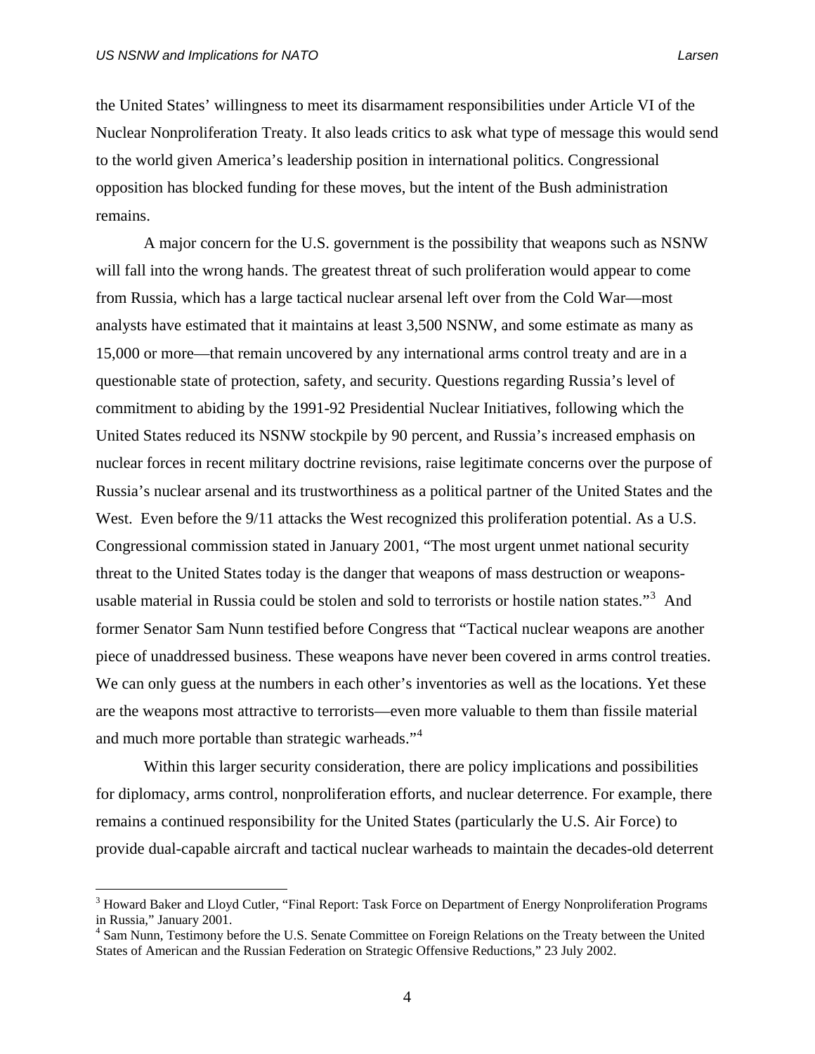the United States' willingness to meet its disarmament responsibilities under Article VI of the Nuclear Nonproliferation Treaty. It also leads critics to ask what type of message this would send to the world given America's leadership position in international politics. Congressional opposition has blocked funding for these moves, but the intent of the Bush administration remains.

A major concern for the U.S. government is the possibility that weapons such as NSNW will fall into the wrong hands. The greatest threat of such proliferation would appear to come from Russia, which has a large tactical nuclear arsenal left over from the Cold War—most analysts have estimated that it maintains at least 3,500 NSNW, and some estimate as many as 15,000 or more—that remain uncovered by any international arms control treaty and are in a questionable state of protection, safety, and security. Questions regarding Russia's level of commitment to abiding by the 1991-92 Presidential Nuclear Initiatives, following which the United States reduced its NSNW stockpile by 90 percent, and Russia's increased emphasis on nuclear forces in recent military doctrine revisions, raise legitimate concerns over the purpose of Russia's nuclear arsenal and its trustworthiness as a political partner of the United States and the West. Even before the 9/11 attacks the West recognized this proliferation potential. As a U.S. Congressional commission stated in January 2001, "The most urgent unmet national security threat to the United States today is the danger that weapons of mass destruction or weapons-usable material in Russia could be stolen and sold to terrorists or hostile nation states."[3] And former Senator Sam Nunn testified before Congress that "Tactical nuclear weapons are another piece of unaddressed business. These weapons have never been covered in arms control treaties. We can only guess at the numbers in each other's inventories as well as the locations. Yet these are the weapons most attractive to terrorists—even more valuable to them than fissile material and much more portable than strategic warheads."[4]

Within this larger security consideration, there are policy implications and possibilities for diplomacy, arms control, nonproliferation efforts, and nuclear deterrence. For example, there remains a continued responsibility for the United States (particularly the U.S. Air Force) to provide dual-capable aircraft and tactical nuclear warheads to maintain the decades-old deterrent

[3] Howard Baker and Lloyd Cutler, "Final Report: Task Force on Department of Energy Nonproliferation Programs in Russia," January 2001.

[4] Sam Nunn, Testimony before the U.S. Senate Committee on Foreign Relations on the Treaty between the United States of American and the Russian Federation on Strategic Offensive Reductions," 23 July 2002.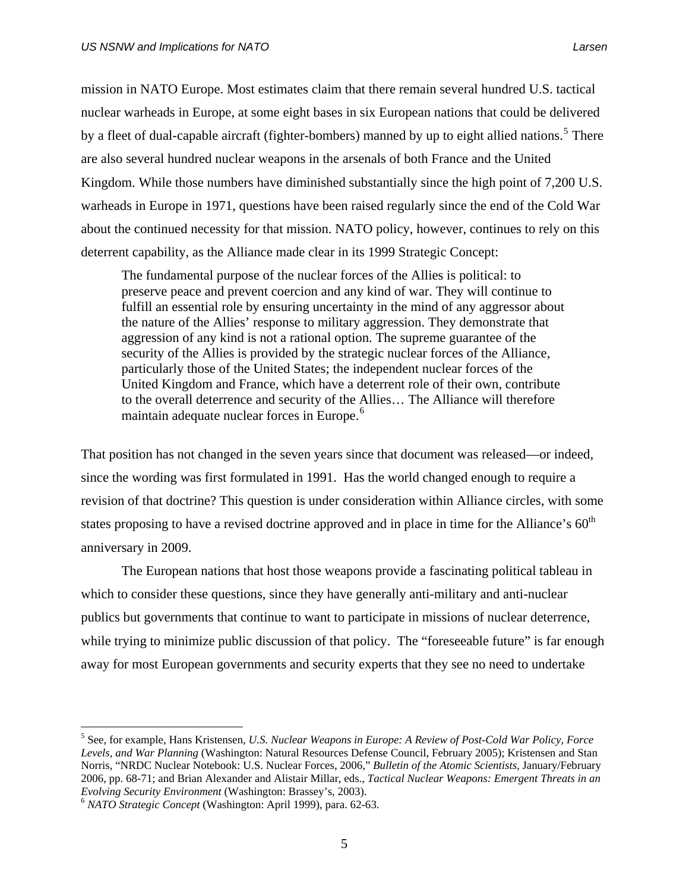mission in NATO Europe. Most estimates claim that there remain several hundred U.S. tactical nuclear warheads in Europe, at some eight bases in six European nations that could be delivered by a fleet of dual-capable aircraft (fighter-bombers) manned by up to eight allied nations.[5] There are also several hundred nuclear weapons in the arsenals of both France and the United Kingdom. While those numbers have diminished substantially since the high point of 7,200 U.S. warheads in Europe in 1971, questions have been raised regularly since the end of the Cold War about the continued necessity for that mission. NATO policy, however, continues to rely on this deterrent capability, as the Alliance made clear in its 1999 Strategic Concept:

> The fundamental purpose of the nuclear forces of the Allies is political: to preserve peace and prevent coercion and any kind of war. They will continue to fulfill an essential role by ensuring uncertainty in the mind of any aggressor about the nature of the Allies' response to military aggression. They demonstrate that aggression of any kind is not a rational option. The supreme guarantee of the security of the Allies is provided by the strategic nuclear forces of the Alliance, particularly those of the United States; the independent nuclear forces of the United Kingdom and France, which have a deterrent role of their own, contribute to the overall deterrence and security of the Allies… The Alliance will therefore maintain adequate nuclear forces in Europe.[6]

That position has not changed in the seven years since that document was released—or indeed, since the wording was first formulated in 1991. Has the world changed enough to require a revision of that doctrine? This question is under consideration within Alliance circles, with some states proposing to have a revised doctrine approved and in place in time for the Alliance's 60th anniversary in 2009.

The European nations that host those weapons provide a fascinating political tableau in which to consider these questions, since they have generally anti-military and anti-nuclear publics but governments that continue to want to participate in missions of nuclear deterrence, while trying to minimize public discussion of that policy. The "foreseeable future" is far enough away for most European governments and security experts that they see no need to undertake

---

[5] See, for example, Hans Kristensen, *U.S. Nuclear Weapons in Europe: A Review of Post-Cold War Policy, Force Levels, and War Planning* (Washington: Natural Resources Defense Council, February 2005); Kristensen and Stan Norris, "NRDC Nuclear Notebook: U.S. Nuclear Forces, 2006," *Bulletin of the Atomic Scientists*, January/February 2006, pp. 68-71; and Brian Alexander and Alistair Millar, eds., *Tactical Nuclear Weapons: Emergent Threats in an Evolving Security Environment* (Washington: Brassey's, 2003).

[6] *NATO Strategic Concept* (Washington: April 1999), para. 62-63.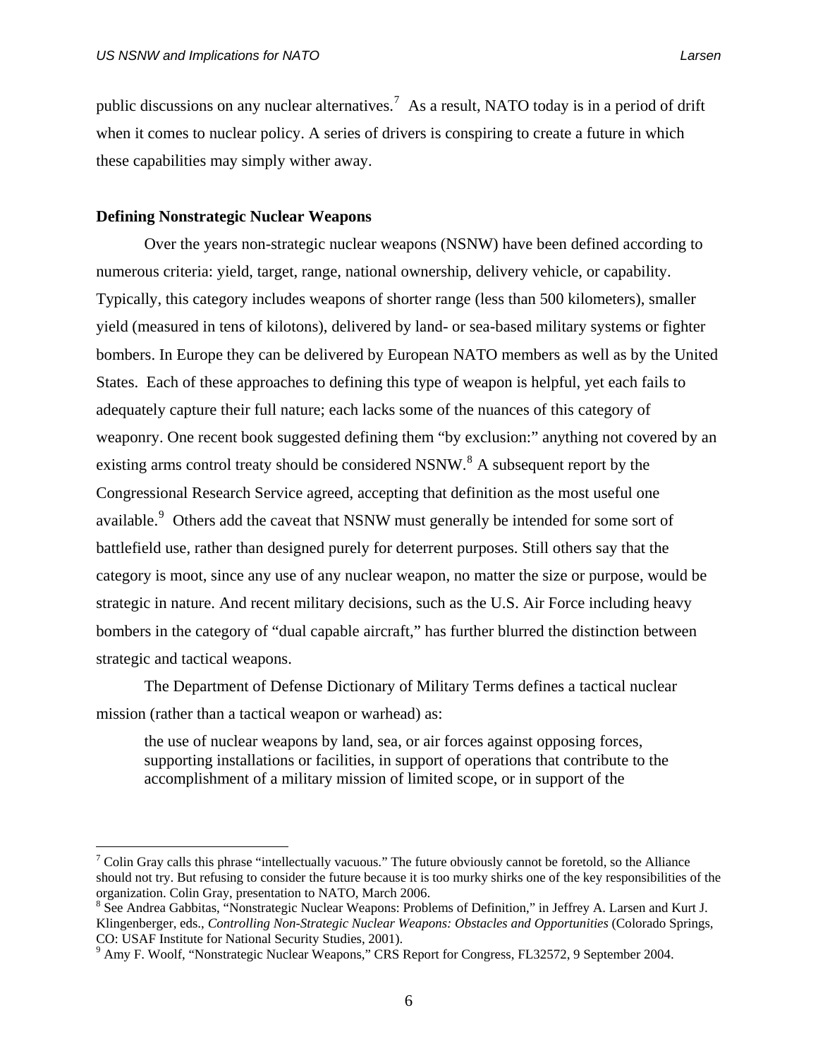public discussions on any nuclear alternatives.[7] As a result, NATO today is in a period of drift when it comes to nuclear policy. A series of drivers is conspiring to create a future in which these capabilities may simply wither away.

**Defining Nonstrategic Nuclear Weapons**

Over the years non-strategic nuclear weapons (NSNW) have been defined according to numerous criteria: yield, target, range, national ownership, delivery vehicle, or capability. Typically, this category includes weapons of shorter range (less than 500 kilometers), smaller yield (measured in tens of kilotons), delivered by land- or sea-based military systems or fighter bombers. In Europe they can be delivered by European NATO members as well as by the United States. Each of these approaches to defining this type of weapon is helpful, yet each fails to adequately capture their full nature; each lacks some of the nuances of this category of weaponry. One recent book suggested defining them "by exclusion:" anything not covered by an existing arms control treaty should be considered NSNW.[8] A subsequent report by the Congressional Research Service agreed, accepting that definition as the most useful one available.[9] Others add the caveat that NSNW must generally be intended for some sort of battlefield use, rather than designed purely for deterrent purposes. Still others say that the category is moot, since any use of any nuclear weapon, no matter the size or purpose, would be strategic in nature. And recent military decisions, such as the U.S. Air Force including heavy bombers in the category of "dual capable aircraft," has further blurred the distinction between strategic and tactical weapons.

The Department of Defense Dictionary of Military Terms defines a tactical nuclear mission (rather than a tactical weapon or warhead) as:

> the use of nuclear weapons by land, sea, or air forces against opposing forces, supporting installations or facilities, in support of operations that contribute to the accomplishment of a military mission of limited scope, or in support of the

---

[7] Colin Gray calls this phrase "intellectually vacuous." The future obviously cannot be foretold, so the Alliance should not try. But refusing to consider the future because it is too murky shirks one of the key responsibilities of the organization. Colin Gray, presentation to NATO, March 2006.

[8] See Andrea Gabbitas, "Nonstrategic Nuclear Weapons: Problems of Definition," in Jeffrey A. Larsen and Kurt J. Klingenberger, eds., *Controlling Non-Strategic Nuclear Weapons: Obstacles and Opportunities* (Colorado Springs, CO: USAF Institute for National Security Studies, 2001).

[9] Amy F. Woolf, "Nonstrategic Nuclear Weapons," CRS Report for Congress, FL32572, 9 September 2004.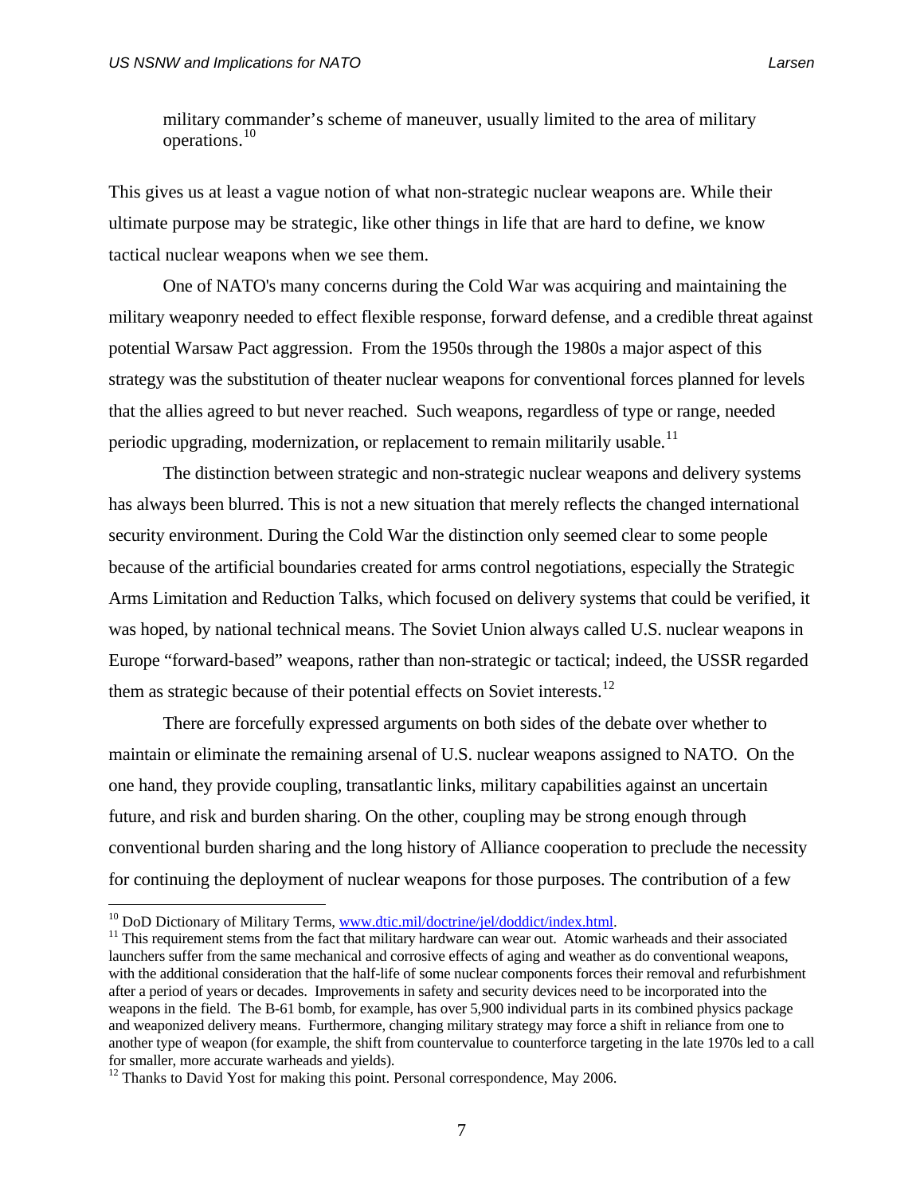> military commander's scheme of maneuver, usually limited to the area of military operations.[10]

This gives us at least a vague notion of what non-strategic nuclear weapons are. While their ultimate purpose may be strategic, like other things in life that are hard to define, we know tactical nuclear weapons when we see them.

One of NATO's many concerns during the Cold War was acquiring and maintaining the military weaponry needed to effect flexible response, forward defense, and a credible threat against potential Warsaw Pact aggression. From the 1950s through the 1980s a major aspect of this strategy was the substitution of theater nuclear weapons for conventional forces planned for levels that the allies agreed to but never reached. Such weapons, regardless of type or range, needed periodic upgrading, modernization, or replacement to remain militarily usable.[11]

The distinction between strategic and non-strategic nuclear weapons and delivery systems has always been blurred. This is not a new situation that merely reflects the changed international security environment. During the Cold War the distinction only seemed clear to some people because of the artificial boundaries created for arms control negotiations, especially the Strategic Arms Limitation and Reduction Talks, which focused on delivery systems that could be verified, it was hoped, by national technical means. The Soviet Union always called U.S. nuclear weapons in Europe "forward-based" weapons, rather than non-strategic or tactical; indeed, the USSR regarded them as strategic because of their potential effects on Soviet interests.[12]

There are forcefully expressed arguments on both sides of the debate over whether to maintain or eliminate the remaining arsenal of U.S. nuclear weapons assigned to NATO. On the one hand, they provide coupling, transatlantic links, military capabilities against an uncertain future, and risk and burden sharing. On the other, coupling may be strong enough through conventional burden sharing and the long history of Alliance cooperation to preclude the necessity for continuing the deployment of nuclear weapons for those purposes. The contribution of a few

---

[10] DoD Dictionary of Military Terms, www.dtic.mil/doctrine/jel/doddict/index.html.

[11] This requirement stems from the fact that military hardware can wear out. Atomic warheads and their associated launchers suffer from the same mechanical and corrosive effects of aging and weather as do conventional weapons, with the additional consideration that the half-life of some nuclear components forces their removal and refurbishment after a period of years or decades. Improvements in safety and security devices need to be incorporated into the weapons in the field. The B-61 bomb, for example, has over 5,900 individual parts in its combined physics package and weaponized delivery means. Furthermore, changing military strategy may force a shift in reliance from one to another type of weapon (for example, the shift from countervalue to counterforce targeting in the late 1970s led to a call for smaller, more accurate warheads and yields).

[12] Thanks to David Yost for making this point. Personal correspondence, May 2006.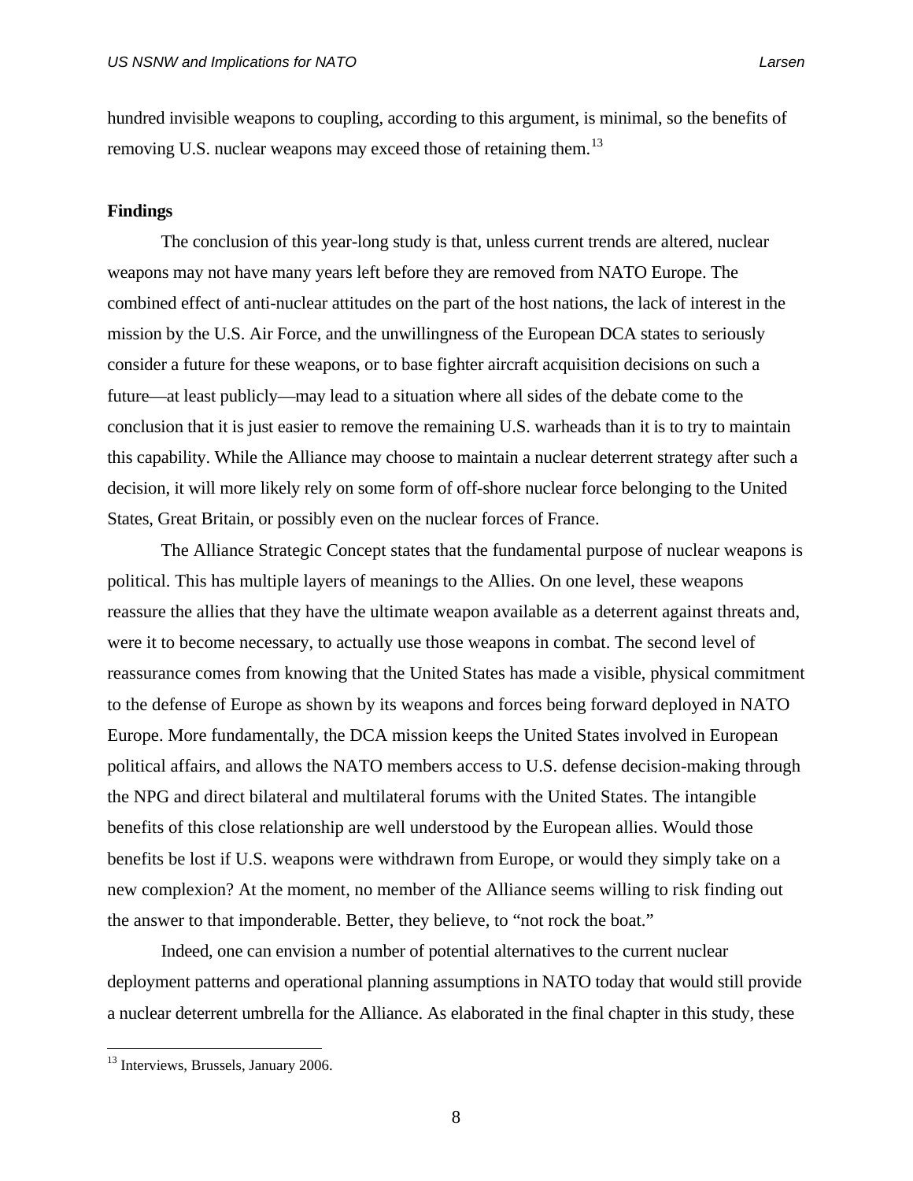hundred invisible weapons to coupling, according to this argument, is minimal, so the benefits of removing U.S. nuclear weapons may exceed those of retaining them.[13]

**Findings**

The conclusion of this year-long study is that, unless current trends are altered, nuclear weapons may not have many years left before they are removed from NATO Europe. The combined effect of anti-nuclear attitudes on the part of the host nations, the lack of interest in the mission by the U.S. Air Force, and the unwillingness of the European DCA states to seriously consider a future for these weapons, or to base fighter aircraft acquisition decisions on such a future—at least publicly—may lead to a situation where all sides of the debate come to the conclusion that it is just easier to remove the remaining U.S. warheads than it is to try to maintain this capability. While the Alliance may choose to maintain a nuclear deterrent strategy after such a decision, it will more likely rely on some form of off-shore nuclear force belonging to the United States, Great Britain, or possibly even on the nuclear forces of France.

The Alliance Strategic Concept states that the fundamental purpose of nuclear weapons is political. This has multiple layers of meanings to the Allies. On one level, these weapons reassure the allies that they have the ultimate weapon available as a deterrent against threats and, were it to become necessary, to actually use those weapons in combat. The second level of reassurance comes from knowing that the United States has made a visible, physical commitment to the defense of Europe as shown by its weapons and forces being forward deployed in NATO Europe. More fundamentally, the DCA mission keeps the United States involved in European political affairs, and allows the NATO members access to U.S. defense decision-making through the NPG and direct bilateral and multilateral forums with the United States. The intangible benefits of this close relationship are well understood by the European allies. Would those benefits be lost if U.S. weapons were withdrawn from Europe, or would they simply take on a new complexion? At the moment, no member of the Alliance seems willing to risk finding out the answer to that imponderable. Better, they believe, to "not rock the boat."

Indeed, one can envision a number of potential alternatives to the current nuclear deployment patterns and operational planning assumptions in NATO today that would still provide a nuclear deterrent umbrella for the Alliance. As elaborated in the final chapter in this study, these

[13] Interviews, Brussels, January 2006.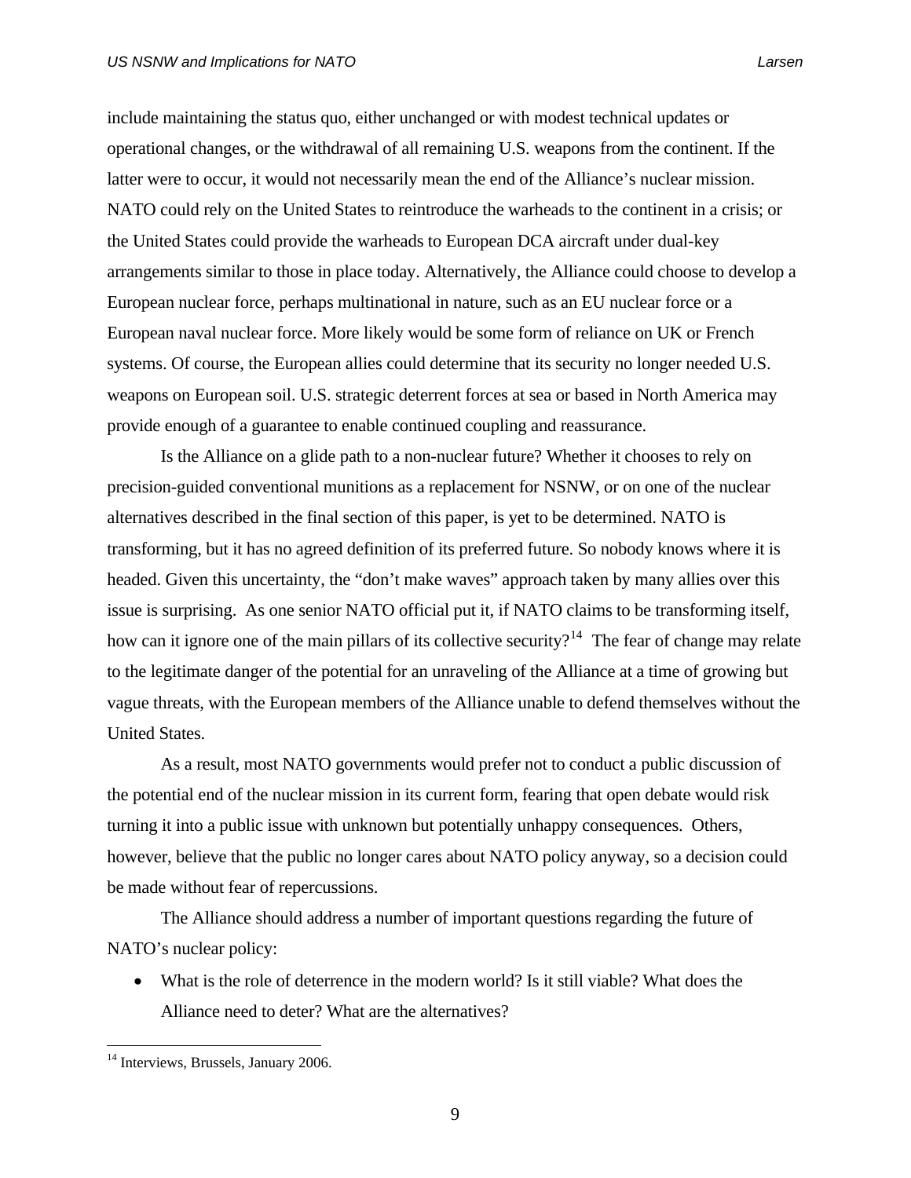include maintaining the status quo, either unchanged or with modest technical updates or operational changes, or the withdrawal of all remaining U.S. weapons from the continent. If the latter were to occur, it would not necessarily mean the end of the Alliance's nuclear mission. NATO could rely on the United States to reintroduce the warheads to the continent in a crisis; or the United States could provide the warheads to European DCA aircraft under dual-key arrangements similar to those in place today. Alternatively, the Alliance could choose to develop a European nuclear force, perhaps multinational in nature, such as an EU nuclear force or a European naval nuclear force. More likely would be some form of reliance on UK or French systems. Of course, the European allies could determine that its security no longer needed U.S. weapons on European soil. U.S. strategic deterrent forces at sea or based in North America may provide enough of a guarantee to enable continued coupling and reassurance.

Is the Alliance on a glide path to a non-nuclear future? Whether it chooses to rely on precision-guided conventional munitions as a replacement for NSNW, or on one of the nuclear alternatives described in the final section of this paper, is yet to be determined. NATO is transforming, but it has no agreed definition of its preferred future. So nobody knows where it is headed. Given this uncertainty, the "don't make waves" approach taken by many allies over this issue is surprising. As one senior NATO official put it, if NATO claims to be transforming itself, how can it ignore one of the main pillars of its collective security?[14] The fear of change may relate to the legitimate danger of the potential for an unraveling of the Alliance at a time of growing but vague threats, with the European members of the Alliance unable to defend themselves without the United States.

As a result, most NATO governments would prefer not to conduct a public discussion of the potential end of the nuclear mission in its current form, fearing that open debate would risk turning it into a public issue with unknown but potentially unhappy consequences. Others, however, believe that the public no longer cares about NATO policy anyway, so a decision could be made without fear of repercussions.

The Alliance should address a number of important questions regarding the future of NATO's nuclear policy:

- What is the role of deterrence in the modern world? Is it still viable? What does the Alliance need to deter? What are the alternatives?

---

[14] Interviews, Brussels, January 2006.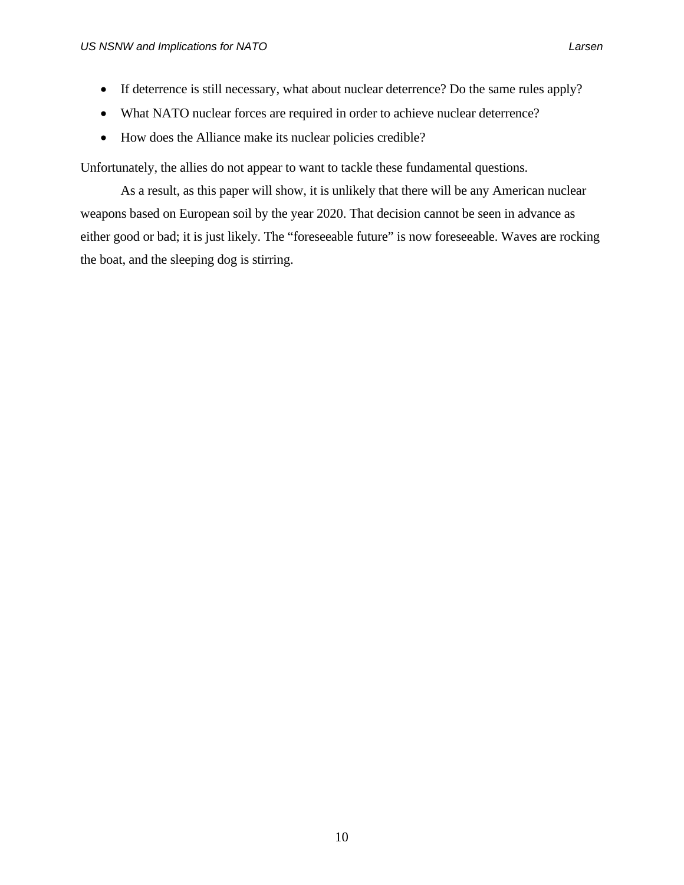- If deterrence is still necessary, what about nuclear deterrence? Do the same rules apply?
- What NATO nuclear forces are required in order to achieve nuclear deterrence?
- How does the Alliance make its nuclear policies credible?

Unfortunately, the allies do not appear to want to tackle these fundamental questions.

As a result, as this paper will show, it is unlikely that there will be any American nuclear weapons based on European soil by the year 2020. That decision cannot be seen in advance as either good or bad; it is just likely. The "foreseeable future" is now foreseeable. Waves are rocking the boat, and the sleeping dog is stirring.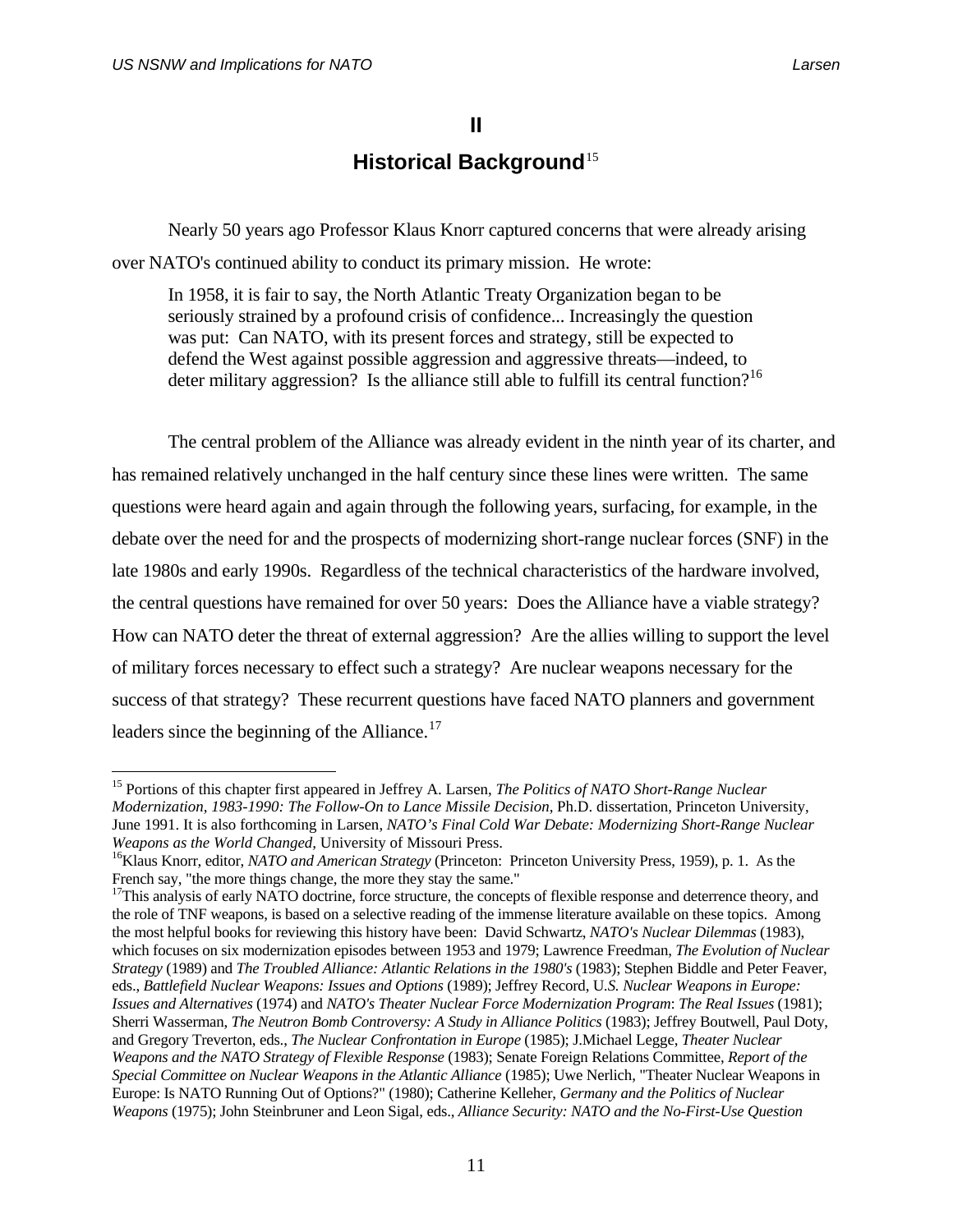# II

# Historical Background[15]

Nearly 50 years ago Professor Klaus Knorr captured concerns that were already arising over NATO's continued ability to conduct its primary mission. He wrote:

> In 1958, it is fair to say, the North Atlantic Treaty Organization began to be seriously strained by a profound crisis of confidence... Increasingly the question was put: Can NATO, with its present forces and strategy, still be expected to defend the West against possible aggression and aggressive threats—indeed, to deter military aggression? Is the alliance still able to fulfill its central function?[16]

The central problem of the Alliance was already evident in the ninth year of its charter, and has remained relatively unchanged in the half century since these lines were written. The same questions were heard again and again through the following years, surfacing, for example, in the debate over the need for and the prospects of modernizing short-range nuclear forces (SNF) in the late 1980s and early 1990s. Regardless of the technical characteristics of the hardware involved, the central questions have remained for over 50 years: Does the Alliance have a viable strategy? How can NATO deter the threat of external aggression? Are the allies willing to support the level of military forces necessary to effect such a strategy? Are nuclear weapons necessary for the success of that strategy? These recurrent questions have faced NATO planners and government leaders since the beginning of the Alliance.[17]

---

[15] Portions of this chapter first appeared in Jeffrey A. Larsen, *The Politics of NATO Short-Range Nuclear Modernization, 1983-1990: The Follow-On to Lance Missile Decision*, Ph.D. dissertation, Princeton University, June 1991. It is also forthcoming in Larsen, *NATO's Final Cold War Debate: Modernizing Short-Range Nuclear Weapons as the World Changed*, University of Missouri Press.

[16] Klaus Knorr, editor, *NATO and American Strategy* (Princeton: Princeton University Press, 1959), p. 1. As the French say, "the more things change, the more they stay the same."

[17] This analysis of early NATO doctrine, force structure, the concepts of flexible response and deterrence theory, and the role of TNF weapons, is based on a selective reading of the immense literature available on these topics. Among the most helpful books for reviewing this history have been: David Schwartz, *NATO's Nuclear Dilemmas* (1983), which focuses on six modernization episodes between 1953 and 1979; Lawrence Freedman, *The Evolution of Nuclear Strategy* (1989) and *The Troubled Alliance: Atlantic Relations in the 1980's* (1983); Stephen Biddle and Peter Feaver, eds., *Battlefield Nuclear Weapons: Issues and Options* (1989); Jeffrey Record, U.*S. Nuclear Weapons in Europe: Issues and Alternatives* (1974) and *NATO's Theater Nuclear Force Modernization Program*: *The Real Issues* (1981); Sherri Wasserman, *The Neutron Bomb Controversy: A Study in Alliance Politics* (1983); Jeffrey Boutwell, Paul Doty, and Gregory Treverton, eds., *The Nuclear Confrontation in Europe* (1985); J.Michael Legge, *Theater Nuclear Weapons and the NATO Strategy of Flexible Response* (1983); Senate Foreign Relations Committee, *Report of the Special Committee on Nuclear Weapons in the Atlantic Alliance* (1985); Uwe Nerlich, "Theater Nuclear Weapons in Europe: Is NATO Running Out of Options?" (1980); Catherine Kelleher, *Germany and the Politics of Nuclear Weapons* (1975); John Steinbruner and Leon Sigal, eds., *Alliance Security: NATO and the No-First-Use Question*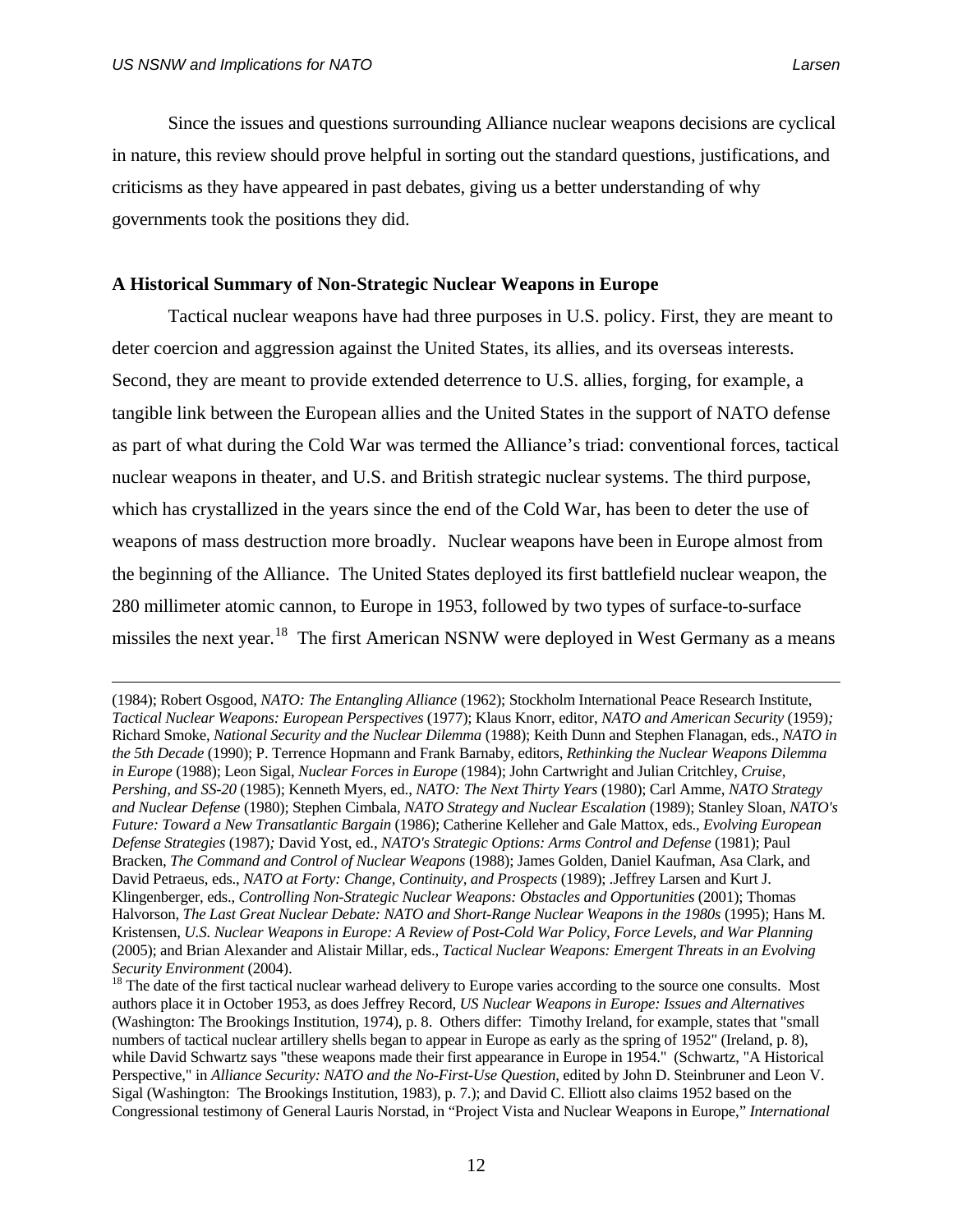Since the issues and questions surrounding Alliance nuclear weapons decisions are cyclical in nature, this review should prove helpful in sorting out the standard questions, justifications, and criticisms as they have appeared in past debates, giving us a better understanding of why governments took the positions they did.

**A Historical Summary of Non-Strategic Nuclear Weapons in Europe**

Tactical nuclear weapons have had three purposes in U.S. policy. First, they are meant to deter coercion and aggression against the United States, its allies, and its overseas interests. Second, they are meant to provide extended deterrence to U.S. allies, forging, for example, a tangible link between the European allies and the United States in the support of NATO defense as part of what during the Cold War was termed the Alliance's triad: conventional forces, tactical nuclear weapons in theater, and U.S. and British strategic nuclear systems. The third purpose, which has crystallized in the years since the end of the Cold War, has been to deter the use of weapons of mass destruction more broadly. Nuclear weapons have been in Europe almost from the beginning of the Alliance. The United States deployed its first battlefield nuclear weapon, the 280 millimeter atomic cannon, to Europe in 1953, followed by two types of surface-to-surface missiles the next year.[18] The first American NSNW were deployed in West Germany as a means

---

(1984); Robert Osgood, *NATO: The Entangling Alliance* (1962); Stockholm International Peace Research Institute, *Tactical Nuclear Weapons: European Perspectives* (1977); Klaus Knorr, editor, *NATO and American Security* (1959)*;* Richard Smoke, *National Security and the Nuclear Dilemma* (1988); Keith Dunn and Stephen Flanagan, eds., *NATO in the 5th Decade* (1990); P. Terrence Hopmann and Frank Barnaby, editors, *Rethinking the Nuclear Weapons Dilemma in Europe* (1988); Leon Sigal, *Nuclear Forces in Europe* (1984); John Cartwright and Julian Critchley, *Cruise, Pershing, and SS-20* (1985); Kenneth Myers, ed., *NATO: The Next Thirty Years* (1980); Carl Amme, *NATO Strategy and Nuclear Defense* (1980); Stephen Cimbala, *NATO Strategy and Nuclear Escalation* (1989); Stanley Sloan, *NATO's Future: Toward a New Transatlantic Bargain* (1986); Catherine Kelleher and Gale Mattox, eds., *Evolving European Defense Strategies* (1987)*;* David Yost, ed., *NATO's Strategic Options: Arms Control and Defense* (1981); Paul Bracken, *The Command and Control of Nuclear Weapons* (1988); James Golden, Daniel Kaufman, Asa Clark, and David Petraeus, eds., *NATO at Forty: Change, Continuity, and Prospects* (1989); .Jeffrey Larsen and Kurt J. Klingenberger, eds., *Controlling Non-Strategic Nuclear Weapons: Obstacles and Opportunities* (2001); Thomas Halvorson, *The Last Great Nuclear Debate: NATO and Short-Range Nuclear Weapons in the 1980s* (1995); Hans M. Kristensen, *U.S. Nuclear Weapons in Europe: A Review of Post-Cold War Policy, Force Levels, and War Planning* (2005); and Brian Alexander and Alistair Millar, eds., *Tactical Nuclear Weapons: Emergent Threats in an Evolving Security Environment* (2004).

[18] The date of the first tactical nuclear warhead delivery to Europe varies according to the source one consults. Most authors place it in October 1953, as does Jeffrey Record, *US Nuclear Weapons in Europe: Issues and Alternatives* (Washington: The Brookings Institution, 1974), p. 8. Others differ: Timothy Ireland, for example, states that "small numbers of tactical nuclear artillery shells began to appear in Europe as early as the spring of 1952" (Ireland, p. 8), while David Schwartz says "these weapons made their first appearance in Europe in 1954." (Schwartz, "A Historical Perspective," in *Alliance Security: NATO and the No-First-Use Question*, edited by John D. Steinbruner and Leon V. Sigal (Washington: The Brookings Institution, 1983), p. 7.); and David C. Elliott also claims 1952 based on the Congressional testimony of General Lauris Norstad, in "Project Vista and Nuclear Weapons in Europe," *International*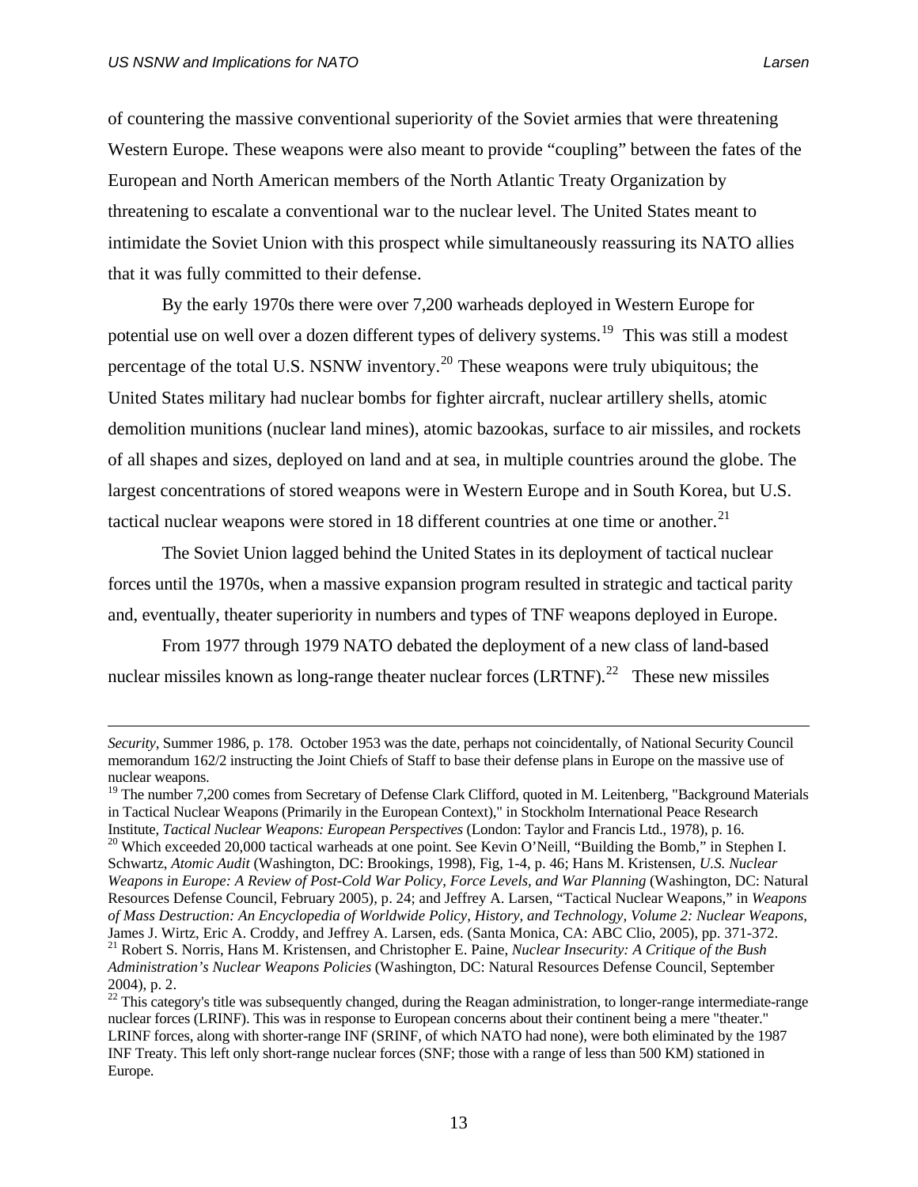of countering the massive conventional superiority of the Soviet armies that were threatening Western Europe. These weapons were also meant to provide "coupling" between the fates of the European and North American members of the North Atlantic Treaty Organization by threatening to escalate a conventional war to the nuclear level. The United States meant to intimidate the Soviet Union with this prospect while simultaneously reassuring its NATO allies that it was fully committed to their defense.

By the early 1970s there were over 7,200 warheads deployed in Western Europe for potential use on well over a dozen different types of delivery systems.[19] This was still a modest percentage of the total U.S. NSNW inventory.[20] These weapons were truly ubiquitous; the United States military had nuclear bombs for fighter aircraft, nuclear artillery shells, atomic demolition munitions (nuclear land mines), atomic bazookas, surface to air missiles, and rockets of all shapes and sizes, deployed on land and at sea, in multiple countries around the globe. The largest concentrations of stored weapons were in Western Europe and in South Korea, but U.S. tactical nuclear weapons were stored in 18 different countries at one time or another.[21]

The Soviet Union lagged behind the United States in its deployment of tactical nuclear forces until the 1970s, when a massive expansion program resulted in strategic and tactical parity and, eventually, theater superiority in numbers and types of TNF weapons deployed in Europe.

From 1977 through 1979 NATO debated the deployment of a new class of land-based nuclear missiles known as long-range theater nuclear forces (LRTNF).[22] These new missiles

---

*Security*, Summer 1986, p. 178. October 1953 was the date, perhaps not coincidentally, of National Security Council memorandum 162/2 instructing the Joint Chiefs of Staff to base their defense plans in Europe on the massive use of nuclear weapons.

[19] The number 7,200 comes from Secretary of Defense Clark Clifford, quoted in M. Leitenberg, "Background Materials in Tactical Nuclear Weapons (Primarily in the European Context)," in Stockholm International Peace Research Institute, *Tactical Nuclear Weapons: European Perspectives* (London: Taylor and Francis Ltd., 1978), p. 16.

[20] Which exceeded 20,000 tactical warheads at one point. See Kevin O'Neill, "Building the Bomb," in Stephen I. Schwartz, *Atomic Audit* (Washington, DC: Brookings, 1998), Fig, 1-4, p. 46; Hans M. Kristensen, *U.S. Nuclear Weapons in Europe: A Review of Post-Cold War Policy, Force Levels, and War Planning* (Washington, DC: Natural Resources Defense Council, February 2005), p. 24; and Jeffrey A. Larsen, "Tactical Nuclear Weapons," in *Weapons of Mass Destruction: An Encyclopedia of Worldwide Policy, History, and Technology, Volume 2: Nuclear Weapons,* James J. Wirtz, Eric A. Croddy, and Jeffrey A. Larsen, eds. (Santa Monica, CA: ABC Clio, 2005), pp. 371-372.

[21] Robert S. Norris, Hans M. Kristensen, and Christopher E. Paine, *Nuclear Insecurity: A Critique of the Bush Administration's Nuclear Weapons Policies* (Washington, DC: Natural Resources Defense Council, September 2004), p. 2.

[22] This category's title was subsequently changed, during the Reagan administration, to longer-range intermediate-range nuclear forces (LRINF). This was in response to European concerns about their continent being a mere "theater." LRINF forces, along with shorter-range INF (SRINF, of which NATO had none), were both eliminated by the 1987 INF Treaty. This left only short-range nuclear forces (SNF; those with a range of less than 500 KM) stationed in Europe.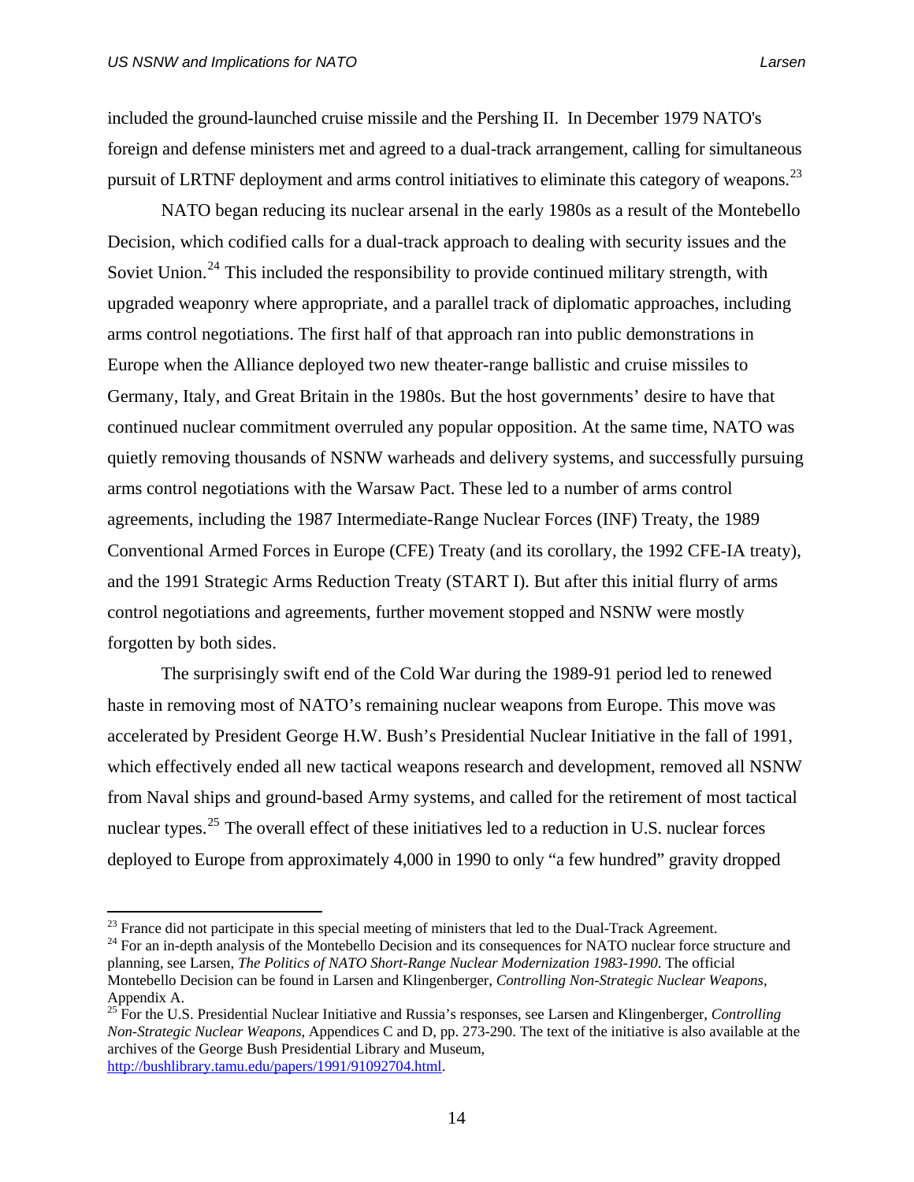included the ground-launched cruise missile and the Pershing II. In December 1979 NATO's foreign and defense ministers met and agreed to a dual-track arrangement, calling for simultaneous pursuit of LRTNF deployment and arms control initiatives to eliminate this category of weapons.[23]

NATO began reducing its nuclear arsenal in the early 1980s as a result of the Montebello Decision, which codified calls for a dual-track approach to dealing with security issues and the Soviet Union.[24] This included the responsibility to provide continued military strength, with upgraded weaponry where appropriate, and a parallel track of diplomatic approaches, including arms control negotiations. The first half of that approach ran into public demonstrations in Europe when the Alliance deployed two new theater-range ballistic and cruise missiles to Germany, Italy, and Great Britain in the 1980s. But the host governments' desire to have that continued nuclear commitment overruled any popular opposition. At the same time, NATO was quietly removing thousands of NSNW warheads and delivery systems, and successfully pursuing arms control negotiations with the Warsaw Pact. These led to a number of arms control agreements, including the 1987 Intermediate-Range Nuclear Forces (INF) Treaty, the 1989 Conventional Armed Forces in Europe (CFE) Treaty (and its corollary, the 1992 CFE-IA treaty), and the 1991 Strategic Arms Reduction Treaty (START I). But after this initial flurry of arms control negotiations and agreements, further movement stopped and NSNW were mostly forgotten by both sides.

The surprisingly swift end of the Cold War during the 1989-91 period led to renewed haste in removing most of NATO's remaining nuclear weapons from Europe. This move was accelerated by President George H.W. Bush's Presidential Nuclear Initiative in the fall of 1991, which effectively ended all new tactical weapons research and development, removed all NSNW from Naval ships and ground-based Army systems, and called for the retirement of most tactical nuclear types.[25] The overall effect of these initiatives led to a reduction in U.S. nuclear forces deployed to Europe from approximately 4,000 in 1990 to only "a few hundred" gravity dropped

---

[23] France did not participate in this special meeting of ministers that led to the Dual-Track Agreement.

[24] For an in-depth analysis of the Montebello Decision and its consequences for NATO nuclear force structure and planning, see Larsen, *The Politics of NATO Short-Range Nuclear Modernization 1983-1990*. The official Montebello Decision can be found in Larsen and Klingenberger, *Controlling Non-Strategic Nuclear Weapons*, Appendix A.

[25] For the U.S. Presidential Nuclear Initiative and Russia's responses, see Larsen and Klingenberger, *Controlling Non-Strategic Nuclear Weapons*, Appendices C and D, pp. 273-290. The text of the initiative is also available at the archives of the George Bush Presidential Library and Museum, http://bushlibrary.tamu.edu/papers/1991/91092704.html.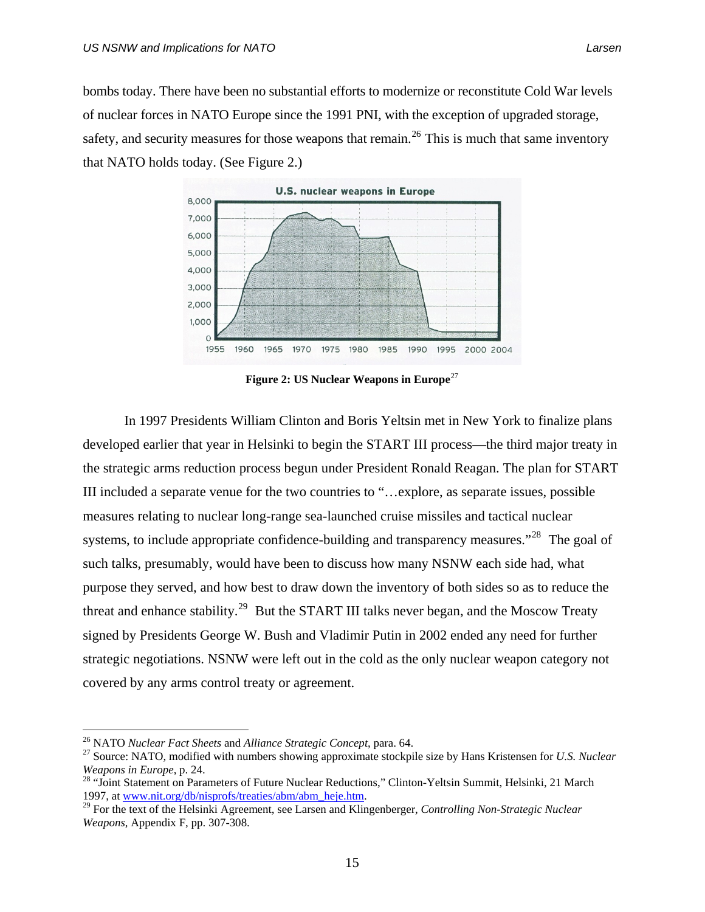bombs today. There have been no substantial efforts to modernize or reconstitute Cold War levels of nuclear forces in NATO Europe since the 1991 PNI, with the exception of upgraded storage, safety, and security measures for those weapons that remain.[26] This is much that same inventory that NATO holds today. (See Figure 2.)

**Figure 2: US Nuclear Weapons in Europe**[27]

In 1997 Presidents William Clinton and Boris Yeltsin met in New York to finalize plans developed earlier that year in Helsinki to begin the START III process—the third major treaty in the strategic arms reduction process begun under President Ronald Reagan. The plan for START III included a separate venue for the two countries to "…explore, as separate issues, possible measures relating to nuclear long-range sea-launched cruise missiles and tactical nuclear systems, to include appropriate confidence-building and transparency measures."[28] The goal of such talks, presumably, would have been to discuss how many NSNW each side had, what purpose they served, and how best to draw down the inventory of both sides so as to reduce the threat and enhance stability.[29] But the START III talks never began, and the Moscow Treaty signed by Presidents George W. Bush and Vladimir Putin in 2002 ended any need for further strategic negotiations. NSNW were left out in the cold as the only nuclear weapon category not covered by any arms control treaty or agreement.

---

[26] NATO *Nuclear Fact Sheets* and *Alliance Strategic Concept*, para. 64.

[27] Source: NATO, modified with numbers showing approximate stockpile size by Hans Kristensen for *U.S. Nuclear Weapons in Europe*, p. 24.

[28] "Joint Statement on Parameters of Future Nuclear Reductions," Clinton-Yeltsin Summit, Helsinki, 21 March 1997, at www.nit.org/db/nisprofs/treaties/abm/abm_heje.htm.

[29] For the text of the Helsinki Agreement, see Larsen and Klingenberger, *Controlling Non-Strategic Nuclear Weapons*, Appendix F, pp. 307-308.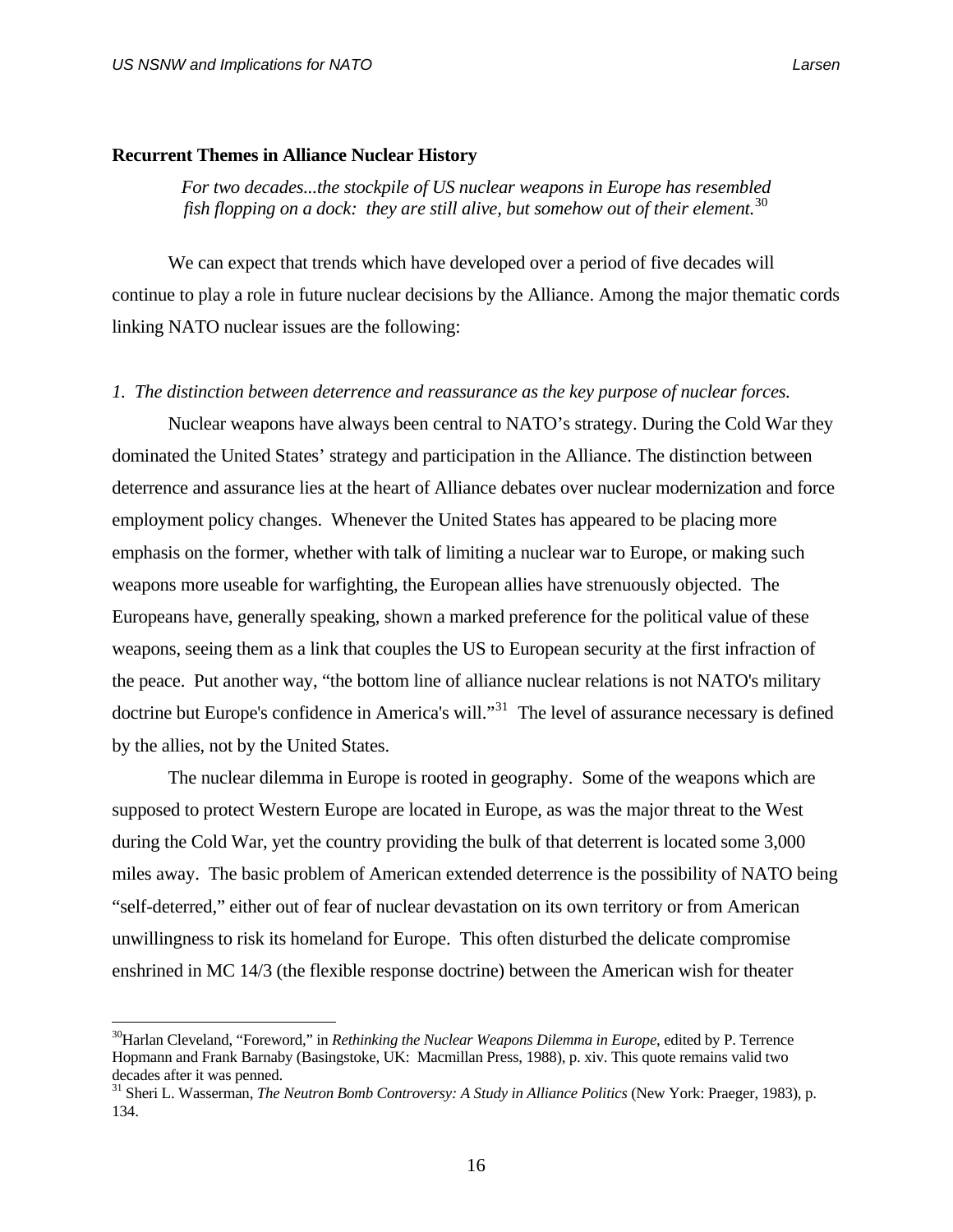### Recurrent Themes in Alliance Nuclear History

> *For two decades...the stockpile of US nuclear weapons in Europe has resembled fish flopping on a dock: they are still alive, but somehow out of their element.*[30]

We can expect that trends which have developed over a period of five decades will continue to play a role in future nuclear decisions by the Alliance. Among the major thematic cords linking NATO nuclear issues are the following:

*1. The distinction between deterrence and reassurance as the key purpose of nuclear forces.*

Nuclear weapons have always been central to NATO's strategy. During the Cold War they dominated the United States' strategy and participation in the Alliance. The distinction between deterrence and assurance lies at the heart of Alliance debates over nuclear modernization and force employment policy changes. Whenever the United States has appeared to be placing more emphasis on the former, whether with talk of limiting a nuclear war to Europe, or making such weapons more useable for warfighting, the European allies have strenuously objected. The Europeans have, generally speaking, shown a marked preference for the political value of these weapons, seeing them as a link that couples the US to European security at the first infraction of the peace. Put another way, "the bottom line of alliance nuclear relations is not NATO's military doctrine but Europe's confidence in America's will."[31] The level of assurance necessary is defined by the allies, not by the United States.

The nuclear dilemma in Europe is rooted in geography. Some of the weapons which are supposed to protect Western Europe are located in Europe, as was the major threat to the West during the Cold War, yet the country providing the bulk of that deterrent is located some 3,000 miles away. The basic problem of American extended deterrence is the possibility of NATO being "self-deterred," either out of fear of nuclear devastation on its own territory or from American unwillingness to risk its homeland for Europe. This often disturbed the delicate compromise enshrined in MC 14/3 (the flexible response doctrine) between the American wish for theater

---

[30] Harlan Cleveland, "Foreword," in *Rethinking the Nuclear Weapons Dilemma in Europe*, edited by P. Terrence Hopmann and Frank Barnaby (Basingstoke, UK: Macmillan Press, 1988), p. xiv. This quote remains valid two decades after it was penned.

[31] Sheri L. Wasserman, *The Neutron Bomb Controversy: A Study in Alliance Politics* (New York: Praeger, 1983), p. 134.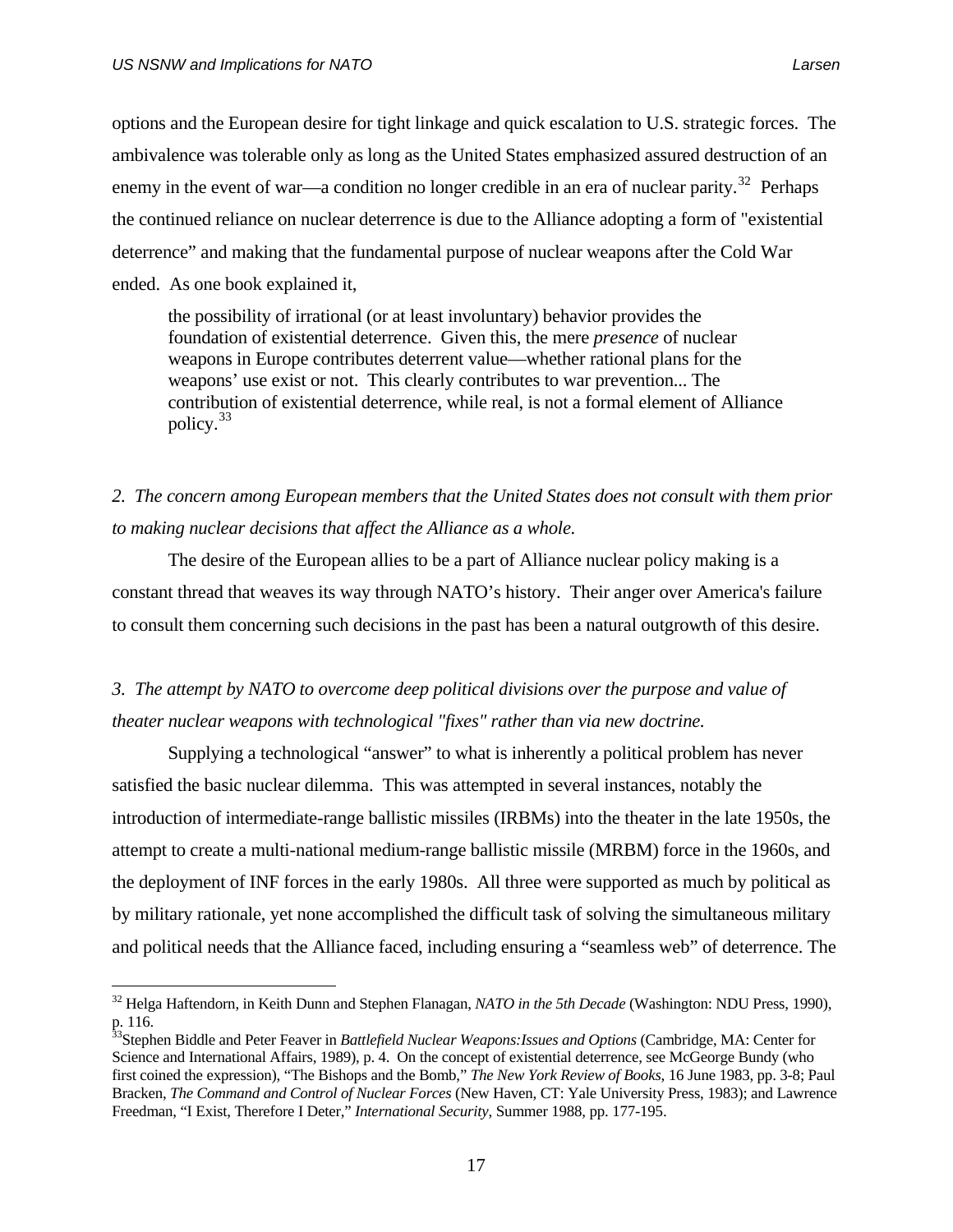options and the European desire for tight linkage and quick escalation to U.S. strategic forces. The ambivalence was tolerable only as long as the United States emphasized assured destruction of an enemy in the event of war—a condition no longer credible in an era of nuclear parity.[32] Perhaps the continued reliance on nuclear deterrence is due to the Alliance adopting a form of "existential deterrence" and making that the fundamental purpose of nuclear weapons after the Cold War ended. As one book explained it,

> the possibility of irrational (or at least involuntary) behavior provides the foundation of existential deterrence. Given this, the mere *presence* of nuclear weapons in Europe contributes deterrent value—whether rational plans for the weapons' use exist or not. This clearly contributes to war prevention... The contribution of existential deterrence, while real, is not a formal element of Alliance policy.[33]

*2. The concern among European members that the United States does not consult with them prior to making nuclear decisions that affect the Alliance as a whole.*

The desire of the European allies to be a part of Alliance nuclear policy making is a constant thread that weaves its way through NATO's history. Their anger over America's failure to consult them concerning such decisions in the past has been a natural outgrowth of this desire.

*3. The attempt by NATO to overcome deep political divisions over the purpose and value of theater nuclear weapons with technological "fixes" rather than via new doctrine.*

Supplying a technological "answer" to what is inherently a political problem has never satisfied the basic nuclear dilemma. This was attempted in several instances, notably the introduction of intermediate-range ballistic missiles (IRBMs) into the theater in the late 1950s, the attempt to create a multi-national medium-range ballistic missile (MRBM) force in the 1960s, and the deployment of INF forces in the early 1980s. All three were supported as much by political as by military rationale, yet none accomplished the difficult task of solving the simultaneous military and political needs that the Alliance faced, including ensuring a "seamless web" of deterrence. The

---

[32] Helga Haftendorn, in Keith Dunn and Stephen Flanagan, *NATO in the 5th Decade* (Washington: NDU Press, 1990), p. 116.

[33] Stephen Biddle and Peter Feaver in *Battlefield Nuclear Weapons:Issues and Options* (Cambridge, MA: Center for Science and International Affairs, 1989), p. 4. On the concept of existential deterrence, see McGeorge Bundy (who first coined the expression), "The Bishops and the Bomb," *The New York Review of Books*, 16 June 1983, pp. 3-8; Paul Bracken, *The Command and Control of Nuclear Forces* (New Haven, CT: Yale University Press, 1983); and Lawrence Freedman, "I Exist, Therefore I Deter," *International Security*, Summer 1988, pp. 177-195.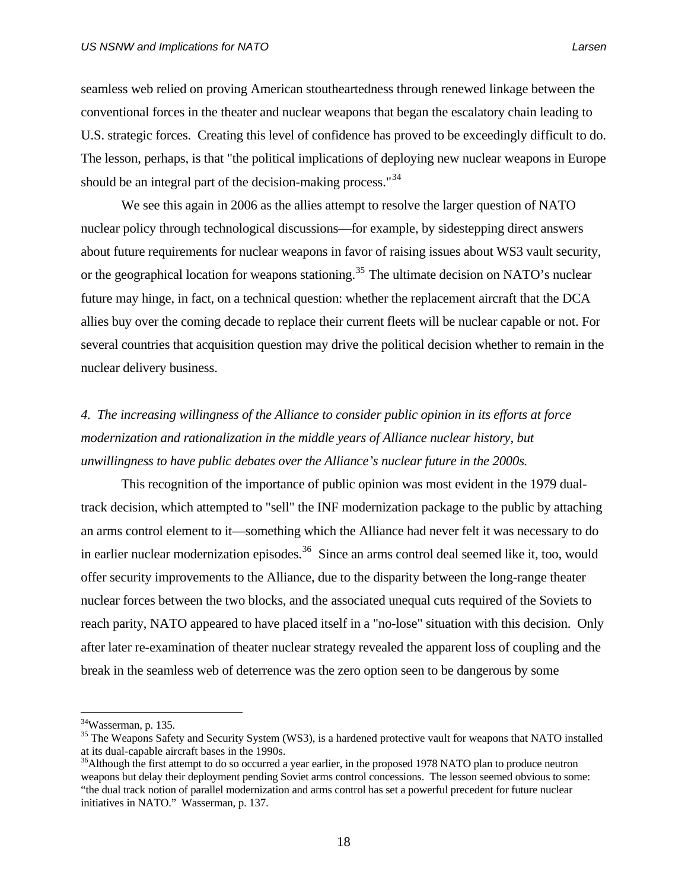seamless web relied on proving American stoutheartedness through renewed linkage between the conventional forces in the theater and nuclear weapons that began the escalatory chain leading to U.S. strategic forces. Creating this level of confidence has proved to be exceedingly difficult to do. The lesson, perhaps, is that "the political implications of deploying new nuclear weapons in Europe should be an integral part of the decision-making process."[34]

We see this again in 2006 as the allies attempt to resolve the larger question of NATO nuclear policy through technological discussions—for example, by sidestepping direct answers about future requirements for nuclear weapons in favor of raising issues about WS3 vault security, or the geographical location for weapons stationing.[35] The ultimate decision on NATO's nuclear future may hinge, in fact, on a technical question: whether the replacement aircraft that the DCA allies buy over the coming decade to replace their current fleets will be nuclear capable or not. For several countries that acquisition question may drive the political decision whether to remain in the nuclear delivery business.

*4. The increasing willingness of the Alliance to consider public opinion in its efforts at force modernization and rationalization in the middle years of Alliance nuclear history, but unwillingness to have public debates over the Alliance's nuclear future in the 2000s.*

This recognition of the importance of public opinion was most evident in the 1979 dual-track decision, which attempted to "sell" the INF modernization package to the public by attaching an arms control element to it—something which the Alliance had never felt it was necessary to do in earlier nuclear modernization episodes.[36] Since an arms control deal seemed like it, too, would offer security improvements to the Alliance, due to the disparity between the long-range theater nuclear forces between the two blocks, and the associated unequal cuts required of the Soviets to reach parity, NATO appeared to have placed itself in a "no-lose" situation with this decision. Only after later re-examination of theater nuclear strategy revealed the apparent loss of coupling and the break in the seamless web of deterrence was the zero option seen to be dangerous by some

---

[34] Wasserman, p. 135.

[35] The Weapons Safety and Security System (WS3), is a hardened protective vault for weapons that NATO installed at its dual-capable aircraft bases in the 1990s.

[36] Although the first attempt to do so occurred a year earlier, in the proposed 1978 NATO plan to produce neutron weapons but delay their deployment pending Soviet arms control concessions. The lesson seemed obvious to some: "the dual track notion of parallel modernization and arms control has set a powerful precedent for future nuclear initiatives in NATO." Wasserman, p. 137.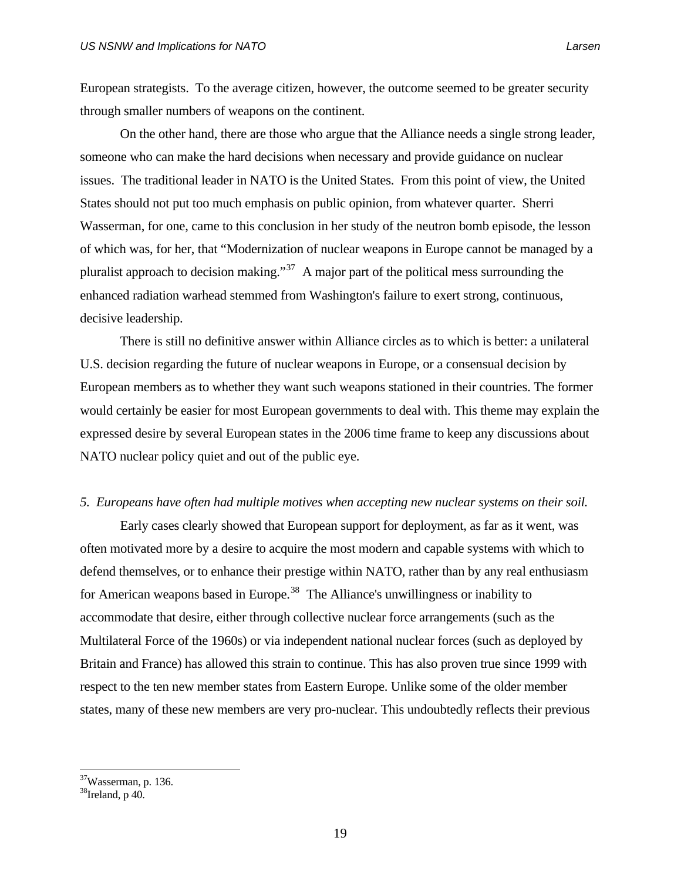European strategists. To the average citizen, however, the outcome seemed to be greater security through smaller numbers of weapons on the continent.

On the other hand, there are those who argue that the Alliance needs a single strong leader, someone who can make the hard decisions when necessary and provide guidance on nuclear issues. The traditional leader in NATO is the United States. From this point of view, the United States should not put too much emphasis on public opinion, from whatever quarter. Sherri Wasserman, for one, came to this conclusion in her study of the neutron bomb episode, the lesson of which was, for her, that "Modernization of nuclear weapons in Europe cannot be managed by a pluralist approach to decision making."[37] A major part of the political mess surrounding the enhanced radiation warhead stemmed from Washington's failure to exert strong, continuous, decisive leadership.

There is still no definitive answer within Alliance circles as to which is better: a unilateral U.S. decision regarding the future of nuclear weapons in Europe, or a consensual decision by European members as to whether they want such weapons stationed in their countries. The former would certainly be easier for most European governments to deal with. This theme may explain the expressed desire by several European states in the 2006 time frame to keep any discussions about NATO nuclear policy quiet and out of the public eye.

*5. Europeans have often had multiple motives when accepting new nuclear systems on their soil.*

Early cases clearly showed that European support for deployment, as far as it went, was often motivated more by a desire to acquire the most modern and capable systems with which to defend themselves, or to enhance their prestige within NATO, rather than by any real enthusiasm for American weapons based in Europe.[38] The Alliance's unwillingness or inability to accommodate that desire, either through collective nuclear force arrangements (such as the Multilateral Force of the 1960s) or via independent national nuclear forces (such as deployed by Britain and France) has allowed this strain to continue. This has also proven true since 1999 with respect to the ten new member states from Eastern Europe. Unlike some of the older member states, many of these new members are very pro-nuclear. This undoubtedly reflects their previous

---

[37] Wasserman, p. 136.

[38] Ireland, p 40.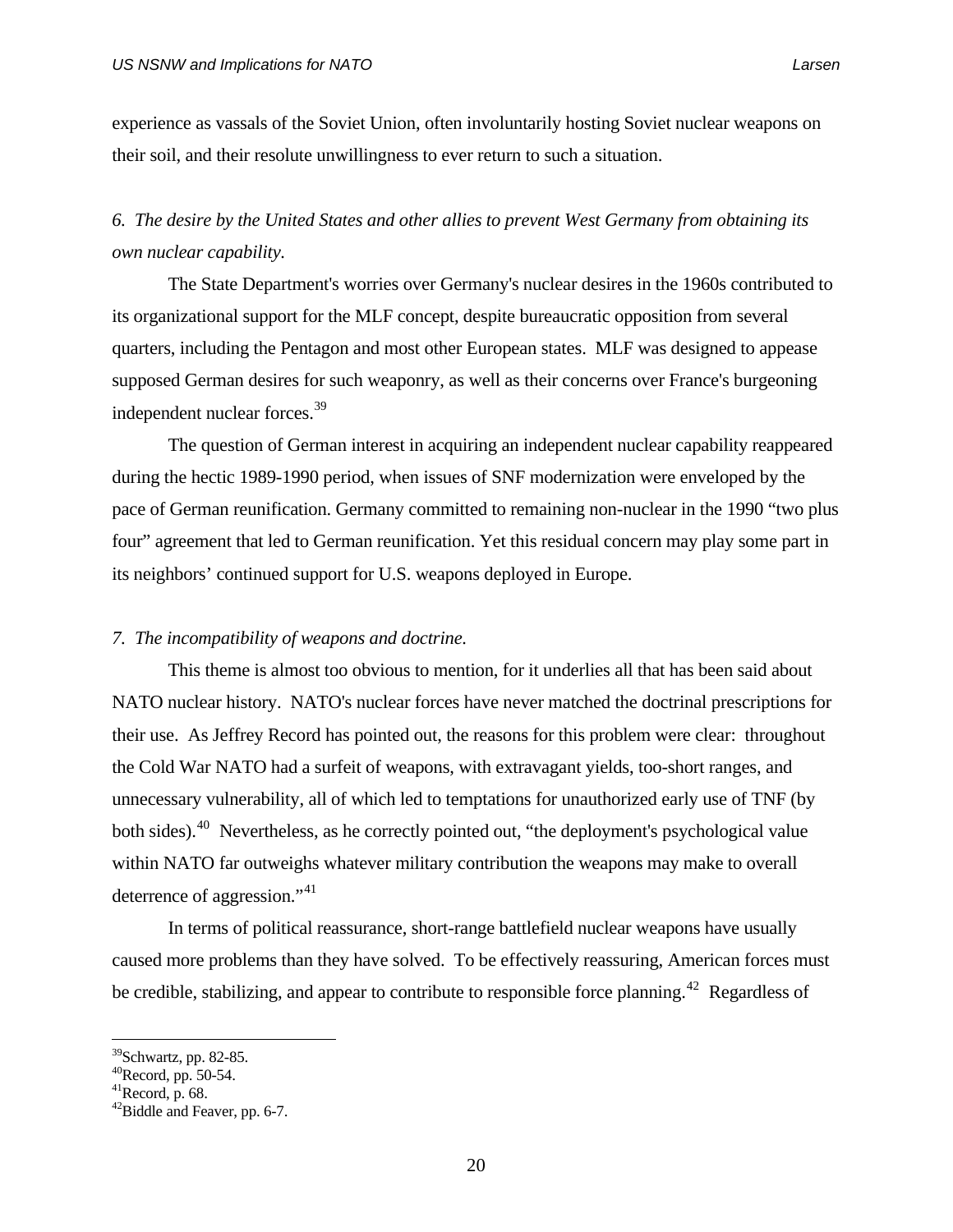experience as vassals of the Soviet Union, often involuntarily hosting Soviet nuclear weapons on their soil, and their resolute unwillingness to ever return to such a situation.

*6. The desire by the United States and other allies to prevent West Germany from obtaining its own nuclear capability.*

The State Department's worries over Germany's nuclear desires in the 1960s contributed to its organizational support for the MLF concept, despite bureaucratic opposition from several quarters, including the Pentagon and most other European states. MLF was designed to appease supposed German desires for such weaponry, as well as their concerns over France's burgeoning independent nuclear forces.[39]

The question of German interest in acquiring an independent nuclear capability reappeared during the hectic 1989-1990 period, when issues of SNF modernization were enveloped by the pace of German reunification. Germany committed to remaining non-nuclear in the 1990 "two plus four" agreement that led to German reunification. Yet this residual concern may play some part in its neighbors' continued support for U.S. weapons deployed in Europe.

*7. The incompatibility of weapons and doctrine.*

This theme is almost too obvious to mention, for it underlies all that has been said about NATO nuclear history. NATO's nuclear forces have never matched the doctrinal prescriptions for their use. As Jeffrey Record has pointed out, the reasons for this problem were clear: throughout the Cold War NATO had a surfeit of weapons, with extravagant yields, too-short ranges, and unnecessary vulnerability, all of which led to temptations for unauthorized early use of TNF (by both sides).[40] Nevertheless, as he correctly pointed out, "the deployment's psychological value within NATO far outweighs whatever military contribution the weapons may make to overall deterrence of aggression."[41]

In terms of political reassurance, short-range battlefield nuclear weapons have usually caused more problems than they have solved. To be effectively reassuring, American forces must be credible, stabilizing, and appear to contribute to responsible force planning.[42] Regardless of

[39] Schwartz, pp. 82-85.
[40] Record, pp. 50-54.
[41] Record, p. 68.
[42] Biddle and Feaver, pp. 6-7.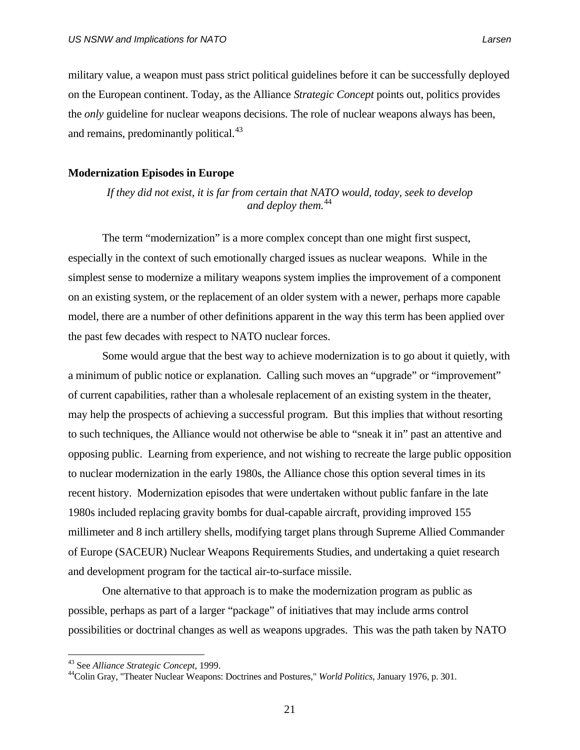military value, a weapon must pass strict political guidelines before it can be successfully deployed on the European continent. Today, as the Alliance *Strategic Concept* points out, politics provides the *only* guideline for nuclear weapons decisions. The role of nuclear weapons always has been, and remains, predominantly political.[43]

**Modernization Episodes in Europe**

*If they did not exist, it is far from certain that NATO would, today, seek to develop and deploy them.*[44]

The term "modernization" is a more complex concept than one might first suspect, especially in the context of such emotionally charged issues as nuclear weapons. While in the simplest sense to modernize a military weapons system implies the improvement of a component on an existing system, or the replacement of an older system with a newer, perhaps more capable model, there are a number of other definitions apparent in the way this term has been applied over the past few decades with respect to NATO nuclear forces.

Some would argue that the best way to achieve modernization is to go about it quietly, with a minimum of public notice or explanation. Calling such moves an "upgrade" or "improvement" of current capabilities, rather than a wholesale replacement of an existing system in the theater, may help the prospects of achieving a successful program. But this implies that without resorting to such techniques, the Alliance would not otherwise be able to "sneak it in" past an attentive and opposing public. Learning from experience, and not wishing to recreate the large public opposition to nuclear modernization in the early 1980s, the Alliance chose this option several times in its recent history. Modernization episodes that were undertaken without public fanfare in the late 1980s included replacing gravity bombs for dual-capable aircraft, providing improved 155 millimeter and 8 inch artillery shells, modifying target plans through Supreme Allied Commander of Europe (SACEUR) Nuclear Weapons Requirements Studies, and undertaking a quiet research and development program for the tactical air-to-surface missile.

One alternative to that approach is to make the modernization program as public as possible, perhaps as part of a larger "package" of initiatives that may include arms control possibilities or doctrinal changes as well as weapons upgrades. This was the path taken by NATO

---

[43] See *Alliance Strategic Concept*, 1999.

[44] Colin Gray, "Theater Nuclear Weapons: Doctrines and Postures," *World Politics*, January 1976, p. 301.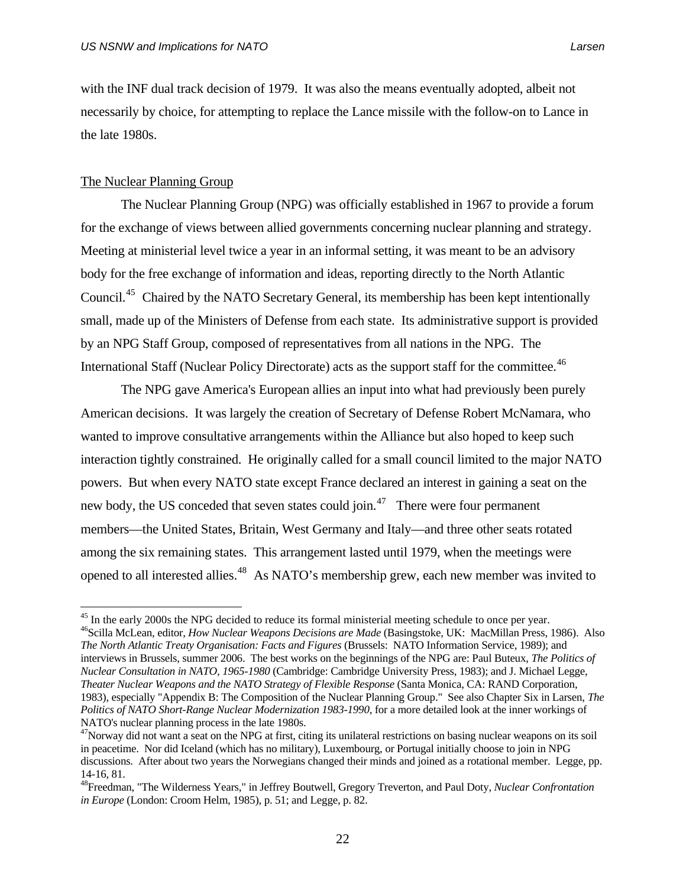with the INF dual track decision of 1979. It was also the means eventually adopted, albeit not necessarily by choice, for attempting to replace the Lance missile with the follow-on to Lance in the late 1980s.

The Nuclear Planning Group

The Nuclear Planning Group (NPG) was officially established in 1967 to provide a forum for the exchange of views between allied governments concerning nuclear planning and strategy. Meeting at ministerial level twice a year in an informal setting, it was meant to be an advisory body for the free exchange of information and ideas, reporting directly to the North Atlantic Council.[45] Chaired by the NATO Secretary General, its membership has been kept intentionally small, made up of the Ministers of Defense from each state. Its administrative support is provided by an NPG Staff Group, composed of representatives from all nations in the NPG. The International Staff (Nuclear Policy Directorate) acts as the support staff for the committee.[46]

The NPG gave America's European allies an input into what had previously been purely American decisions. It was largely the creation of Secretary of Defense Robert McNamara, who wanted to improve consultative arrangements within the Alliance but also hoped to keep such interaction tightly constrained. He originally called for a small council limited to the major NATO powers. But when every NATO state except France declared an interest in gaining a seat on the new body, the US conceded that seven states could join.[47] There were four permanent members—the United States, Britain, West Germany and Italy—and three other seats rotated among the six remaining states. This arrangement lasted until 1979, when the meetings were opened to all interested allies.[48] As NATO's membership grew, each new member was invited to

[45] In the early 2000s the NPG decided to reduce its formal ministerial meeting schedule to once per year.

[46] Scilla McLean, editor, *How Nuclear Weapons Decisions are Made* (Basingstoke, UK: MacMillan Press, 1986). Also *The North Atlantic Treaty Organisation: Facts and Figures* (Brussels: NATO Information Service, 1989); and interviews in Brussels, summer 2006. The best works on the beginnings of the NPG are: Paul Buteux, *The Politics of Nuclear Consultation in NATO, 1965-1980* (Cambridge: Cambridge University Press, 1983); and J. Michael Legge, *Theater Nuclear Weapons and the NATO Strategy of Flexible Response* (Santa Monica, CA: RAND Corporation, 1983), especially "Appendix B: The Composition of the Nuclear Planning Group." See also Chapter Six in Larsen, *The Politics of NATO Short-Range Nuclear Modernization 1983-1990*, for a more detailed look at the inner workings of NATO's nuclear planning process in the late 1980s.

[47] Norway did not want a seat on the NPG at first, citing its unilateral restrictions on basing nuclear weapons on its soil in peacetime. Nor did Iceland (which has no military), Luxembourg, or Portugal initially choose to join in NPG discussions. After about two years the Norwegians changed their minds and joined as a rotational member. Legge, pp. 14-16, 81.

[48] Freedman, "The Wilderness Years," in Jeffrey Boutwell, Gregory Treverton, and Paul Doty, *Nuclear Confrontation in Europe* (London: Croom Helm, 1985), p. 51; and Legge, p. 82.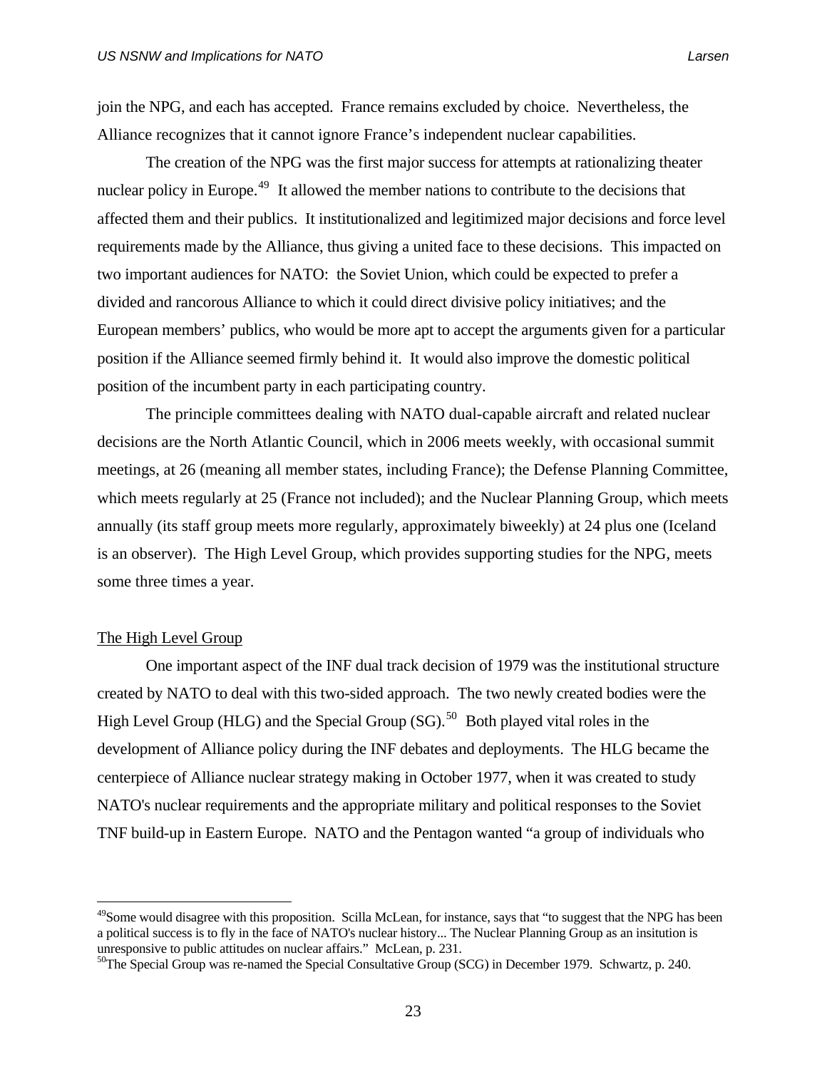join the NPG, and each has accepted. France remains excluded by choice. Nevertheless, the Alliance recognizes that it cannot ignore France's independent nuclear capabilities.

The creation of the NPG was the first major success for attempts at rationalizing theater nuclear policy in Europe.[49] It allowed the member nations to contribute to the decisions that affected them and their publics. It institutionalized and legitimized major decisions and force level requirements made by the Alliance, thus giving a united face to these decisions. This impacted on two important audiences for NATO: the Soviet Union, which could be expected to prefer a divided and rancorous Alliance to which it could direct divisive policy initiatives; and the European members' publics, who would be more apt to accept the arguments given for a particular position if the Alliance seemed firmly behind it. It would also improve the domestic political position of the incumbent party in each participating country.

The principle committees dealing with NATO dual-capable aircraft and related nuclear decisions are the North Atlantic Council, which in 2006 meets weekly, with occasional summit meetings, at 26 (meaning all member states, including France); the Defense Planning Committee, which meets regularly at 25 (France not included); and the Nuclear Planning Group, which meets annually (its staff group meets more regularly, approximately biweekly) at 24 plus one (Iceland is an observer). The High Level Group, which provides supporting studies for the NPG, meets some three times a year.

## The High Level Group

One important aspect of the INF dual track decision of 1979 was the institutional structure created by NATO to deal with this two-sided approach. The two newly created bodies were the High Level Group (HLG) and the Special Group (SG).[50] Both played vital roles in the development of Alliance policy during the INF debates and deployments. The HLG became the centerpiece of Alliance nuclear strategy making in October 1977, when it was created to study NATO's nuclear requirements and the appropriate military and political responses to the Soviet TNF build-up in Eastern Europe. NATO and the Pentagon wanted "a group of individuals who

---

[49] Some would disagree with this proposition. Scilla McLean, for instance, says that "to suggest that the NPG has been a political success is to fly in the face of NATO's nuclear history... The Nuclear Planning Group as an insitution is unresponsive to public attitudes on nuclear affairs." McLean, p. 231.

[50] The Special Group was re-named the Special Consultative Group (SCG) in December 1979. Schwartz, p. 240.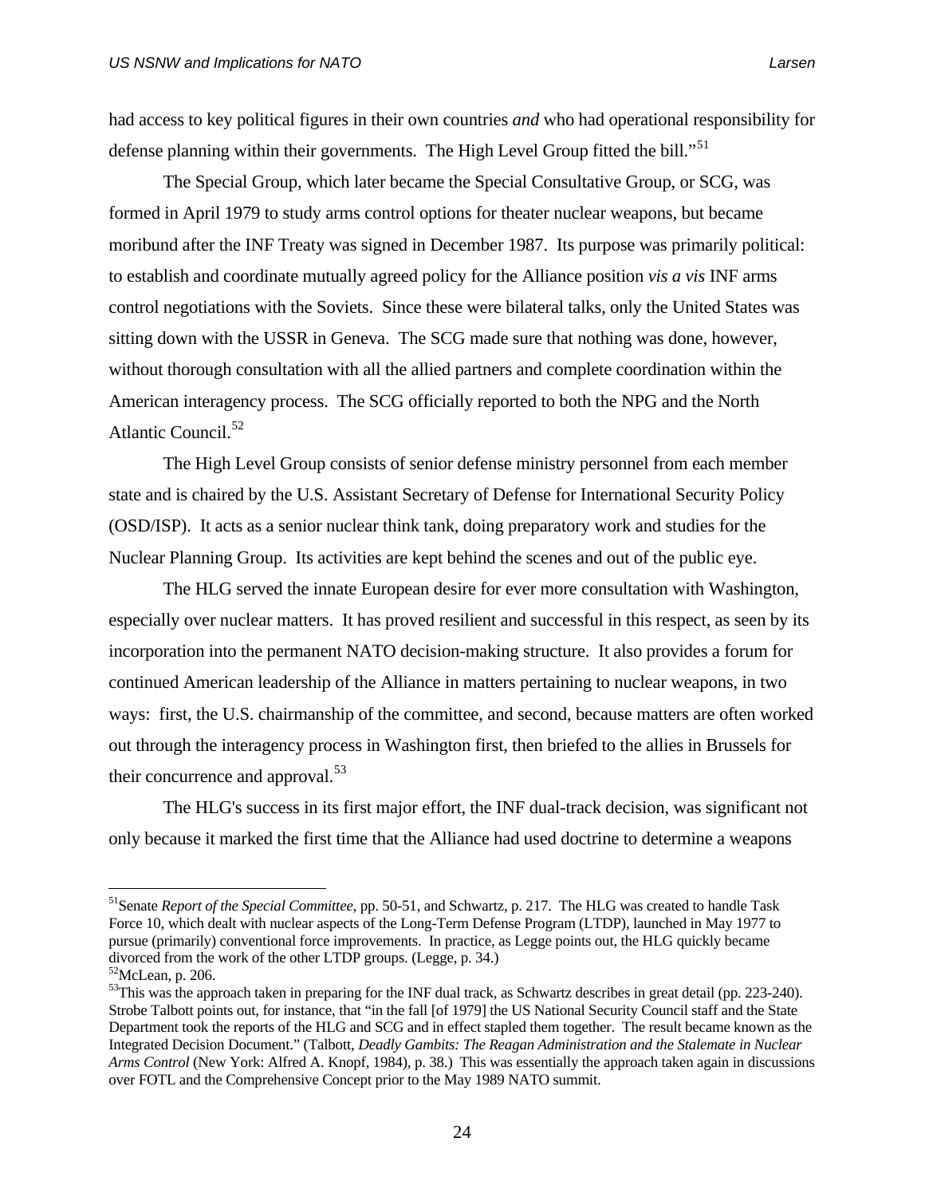had access to key political figures in their own countries *and* who had operational responsibility for defense planning within their governments. The High Level Group fitted the bill."[51]

The Special Group, which later became the Special Consultative Group, or SCG, was formed in April 1979 to study arms control options for theater nuclear weapons, but became moribund after the INF Treaty was signed in December 1987. Its purpose was primarily political: to establish and coordinate mutually agreed policy for the Alliance position *vis a vis* INF arms control negotiations with the Soviets. Since these were bilateral talks, only the United States was sitting down with the USSR in Geneva. The SCG made sure that nothing was done, however, without thorough consultation with all the allied partners and complete coordination within the American interagency process. The SCG officially reported to both the NPG and the North Atlantic Council.[52]

The High Level Group consists of senior defense ministry personnel from each member state and is chaired by the U.S. Assistant Secretary of Defense for International Security Policy (OSD/ISP). It acts as a senior nuclear think tank, doing preparatory work and studies for the Nuclear Planning Group. Its activities are kept behind the scenes and out of the public eye.

The HLG served the innate European desire for ever more consultation with Washington, especially over nuclear matters. It has proved resilient and successful in this respect, as seen by its incorporation into the permanent NATO decision-making structure. It also provides a forum for continued American leadership of the Alliance in matters pertaining to nuclear weapons, in two ways: first, the U.S. chairmanship of the committee, and second, because matters are often worked out through the interagency process in Washington first, then briefed to the allies in Brussels for their concurrence and approval.[53]

The HLG's success in its first major effort, the INF dual-track decision, was significant not only because it marked the first time that the Alliance had used doctrine to determine a weapons

---

[51]Senate *Report of the Special Committee*, pp. 50-51, and Schwartz, p. 217. The HLG was created to handle Task Force 10, which dealt with nuclear aspects of the Long-Term Defense Program (LTDP), launched in May 1977 to pursue (primarily) conventional force improvements. In practice, as Legge points out, the HLG quickly became divorced from the work of the other LTDP groups. (Legge, p. 34.)

[52]McLean, p. 206.

[53]This was the approach taken in preparing for the INF dual track, as Schwartz describes in great detail (pp. 223-240). Strobe Talbott points out, for instance, that "in the fall [of 1979] the US National Security Council staff and the State Department took the reports of the HLG and SCG and in effect stapled them together. The result became known as the Integrated Decision Document." (Talbott, *Deadly Gambits: The Reagan Administration and the Stalemate in Nuclear Arms Control* (New York: Alfred A. Knopf, 1984), p. 38.) This was essentially the approach taken again in discussions over FOTL and the Comprehensive Concept prior to the May 1989 NATO summit.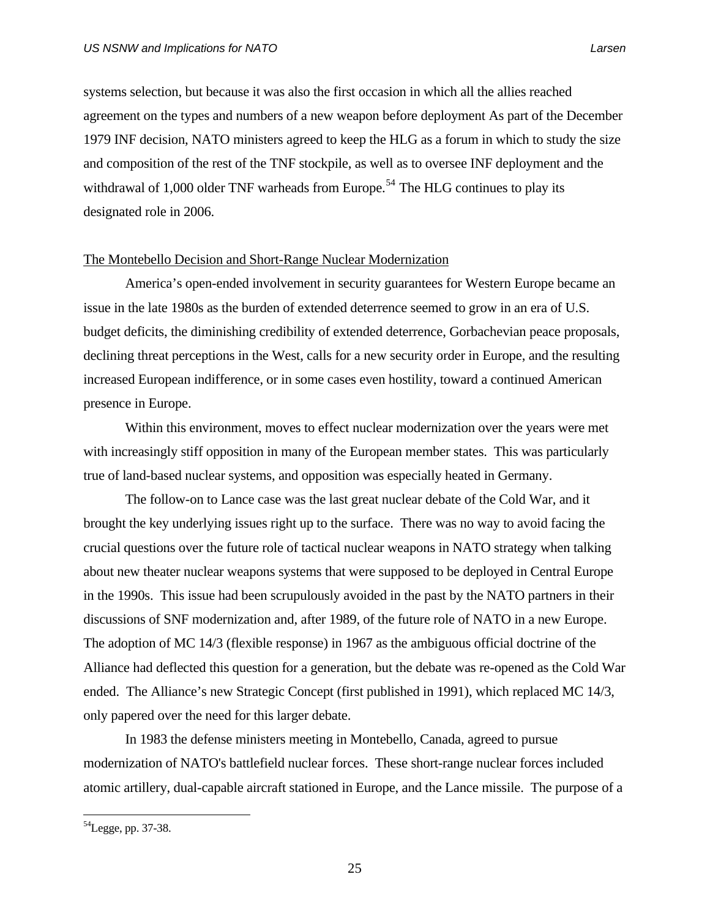systems selection, but because it was also the first occasion in which all the allies reached agreement on the types and numbers of a new weapon before deployment As part of the December 1979 INF decision, NATO ministers agreed to keep the HLG as a forum in which to study the size and composition of the rest of the TNF stockpile, as well as to oversee INF deployment and the withdrawal of 1,000 older TNF warheads from Europe.[54] The HLG continues to play its designated role in 2006.

The Montebello Decision and Short-Range Nuclear Modernization

America's open-ended involvement in security guarantees for Western Europe became an issue in the late 1980s as the burden of extended deterrence seemed to grow in an era of U.S. budget deficits, the diminishing credibility of extended deterrence, Gorbachevian peace proposals, declining threat perceptions in the West, calls for a new security order in Europe, and the resulting increased European indifference, or in some cases even hostility, toward a continued American presence in Europe.

Within this environment, moves to effect nuclear modernization over the years were met with increasingly stiff opposition in many of the European member states. This was particularly true of land-based nuclear systems, and opposition was especially heated in Germany.

The follow-on to Lance case was the last great nuclear debate of the Cold War, and it brought the key underlying issues right up to the surface. There was no way to avoid facing the crucial questions over the future role of tactical nuclear weapons in NATO strategy when talking about new theater nuclear weapons systems that were supposed to be deployed in Central Europe in the 1990s. This issue had been scrupulously avoided in the past by the NATO partners in their discussions of SNF modernization and, after 1989, of the future role of NATO in a new Europe. The adoption of MC 14/3 (flexible response) in 1967 as the ambiguous official doctrine of the Alliance had deflected this question for a generation, but the debate was re-opened as the Cold War ended. The Alliance's new Strategic Concept (first published in 1991), which replaced MC 14/3, only papered over the need for this larger debate.

In 1983 the defense ministers meeting in Montebello, Canada, agreed to pursue modernization of NATO's battlefield nuclear forces. These short-range nuclear forces included atomic artillery, dual-capable aircraft stationed in Europe, and the Lance missile. The purpose of a

[54] Legge, pp. 37-38.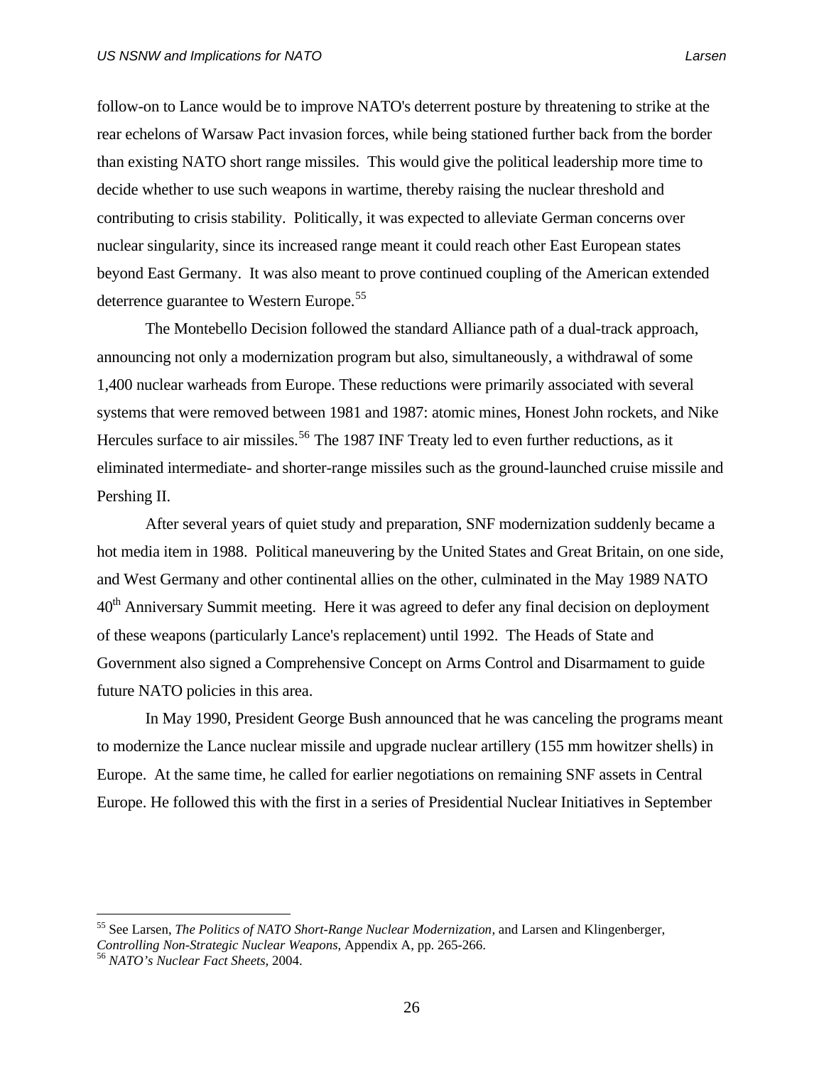follow-on to Lance would be to improve NATO's deterrent posture by threatening to strike at the rear echelons of Warsaw Pact invasion forces, while being stationed further back from the border than existing NATO short range missiles. This would give the political leadership more time to decide whether to use such weapons in wartime, thereby raising the nuclear threshold and contributing to crisis stability. Politically, it was expected to alleviate German concerns over nuclear singularity, since its increased range meant it could reach other East European states beyond East Germany. It was also meant to prove continued coupling of the American extended deterrence guarantee to Western Europe.[55]

The Montebello Decision followed the standard Alliance path of a dual-track approach, announcing not only a modernization program but also, simultaneously, a withdrawal of some 1,400 nuclear warheads from Europe. These reductions were primarily associated with several systems that were removed between 1981 and 1987: atomic mines, Honest John rockets, and Nike Hercules surface to air missiles.[56] The 1987 INF Treaty led to even further reductions, as it eliminated intermediate- and shorter-range missiles such as the ground-launched cruise missile and Pershing II.

After several years of quiet study and preparation, SNF modernization suddenly became a hot media item in 1988. Political maneuvering by the United States and Great Britain, on one side, and West Germany and other continental allies on the other, culminated in the May 1989 NATO 40th Anniversary Summit meeting. Here it was agreed to defer any final decision on deployment of these weapons (particularly Lance's replacement) until 1992. The Heads of State and Government also signed a Comprehensive Concept on Arms Control and Disarmament to guide future NATO policies in this area.

In May 1990, President George Bush announced that he was canceling the programs meant to modernize the Lance nuclear missile and upgrade nuclear artillery (155 mm howitzer shells) in Europe. At the same time, he called for earlier negotiations on remaining SNF assets in Central Europe. He followed this with the first in a series of Presidential Nuclear Initiatives in September

---

[55] See Larsen, *The Politics of NATO Short-Range Nuclear Modernization,* and Larsen and Klingenberger, *Controlling Non-Strategic Nuclear Weapons,* Appendix A, pp. 265-266.

[56] *NATO's Nuclear Fact Sheets*, 2004.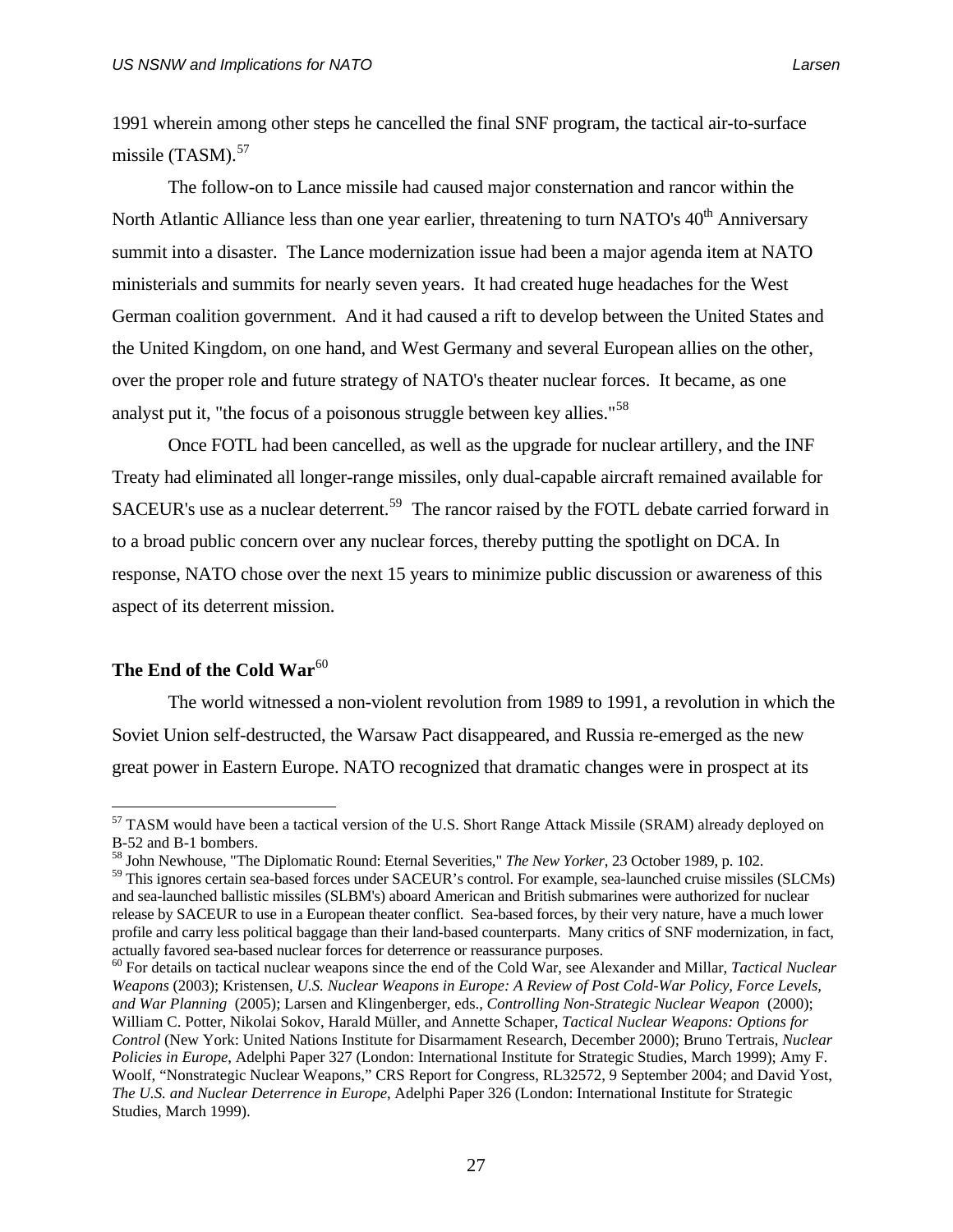1991 wherein among other steps he cancelled the final SNF program, the tactical air-to-surface missile (TASM).[57]

The follow-on to Lance missile had caused major consternation and rancor within the North Atlantic Alliance less than one year earlier, threatening to turn NATO's 40th Anniversary summit into a disaster. The Lance modernization issue had been a major agenda item at NATO ministerials and summits for nearly seven years. It had created huge headaches for the West German coalition government. And it had caused a rift to develop between the United States and the United Kingdom, on one hand, and West Germany and several European allies on the other, over the proper role and future strategy of NATO's theater nuclear forces. It became, as one analyst put it, "the focus of a poisonous struggle between key allies."[58]

Once FOTL had been cancelled, as well as the upgrade for nuclear artillery, and the INF Treaty had eliminated all longer-range missiles, only dual-capable aircraft remained available for SACEUR's use as a nuclear deterrent.[59] The rancor raised by the FOTL debate carried forward in to a broad public concern over any nuclear forces, thereby putting the spotlight on DCA. In response, NATO chose over the next 15 years to minimize public discussion or awareness of this aspect of its deterrent mission.

## The End of the Cold War[60]

The world witnessed a non-violent revolution from 1989 to 1991, a revolution in which the Soviet Union self-destructed, the Warsaw Pact disappeared, and Russia re-emerged as the new great power in Eastern Europe. NATO recognized that dramatic changes were in prospect at its

---

[57] TASM would have been a tactical version of the U.S. Short Range Attack Missile (SRAM) already deployed on B-52 and B-1 bombers.

[58] John Newhouse, "The Diplomatic Round: Eternal Severities," *The New Yorker*, 23 October 1989, p. 102.

[59] This ignores certain sea-based forces under SACEUR's control. For example, sea-launched cruise missiles (SLCMs) and sea-launched ballistic missiles (SLBM's) aboard American and British submarines were authorized for nuclear release by SACEUR to use in a European theater conflict. Sea-based forces, by their very nature, have a much lower profile and carry less political baggage than their land-based counterparts. Many critics of SNF modernization, in fact, actually favored sea-based nuclear forces for deterrence or reassurance purposes.

[60] For details on tactical nuclear weapons since the end of the Cold War, see Alexander and Millar, *Tactical Nuclear Weapons* (2003); Kristensen, *U.S. Nuclear Weapons in Europe: A Review of Post Cold-War Policy, Force Levels, and War Planning* (2005); Larsen and Klingenberger, eds., *Controlling Non-Strategic Nuclear Weapon* (2000); William C. Potter, Nikolai Sokov, Harald Müller, and Annette Schaper, *Tactical Nuclear Weapons: Options for Control* (New York: United Nations Institute for Disarmament Research, December 2000); Bruno Tertrais, *Nuclear Policies in Europe*, Adelphi Paper 327 (London: International Institute for Strategic Studies, March 1999); Amy F. Woolf, "Nonstrategic Nuclear Weapons," CRS Report for Congress, RL32572, 9 September 2004; and David Yost, *The U.S. and Nuclear Deterrence in Europe*, Adelphi Paper 326 (London: International Institute for Strategic Studies, March 1999).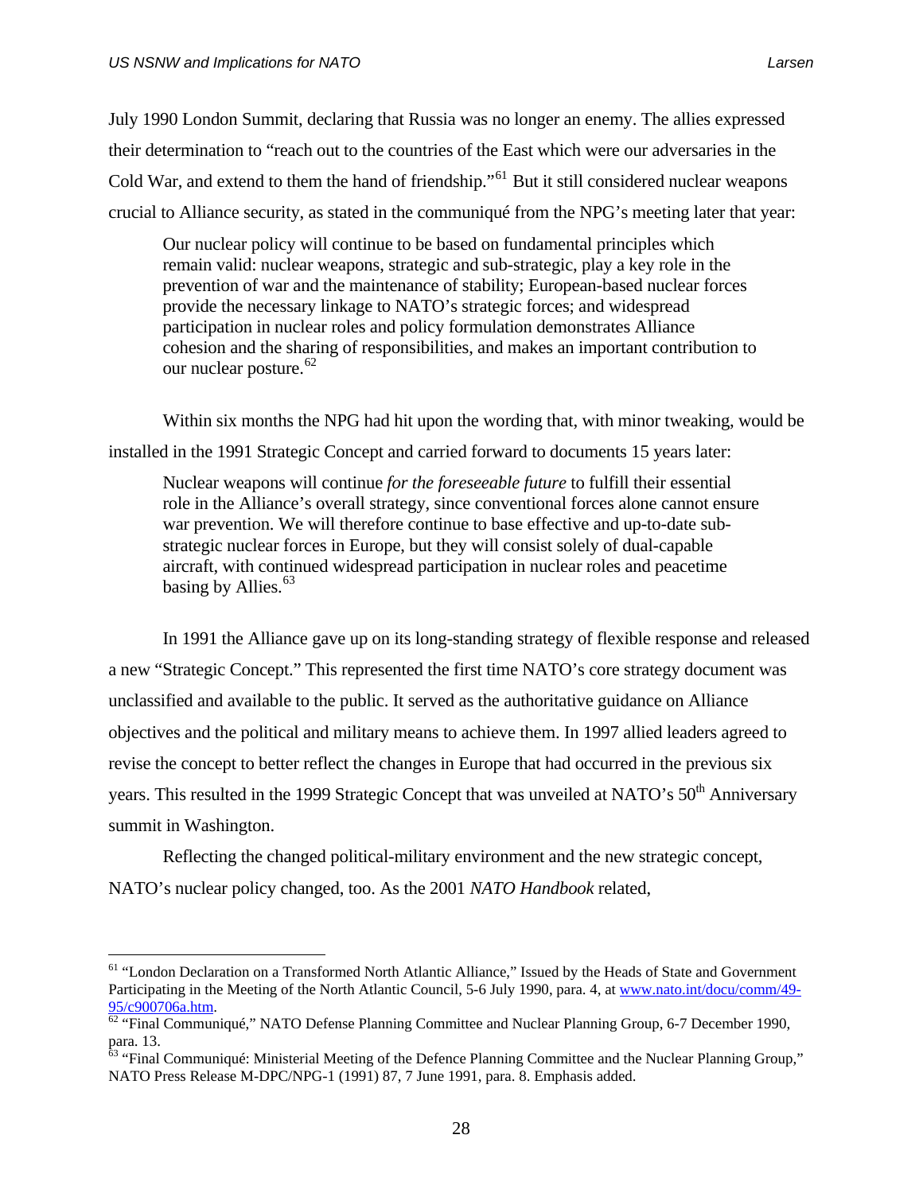July 1990 London Summit, declaring that Russia was no longer an enemy. The allies expressed their determination to "reach out to the countries of the East which were our adversaries in the Cold War, and extend to them the hand of friendship."[61] But it still considered nuclear weapons crucial to Alliance security, as stated in the communiqué from the NPG's meeting later that year:

> Our nuclear policy will continue to be based on fundamental principles which remain valid: nuclear weapons, strategic and sub-strategic, play a key role in the prevention of war and the maintenance of stability; European-based nuclear forces provide the necessary linkage to NATO's strategic forces; and widespread participation in nuclear roles and policy formulation demonstrates Alliance cohesion and the sharing of responsibilities, and makes an important contribution to our nuclear posture.[62]

Within six months the NPG had hit upon the wording that, with minor tweaking, would be installed in the 1991 Strategic Concept and carried forward to documents 15 years later:

> Nuclear weapons will continue *for the foreseeable future* to fulfill their essential role in the Alliance's overall strategy, since conventional forces alone cannot ensure war prevention. We will therefore continue to base effective and up-to-date sub-strategic nuclear forces in Europe, but they will consist solely of dual-capable aircraft, with continued widespread participation in nuclear roles and peacetime basing by Allies.[63]

In 1991 the Alliance gave up on its long-standing strategy of flexible response and released a new "Strategic Concept." This represented the first time NATO's core strategy document was unclassified and available to the public. It served as the authoritative guidance on Alliance objectives and the political and military means to achieve them. In 1997 allied leaders agreed to revise the concept to better reflect the changes in Europe that had occurred in the previous six years. This resulted in the 1999 Strategic Concept that was unveiled at NATO's 50th Anniversary summit in Washington.

Reflecting the changed political-military environment and the new strategic concept, NATO's nuclear policy changed, too. As the 2001 *NATO Handbook* related,

---

[61] "London Declaration on a Transformed North Atlantic Alliance," Issued by the Heads of State and Government Participating in the Meeting of the North Atlantic Council, 5-6 July 1990, para. 4, at www.nato.int/docu/comm/49-95/c900706a.htm.

[62] "Final Communiqué," NATO Defense Planning Committee and Nuclear Planning Group, 6-7 December 1990, para. 13.

[63] "Final Communiqué: Ministerial Meeting of the Defence Planning Committee and the Nuclear Planning Group," NATO Press Release M-DPC/NPG-1 (1991) 87, 7 June 1991, para. 8. Emphasis added.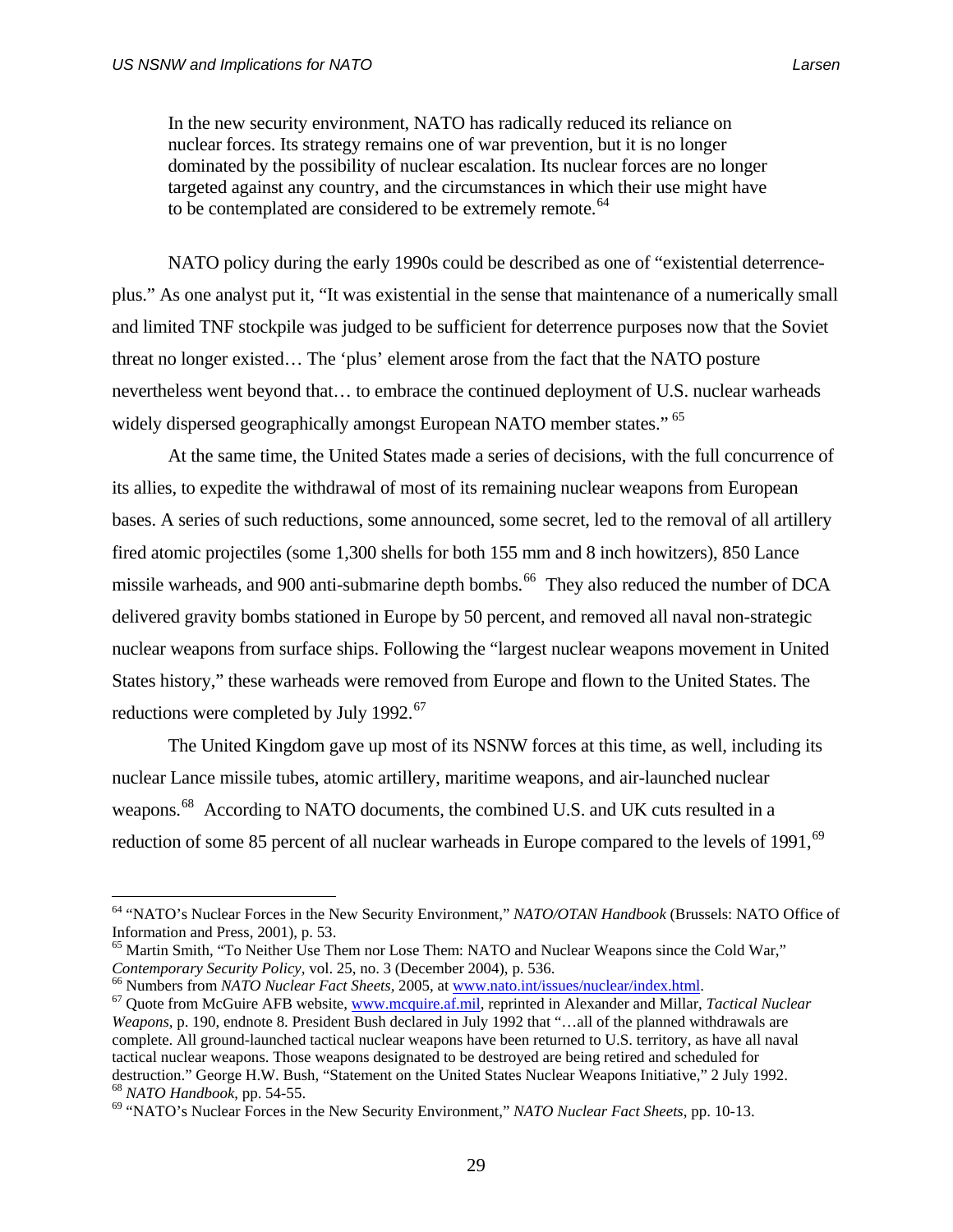> In the new security environment, NATO has radically reduced its reliance on nuclear forces. Its strategy remains one of war prevention, but it is no longer dominated by the possibility of nuclear escalation. Its nuclear forces are no longer targeted against any country, and the circumstances in which their use might have to be contemplated are considered to be extremely remote.[64]

NATO policy during the early 1990s could be described as one of "existential deterrence-plus." As one analyst put it, "It was existential in the sense that maintenance of a numerically small and limited TNF stockpile was judged to be sufficient for deterrence purposes now that the Soviet threat no longer existed… The 'plus' element arose from the fact that the NATO posture nevertheless went beyond that… to embrace the continued deployment of U.S. nuclear warheads widely dispersed geographically amongst European NATO member states."[65]

At the same time, the United States made a series of decisions, with the full concurrence of its allies, to expedite the withdrawal of most of its remaining nuclear weapons from European bases. A series of such reductions, some announced, some secret, led to the removal of all artillery fired atomic projectiles (some 1,300 shells for both 155 mm and 8 inch howitzers), 850 Lance missile warheads, and 900 anti-submarine depth bombs.[66] They also reduced the number of DCA delivered gravity bombs stationed in Europe by 50 percent, and removed all naval non-strategic nuclear weapons from surface ships. Following the "largest nuclear weapons movement in United States history," these warheads were removed from Europe and flown to the United States. The reductions were completed by July 1992.[67]

The United Kingdom gave up most of its NSNW forces at this time, as well, including its nuclear Lance missile tubes, atomic artillery, maritime weapons, and air-launched nuclear weapons.[68] According to NATO documents, the combined U.S. and UK cuts resulted in a reduction of some 85 percent of all nuclear warheads in Europe compared to the levels of 1991,[69]

---

[64] "NATO's Nuclear Forces in the New Security Environment," *NATO/OTAN Handbook* (Brussels: NATO Office of Information and Press, 2001), p. 53.

[65] Martin Smith, "To Neither Use Them nor Lose Them: NATO and Nuclear Weapons since the Cold War," *Contemporary Security Policy*, vol. 25, no. 3 (December 2004), p. 536.

[66] Numbers from *NATO Nuclear Fact Sheets*, 2005, at www.nato.int/issues/nuclear/index.html.

[67] Quote from McGuire AFB website, www.mcguire.af.mil, reprinted in Alexander and Millar, *Tactical Nuclear Weapons*, p. 190, endnote 8. President Bush declared in July 1992 that "…all of the planned withdrawals are complete. All ground-launched tactical nuclear weapons have been returned to U.S. territory, as have all naval tactical nuclear weapons. Those weapons designated to be destroyed are being retired and scheduled for destruction." George H.W. Bush, "Statement on the United States Nuclear Weapons Initiative," 2 July 1992.

[68] *NATO Handbook*, pp. 54-55.

[69] "NATO's Nuclear Forces in the New Security Environment," *NATO Nuclear Fact Sheets*, pp. 10-13.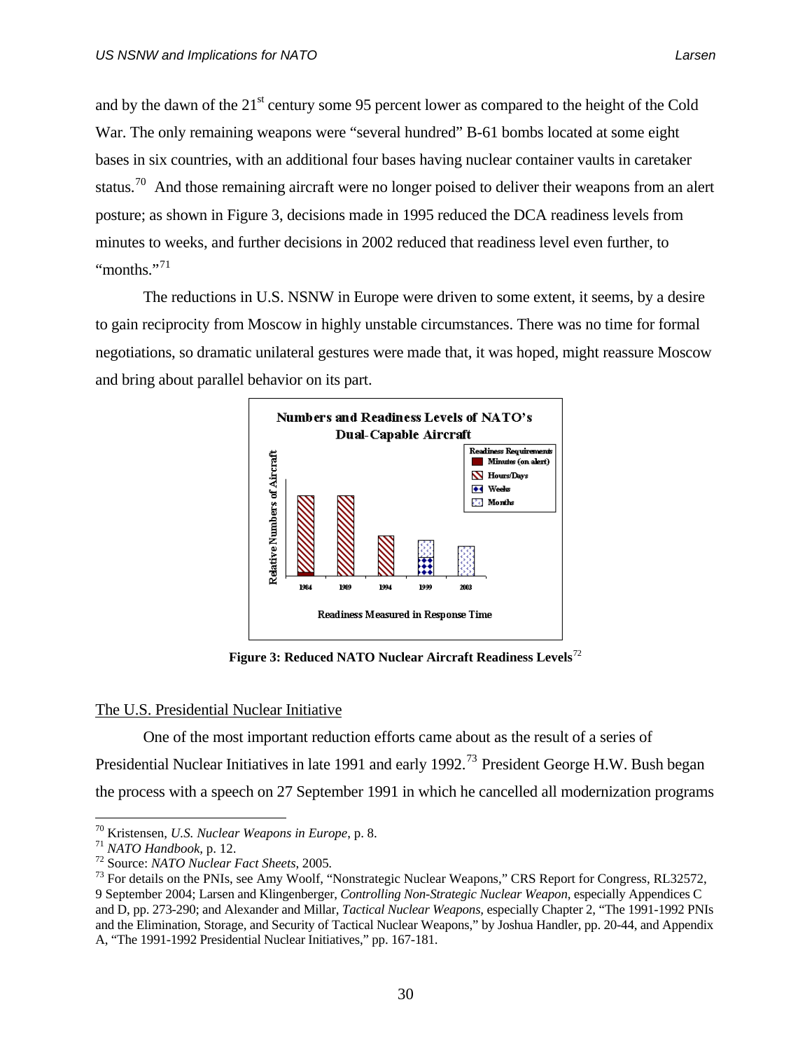and by the dawn of the 21st century some 95 percent lower as compared to the height of the Cold War. The only remaining weapons were "several hundred" B-61 bombs located at some eight bases in six countries, with an additional four bases having nuclear container vaults in caretaker status.[70] And those remaining aircraft were no longer poised to deliver their weapons from an alert posture; as shown in Figure 3, decisions made in 1995 reduced the DCA readiness levels from minutes to weeks, and further decisions in 2002 reduced that readiness level even further, to "months."[71]

The reductions in U.S. NSNW in Europe were driven to some extent, it seems, by a desire to gain reciprocity from Moscow in highly unstable circumstances. There was no time for formal negotiations, so dramatic unilateral gestures were made that, it was hoped, might reassure Moscow and bring about parallel behavior on its part.

**Figure 3: Reduced NATO Nuclear Aircraft Readiness Levels**[72]

## The U.S. Presidential Nuclear Initiative

One of the most important reduction efforts came about as the result of a series of Presidential Nuclear Initiatives in late 1991 and early 1992.[73] President George H.W. Bush began the process with a speech on 27 September 1991 in which he cancelled all modernization programs

---

[70] Kristensen, *U.S. Nuclear Weapons in Europe*, p. 8.

[71] *NATO Handbook*, p. 12.

[72] Source: *NATO Nuclear Fact Sheets*, 2005.

[73] For details on the PNIs, see Amy Woolf, "Nonstrategic Nuclear Weapons," CRS Report for Congress, RL32572, 9 September 2004; Larsen and Klingenberger, *Controlling Non-Strategic Nuclear Weapon*, especially Appendices C and D, pp. 273-290; and Alexander and Millar, *Tactical Nuclear Weapons*, especially Chapter 2, "The 1991-1992 PNIs and the Elimination, Storage, and Security of Tactical Nuclear Weapons," by Joshua Handler, pp. 20-44, and Appendix A, "The 1991-1992 Presidential Nuclear Initiatives," pp. 167-181.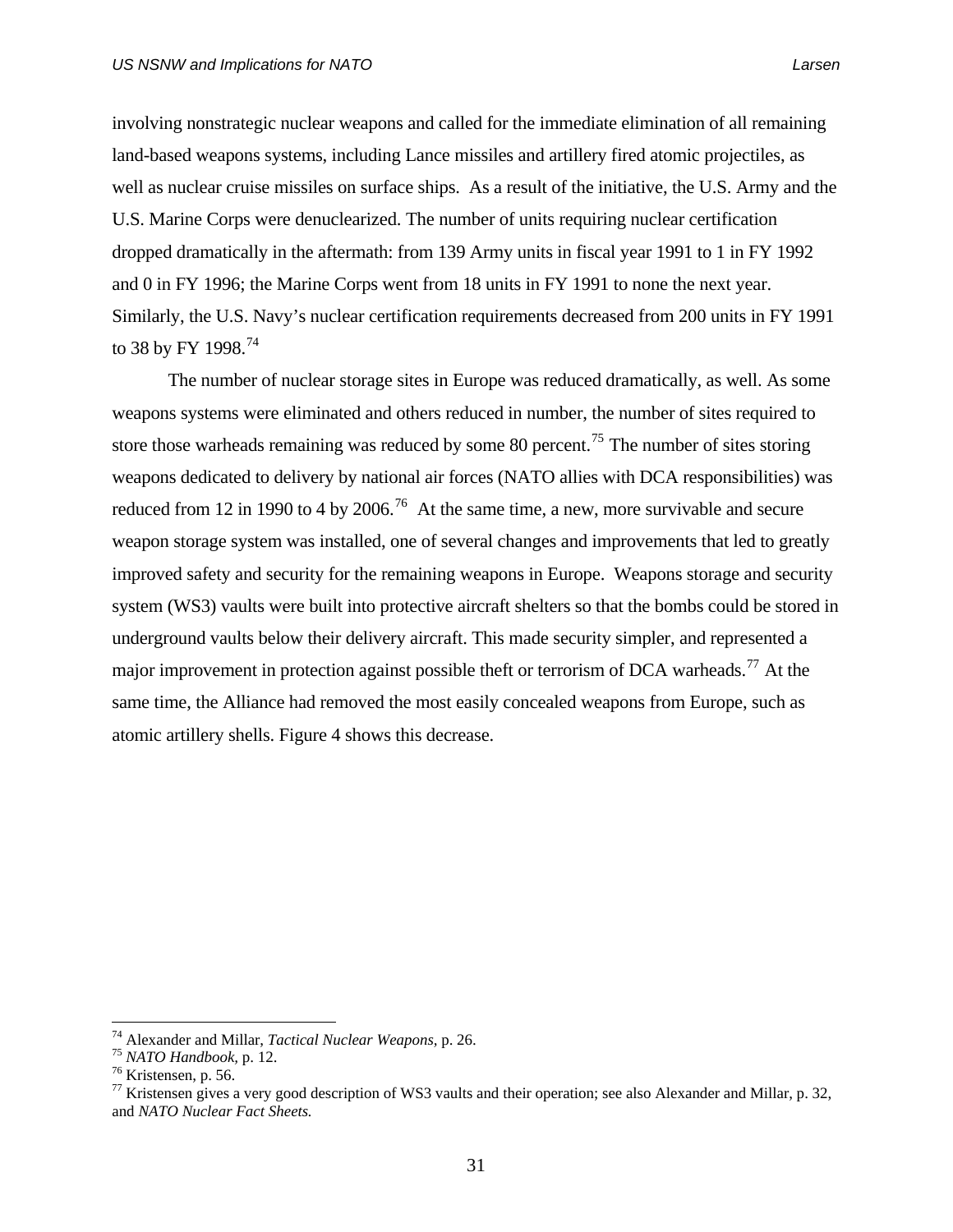involving nonstrategic nuclear weapons and called for the immediate elimination of all remaining land-based weapons systems, including Lance missiles and artillery fired atomic projectiles, as well as nuclear cruise missiles on surface ships. As a result of the initiative, the U.S. Army and the U.S. Marine Corps were denuclearized. The number of units requiring nuclear certification dropped dramatically in the aftermath: from 139 Army units in fiscal year 1991 to 1 in FY 1992 and 0 in FY 1996; the Marine Corps went from 18 units in FY 1991 to none the next year. Similarly, the U.S. Navy's nuclear certification requirements decreased from 200 units in FY 1991 to 38 by FY 1998.[74]

The number of nuclear storage sites in Europe was reduced dramatically, as well. As some weapons systems were eliminated and others reduced in number, the number of sites required to store those warheads remaining was reduced by some 80 percent.[75] The number of sites storing weapons dedicated to delivery by national air forces (NATO allies with DCA responsibilities) was reduced from 12 in 1990 to 4 by 2006.[76] At the same time, a new, more survivable and secure weapon storage system was installed, one of several changes and improvements that led to greatly improved safety and security for the remaining weapons in Europe. Weapons storage and security system (WS3) vaults were built into protective aircraft shelters so that the bombs could be stored in underground vaults below their delivery aircraft. This made security simpler, and represented a major improvement in protection against possible theft or terrorism of DCA warheads.[77] At the same time, the Alliance had removed the most easily concealed weapons from Europe, such as atomic artillery shells. Figure 4 shows this decrease.

---

[74] Alexander and Millar, *Tactical Nuclear Weapons*, p. 26.

[75] *NATO Handbook*, p. 12.

[76] Kristensen, p. 56.

[77] Kristensen gives a very good description of WS3 vaults and their operation; see also Alexander and Millar, p. 32, and *NATO Nuclear Fact Sheets.*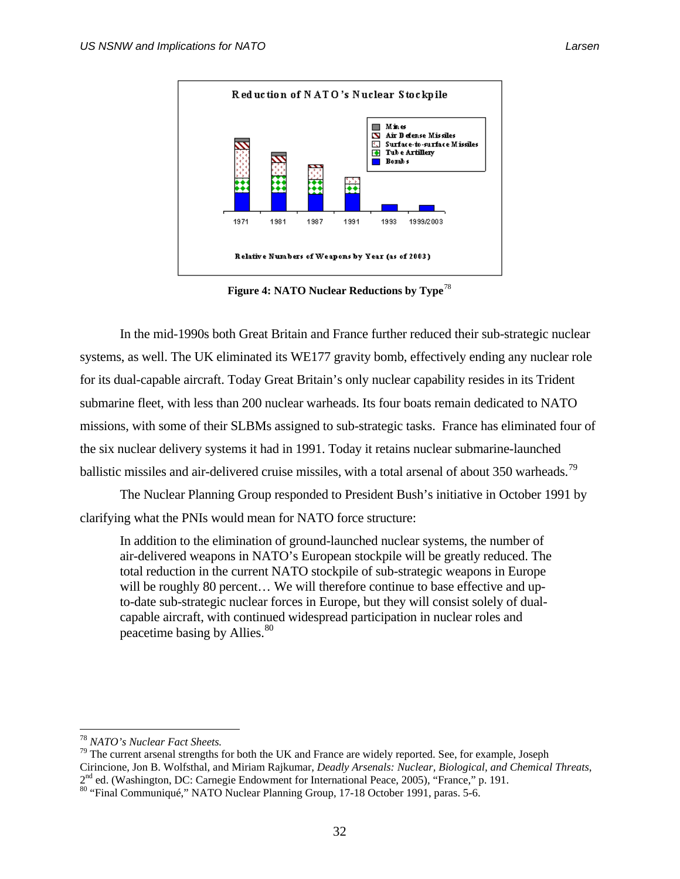**Figure 4: NATO Nuclear Reductions by Type**[78]

In the mid-1990s both Great Britain and France further reduced their sub-strategic nuclear systems, as well. The UK eliminated its WE177 gravity bomb, effectively ending any nuclear role for its dual-capable aircraft. Today Great Britain's only nuclear capability resides in its Trident submarine fleet, with less than 200 nuclear warheads. Its four boats remain dedicated to NATO missions, with some of their SLBMs assigned to sub-strategic tasks. France has eliminated four of the six nuclear delivery systems it had in 1991. Today it retains nuclear submarine-launched ballistic missiles and air-delivered cruise missiles, with a total arsenal of about 350 warheads.[79]

The Nuclear Planning Group responded to President Bush's initiative in October 1991 by clarifying what the PNIs would mean for NATO force structure:

> In addition to the elimination of ground-launched nuclear systems, the number of air-delivered weapons in NATO's European stockpile will be greatly reduced. The total reduction in the current NATO stockpile of sub-strategic weapons in Europe will be roughly 80 percent… We will therefore continue to base effective and up-to-date sub-strategic nuclear forces in Europe, but they will consist solely of dual-capable aircraft, with continued widespread participation in nuclear roles and peacetime basing by Allies.[80]

---

[78] *NATO's Nuclear Fact Sheets.*

[79] The current arsenal strengths for both the UK and France are widely reported. See, for example, Joseph Cirincione, Jon B. Wolfsthal, and Miriam Rajkumar, *Deadly Arsenals: Nuclear, Biological, and Chemical Threats*, 2nd ed. (Washington, DC: Carnegie Endowment for International Peace, 2005), "France," p. 191.

[80] "Final Communiqué," NATO Nuclear Planning Group, 17-18 October 1991, paras. 5-6.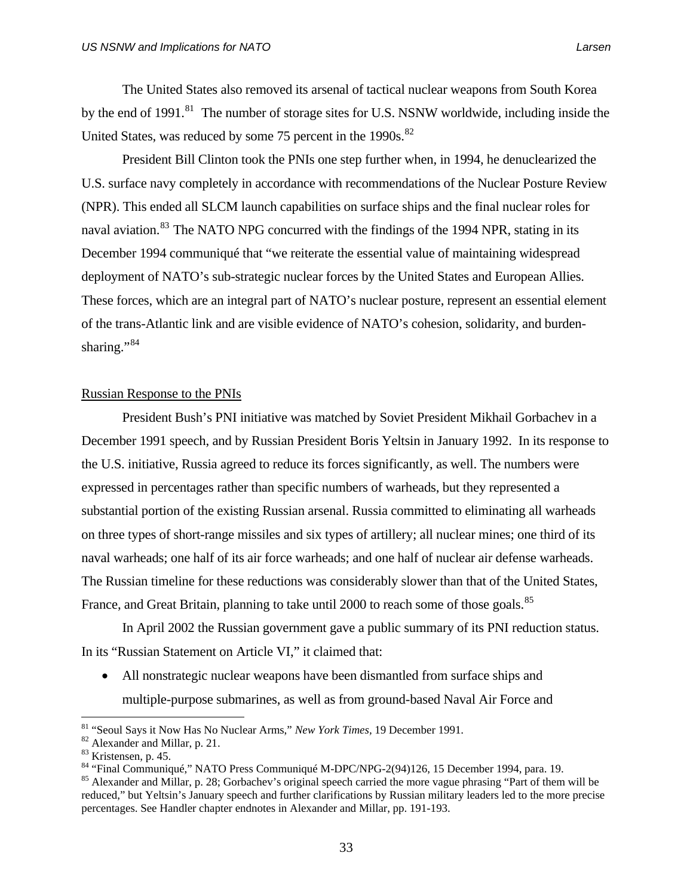The United States also removed its arsenal of tactical nuclear weapons from South Korea by the end of 1991.[81] The number of storage sites for U.S. NSNW worldwide, including inside the United States, was reduced by some 75 percent in the 1990s.[82]

President Bill Clinton took the PNIs one step further when, in 1994, he denuclearized the U.S. surface navy completely in accordance with recommendations of the Nuclear Posture Review (NPR). This ended all SLCM launch capabilities on surface ships and the final nuclear roles for naval aviation.[83] The NATO NPG concurred with the findings of the 1994 NPR, stating in its December 1994 communiqué that "we reiterate the essential value of maintaining widespread deployment of NATO's sub-strategic nuclear forces by the United States and European Allies. These forces, which are an integral part of NATO's nuclear posture, represent an essential element of the trans-Atlantic link and are visible evidence of NATO's cohesion, solidarity, and burden-sharing."[84]

## Russian Response to the PNIs

President Bush's PNI initiative was matched by Soviet President Mikhail Gorbachev in a December 1991 speech, and by Russian President Boris Yeltsin in January 1992. In its response to the U.S. initiative, Russia agreed to reduce its forces significantly, as well. The numbers were expressed in percentages rather than specific numbers of warheads, but they represented a substantial portion of the existing Russian arsenal. Russia committed to eliminating all warheads on three types of short-range missiles and six types of artillery; all nuclear mines; one third of its naval warheads; one half of its air force warheads; and one half of nuclear air defense warheads. The Russian timeline for these reductions was considerably slower than that of the United States, France, and Great Britain, planning to take until 2000 to reach some of those goals.[85]

In April 2002 the Russian government gave a public summary of its PNI reduction status. In its "Russian Statement on Article VI," it claimed that:

- All nonstrategic nuclear weapons have been dismantled from surface ships and multiple-purpose submarines, as well as from ground-based Naval Air Force and

---

[81] "Seoul Says it Now Has No Nuclear Arms," *New York Times*, 19 December 1991.

[82] Alexander and Millar, p. 21.

[83] Kristensen, p. 45.

[84] "Final Communiqué," NATO Press Communiqué M-DPC/NPG-2(94)126, 15 December 1994, para. 19.

[85] Alexander and Millar, p. 28; Gorbachev's original speech carried the more vague phrasing "Part of them will be reduced," but Yeltsin's January speech and further clarifications by Russian military leaders led to the more precise percentages. See Handler chapter endnotes in Alexander and Millar, pp. 191-193.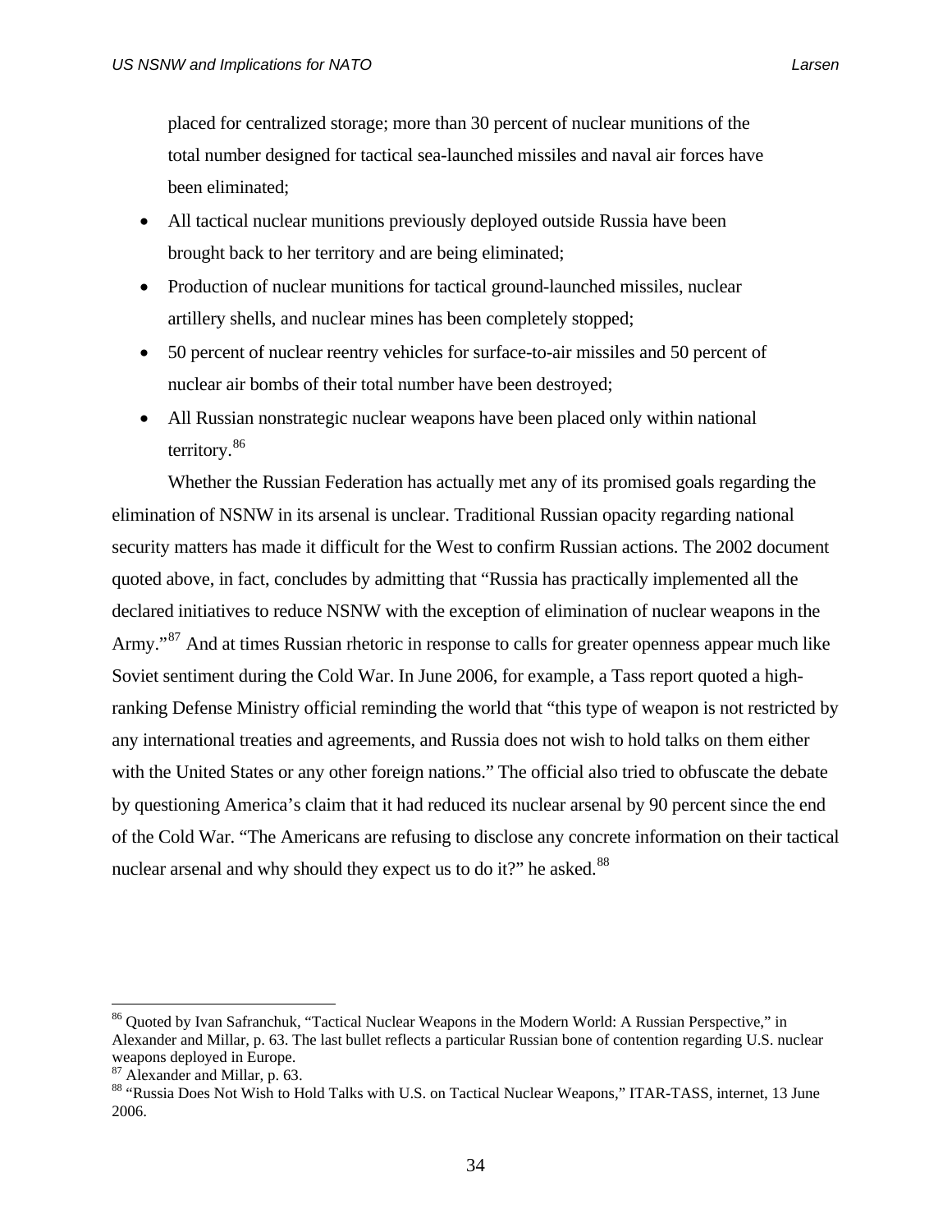placed for centralized storage; more than 30 percent of nuclear munitions of the total number designed for tactical sea-launched missiles and naval air forces have been eliminated;

- All tactical nuclear munitions previously deployed outside Russia have been brought back to her territory and are being eliminated;
- Production of nuclear munitions for tactical ground-launched missiles, nuclear artillery shells, and nuclear mines has been completely stopped;
- 50 percent of nuclear reentry vehicles for surface-to-air missiles and 50 percent of nuclear air bombs of their total number have been destroyed;
- All Russian nonstrategic nuclear weapons have been placed only within national territory.[86]

Whether the Russian Federation has actually met any of its promised goals regarding the elimination of NSNW in its arsenal is unclear. Traditional Russian opacity regarding national security matters has made it difficult for the West to confirm Russian actions. The 2002 document quoted above, in fact, concludes by admitting that "Russia has practically implemented all the declared initiatives to reduce NSNW with the exception of elimination of nuclear weapons in the Army."[87] And at times Russian rhetoric in response to calls for greater openness appear much like Soviet sentiment during the Cold War. In June 2006, for example, a Tass report quoted a high-ranking Defense Ministry official reminding the world that "this type of weapon is not restricted by any international treaties and agreements, and Russia does not wish to hold talks on them either with the United States or any other foreign nations." The official also tried to obfuscate the debate by questioning America's claim that it had reduced its nuclear arsenal by 90 percent since the end of the Cold War. "The Americans are refusing to disclose any concrete information on their tactical nuclear arsenal and why should they expect us to do it?" he asked.[88]

---

[86] Quoted by Ivan Safranchuk, "Tactical Nuclear Weapons in the Modern World: A Russian Perspective," in Alexander and Millar, p. 63. The last bullet reflects a particular Russian bone of contention regarding U.S. nuclear weapons deployed in Europe.

[87] Alexander and Millar, p. 63.

[88] "Russia Does Not Wish to Hold Talks with U.S. on Tactical Nuclear Weapons," ITAR-TASS, internet, 13 June 2006.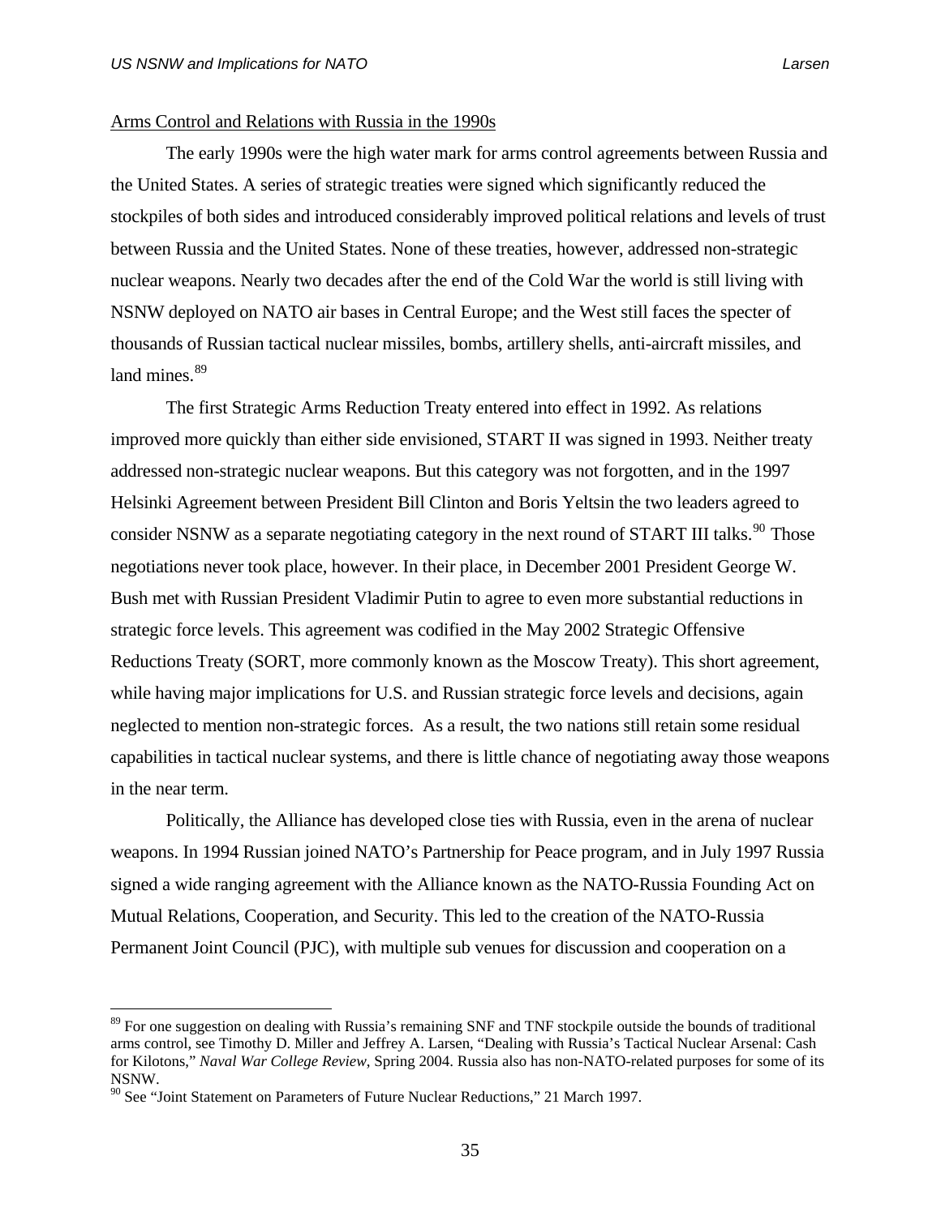Arms Control and Relations with Russia in the 1990s

The early 1990s were the high water mark for arms control agreements between Russia and the United States. A series of strategic treaties were signed which significantly reduced the stockpiles of both sides and introduced considerably improved political relations and levels of trust between Russia and the United States. None of these treaties, however, addressed non-strategic nuclear weapons. Nearly two decades after the end of the Cold War the world is still living with NSNW deployed on NATO air bases in Central Europe; and the West still faces the specter of thousands of Russian tactical nuclear missiles, bombs, artillery shells, anti-aircraft missiles, and land mines.[89]

The first Strategic Arms Reduction Treaty entered into effect in 1992. As relations improved more quickly than either side envisioned, START II was signed in 1993. Neither treaty addressed non-strategic nuclear weapons. But this category was not forgotten, and in the 1997 Helsinki Agreement between President Bill Clinton and Boris Yeltsin the two leaders agreed to consider NSNW as a separate negotiating category in the next round of START III talks.[90] Those negotiations never took place, however. In their place, in December 2001 President George W. Bush met with Russian President Vladimir Putin to agree to even more substantial reductions in strategic force levels. This agreement was codified in the May 2002 Strategic Offensive Reductions Treaty (SORT, more commonly known as the Moscow Treaty). This short agreement, while having major implications for U.S. and Russian strategic force levels and decisions, again neglected to mention non-strategic forces. As a result, the two nations still retain some residual capabilities in tactical nuclear systems, and there is little chance of negotiating away those weapons in the near term.

Politically, the Alliance has developed close ties with Russia, even in the arena of nuclear weapons. In 1994 Russian joined NATO's Partnership for Peace program, and in July 1997 Russia signed a wide ranging agreement with the Alliance known as the NATO-Russia Founding Act on Mutual Relations, Cooperation, and Security. This led to the creation of the NATO-Russia Permanent Joint Council (PJC), with multiple sub venues for discussion and cooperation on a

---

[89] For one suggestion on dealing with Russia's remaining SNF and TNF stockpile outside the bounds of traditional arms control, see Timothy D. Miller and Jeffrey A. Larsen, "Dealing with Russia's Tactical Nuclear Arsenal: Cash for Kilotons," *Naval War College Review*, Spring 2004. Russia also has non-NATO-related purposes for some of its NSNW.

[90] See "Joint Statement on Parameters of Future Nuclear Reductions," 21 March 1997.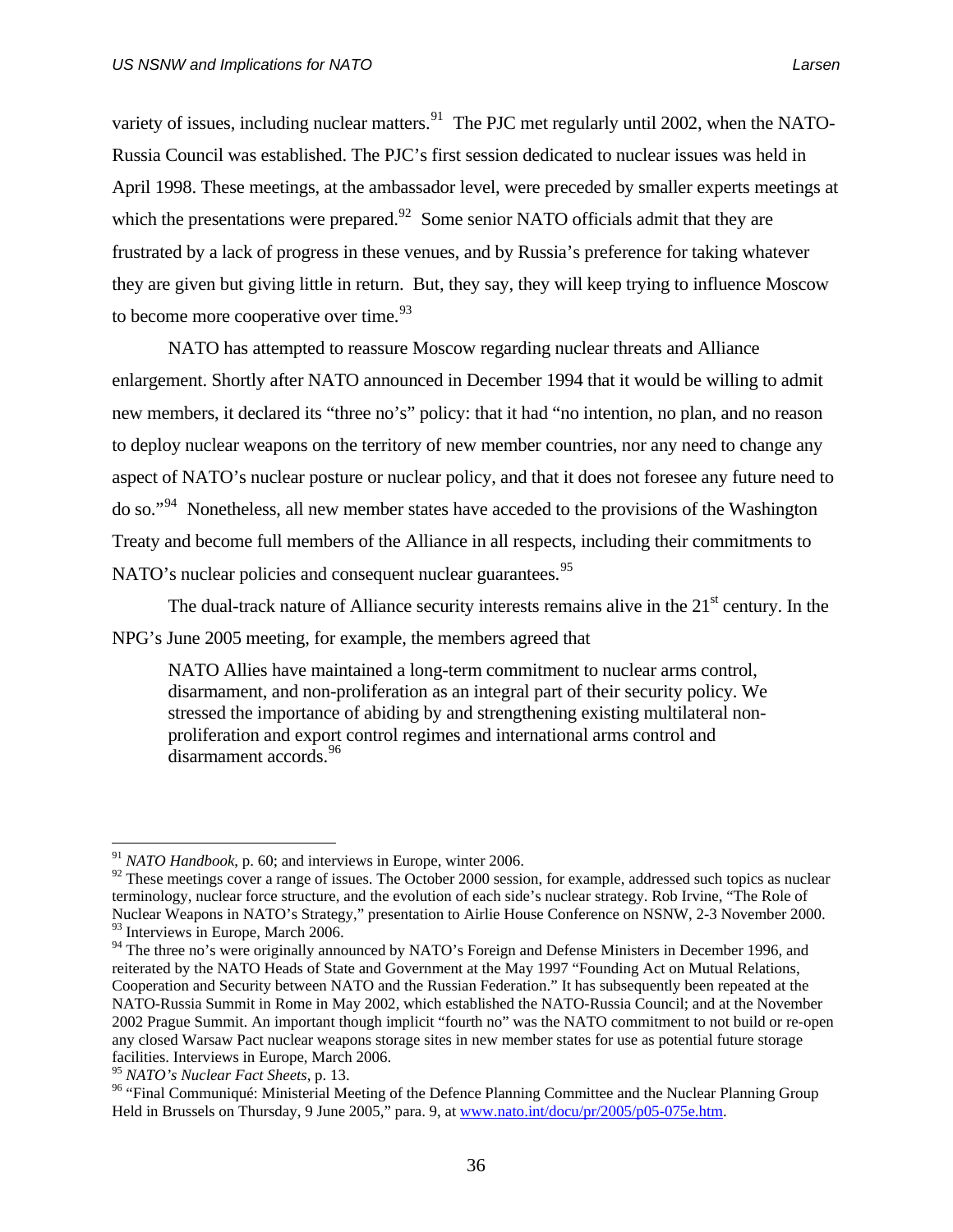variety of issues, including nuclear matters.[91] The PJC met regularly until 2002, when the NATO-Russia Council was established. The PJC's first session dedicated to nuclear issues was held in April 1998. These meetings, at the ambassador level, were preceded by smaller experts meetings at which the presentations were prepared.[92] Some senior NATO officials admit that they are frustrated by a lack of progress in these venues, and by Russia's preference for taking whatever they are given but giving little in return. But, they say, they will keep trying to influence Moscow to become more cooperative over time.[93]

NATO has attempted to reassure Moscow regarding nuclear threats and Alliance enlargement. Shortly after NATO announced in December 1994 that it would be willing to admit new members, it declared its "three no's" policy: that it had "no intention, no plan, and no reason to deploy nuclear weapons on the territory of new member countries, nor any need to change any aspect of NATO's nuclear posture or nuclear policy, and that it does not foresee any future need to do so."[94] Nonetheless, all new member states have acceded to the provisions of the Washington Treaty and become full members of the Alliance in all respects, including their commitments to NATO's nuclear policies and consequent nuclear guarantees.[95]

The dual-track nature of Alliance security interests remains alive in the 21st century. In the NPG's June 2005 meeting, for example, the members agreed that

> NATO Allies have maintained a long-term commitment to nuclear arms control, disarmament, and non-proliferation as an integral part of their security policy. We stressed the importance of abiding by and strengthening existing multilateral non-proliferation and export control regimes and international arms control and disarmament accords.[96]

---

[91] *NATO Handbook*, p. 60; and interviews in Europe, winter 2006.

[92] These meetings cover a range of issues. The October 2000 session, for example, addressed such topics as nuclear terminology, nuclear force structure, and the evolution of each side's nuclear strategy. Rob Irvine, "The Role of Nuclear Weapons in NATO's Strategy," presentation to Airlie House Conference on NSNW, 2-3 November 2000.

[93] Interviews in Europe, March 2006.

[94] The three no's were originally announced by NATO's Foreign and Defense Ministers in December 1996, and reiterated by the NATO Heads of State and Government at the May 1997 "Founding Act on Mutual Relations, Cooperation and Security between NATO and the Russian Federation." It has subsequently been repeated at the NATO-Russia Summit in Rome in May 2002, which established the NATO-Russia Council; and at the November 2002 Prague Summit. An important though implicit "fourth no" was the NATO commitment to not build or re-open any closed Warsaw Pact nuclear weapons storage sites in new member states for use as potential future storage facilities. Interviews in Europe, March 2006.

[95] *NATO's Nuclear Fact Sheets*, p. 13.

[96] "Final Communiqué: Ministerial Meeting of the Defence Planning Committee and the Nuclear Planning Group Held in Brussels on Thursday, 9 June 2005," para. 9, at www.nato.int/docu/pr/2005/p05-075e.htm.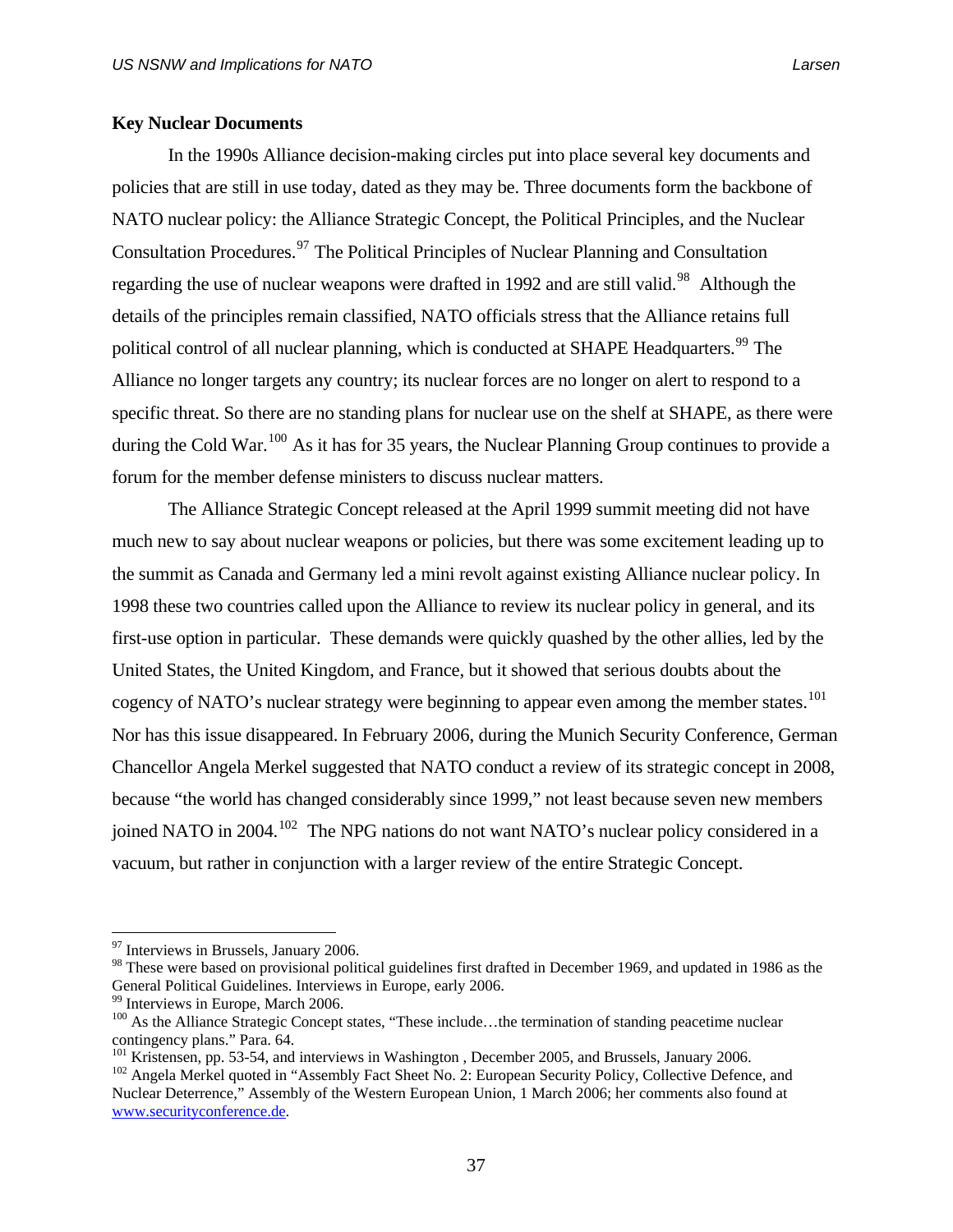**Key Nuclear Documents**

In the 1990s Alliance decision-making circles put into place several key documents and policies that are still in use today, dated as they may be. Three documents form the backbone of NATO nuclear policy: the Alliance Strategic Concept, the Political Principles, and the Nuclear Consultation Procedures.[97] The Political Principles of Nuclear Planning and Consultation regarding the use of nuclear weapons were drafted in 1992 and are still valid.[98] Although the details of the principles remain classified, NATO officials stress that the Alliance retains full political control of all nuclear planning, which is conducted at SHAPE Headquarters.[99] The Alliance no longer targets any country; its nuclear forces are no longer on alert to respond to a specific threat. So there are no standing plans for nuclear use on the shelf at SHAPE, as there were during the Cold War.[100] As it has for 35 years, the Nuclear Planning Group continues to provide a forum for the member defense ministers to discuss nuclear matters.

The Alliance Strategic Concept released at the April 1999 summit meeting did not have much new to say about nuclear weapons or policies, but there was some excitement leading up to the summit as Canada and Germany led a mini revolt against existing Alliance nuclear policy. In 1998 these two countries called upon the Alliance to review its nuclear policy in general, and its first-use option in particular. These demands were quickly quashed by the other allies, led by the United States, the United Kingdom, and France, but it showed that serious doubts about the cogency of NATO's nuclear strategy were beginning to appear even among the member states.[101] Nor has this issue disappeared. In February 2006, during the Munich Security Conference, German Chancellor Angela Merkel suggested that NATO conduct a review of its strategic concept in 2008, because "the world has changed considerably since 1999," not least because seven new members joined NATO in 2004.[102] The NPG nations do not want NATO's nuclear policy considered in a vacuum, but rather in conjunction with a larger review of the entire Strategic Concept.

---

[97] Interviews in Brussels, January 2006.

[98] These were based on provisional political guidelines first drafted in December 1969, and updated in 1986 as the General Political Guidelines. Interviews in Europe, early 2006.

[99] Interviews in Europe, March 2006.

[100] As the Alliance Strategic Concept states, "These include…the termination of standing peacetime nuclear contingency plans." Para. 64.

[101] Kristensen, pp. 53-54, and interviews in Washington , December 2005, and Brussels, January 2006.

[102] Angela Merkel quoted in "Assembly Fact Sheet No. 2: European Security Policy, Collective Defence, and Nuclear Deterrence," Assembly of the Western European Union, 1 March 2006; her comments also found at www.securityconference.de.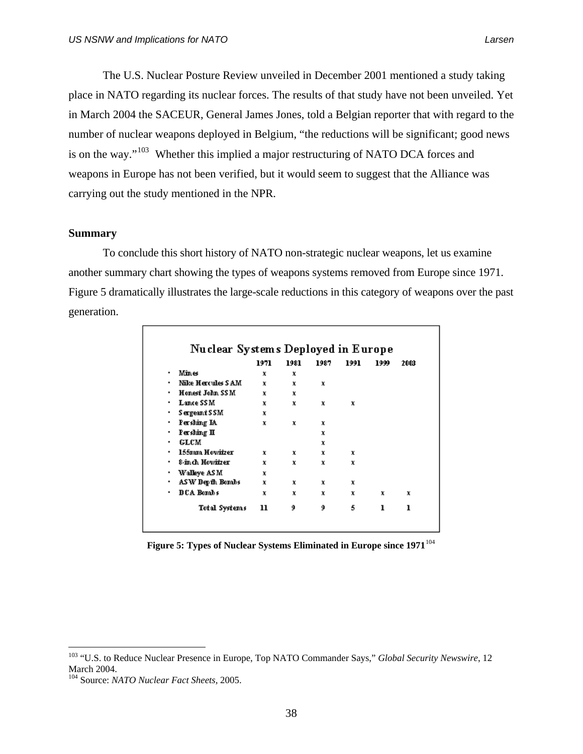The U.S. Nuclear Posture Review unveiled in December 2001 mentioned a study taking place in NATO regarding its nuclear forces. The results of that study have not been unveiled. Yet in March 2004 the SACEUR, General James Jones, told a Belgian reporter that with regard to the number of nuclear weapons deployed in Belgium, "the reductions will be significant; good news is on the way."[103] Whether this implied a major restructuring of NATO DCA forces and weapons in Europe has not been verified, but it would seem to suggest that the Alliance was carrying out the study mentioned in the NPR.

**Summary**

To conclude this short history of NATO non-strategic nuclear weapons, let us examine another summary chart showing the types of weapons systems removed from Europe since 1971. Figure 5 dramatically illustrates the large-scale reductions in this category of weapons over the past generation.

**Nuclear Systems Deployed in Europe**

| | 1971 | 1981 | 1987 | 1991 | 1999 | 2003 |
|---|---|---|---|---|---|---|
| • Mines | x | x | | | | |
| • Nike Hercules SAM | x | x | x | | | |
| • Honest John SSM | x | x | | | | |
| • Lance SSM | x | x | x | x | | |
| • Sergeant SSM | x | | | | | |
| • Pershing IA | x | x | x | | | |
| • Pershing II | | | x | | | |
| • GLCM | | | x | | | |
| • 155mm Howitzer | x | x | x | x | | |
| • 8-inch Howitzer | x | x | x | x | | |
| • Walleye ASM | x | | | | | |
| • ASW Depth Bombs | x | x | x | x | | |
| • DCA Bombs | x | x | x | x | x | x |
| Total Systems | 11 | 9 | 9 | 5 | 1 | 1 |

**Figure 5: Types of Nuclear Systems Eliminated in Europe since 1971**[104]

[103] "U.S. to Reduce Nuclear Presence in Europe, Top NATO Commander Says," *Global Security Newswire*, 12 March 2004.

[104] Source: *NATO Nuclear Fact Sheets*, 2005.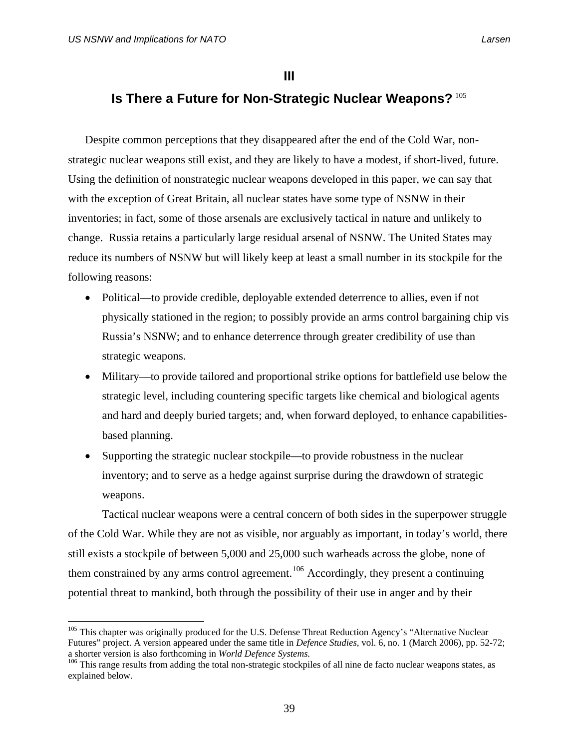# III

## Is There a Future for Non-Strategic Nuclear Weapons? [105]

Despite common perceptions that they disappeared after the end of the Cold War, non-strategic nuclear weapons still exist, and they are likely to have a modest, if short-lived, future. Using the definition of nonstrategic nuclear weapons developed in this paper, we can say that with the exception of Great Britain, all nuclear states have some type of NSNW in their inventories; in fact, some of those arsenals are exclusively tactical in nature and unlikely to change. Russia retains a particularly large residual arsenal of NSNW. The United States may reduce its numbers of NSNW but will likely keep at least a small number in its stockpile for the following reasons:

- Political—to provide credible, deployable extended deterrence to allies, even if not physically stationed in the region; to possibly provide an arms control bargaining chip vis Russia's NSNW; and to enhance deterrence through greater credibility of use than strategic weapons.
- Military—to provide tailored and proportional strike options for battlefield use below the strategic level, including countering specific targets like chemical and biological agents and hard and deeply buried targets; and, when forward deployed, to enhance capabilities-based planning.
- Supporting the strategic nuclear stockpile—to provide robustness in the nuclear inventory; and to serve as a hedge against surprise during the drawdown of strategic weapons.

Tactical nuclear weapons were a central concern of both sides in the superpower struggle of the Cold War. While they are not as visible, nor arguably as important, in today's world, there still exists a stockpile of between 5,000 and 25,000 such warheads across the globe, none of them constrained by any arms control agreement.[106] Accordingly, they present a continuing potential threat to mankind, both through the possibility of their use in anger and by their

---

[105] This chapter was originally produced for the U.S. Defense Threat Reduction Agency's "Alternative Nuclear Futures" project. A version appeared under the same title in *Defence Studies,* vol. 6, no. 1 (March 2006), pp. 52-72; a shorter version is also forthcoming in *World Defence Systems.*

[106] This range results from adding the total non-strategic stockpiles of all nine de facto nuclear weapons states, as explained below.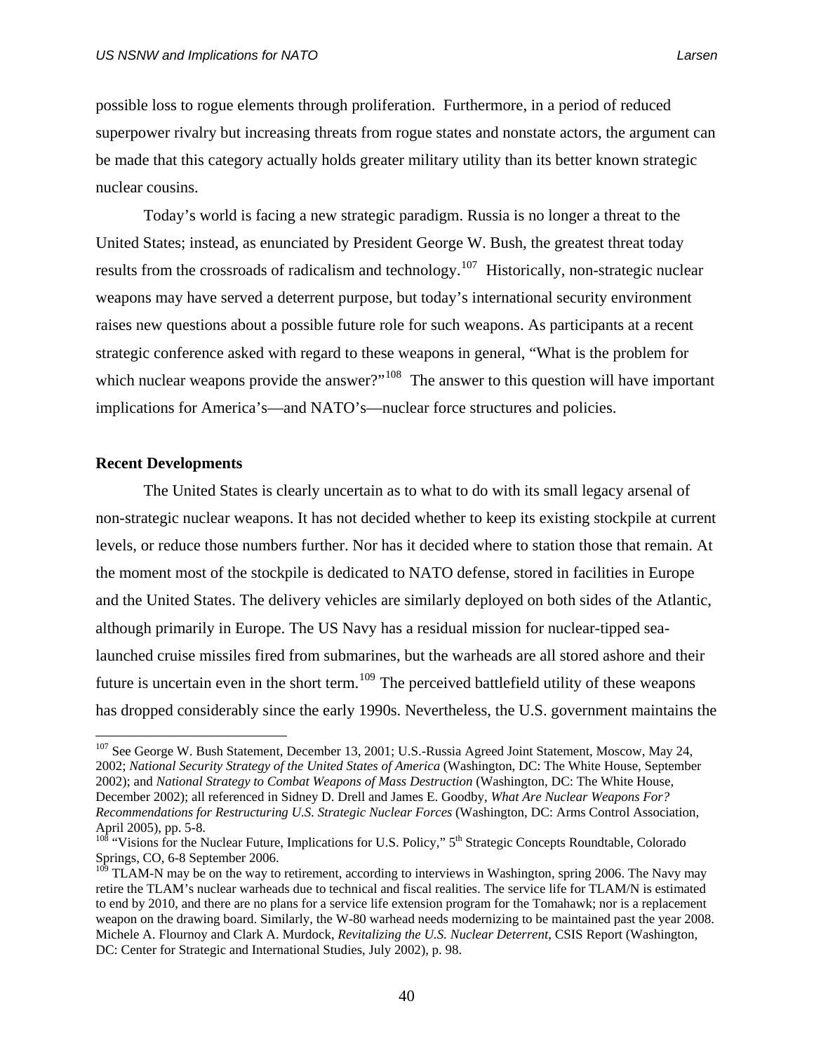possible loss to rogue elements through proliferation. Furthermore, in a period of reduced superpower rivalry but increasing threats from rogue states and nonstate actors, the argument can be made that this category actually holds greater military utility than its better known strategic nuclear cousins.

Today's world is facing a new strategic paradigm. Russia is no longer a threat to the United States; instead, as enunciated by President George W. Bush, the greatest threat today results from the crossroads of radicalism and technology.[107] Historically, non-strategic nuclear weapons may have served a deterrent purpose, but today's international security environment raises new questions about a possible future role for such weapons. As participants at a recent strategic conference asked with regard to these weapons in general, "What is the problem for which nuclear weapons provide the answer?"[108] The answer to this question will have important implications for America's—and NATO's—nuclear force structures and policies.

**Recent Developments**

The United States is clearly uncertain as to what to do with its small legacy arsenal of non-strategic nuclear weapons. It has not decided whether to keep its existing stockpile at current levels, or reduce those numbers further. Nor has it decided where to station those that remain. At the moment most of the stockpile is dedicated to NATO defense, stored in facilities in Europe and the United States. The delivery vehicles are similarly deployed on both sides of the Atlantic, although primarily in Europe. The US Navy has a residual mission for nuclear-tipped sea-launched cruise missiles fired from submarines, but the warheads are all stored ashore and their future is uncertain even in the short term.[109] The perceived battlefield utility of these weapons has dropped considerably since the early 1990s. Nevertheless, the U.S. government maintains the

---

[107] See George W. Bush Statement, December 13, 2001; U.S.-Russia Agreed Joint Statement, Moscow, May 24, 2002; *National Security Strategy of the United States of America* (Washington, DC: The White House, September 2002); and *National Strategy to Combat Weapons of Mass Destruction* (Washington, DC: The White House, December 2002); all referenced in Sidney D. Drell and James E. Goodby, *What Are Nuclear Weapons For? Recommendations for Restructuring U.S. Strategic Nuclear Forces* (Washington, DC: Arms Control Association, April 2005), pp. 5-8.

[108] "Visions for the Nuclear Future, Implications for U.S. Policy," 5th Strategic Concepts Roundtable, Colorado Springs, CO, 6-8 September 2006.

[109] TLAM-N may be on the way to retirement, according to interviews in Washington, spring 2006. The Navy may retire the TLAM's nuclear warheads due to technical and fiscal realities. The service life for TLAM/N is estimated to end by 2010, and there are no plans for a service life extension program for the Tomahawk; nor is a replacement weapon on the drawing board. Similarly, the W-80 warhead needs modernizing to be maintained past the year 2008. Michele A. Flournoy and Clark A. Murdock, *Revitalizing the U.S. Nuclear Deterrent*, CSIS Report (Washington, DC: Center for Strategic and International Studies, July 2002), p. 98.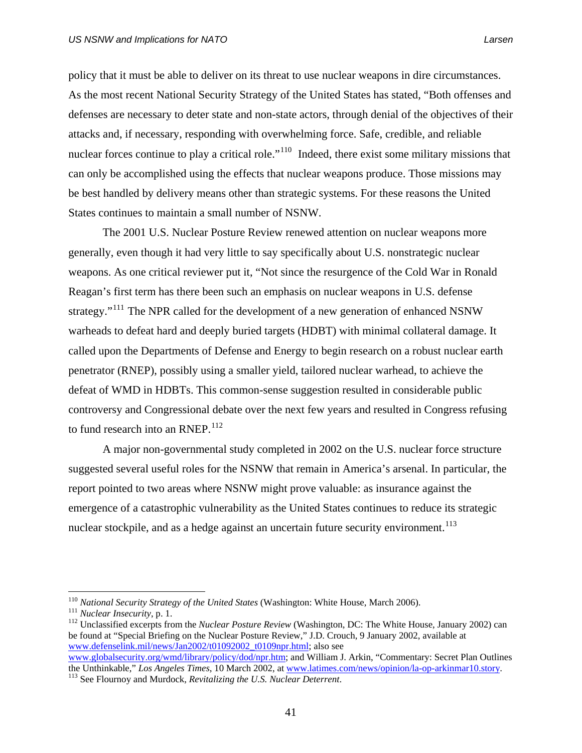policy that it must be able to deliver on its threat to use nuclear weapons in dire circumstances. As the most recent National Security Strategy of the United States has stated, "Both offenses and defenses are necessary to deter state and non-state actors, through denial of the objectives of their attacks and, if necessary, responding with overwhelming force. Safe, credible, and reliable nuclear forces continue to play a critical role."[110] Indeed, there exist some military missions that can only be accomplished using the effects that nuclear weapons produce. Those missions may be best handled by delivery means other than strategic systems. For these reasons the United States continues to maintain a small number of NSNW.

The 2001 U.S. Nuclear Posture Review renewed attention on nuclear weapons more generally, even though it had very little to say specifically about U.S. nonstrategic nuclear weapons. As one critical reviewer put it, "Not since the resurgence of the Cold War in Ronald Reagan's first term has there been such an emphasis on nuclear weapons in U.S. defense strategy."[111] The NPR called for the development of a new generation of enhanced NSNW warheads to defeat hard and deeply buried targets (HDBT) with minimal collateral damage. It called upon the Departments of Defense and Energy to begin research on a robust nuclear earth penetrator (RNEP), possibly using a smaller yield, tailored nuclear warhead, to achieve the defeat of WMD in HDBTs. This common-sense suggestion resulted in considerable public controversy and Congressional debate over the next few years and resulted in Congress refusing to fund research into an RNEP.[112]

A major non-governmental study completed in 2002 on the U.S. nuclear force structure suggested several useful roles for the NSNW that remain in America's arsenal. In particular, the report pointed to two areas where NSNW might prove valuable: as insurance against the emergence of a catastrophic vulnerability as the United States continues to reduce its strategic nuclear stockpile, and as a hedge against an uncertain future security environment.[113]

---

[110] *National Security Strategy of the United States* (Washington: White House, March 2006).

[111] *Nuclear Insecurity*, p. 1.

[112] Unclassified excerpts from the *Nuclear Posture Review* (Washington, DC: The White House, January 2002) can be found at "Special Briefing on the Nuclear Posture Review," J.D. Crouch, 9 January 2002, available at www.defenselink.mil/news/Jan2002/t01092002_t0109npr.html; also see www.globalsecurity.org/wmd/library/policy/dod/npr.htm; and William J. Arkin, "Commentary: Secret Plan Outlines the Unthinkable," *Los Angeles Times*, 10 March 2002, at www.latimes.com/news/opinion/la-op-arkinmar10.story.

[113] See Flournoy and Murdock, *Revitalizing the U.S. Nuclear Deterrent*.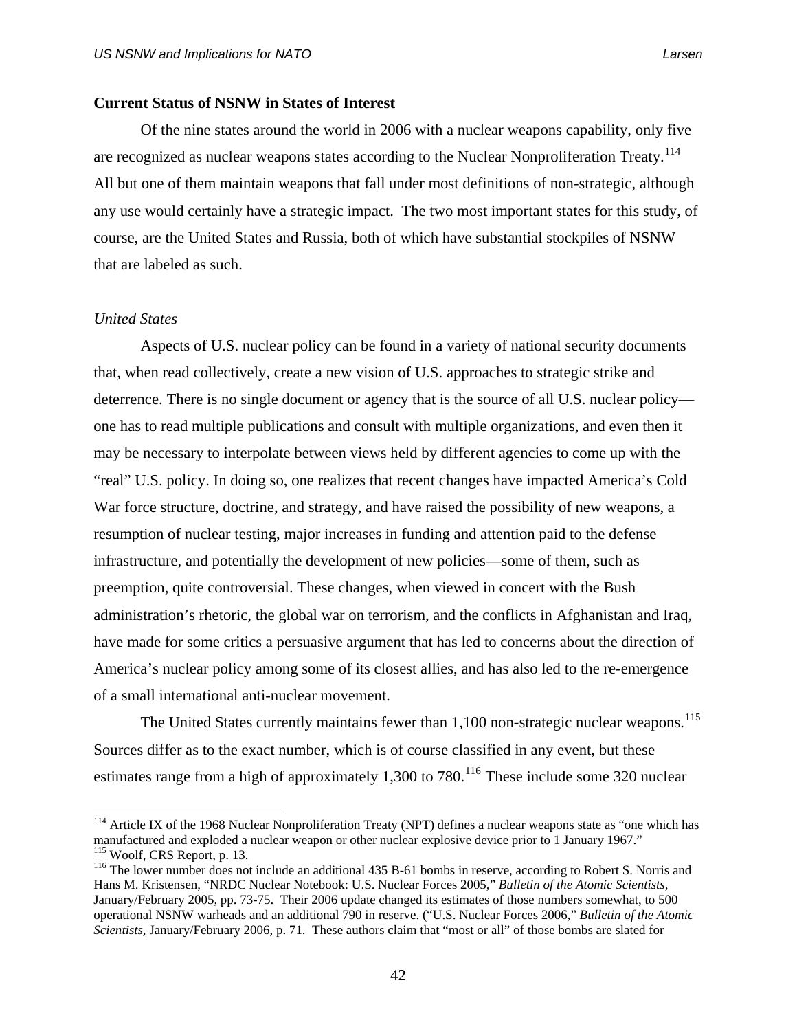**Current Status of NSNW in States of Interest**

Of the nine states around the world in 2006 with a nuclear weapons capability, only five are recognized as nuclear weapons states according to the Nuclear Nonproliferation Treaty.[114] All but one of them maintain weapons that fall under most definitions of non-strategic, although any use would certainly have a strategic impact. The two most important states for this study, of course, are the United States and Russia, both of which have substantial stockpiles of NSNW that are labeled as such.

*United States*

Aspects of U.S. nuclear policy can be found in a variety of national security documents that, when read collectively, create a new vision of U.S. approaches to strategic strike and deterrence. There is no single document or agency that is the source of all U.S. nuclear policy—one has to read multiple publications and consult with multiple organizations, and even then it may be necessary to interpolate between views held by different agencies to come up with the "real" U.S. policy. In doing so, one realizes that recent changes have impacted America's Cold War force structure, doctrine, and strategy, and have raised the possibility of new weapons, a resumption of nuclear testing, major increases in funding and attention paid to the defense infrastructure, and potentially the development of new policies—some of them, such as preemption, quite controversial. These changes, when viewed in concert with the Bush administration's rhetoric, the global war on terrorism, and the conflicts in Afghanistan and Iraq, have made for some critics a persuasive argument that has led to concerns about the direction of America's nuclear policy among some of its closest allies, and has also led to the re-emergence of a small international anti-nuclear movement.

The United States currently maintains fewer than 1,100 non-strategic nuclear weapons.[115] Sources differ as to the exact number, which is of course classified in any event, but these estimates range from a high of approximately 1,300 to 780.[116] These include some 320 nuclear

---

[114] Article IX of the 1968 Nuclear Nonproliferation Treaty (NPT) defines a nuclear weapons state as "one which has manufactured and exploded a nuclear weapon or other nuclear explosive device prior to 1 January 1967."

[115] Woolf, CRS Report, p. 13.

[116] The lower number does not include an additional 435 B-61 bombs in reserve, according to Robert S. Norris and Hans M. Kristensen, "NRDC Nuclear Notebook: U.S. Nuclear Forces 2005," *Bulletin of the Atomic Scientists*, January/February 2005, pp. 73-75. Their 2006 update changed its estimates of those numbers somewhat, to 500 operational NSNW warheads and an additional 790 in reserve. ("U.S. Nuclear Forces 2006," *Bulletin of the Atomic Scientists*, January/February 2006, p. 71. These authors claim that "most or all" of those bombs are slated for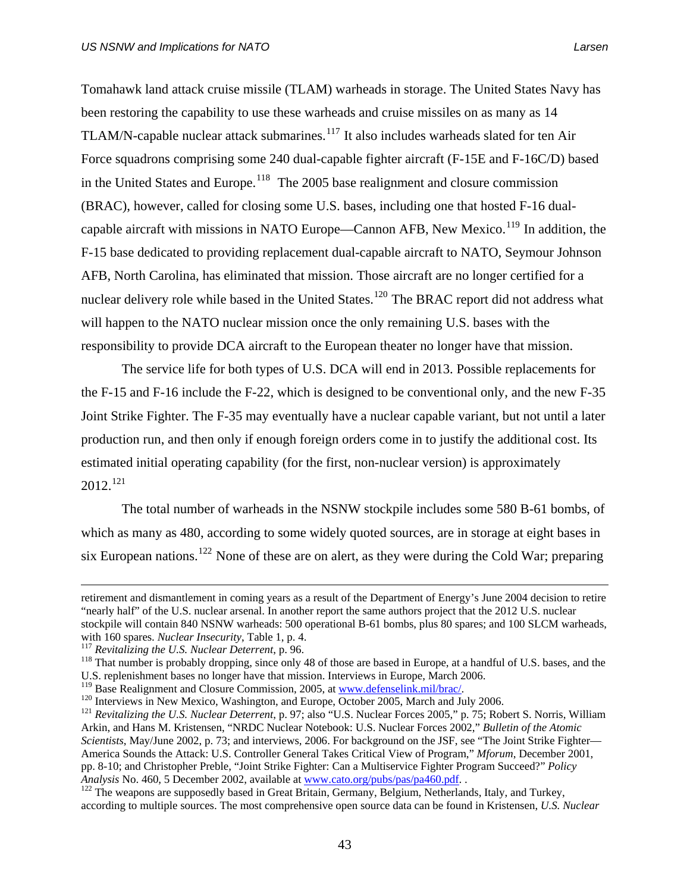Tomahawk land attack cruise missile (TLAM) warheads in storage. The United States Navy has been restoring the capability to use these warheads and cruise missiles on as many as 14 TLAM/N-capable nuclear attack submarines.[117] It also includes warheads slated for ten Air Force squadrons comprising some 240 dual-capable fighter aircraft (F-15E and F-16C/D) based in the United States and Europe.[118] The 2005 base realignment and closure commission (BRAC), however, called for closing some U.S. bases, including one that hosted F-16 dual-capable aircraft with missions in NATO Europe—Cannon AFB, New Mexico.[119] In addition, the F-15 base dedicated to providing replacement dual-capable aircraft to NATO, Seymour Johnson AFB, North Carolina, has eliminated that mission. Those aircraft are no longer certified for a nuclear delivery role while based in the United States.[120] The BRAC report did not address what will happen to the NATO nuclear mission once the only remaining U.S. bases with the responsibility to provide DCA aircraft to the European theater no longer have that mission.

The service life for both types of U.S. DCA will end in 2013. Possible replacements for the F-15 and F-16 include the F-22, which is designed to be conventional only, and the new F-35 Joint Strike Fighter. The F-35 may eventually have a nuclear capable variant, but not until a later production run, and then only if enough foreign orders come in to justify the additional cost. Its estimated initial operating capability (for the first, non-nuclear version) is approximately 2012.[121]

The total number of warheads in the NSNW stockpile includes some 580 B-61 bombs, of which as many as 480, according to some widely quoted sources, are in storage at eight bases in six European nations.[122] None of these are on alert, as they were during the Cold War; preparing

---

retirement and dismantlement in coming years as a result of the Department of Energy's June 2004 decision to retire "nearly half" of the U.S. nuclear arsenal. In another report the same authors project that the 2012 U.S. nuclear stockpile will contain 840 NSNW warheads: 500 operational B-61 bombs, plus 80 spares; and 100 SLCM warheads, with 160 spares. *Nuclear Insecurity*, Table 1, p. 4.

[117] *Revitalizing the U.S. Nuclear Deterrent*, p. 96.

[118] That number is probably dropping, since only 48 of those are based in Europe, at a handful of U.S. bases, and the U.S. replenishment bases no longer have that mission. Interviews in Europe, March 2006.

[119] Base Realignment and Closure Commission, 2005, at www.defenselink.mil/brac/.

[120] Interviews in New Mexico, Washington, and Europe, October 2005, March and July 2006.

[121] *Revitalizing the U.S. Nuclear Deterrent*, p. 97; also "U.S. Nuclear Forces 2005," p. 75; Robert S. Norris, William Arkin, and Hans M. Kristensen, "NRDC Nuclear Notebook: U.S. Nuclear Forces 2002," *Bulletin of the Atomic Scientists*, May/June 2002, p. 73; and interviews, 2006. For background on the JSF, see "The Joint Strike Fighter—America Sounds the Attack: U.S. Controller General Takes Critical View of Program," *Mforum*, December 2001, pp. 8-10; and Christopher Preble, "Joint Strike Fighter: Can a Multiservice Fighter Program Succeed?" *Policy Analysis* No. 460, 5 December 2002, available at www.cato.org/pubs/pas/pa460.pdf. .

[122] The weapons are supposedly based in Great Britain, Germany, Belgium, Netherlands, Italy, and Turkey, according to multiple sources. The most comprehensive open source data can be found in Kristensen, *U.S. Nuclear*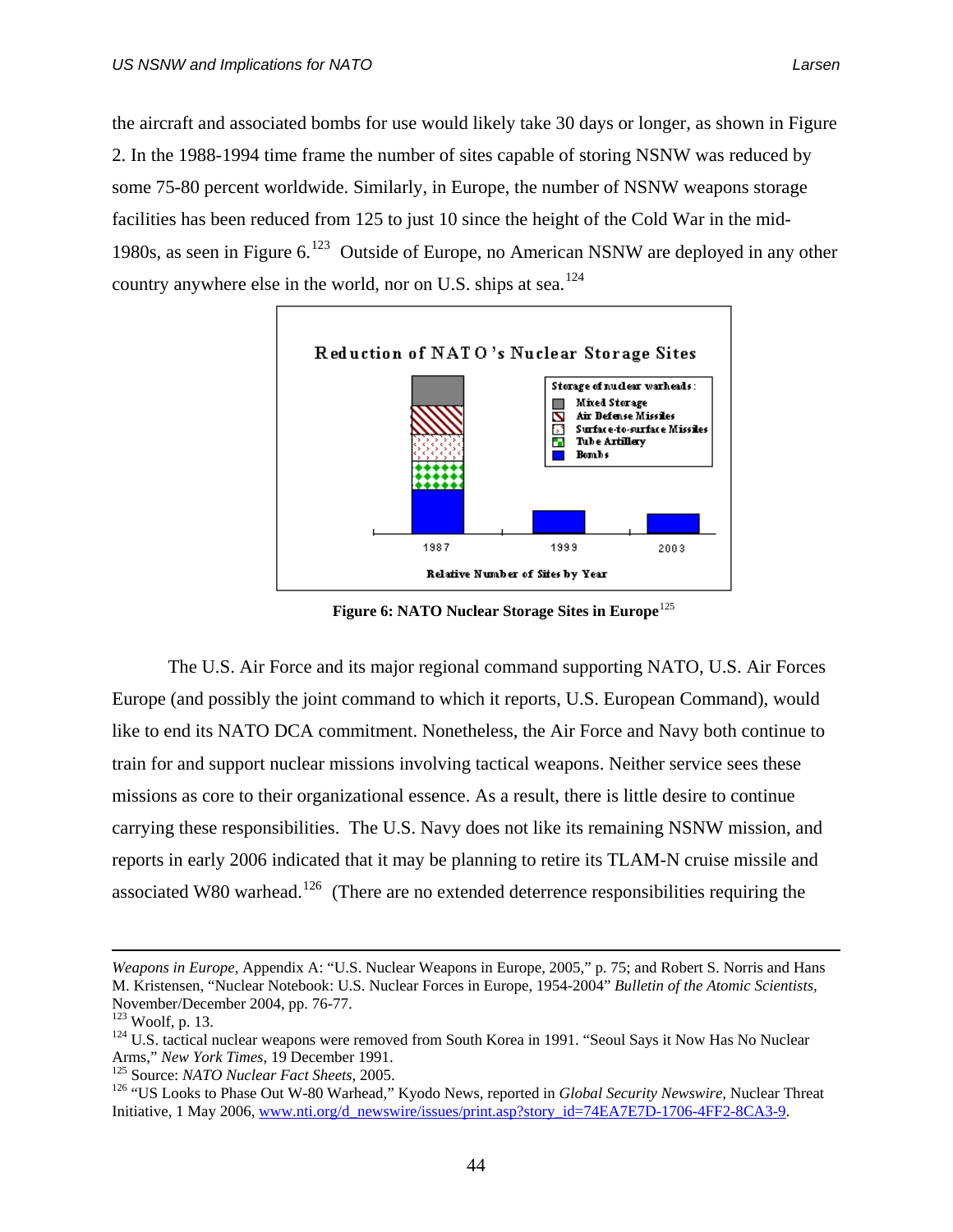the aircraft and associated bombs for use would likely take 30 days or longer, as shown in Figure 2. In the 1988-1994 time frame the number of sites capable of storing NSNW was reduced by some 75-80 percent worldwide. Similarly, in Europe, the number of NSNW weapons storage facilities has been reduced from 125 to just 10 since the height of the Cold War in the mid-1980s, as seen in Figure 6.[123] Outside of Europe, no American NSNW are deployed in any other country anywhere else in the world, nor on U.S. ships at sea.[124]

**Figure 6: NATO Nuclear Storage Sites in Europe**[125]

The U.S. Air Force and its major regional command supporting NATO, U.S. Air Forces Europe (and possibly the joint command to which it reports, U.S. European Command), would like to end its NATO DCA commitment. Nonetheless, the Air Force and Navy both continue to train for and support nuclear missions involving tactical weapons. Neither service sees these missions as core to their organizational essence. As a result, there is little desire to continue carrying these responsibilities. The U.S. Navy does not like its remaining NSNW mission, and reports in early 2006 indicated that it may be planning to retire its TLAM-N cruise missile and associated W80 warhead.[126] (There are no extended deterrence responsibilities requiring the

---

*Weapons in Europe*, Appendix A: "U.S. Nuclear Weapons in Europe, 2005," p. 75; and Robert S. Norris and Hans M. Kristensen, "Nuclear Notebook: U.S. Nuclear Forces in Europe, 1954-2004" *Bulletin of the Atomic Scientists*, November/December 2004, pp. 76-77.

[123] Woolf, p. 13.

[124] U.S. tactical nuclear weapons were removed from South Korea in 1991. "Seoul Says it Now Has No Nuclear Arms," *New York Times*, 19 December 1991.

[125] Source: *NATO Nuclear Fact Sheets*, 2005.

[126] "US Looks to Phase Out W-80 Warhead," Kyodo News, reported in *Global Security Newswire*, Nuclear Threat Initiative, 1 May 2006, www.nti.org/d_newswire/issues/print.asp?story_id=74EA7E7D-1706-4FF2-8CA3-9.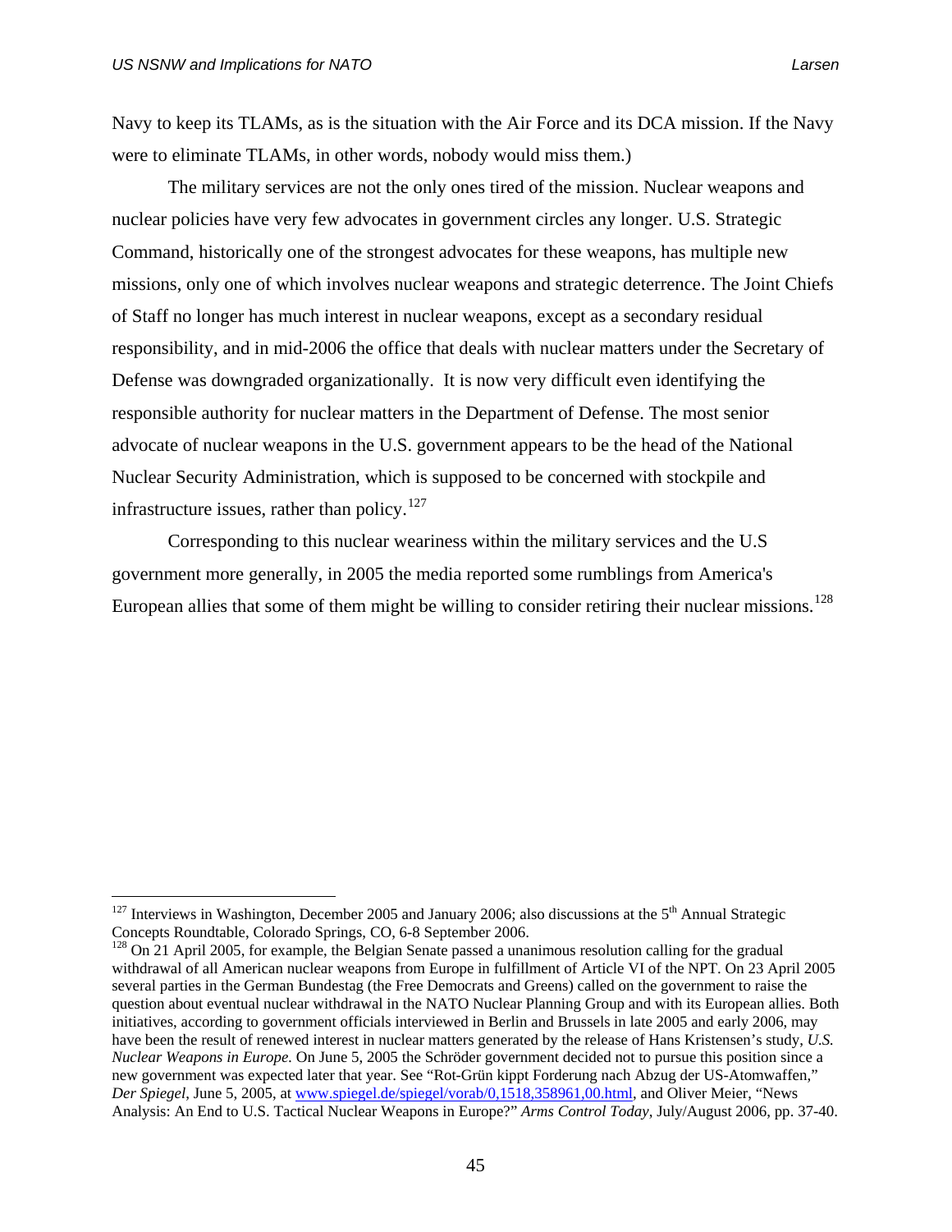Navy to keep its TLAMs, as is the situation with the Air Force and its DCA mission. If the Navy were to eliminate TLAMs, in other words, nobody would miss them.)

The military services are not the only ones tired of the mission. Nuclear weapons and nuclear policies have very few advocates in government circles any longer. U.S. Strategic Command, historically one of the strongest advocates for these weapons, has multiple new missions, only one of which involves nuclear weapons and strategic deterrence. The Joint Chiefs of Staff no longer has much interest in nuclear weapons, except as a secondary residual responsibility, and in mid-2006 the office that deals with nuclear matters under the Secretary of Defense was downgraded organizationally. It is now very difficult even identifying the responsible authority for nuclear matters in the Department of Defense. The most senior advocate of nuclear weapons in the U.S. government appears to be the head of the National Nuclear Security Administration, which is supposed to be concerned with stockpile and infrastructure issues, rather than policy.[127]

Corresponding to this nuclear weariness within the military services and the U.S government more generally, in 2005 the media reported some rumblings from America's European allies that some of them might be willing to consider retiring their nuclear missions.[128]

---

[127] Interviews in Washington, December 2005 and January 2006; also discussions at the 5th Annual Strategic Concepts Roundtable, Colorado Springs, CO, 6-8 September 2006.

[128] On 21 April 2005, for example, the Belgian Senate passed a unanimous resolution calling for the gradual withdrawal of all American nuclear weapons from Europe in fulfillment of Article VI of the NPT. On 23 April 2005 several parties in the German Bundestag (the Free Democrats and Greens) called on the government to raise the question about eventual nuclear withdrawal in the NATO Nuclear Planning Group and with its European allies. Both initiatives, according to government officials interviewed in Berlin and Brussels in late 2005 and early 2006, may have been the result of renewed interest in nuclear matters generated by the release of Hans Kristensen's study, *U.S. Nuclear Weapons in Europe.* On June 5, 2005 the Schröder government decided not to pursue this position since a new government was expected later that year. See "Rot-Grün kippt Forderung nach Abzug der US-Atomwaffen," *Der Spiegel*, June 5, 2005, at www.spiegel.de/spiegel/vorab/0,1518,358961,00.html, and Oliver Meier, "News Analysis: An End to U.S. Tactical Nuclear Weapons in Europe?" *Arms Control Today*, July/August 2006, pp. 37-40.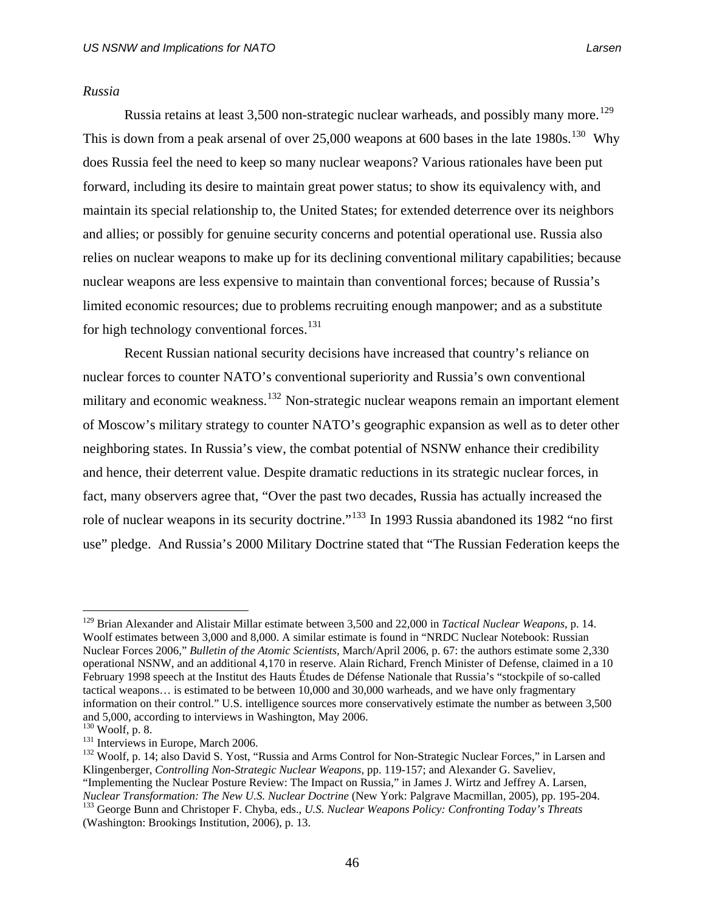*Russia*

Russia retains at least 3,500 non-strategic nuclear warheads, and possibly many more.[129] This is down from a peak arsenal of over 25,000 weapons at 600 bases in the late 1980s.[130] Why does Russia feel the need to keep so many nuclear weapons? Various rationales have been put forward, including its desire to maintain great power status; to show its equivalency with, and maintain its special relationship to, the United States; for extended deterrence over its neighbors and allies; or possibly for genuine security concerns and potential operational use. Russia also relies on nuclear weapons to make up for its declining conventional military capabilities; because nuclear weapons are less expensive to maintain than conventional forces; because of Russia's limited economic resources; due to problems recruiting enough manpower; and as a substitute for high technology conventional forces.[131]

Recent Russian national security decisions have increased that country's reliance on nuclear forces to counter NATO's conventional superiority and Russia's own conventional military and economic weakness.[132] Non-strategic nuclear weapons remain an important element of Moscow's military strategy to counter NATO's geographic expansion as well as to deter other neighboring states. In Russia's view, the combat potential of NSNW enhance their credibility and hence, their deterrent value. Despite dramatic reductions in its strategic nuclear forces, in fact, many observers agree that, "Over the past two decades, Russia has actually increased the role of nuclear weapons in its security doctrine."[133] In 1993 Russia abandoned its 1982 "no first use" pledge. And Russia's 2000 Military Doctrine stated that "The Russian Federation keeps the

---

[129] Brian Alexander and Alistair Millar estimate between 3,500 and 22,000 in *Tactical Nuclear Weapons*, p. 14. Woolf estimates between 3,000 and 8,000. A similar estimate is found in "NRDC Nuclear Notebook: Russian Nuclear Forces 2006," *Bulletin of the Atomic Scientists*, March/April 2006, p. 67: the authors estimate some 2,330 operational NSNW, and an additional 4,170 in reserve. Alain Richard, French Minister of Defense, claimed in a 10 February 1998 speech at the Institut des Hauts Études de Défense Nationale that Russia's "stockpile of so-called tactical weapons… is estimated to be between 10,000 and 30,000 warheads, and we have only fragmentary information on their control." U.S. intelligence sources more conservatively estimate the number as between 3,500 and 5,000, according to interviews in Washington, May 2006.

[130] Woolf, p. 8.

[131] Interviews in Europe, March 2006.

[132] Woolf, p. 14; also David S. Yost, "Russia and Arms Control for Non-Strategic Nuclear Forces," in Larsen and Klingenberger, *Controlling Non-Strategic Nuclear Weapons*, pp. 119-157; and Alexander G. Saveliev, "Implementing the Nuclear Posture Review: The Impact on Russia," in James J. Wirtz and Jeffrey A. Larsen, *Nuclear Transformation: The New U.S. Nuclear Doctrine* (New York: Palgrave Macmillan, 2005), pp. 195-204.

[133] George Bunn and Christoper F. Chyba, eds., *U.S. Nuclear Weapons Policy: Confronting Today's Threats* (Washington: Brookings Institution, 2006), p. 13.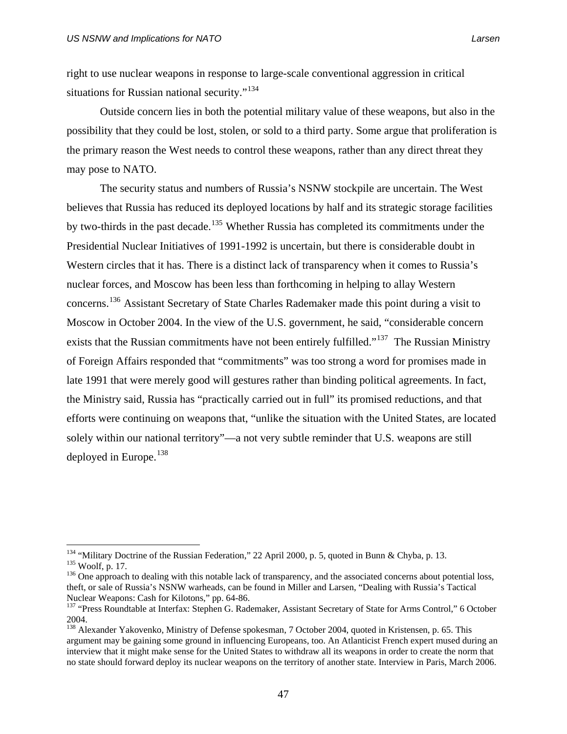right to use nuclear weapons in response to large-scale conventional aggression in critical situations for Russian national security."[134]

Outside concern lies in both the potential military value of these weapons, but also in the possibility that they could be lost, stolen, or sold to a third party. Some argue that proliferation is the primary reason the West needs to control these weapons, rather than any direct threat they may pose to NATO.

The security status and numbers of Russia's NSNW stockpile are uncertain. The West believes that Russia has reduced its deployed locations by half and its strategic storage facilities by two-thirds in the past decade.[135] Whether Russia has completed its commitments under the Presidential Nuclear Initiatives of 1991-1992 is uncertain, but there is considerable doubt in Western circles that it has. There is a distinct lack of transparency when it comes to Russia's nuclear forces, and Moscow has been less than forthcoming in helping to allay Western concerns.[136] Assistant Secretary of State Charles Rademaker made this point during a visit to Moscow in October 2004. In the view of the U.S. government, he said, "considerable concern exists that the Russian commitments have not been entirely fulfilled."[137] The Russian Ministry of Foreign Affairs responded that "commitments" was too strong a word for promises made in late 1991 that were merely good will gestures rather than binding political agreements. In fact, the Ministry said, Russia has "practically carried out in full" its promised reductions, and that efforts were continuing on weapons that, "unlike the situation with the United States, are located solely within our national territory"—a not very subtle reminder that U.S. weapons are still deployed in Europe.[138]

---

[134] "Military Doctrine of the Russian Federation," 22 April 2000, p. 5, quoted in Bunn & Chyba, p. 13.
[135] Woolf, p. 17.
[136] One approach to dealing with this notable lack of transparency, and the associated concerns about potential loss, theft, or sale of Russia's NSNW warheads, can be found in Miller and Larsen, "Dealing with Russia's Tactical Nuclear Weapons: Cash for Kilotons," pp. 64-86.
[137] "Press Roundtable at Interfax: Stephen G. Rademaker, Assistant Secretary of State for Arms Control," 6 October 2004.
[138] Alexander Yakovenko, Ministry of Defense spokesman, 7 October 2004, quoted in Kristensen, p. 65. This argument may be gaining some ground in influencing Europeans, too. An Atlanticist French expert mused during an interview that it might make sense for the United States to withdraw all its weapons in order to create the norm that no state should forward deploy its nuclear weapons on the territory of another state. Interview in Paris, March 2006.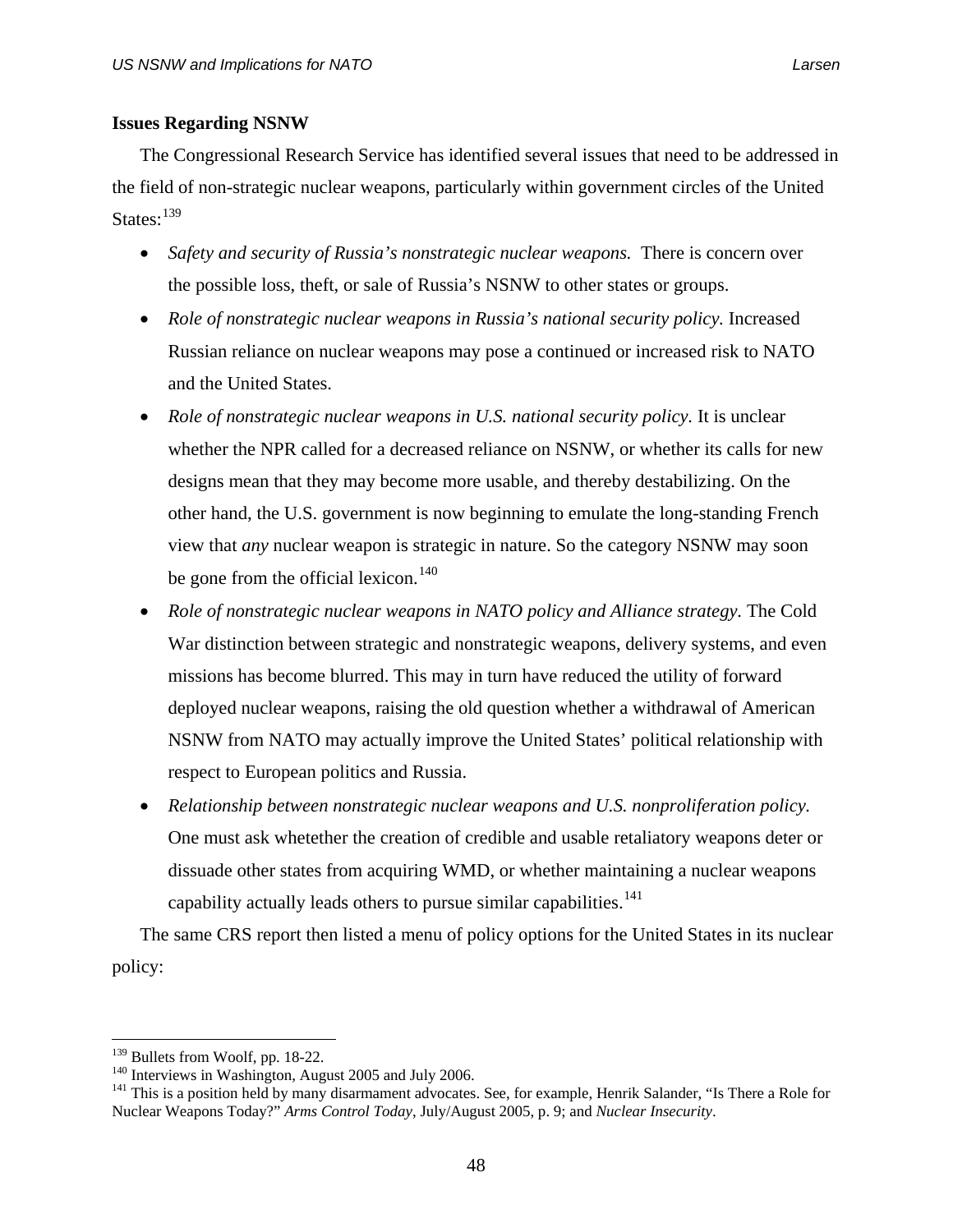**Issues Regarding NSNW**

The Congressional Research Service has identified several issues that need to be addressed in the field of non-strategic nuclear weapons, particularly within government circles of the United States:[139]

- *Safety and security of Russia's nonstrategic nuclear weapons.* There is concern over the possible loss, theft, or sale of Russia's NSNW to other states or groups.
- *Role of nonstrategic nuclear weapons in Russia's national security policy.* Increased Russian reliance on nuclear weapons may pose a continued or increased risk to NATO and the United States.
- *Role of nonstrategic nuclear weapons in U.S. national security policy*. It is unclear whether the NPR called for a decreased reliance on NSNW, or whether its calls for new designs mean that they may become more usable, and thereby destabilizing. On the other hand, the U.S. government is now beginning to emulate the long-standing French view that *any* nuclear weapon is strategic in nature. So the category NSNW may soon be gone from the official lexicon.[140]
- *Role of nonstrategic nuclear weapons in NATO policy and Alliance strategy.* The Cold War distinction between strategic and nonstrategic weapons, delivery systems, and even missions has become blurred. This may in turn have reduced the utility of forward deployed nuclear weapons, raising the old question whether a withdrawal of American NSNW from NATO may actually improve the United States' political relationship with respect to European politics and Russia.
- *Relationship between nonstrategic nuclear weapons and U.S. nonproliferation policy.* One must ask whetether the creation of credible and usable retaliatory weapons deter or dissuade other states from acquiring WMD, or whether maintaining a nuclear weapons capability actually leads others to pursue similar capabilities.[141]

The same CRS report then listed a menu of policy options for the United States in its nuclear policy:

---

[139] Bullets from Woolf, pp. 18-22.

[140] Interviews in Washington, August 2005 and July 2006.

[141] This is a position held by many disarmament advocates. See, for example, Henrik Salander, "Is There a Role for Nuclear Weapons Today?" *Arms Control Today*, July/August 2005, p. 9; and *Nuclear Insecurity*.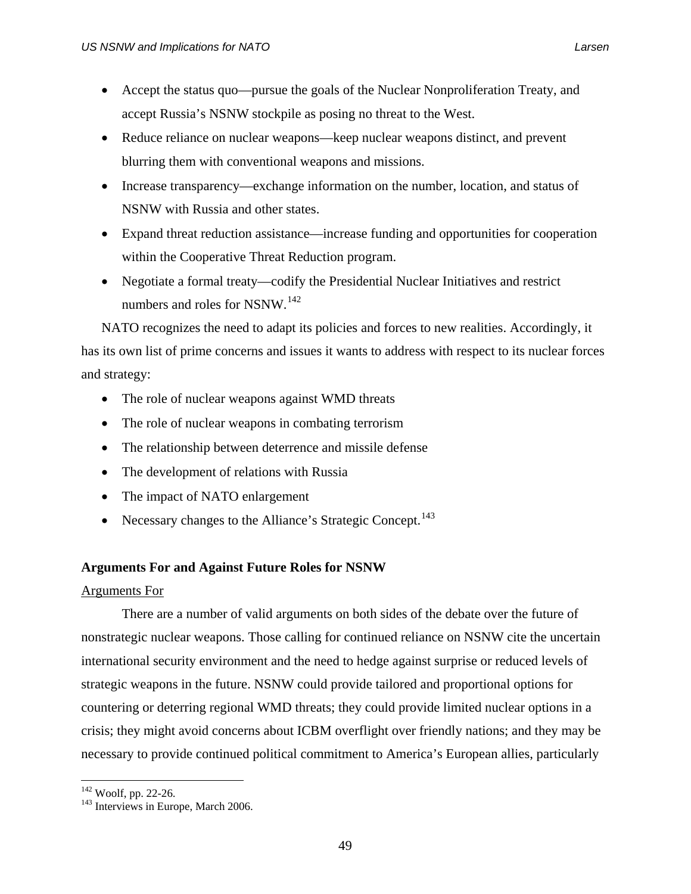- Accept the status quo—pursue the goals of the Nuclear Nonproliferation Treaty, and accept Russia's NSNW stockpile as posing no threat to the West.
- Reduce reliance on nuclear weapons—keep nuclear weapons distinct, and prevent blurring them with conventional weapons and missions.
- Increase transparency—exchange information on the number, location, and status of NSNW with Russia and other states.
- Expand threat reduction assistance—increase funding and opportunities for cooperation within the Cooperative Threat Reduction program.
- Negotiate a formal treaty—codify the Presidential Nuclear Initiatives and restrict numbers and roles for NSNW.[142]

NATO recognizes the need to adapt its policies and forces to new realities. Accordingly, it has its own list of prime concerns and issues it wants to address with respect to its nuclear forces and strategy:

- The role of nuclear weapons against WMD threats
- The role of nuclear weapons in combating terrorism
- The relationship between deterrence and missile defense
- The development of relations with Russia
- The impact of NATO enlargement
- Necessary changes to the Alliance's Strategic Concept.[143]

**Arguments For and Against Future Roles for NSNW**

Arguments For

There are a number of valid arguments on both sides of the debate over the future of nonstrategic nuclear weapons. Those calling for continued reliance on NSNW cite the uncertain international security environment and the need to hedge against surprise or reduced levels of strategic weapons in the future. NSNW could provide tailored and proportional options for countering or deterring regional WMD threats; they could provide limited nuclear options in a crisis; they might avoid concerns about ICBM overflight over friendly nations; and they may be necessary to provide continued political commitment to America's European allies, particularly

[142] Woolf, pp. 22-26.
[143] Interviews in Europe, March 2006.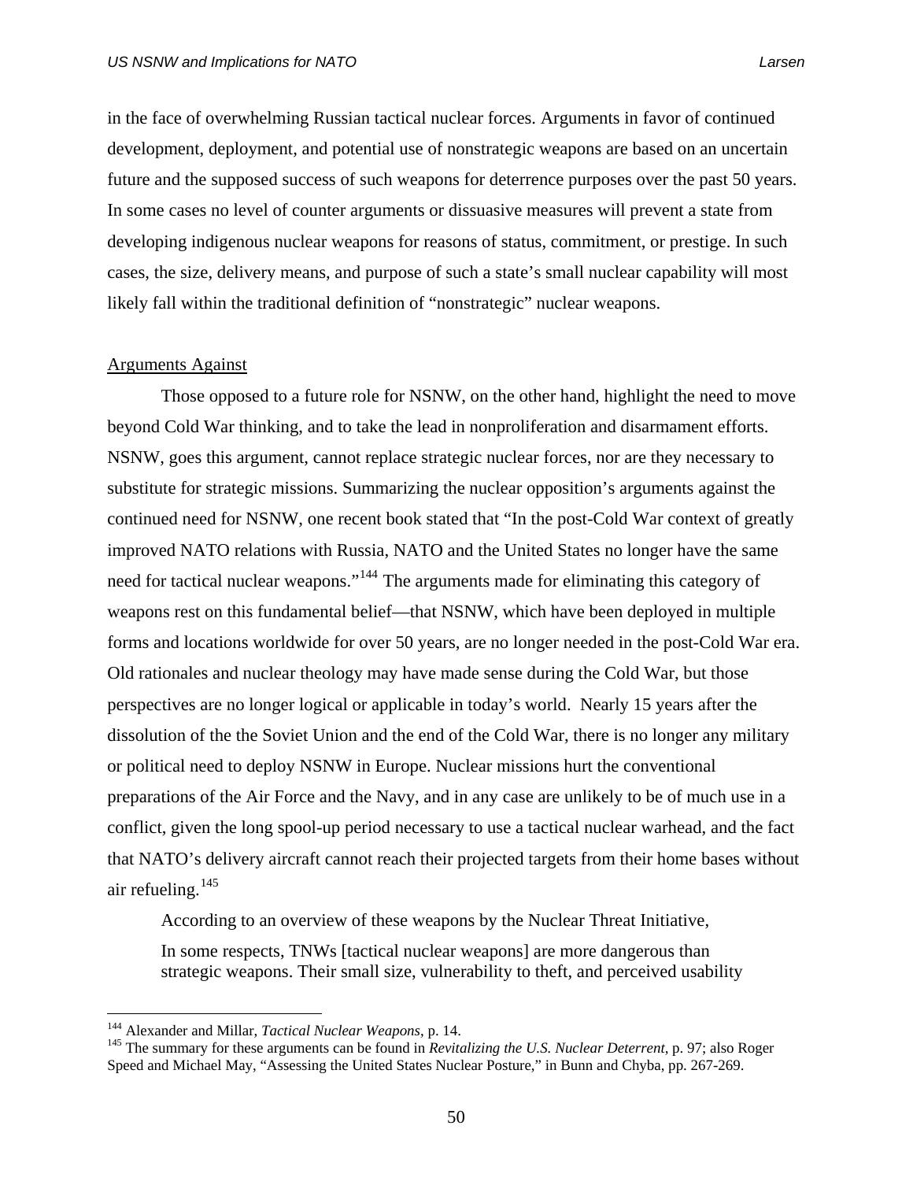in the face of overwhelming Russian tactical nuclear forces. Arguments in favor of continued development, deployment, and potential use of nonstrategic weapons are based on an uncertain future and the supposed success of such weapons for deterrence purposes over the past 50 years. In some cases no level of counter arguments or dissuasive measures will prevent a state from developing indigenous nuclear weapons for reasons of status, commitment, or prestige. In such cases, the size, delivery means, and purpose of such a state's small nuclear capability will most likely fall within the traditional definition of "nonstrategic" nuclear weapons.

Arguments Against

Those opposed to a future role for NSNW, on the other hand, highlight the need to move beyond Cold War thinking, and to take the lead in nonproliferation and disarmament efforts. NSNW, goes this argument, cannot replace strategic nuclear forces, nor are they necessary to substitute for strategic missions. Summarizing the nuclear opposition's arguments against the continued need for NSNW, one recent book stated that "In the post-Cold War context of greatly improved NATO relations with Russia, NATO and the United States no longer have the same need for tactical nuclear weapons."[144] The arguments made for eliminating this category of weapons rest on this fundamental belief—that NSNW, which have been deployed in multiple forms and locations worldwide for over 50 years, are no longer needed in the post-Cold War era. Old rationales and nuclear theology may have made sense during the Cold War, but those perspectives are no longer logical or applicable in today's world. Nearly 15 years after the dissolution of the the Soviet Union and the end of the Cold War, there is no longer any military or political need to deploy NSNW in Europe. Nuclear missions hurt the conventional preparations of the Air Force and the Navy, and in any case are unlikely to be of much use in a conflict, given the long spool-up period necessary to use a tactical nuclear warhead, and the fact that NATO's delivery aircraft cannot reach their projected targets from their home bases without air refueling.[145]

According to an overview of these weapons by the Nuclear Threat Initiative,

> In some respects, TNWs [tactical nuclear weapons] are more dangerous than strategic weapons. Their small size, vulnerability to theft, and perceived usability

[144] Alexander and Millar, *Tactical Nuclear Weapons*, p. 14.

[145] The summary for these arguments can be found in *Revitalizing the U.S. Nuclear Deterrent*, p. 97; also Roger Speed and Michael May, "Assessing the United States Nuclear Posture," in Bunn and Chyba, pp. 267-269.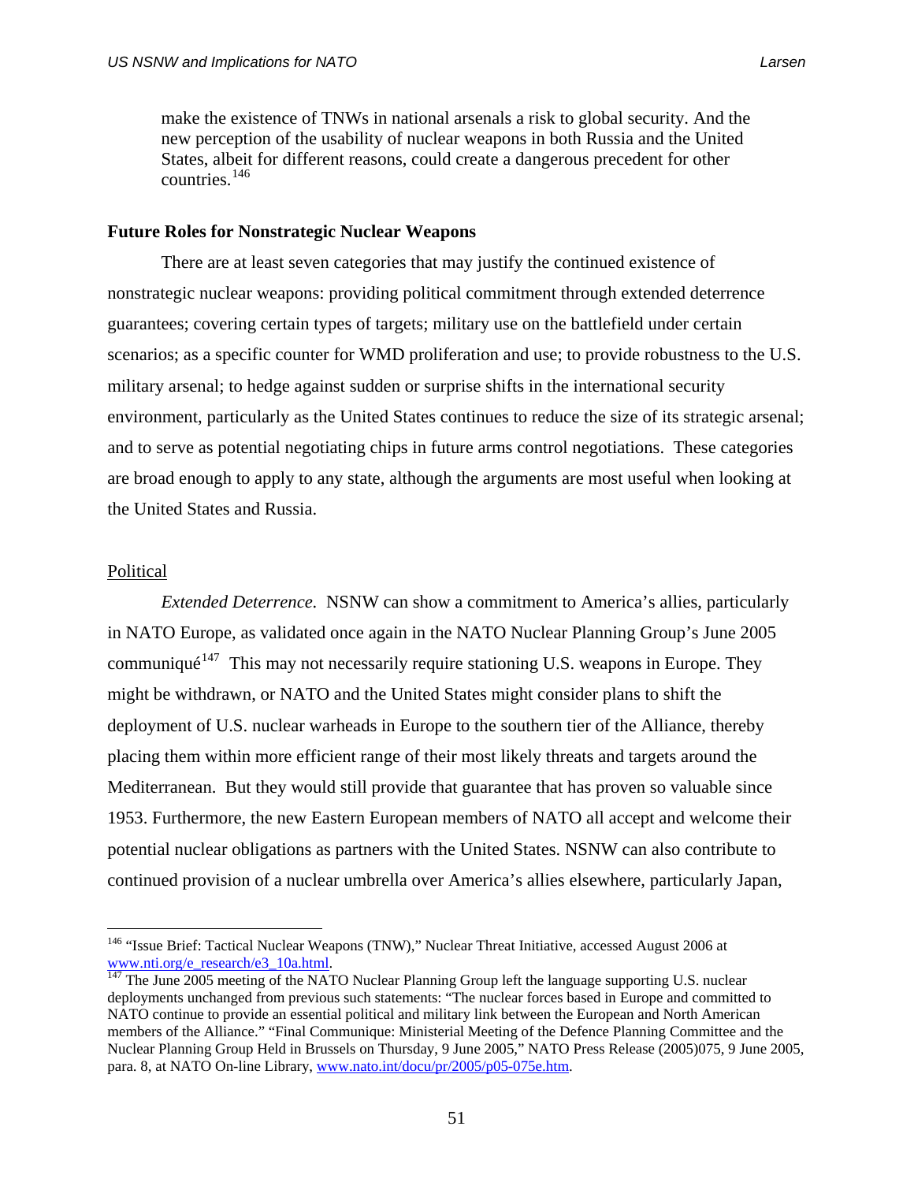make the existence of TNWs in national arsenals a risk to global security. And the new perception of the usability of nuclear weapons in both Russia and the United States, albeit for different reasons, could create a dangerous precedent for other countries.[146]

**Future Roles for Nonstrategic Nuclear Weapons**

There are at least seven categories that may justify the continued existence of nonstrategic nuclear weapons: providing political commitment through extended deterrence guarantees; covering certain types of targets; military use on the battlefield under certain scenarios; as a specific counter for WMD proliferation and use; to provide robustness to the U.S. military arsenal; to hedge against sudden or surprise shifts in the international security environment, particularly as the United States continues to reduce the size of its strategic arsenal; and to serve as potential negotiating chips in future arms control negotiations. These categories are broad enough to apply to any state, although the arguments are most useful when looking at the United States and Russia.

Political

*Extended Deterrence.* NSNW can show a commitment to America's allies, particularly in NATO Europe, as validated once again in the NATO Nuclear Planning Group's June 2005 communiqué[147] This may not necessarily require stationing U.S. weapons in Europe. They might be withdrawn, or NATO and the United States might consider plans to shift the deployment of U.S. nuclear warheads in Europe to the southern tier of the Alliance, thereby placing them within more efficient range of their most likely threats and targets around the Mediterranean. But they would still provide that guarantee that has proven so valuable since 1953. Furthermore, the new Eastern European members of NATO all accept and welcome their potential nuclear obligations as partners with the United States. NSNW can also contribute to continued provision of a nuclear umbrella over America's allies elsewhere, particularly Japan,

---

[146] "Issue Brief: Tactical Nuclear Weapons (TNW)," Nuclear Threat Initiative, accessed August 2006 at www.nti.org/e_research/e3_10a.html.

[147] The June 2005 meeting of the NATO Nuclear Planning Group left the language supporting U.S. nuclear deployments unchanged from previous such statements: "The nuclear forces based in Europe and committed to NATO continue to provide an essential political and military link between the European and North American members of the Alliance." "Final Communique: Ministerial Meeting of the Defence Planning Committee and the Nuclear Planning Group Held in Brussels on Thursday, 9 June 2005," NATO Press Release (2005)075, 9 June 2005, para. 8, at NATO On-line Library, www.nato.int/docu/pr/2005/p05-075e.htm.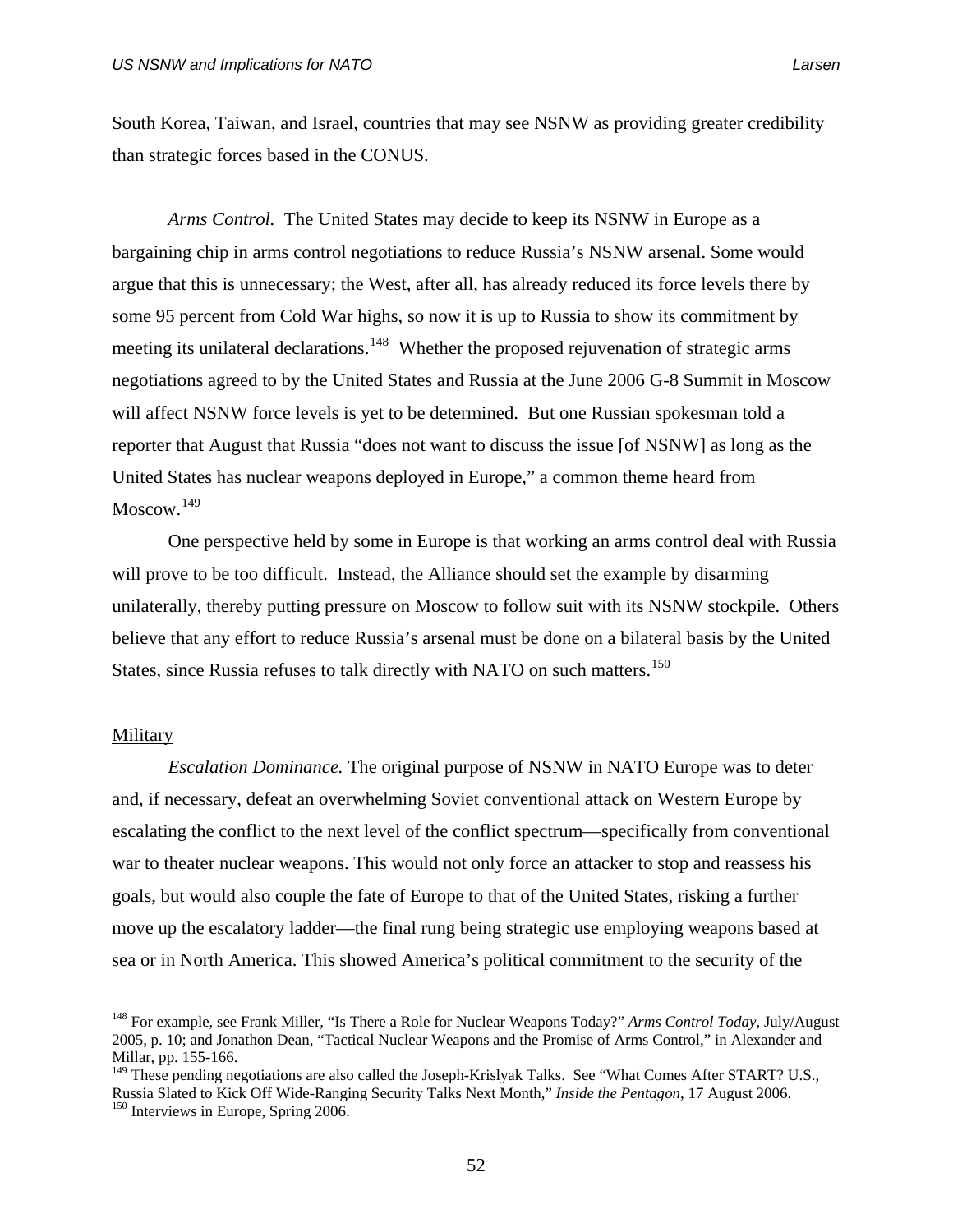South Korea, Taiwan, and Israel, countries that may see NSNW as providing greater credibility than strategic forces based in the CONUS.

*Arms Control.* The United States may decide to keep its NSNW in Europe as a bargaining chip in arms control negotiations to reduce Russia's NSNW arsenal. Some would argue that this is unnecessary; the West, after all, has already reduced its force levels there by some 95 percent from Cold War highs, so now it is up to Russia to show its commitment by meeting its unilateral declarations.[148] Whether the proposed rejuvenation of strategic arms negotiations agreed to by the United States and Russia at the June 2006 G-8 Summit in Moscow will affect NSNW force levels is yet to be determined. But one Russian spokesman told a reporter that August that Russia "does not want to discuss the issue [of NSNW] as long as the United States has nuclear weapons deployed in Europe," a common theme heard from Moscow.[149]

One perspective held by some in Europe is that working an arms control deal with Russia will prove to be too difficult. Instead, the Alliance should set the example by disarming unilaterally, thereby putting pressure on Moscow to follow suit with its NSNW stockpile. Others believe that any effort to reduce Russia's arsenal must be done on a bilateral basis by the United States, since Russia refuses to talk directly with NATO on such matters.[150]

<u>Military</u>

*Escalation Dominance.* The original purpose of NSNW in NATO Europe was to deter and, if necessary, defeat an overwhelming Soviet conventional attack on Western Europe by escalating the conflict to the next level of the conflict spectrum—specifically from conventional war to theater nuclear weapons. This would not only force an attacker to stop and reassess his goals, but would also couple the fate of Europe to that of the United States, risking a further move up the escalatory ladder—the final rung being strategic use employing weapons based at sea or in North America. This showed America's political commitment to the security of the

---

[148] For example, see Frank Miller, "Is There a Role for Nuclear Weapons Today?" *Arms Control Today*, July/August 2005, p. 10; and Jonathon Dean, "Tactical Nuclear Weapons and the Promise of Arms Control," in Alexander and Millar, pp. 155-166.

[149] These pending negotiations are also called the Joseph-Krislyak Talks. See "What Comes After START? U.S., Russia Slated to Kick Off Wide-Ranging Security Talks Next Month," *Inside the Pentagon*, 17 August 2006.

[150] Interviews in Europe, Spring 2006.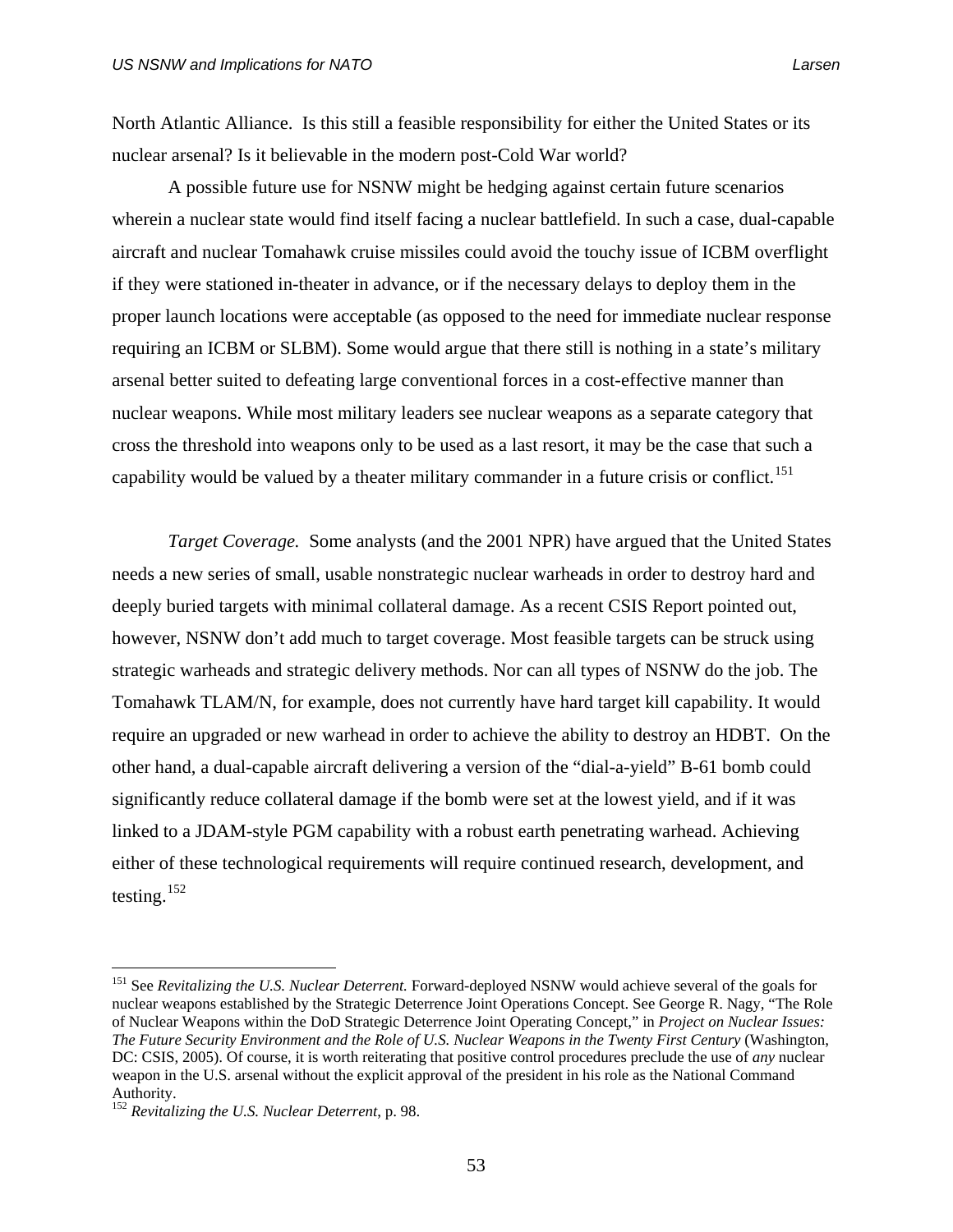North Atlantic Alliance. Is this still a feasible responsibility for either the United States or its nuclear arsenal? Is it believable in the modern post-Cold War world?

A possible future use for NSNW might be hedging against certain future scenarios wherein a nuclear state would find itself facing a nuclear battlefield. In such a case, dual-capable aircraft and nuclear Tomahawk cruise missiles could avoid the touchy issue of ICBM overflight if they were stationed in-theater in advance, or if the necessary delays to deploy them in the proper launch locations were acceptable (as opposed to the need for immediate nuclear response requiring an ICBM or SLBM). Some would argue that there still is nothing in a state's military arsenal better suited to defeating large conventional forces in a cost-effective manner than nuclear weapons. While most military leaders see nuclear weapons as a separate category that cross the threshold into weapons only to be used as a last resort, it may be the case that such a capability would be valued by a theater military commander in a future crisis or conflict.[151]

*Target Coverage.* Some analysts (and the 2001 NPR) have argued that the United States needs a new series of small, usable nonstrategic nuclear warheads in order to destroy hard and deeply buried targets with minimal collateral damage. As a recent CSIS Report pointed out, however, NSNW don't add much to target coverage. Most feasible targets can be struck using strategic warheads and strategic delivery methods. Nor can all types of NSNW do the job. The Tomahawk TLAM/N, for example, does not currently have hard target kill capability. It would require an upgraded or new warhead in order to achieve the ability to destroy an HDBT. On the other hand, a dual-capable aircraft delivering a version of the "dial-a-yield" B-61 bomb could significantly reduce collateral damage if the bomb were set at the lowest yield, and if it was linked to a JDAM-style PGM capability with a robust earth penetrating warhead. Achieving either of these technological requirements will require continued research, development, and testing.[152]

---

[151] See *Revitalizing the U.S. Nuclear Deterrent.* Forward-deployed NSNW would achieve several of the goals for nuclear weapons established by the Strategic Deterrence Joint Operations Concept. See George R. Nagy, "The Role of Nuclear Weapons within the DoD Strategic Deterrence Joint Operating Concept," in *Project on Nuclear Issues: The Future Security Environment and the Role of U.S. Nuclear Weapons in the Twenty First Century* (Washington, DC: CSIS, 2005). Of course, it is worth reiterating that positive control procedures preclude the use of *any* nuclear weapon in the U.S. arsenal without the explicit approval of the president in his role as the National Command Authority.

[152] *Revitalizing the U.S. Nuclear Deterrent*, p. 98.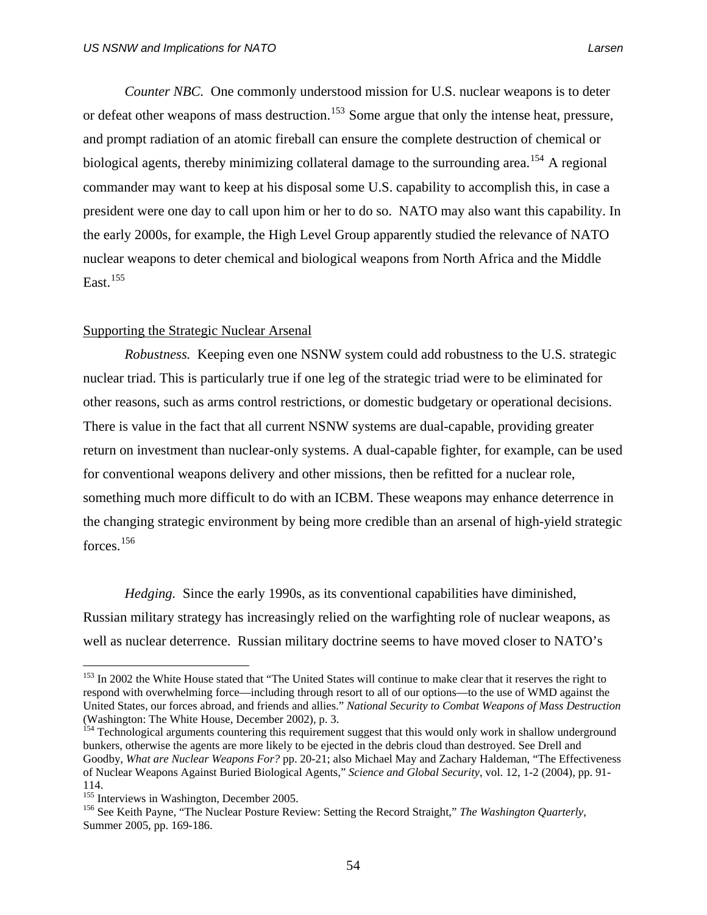*Counter NBC.* One commonly understood mission for U.S. nuclear weapons is to deter or defeat other weapons of mass destruction.[153] Some argue that only the intense heat, pressure, and prompt radiation of an atomic fireball can ensure the complete destruction of chemical or biological agents, thereby minimizing collateral damage to the surrounding area.[154] A regional commander may want to keep at his disposal some U.S. capability to accomplish this, in case a president were one day to call upon him or her to do so. NATO may also want this capability. In the early 2000s, for example, the High Level Group apparently studied the relevance of NATO nuclear weapons to deter chemical and biological weapons from North Africa and the Middle East.[155]

<u>Supporting the Strategic Nuclear Arsenal</u>

*Robustness.* Keeping even one NSNW system could add robustness to the U.S. strategic nuclear triad. This is particularly true if one leg of the strategic triad were to be eliminated for other reasons, such as arms control restrictions, or domestic budgetary or operational decisions. There is value in the fact that all current NSNW systems are dual-capable, providing greater return on investment than nuclear-only systems. A dual-capable fighter, for example, can be used for conventional weapons delivery and other missions, then be refitted for a nuclear role, something much more difficult to do with an ICBM. These weapons may enhance deterrence in the changing strategic environment by being more credible than an arsenal of high-yield strategic forces.[156]

*Hedging.* Since the early 1990s, as its conventional capabilities have diminished, Russian military strategy has increasingly relied on the warfighting role of nuclear weapons, as well as nuclear deterrence. Russian military doctrine seems to have moved closer to NATO's

---

[153] In 2002 the White House stated that "The United States will continue to make clear that it reserves the right to respond with overwhelming force—including through resort to all of our options—to the use of WMD against the United States, our forces abroad, and friends and allies." *National Security to Combat Weapons of Mass Destruction* (Washington: The White House, December 2002), p. 3.

[154] Technological arguments countering this requirement suggest that this would only work in shallow underground bunkers, otherwise the agents are more likely to be ejected in the debris cloud than destroyed. See Drell and Goodby, *What are Nuclear Weapons For?* pp. 20-21; also Michael May and Zachary Haldeman, "The Effectiveness of Nuclear Weapons Against Buried Biological Agents," *Science and Global Security*, vol. 12, 1-2 (2004), pp. 91-114.

[155] Interviews in Washington, December 2005.

[156] See Keith Payne, "The Nuclear Posture Review: Setting the Record Straight," *The Washington Quarterly*, Summer 2005, pp. 169-186.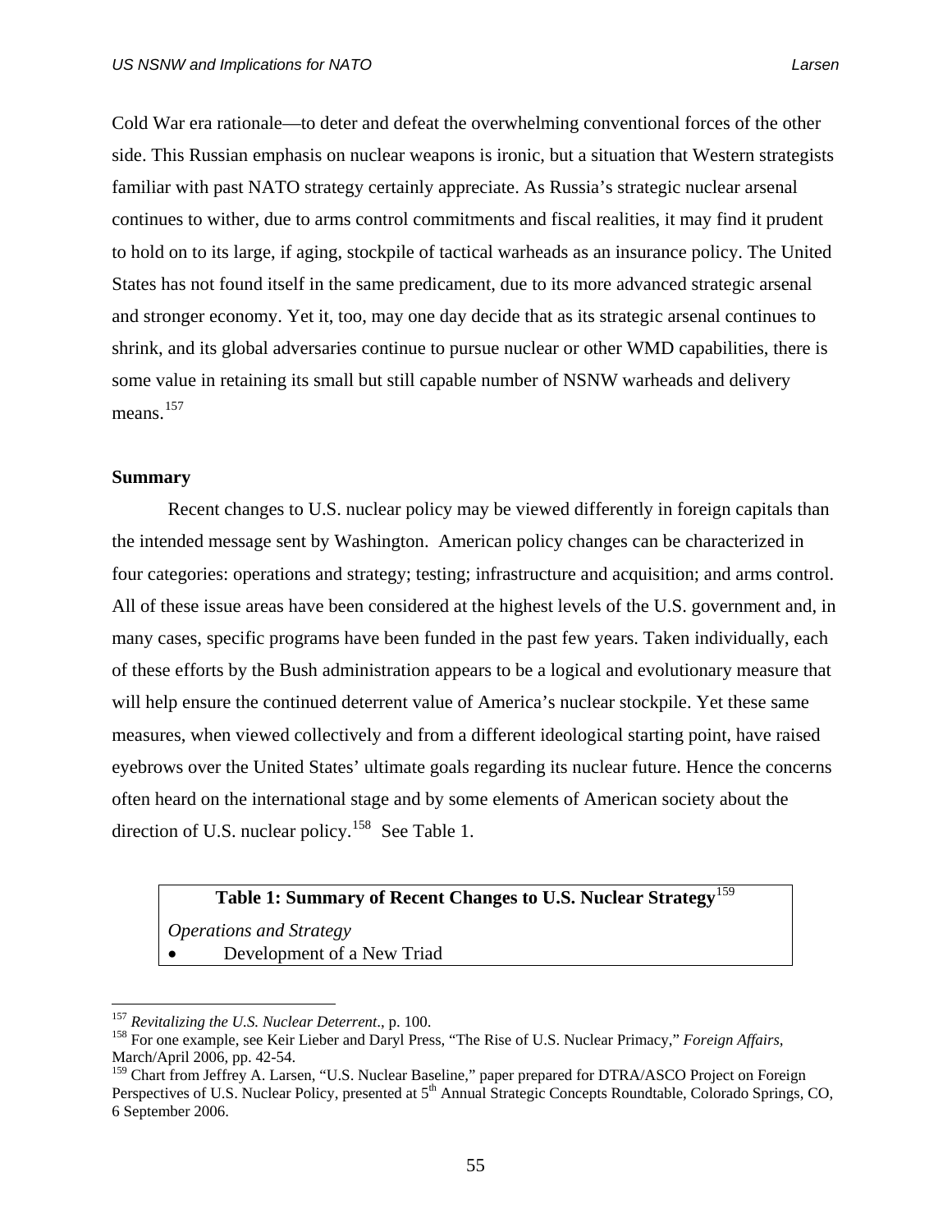Cold War era rationale—to deter and defeat the overwhelming conventional forces of the other side. This Russian emphasis on nuclear weapons is ironic, but a situation that Western strategists familiar with past NATO strategy certainly appreciate. As Russia's strategic nuclear arsenal continues to wither, due to arms control commitments and fiscal realities, it may find it prudent to hold on to its large, if aging, stockpile of tactical warheads as an insurance policy. The United States has not found itself in the same predicament, due to its more advanced strategic arsenal and stronger economy. Yet it, too, may one day decide that as its strategic arsenal continues to shrink, and its global adversaries continue to pursue nuclear or other WMD capabilities, there is some value in retaining its small but still capable number of NSNW warheads and delivery means.[157]

**Summary**

Recent changes to U.S. nuclear policy may be viewed differently in foreign capitals than the intended message sent by Washington. American policy changes can be characterized in four categories: operations and strategy; testing; infrastructure and acquisition; and arms control. All of these issue areas have been considered at the highest levels of the U.S. government and, in many cases, specific programs have been funded in the past few years. Taken individually, each of these efforts by the Bush administration appears to be a logical and evolutionary measure that will help ensure the continued deterrent value of America's nuclear stockpile. Yet these same measures, when viewed collectively and from a different ideological starting point, have raised eyebrows over the United States' ultimate goals regarding its nuclear future. Hence the concerns often heard on the international stage and by some elements of American society about the direction of U.S. nuclear policy.[158] See Table 1.

| **Table 1: Summary of Recent Changes to U.S. Nuclear Strategy**[159] |
|---|
| *Operations and Strategy* |
| • Development of a New Triad |

[157] *Revitalizing the U.S. Nuclear Deterrent*., p. 100.

[158] For one example, see Keir Lieber and Daryl Press, "The Rise of U.S. Nuclear Primacy," *Foreign Affairs*, March/April 2006, pp. 42-54.

[159] Chart from Jeffrey A. Larsen, "U.S. Nuclear Baseline," paper prepared for DTRA/ASCO Project on Foreign Perspectives of U.S. Nuclear Policy, presented at 5th Annual Strategic Concepts Roundtable, Colorado Springs, CO, 6 September 2006.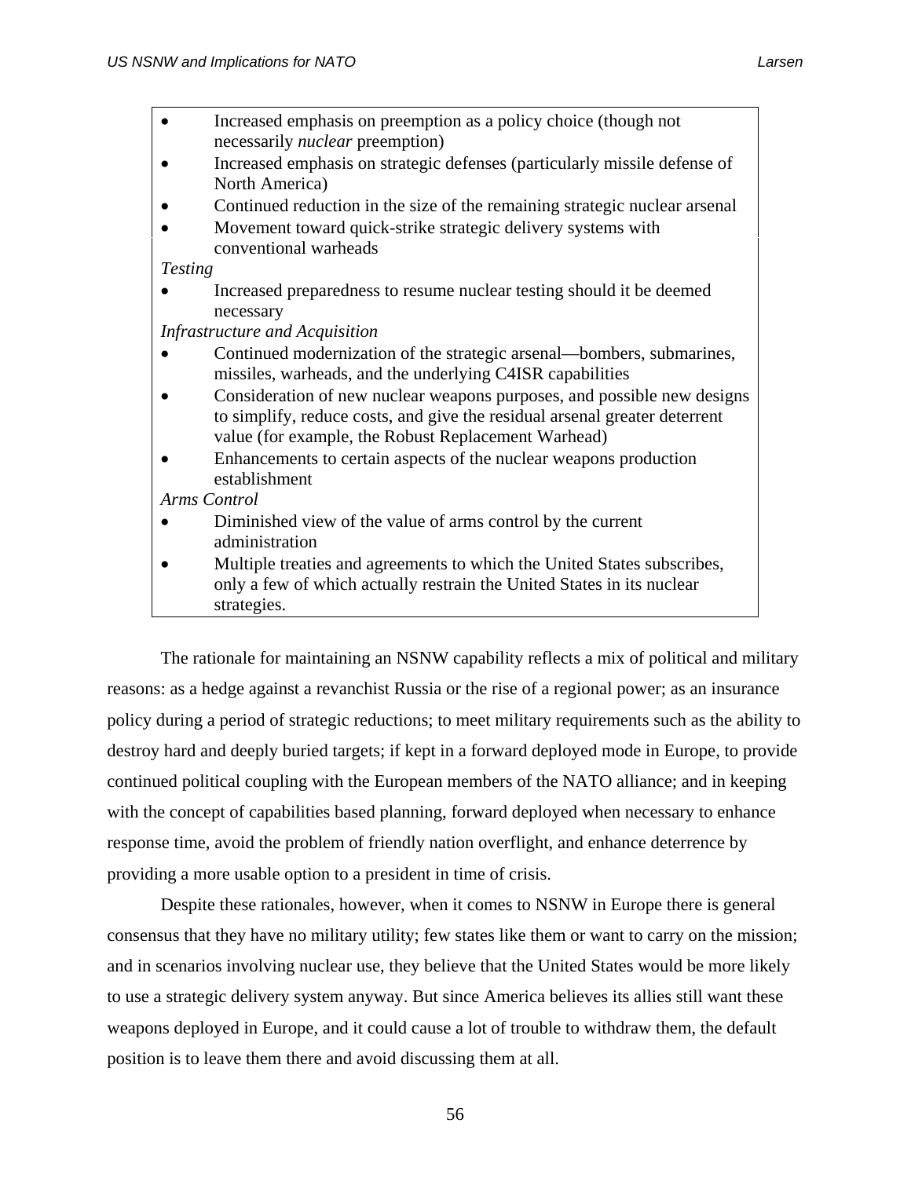- Increased emphasis on preemption as a policy choice (though not necessarily *nuclear* preemption)
- Increased emphasis on strategic defenses (particularly missile defense of North America)
- Continued reduction in the size of the remaining strategic nuclear arsenal
- Movement toward quick-strike strategic delivery systems with conventional warheads

*Testing*

- Increased preparedness to resume nuclear testing should it be deemed necessary

*Infrastructure and Acquisition*

- Continued modernization of the strategic arsenal—bombers, submarines, missiles, warheads, and the underlying C4ISR capabilities
- Consideration of new nuclear weapons purposes, and possible new designs to simplify, reduce costs, and give the residual arsenal greater deterrent value (for example, the Robust Replacement Warhead)
- Enhancements to certain aspects of the nuclear weapons production establishment

*Arms Control*

- Diminished view of the value of arms control by the current administration
- Multiple treaties and agreements to which the United States subscribes, only a few of which actually restrain the United States in its nuclear strategies.

The rationale for maintaining an NSNW capability reflects a mix of political and military reasons: as a hedge against a revanchist Russia or the rise of a regional power; as an insurance policy during a period of strategic reductions; to meet military requirements such as the ability to destroy hard and deeply buried targets; if kept in a forward deployed mode in Europe, to provide continued political coupling with the European members of the NATO alliance; and in keeping with the concept of capabilities based planning, forward deployed when necessary to enhance response time, avoid the problem of friendly nation overflight, and enhance deterrence by providing a more usable option to a president in time of crisis.

Despite these rationales, however, when it comes to NSNW in Europe there is general consensus that they have no military utility; few states like them or want to carry on the mission; and in scenarios involving nuclear use, they believe that the United States would be more likely to use a strategic delivery system anyway. But since America believes its allies still want these weapons deployed in Europe, and it could cause a lot of trouble to withdraw them, the default position is to leave them there and avoid discussing them at all.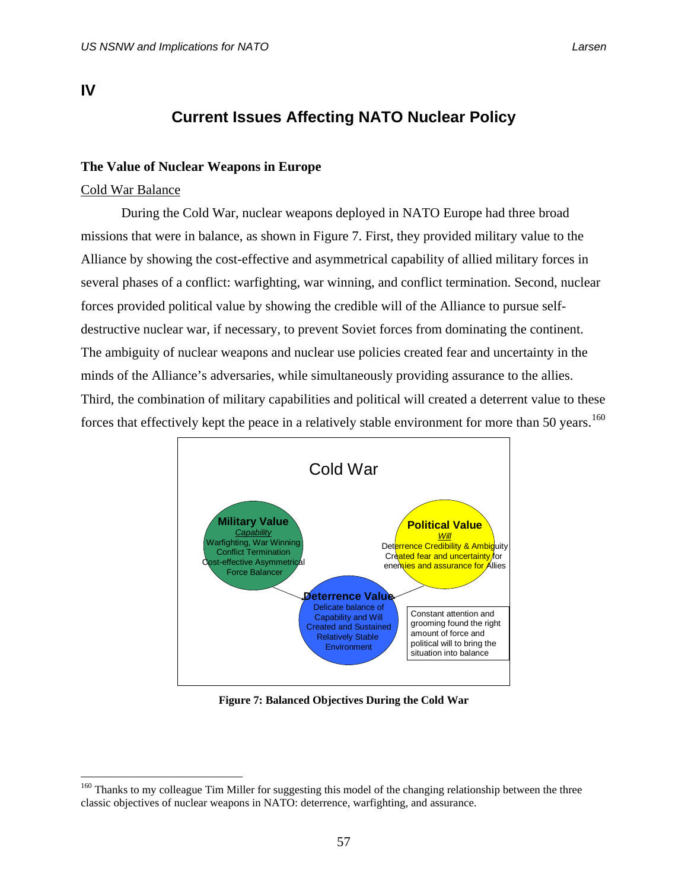# IV

## Current Issues Affecting NATO Nuclear Policy

### The Value of Nuclear Weapons in Europe

Cold War Balance

During the Cold War, nuclear weapons deployed in NATO Europe had three broad missions that were in balance, as shown in Figure 7. First, they provided military value to the Alliance by showing the cost-effective and asymmetrical capability of allied military forces in several phases of a conflict: warfighting, war winning, and conflict termination. Second, nuclear forces provided political value by showing the credible will of the Alliance to pursue self-destructive nuclear war, if necessary, to prevent Soviet forces from dominating the continent. The ambiguity of nuclear weapons and nuclear use policies created fear and uncertainty in the minds of the Alliance's adversaries, while simultaneously providing assurance to the allies. Third, the combination of military capabilities and political will created a deterrent value to these forces that effectively kept the peace in a relatively stable environment for more than 50 years.[160]

Cold War

**Military Value**
*Capability*
Warfighting, War Winning
Conflict Termination
Cost-effective Asymmetrical
Force Balancer

**Political Value**
*Will*
Deterrence Credibility & Ambiguity
Created fear and uncertainty for enemies and assurance for Allies

**Deterrence Value**
Delicate balance of Capability and Will
Created and Sustained Relatively Stable Environment

Constant attention and grooming found the right amount of force and political will to bring the situation into balance

**Figure 7: Balanced Objectives During the Cold War**

[160] Thanks to my colleague Tim Miller for suggesting this model of the changing relationship between the three classic objectives of nuclear weapons in NATO: deterrence, warfighting, and assurance.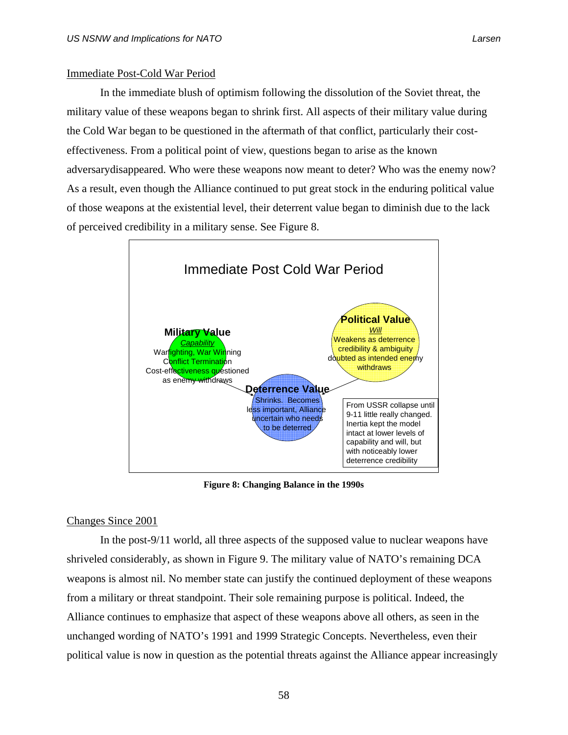## Immediate Post-Cold War Period

In the immediate blush of optimism following the dissolution of the Soviet threat, the military value of these weapons began to shrink first. All aspects of their military value during the Cold War began to be questioned in the aftermath of that conflict, particularly their cost-effectiveness. From a political point of view, questions began to arise as the known adversarydisappeared. Who were these weapons now meant to deter? Who was the enemy now? As a result, even though the Alliance continued to put great stock in the enduring political value of those weapons at the existential level, their deterrent value began to diminish due to the lack of perceived credibility in a military sense. See Figure 8.

Immediate Post Cold War Period

**Military Value**
*Capability*
Warfighting, War Winning
Conflict Termination
Cost-effectiveness questioned as enemy withdraws

**Political Value**
*Will*
Weakens as deterrence credibility & ambiguity doubted as intended enemy withdraws

**Deterrence Value**
Shrinks. Becomes less important, Alliance uncertain who needs to be deterred

From USSR collapse until 9-11 little really changed. Inertia kept the model intact at lower levels of capability and will, but with noticeably lower deterrence credibility

**Figure 8: Changing Balance in the 1990s**

## Changes Since 2001

In the post-9/11 world, all three aspects of the supposed value to nuclear weapons have shriveled considerably, as shown in Figure 9. The military value of NATO's remaining DCA weapons is almost nil. No member state can justify the continued deployment of these weapons from a military or threat standpoint. Their sole remaining purpose is political. Indeed, the Alliance continues to emphasize that aspect of these weapons above all others, as seen in the unchanged wording of NATO's 1991 and 1999 Strategic Concepts. Nevertheless, even their political value is now in question as the potential threats against the Alliance appear increasingly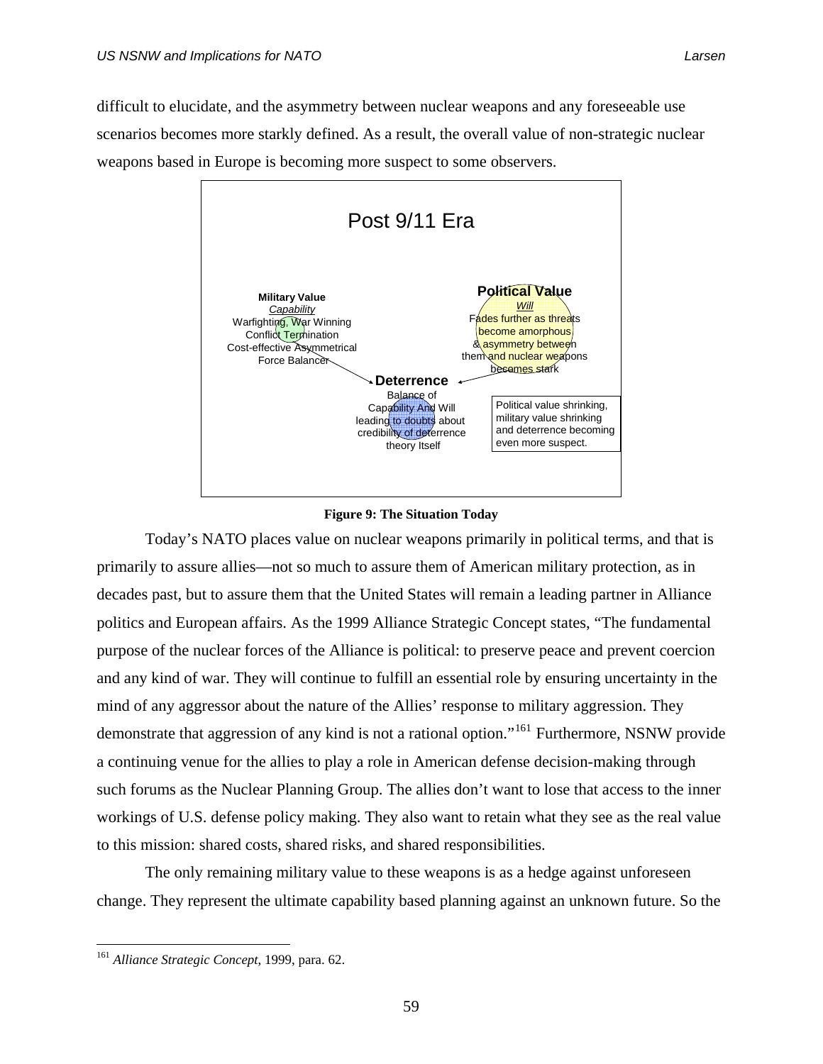difficult to elucidate, and the asymmetry between nuclear weapons and any foreseeable use scenarios becomes more starkly defined. As a result, the overall value of non-strategic nuclear weapons based in Europe is becoming more suspect to some observers.

Post 9/11 Era

**Military Value**
*Capability*
Warfighting, War Winning
Conflict Termination
Cost-effective Asymmetrical
Force Balancer

**Political Value**
*Will*
Fades further as threats become amorphous & asymmetry between them and nuclear weapons becomes stark

**Deterrence**
Balance of Capability And Will leading to doubts about credibility of deterrence theory Itself

Political value shrinking, military value shrinking and deterrence becoming even more suspect.

**Figure 9: The Situation Today**

Today's NATO places value on nuclear weapons primarily in political terms, and that is primarily to assure allies—not so much to assure them of American military protection, as in decades past, but to assure them that the United States will remain a leading partner in Alliance politics and European affairs. As the 1999 Alliance Strategic Concept states, "The fundamental purpose of the nuclear forces of the Alliance is political: to preserve peace and prevent coercion and any kind of war. They will continue to fulfill an essential role by ensuring uncertainty in the mind of any aggressor about the nature of the Allies' response to military aggression. They demonstrate that aggression of any kind is not a rational option."[161] Furthermore, NSNW provide a continuing venue for the allies to play a role in American defense decision-making through such forums as the Nuclear Planning Group. The allies don't want to lose that access to the inner workings of U.S. defense policy making. They also want to retain what they see as the real value to this mission: shared costs, shared risks, and shared responsibilities.

The only remaining military value to these weapons is as a hedge against unforeseen change. They represent the ultimate capability based planning against an unknown future. So the

[161] *Alliance Strategic Concept*, 1999, para. 62.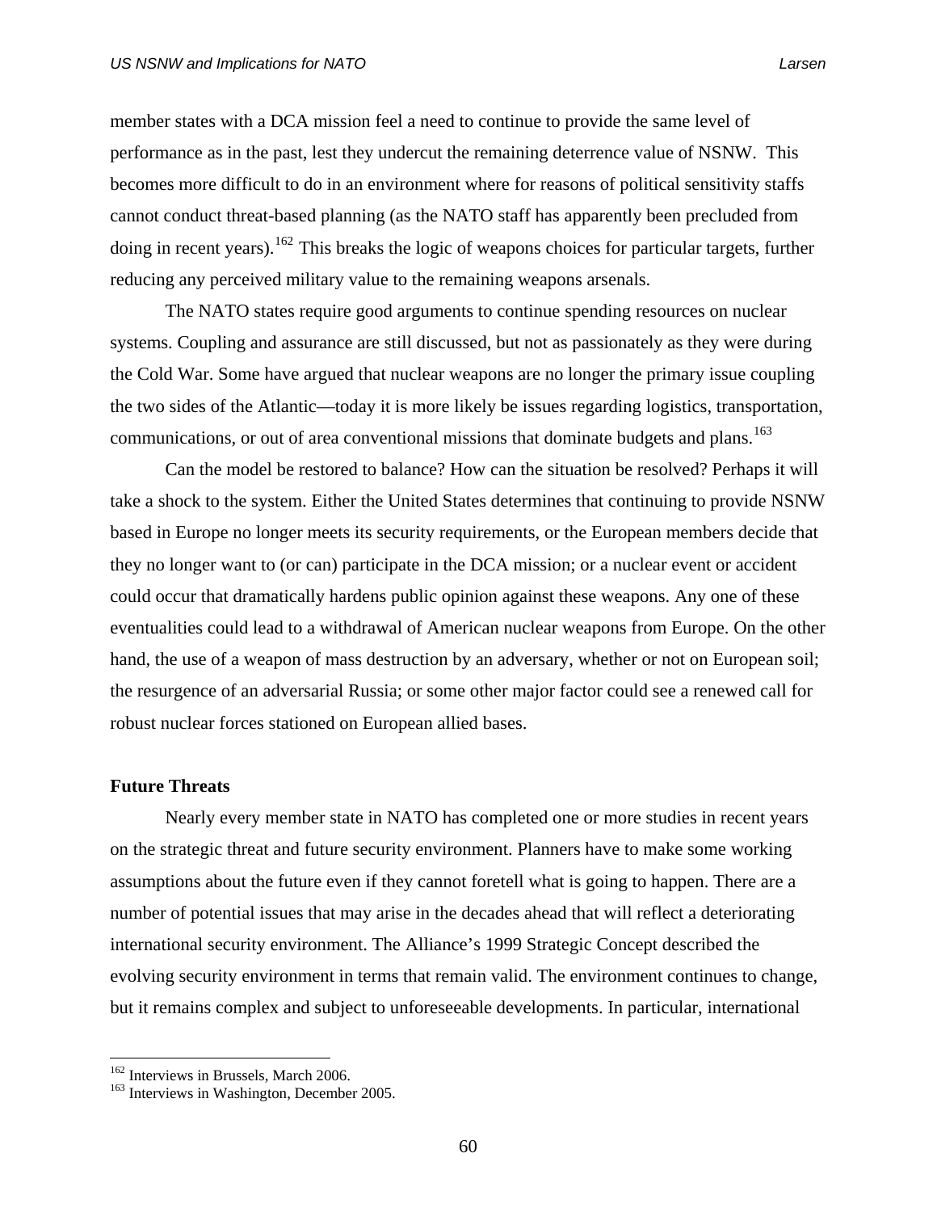member states with a DCA mission feel a need to continue to provide the same level of performance as in the past, lest they undercut the remaining deterrence value of NSNW. This becomes more difficult to do in an environment where for reasons of political sensitivity staffs cannot conduct threat-based planning (as the NATO staff has apparently been precluded from doing in recent years).[162] This breaks the logic of weapons choices for particular targets, further reducing any perceived military value to the remaining weapons arsenals.

The NATO states require good arguments to continue spending resources on nuclear systems. Coupling and assurance are still discussed, but not as passionately as they were during the Cold War. Some have argued that nuclear weapons are no longer the primary issue coupling the two sides of the Atlantic—today it is more likely be issues regarding logistics, transportation, communications, or out of area conventional missions that dominate budgets and plans.[163]

Can the model be restored to balance? How can the situation be resolved? Perhaps it will take a shock to the system. Either the United States determines that continuing to provide NSNW based in Europe no longer meets its security requirements, or the European members decide that they no longer want to (or can) participate in the DCA mission; or a nuclear event or accident could occur that dramatically hardens public opinion against these weapons. Any one of these eventualities could lead to a withdrawal of American nuclear weapons from Europe. On the other hand, the use of a weapon of mass destruction by an adversary, whether or not on European soil; the resurgence of an adversarial Russia; or some other major factor could see a renewed call for robust nuclear forces stationed on European allied bases.

**Future Threats**

Nearly every member state in NATO has completed one or more studies in recent years on the strategic threat and future security environment. Planners have to make some working assumptions about the future even if they cannot foretell what is going to happen. There are a number of potential issues that may arise in the decades ahead that will reflect a deteriorating international security environment. The Alliance's 1999 Strategic Concept described the evolving security environment in terms that remain valid. The environment continues to change, but it remains complex and subject to unforeseeable developments. In particular, international

[162] Interviews in Brussels, March 2006.

[163] Interviews in Washington, December 2005.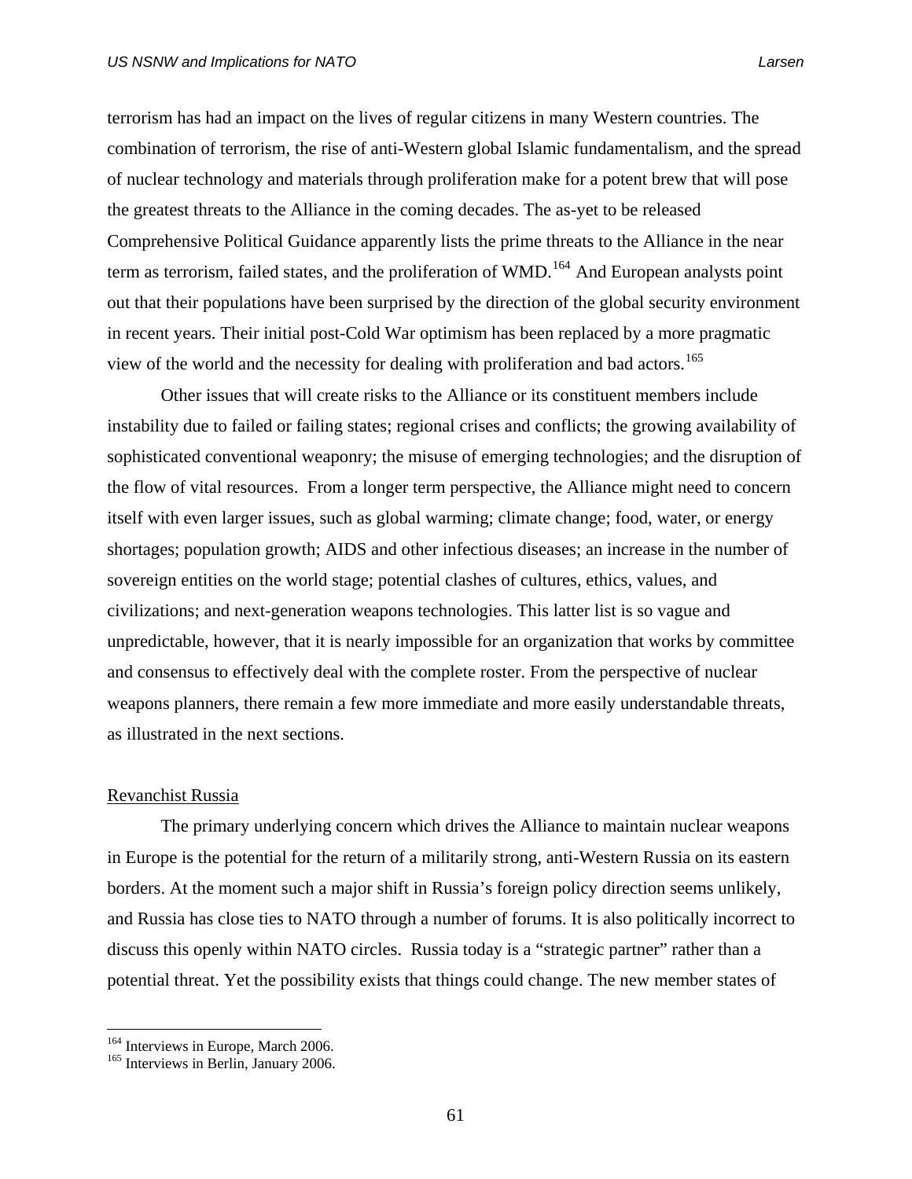terrorism has had an impact on the lives of regular citizens in many Western countries. The combination of terrorism, the rise of anti-Western global Islamic fundamentalism, and the spread of nuclear technology and materials through proliferation make for a potent brew that will pose the greatest threats to the Alliance in the coming decades. The as-yet to be released Comprehensive Political Guidance apparently lists the prime threats to the Alliance in the near term as terrorism, failed states, and the proliferation of WMD.[164] And European analysts point out that their populations have been surprised by the direction of the global security environment in recent years. Their initial post-Cold War optimism has been replaced by a more pragmatic view of the world and the necessity for dealing with proliferation and bad actors.[165]

Other issues that will create risks to the Alliance or its constituent members include instability due to failed or failing states; regional crises and conflicts; the growing availability of sophisticated conventional weaponry; the misuse of emerging technologies; and the disruption of the flow of vital resources. From a longer term perspective, the Alliance might need to concern itself with even larger issues, such as global warming; climate change; food, water, or energy shortages; population growth; AIDS and other infectious diseases; an increase in the number of sovereign entities on the world stage; potential clashes of cultures, ethics, values, and civilizations; and next-generation weapons technologies. This latter list is so vague and unpredictable, however, that it is nearly impossible for an organization that works by committee and consensus to effectively deal with the complete roster. From the perspective of nuclear weapons planners, there remain a few more immediate and more easily understandable threats, as illustrated in the next sections.

### Revanchist Russia

The primary underlying concern which drives the Alliance to maintain nuclear weapons in Europe is the potential for the return of a militarily strong, anti-Western Russia on its eastern borders. At the moment such a major shift in Russia's foreign policy direction seems unlikely, and Russia has close ties to NATO through a number of forums. It is also politically incorrect to discuss this openly within NATO circles. Russia today is a "strategic partner" rather than a potential threat. Yet the possibility exists that things could change. The new member states of

[164] Interviews in Europe, March 2006.

[165] Interviews in Berlin, January 2006.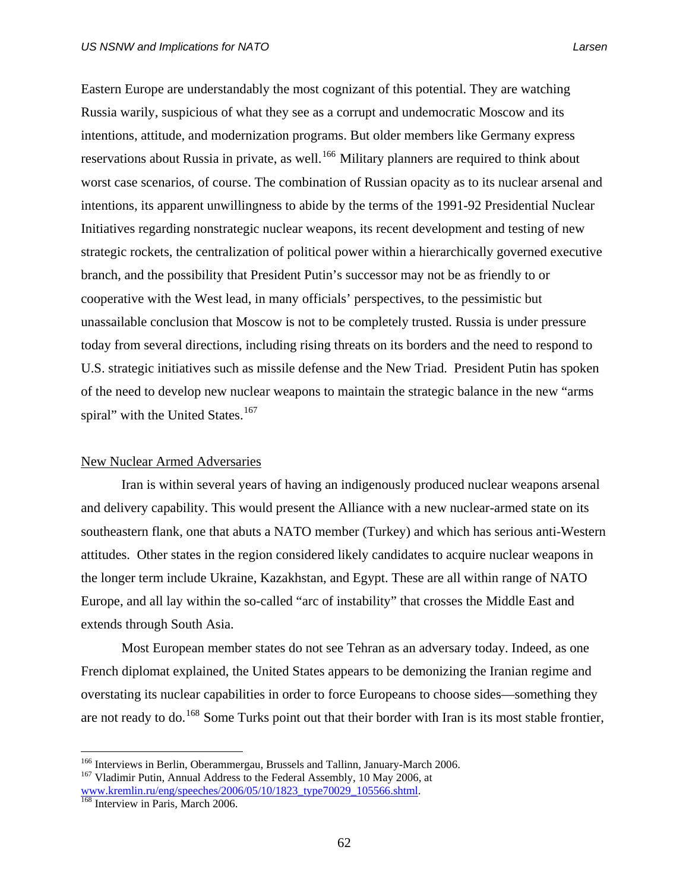Eastern Europe are understandably the most cognizant of this potential. They are watching Russia warily, suspicious of what they see as a corrupt and undemocratic Moscow and its intentions, attitude, and modernization programs. But older members like Germany express reservations about Russia in private, as well.[166] Military planners are required to think about worst case scenarios, of course. The combination of Russian opacity as to its nuclear arsenal and intentions, its apparent unwillingness to abide by the terms of the 1991-92 Presidential Nuclear Initiatives regarding nonstrategic nuclear weapons, its recent development and testing of new strategic rockets, the centralization of political power within a hierarchically governed executive branch, and the possibility that President Putin's successor may not be as friendly to or cooperative with the West lead, in many officials' perspectives, to the pessimistic but unassailable conclusion that Moscow is not to be completely trusted. Russia is under pressure today from several directions, including rising threats on its borders and the need to respond to U.S. strategic initiatives such as missile defense and the New Triad. President Putin has spoken of the need to develop new nuclear weapons to maintain the strategic balance in the new "arms spiral" with the United States.[167]

New Nuclear Armed Adversaries

Iran is within several years of having an indigenously produced nuclear weapons arsenal and delivery capability. This would present the Alliance with a new nuclear-armed state on its southeastern flank, one that abuts a NATO member (Turkey) and which has serious anti-Western attitudes. Other states in the region considered likely candidates to acquire nuclear weapons in the longer term include Ukraine, Kazakhstan, and Egypt. These are all within range of NATO Europe, and all lay within the so-called "arc of instability" that crosses the Middle East and extends through South Asia.

Most European member states do not see Tehran as an adversary today. Indeed, as one French diplomat explained, the United States appears to be demonizing the Iranian regime and overstating its nuclear capabilities in order to force Europeans to choose sides—something they are not ready to do.[168] Some Turks point out that their border with Iran is its most stable frontier,

---

[166] Interviews in Berlin, Oberammergau, Brussels and Tallinn, January-March 2006.

[167] Vladimir Putin, Annual Address to the Federal Assembly, 10 May 2006, at www.kremlin.ru/eng/speeches/2006/05/10/1823_type70029_105566.shtml.

[168] Interview in Paris, March 2006.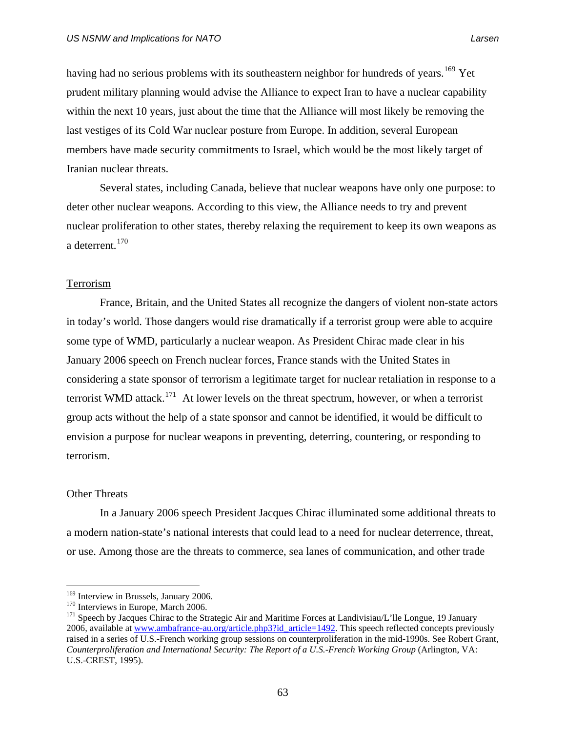having had no serious problems with its southeastern neighbor for hundreds of years.[169] Yet prudent military planning would advise the Alliance to expect Iran to have a nuclear capability within the next 10 years, just about the time that the Alliance will most likely be removing the last vestiges of its Cold War nuclear posture from Europe. In addition, several European members have made security commitments to Israel, which would be the most likely target of Iranian nuclear threats.

Several states, including Canada, believe that nuclear weapons have only one purpose: to deter other nuclear weapons. According to this view, the Alliance needs to try and prevent nuclear proliferation to other states, thereby relaxing the requirement to keep its own weapons as a deterrent.[170]

<u>Terrorism</u>

France, Britain, and the United States all recognize the dangers of violent non-state actors in today's world. Those dangers would rise dramatically if a terrorist group were able to acquire some type of WMD, particularly a nuclear weapon. As President Chirac made clear in his January 2006 speech on French nuclear forces, France stands with the United States in considering a state sponsor of terrorism a legitimate target for nuclear retaliation in response to a terrorist WMD attack.[171] At lower levels on the threat spectrum, however, or when a terrorist group acts without the help of a state sponsor and cannot be identified, it would be difficult to envision a purpose for nuclear weapons in preventing, deterring, countering, or responding to terrorism.

<u>Other Threats</u>

In a January 2006 speech President Jacques Chirac illuminated some additional threats to a modern nation-state's national interests that could lead to a need for nuclear deterrence, threat, or use. Among those are the threats to commerce, sea lanes of communication, and other trade

---

[169] Interview in Brussels, January 2006.

[170] Interviews in Europe, March 2006.

[171] Speech by Jacques Chirac to the Strategic Air and Maritime Forces at Landivisiau/L'lle Longue, 19 January 2006, available at www.ambafrance-au.org/article.php3?id_article=1492. This speech reflected concepts previously raised in a series of U.S.-French working group sessions on counterproliferation in the mid-1990s. See Robert Grant, *Counterproliferation and International Security: The Report of a U.S.-French Working Group* (Arlington, VA: U.S.-CREST, 1995).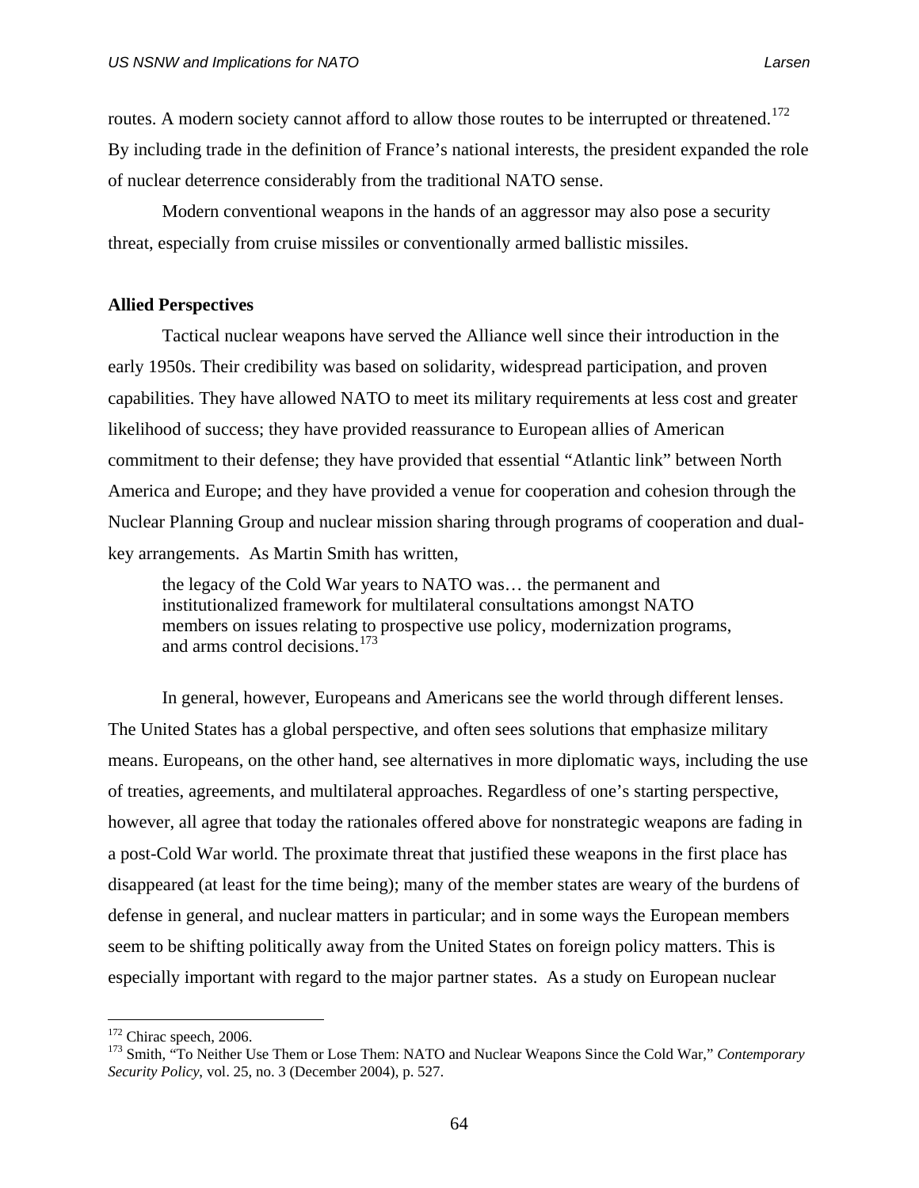routes. A modern society cannot afford to allow those routes to be interrupted or threatened.[172] By including trade in the definition of France's national interests, the president expanded the role of nuclear deterrence considerably from the traditional NATO sense.

Modern conventional weapons in the hands of an aggressor may also pose a security threat, especially from cruise missiles or conventionally armed ballistic missiles.

**Allied Perspectives**

Tactical nuclear weapons have served the Alliance well since their introduction in the early 1950s. Their credibility was based on solidarity, widespread participation, and proven capabilities. They have allowed NATO to meet its military requirements at less cost and greater likelihood of success; they have provided reassurance to European allies of American commitment to their defense; they have provided that essential "Atlantic link" between North America and Europe; and they have provided a venue for cooperation and cohesion through the Nuclear Planning Group and nuclear mission sharing through programs of cooperation and dual-key arrangements. As Martin Smith has written,

> the legacy of the Cold War years to NATO was… the permanent and institutionalized framework for multilateral consultations amongst NATO members on issues relating to prospective use policy, modernization programs, and arms control decisions.[173]

In general, however, Europeans and Americans see the world through different lenses. The United States has a global perspective, and often sees solutions that emphasize military means. Europeans, on the other hand, see alternatives in more diplomatic ways, including the use of treaties, agreements, and multilateral approaches. Regardless of one's starting perspective, however, all agree that today the rationales offered above for nonstrategic weapons are fading in a post-Cold War world. The proximate threat that justified these weapons in the first place has disappeared (at least for the time being); many of the member states are weary of the burdens of defense in general, and nuclear matters in particular; and in some ways the European members seem to be shifting politically away from the United States on foreign policy matters. This is especially important with regard to the major partner states. As a study on European nuclear

---

[172] Chirac speech, 2006.

[173] Smith, "To Neither Use Them or Lose Them: NATO and Nuclear Weapons Since the Cold War," *Contemporary Security Policy*, vol. 25, no. 3 (December 2004), p. 527.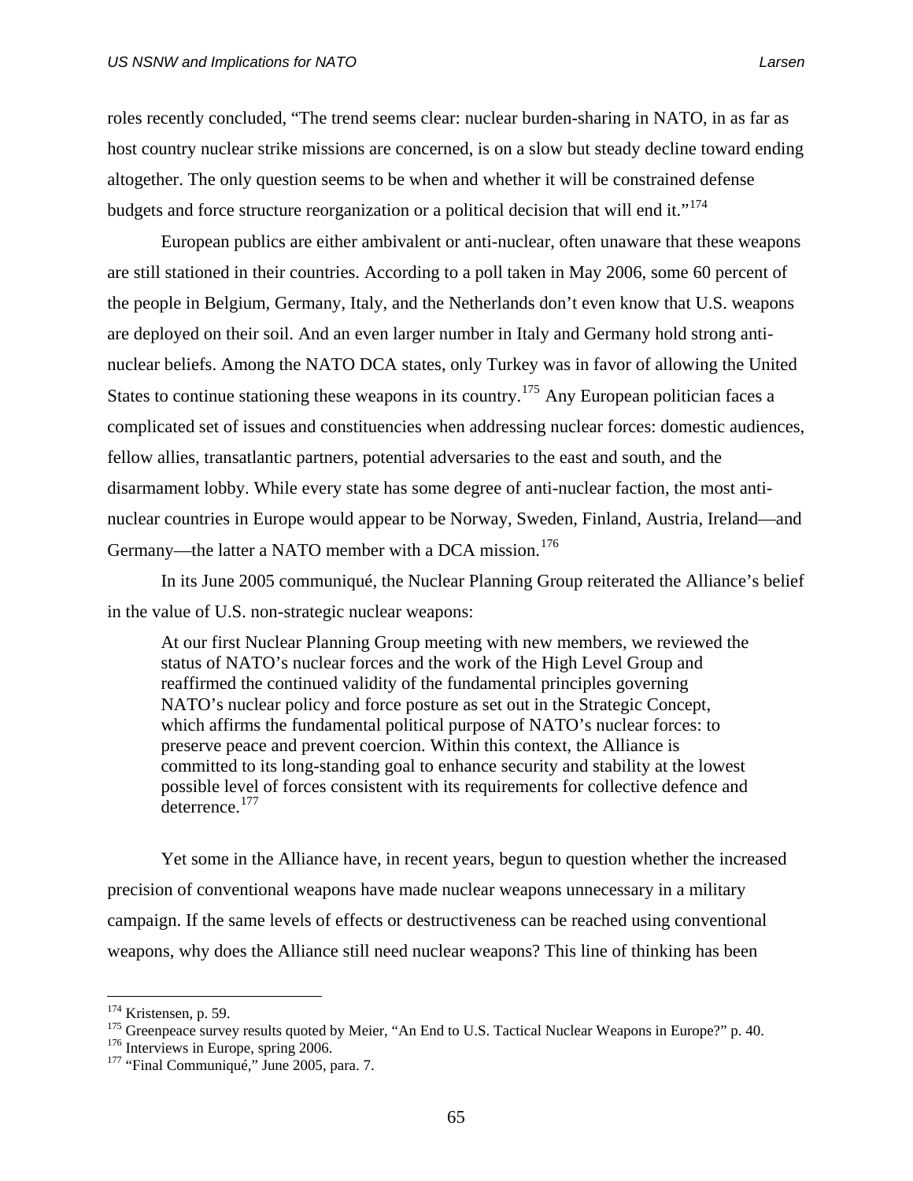roles recently concluded, "The trend seems clear: nuclear burden-sharing in NATO, in as far as host country nuclear strike missions are concerned, is on a slow but steady decline toward ending altogether. The only question seems to be when and whether it will be constrained defense budgets and force structure reorganization or a political decision that will end it."[174]

European publics are either ambivalent or anti-nuclear, often unaware that these weapons are still stationed in their countries. According to a poll taken in May 2006, some 60 percent of the people in Belgium, Germany, Italy, and the Netherlands don't even know that U.S. weapons are deployed on their soil. And an even larger number in Italy and Germany hold strong anti-nuclear beliefs. Among the NATO DCA states, only Turkey was in favor of allowing the United States to continue stationing these weapons in its country.[175] Any European politician faces a complicated set of issues and constituencies when addressing nuclear forces: domestic audiences, fellow allies, transatlantic partners, potential adversaries to the east and south, and the disarmament lobby. While every state has some degree of anti-nuclear faction, the most anti-nuclear countries in Europe would appear to be Norway, Sweden, Finland, Austria, Ireland—and Germany—the latter a NATO member with a DCA mission.[176]

In its June 2005 communiqué, the Nuclear Planning Group reiterated the Alliance's belief in the value of U.S. non-strategic nuclear weapons:

> At our first Nuclear Planning Group meeting with new members, we reviewed the status of NATO's nuclear forces and the work of the High Level Group and reaffirmed the continued validity of the fundamental principles governing NATO's nuclear policy and force posture as set out in the Strategic Concept, which affirms the fundamental political purpose of NATO's nuclear forces: to preserve peace and prevent coercion. Within this context, the Alliance is committed to its long-standing goal to enhance security and stability at the lowest possible level of forces consistent with its requirements for collective defence and deterrence.[177]

Yet some in the Alliance have, in recent years, begun to question whether the increased precision of conventional weapons have made nuclear weapons unnecessary in a military campaign. If the same levels of effects or destructiveness can be reached using conventional weapons, why does the Alliance still need nuclear weapons? This line of thinking has been

---

[174] Kristensen, p. 59.

[175] Greenpeace survey results quoted by Meier, "An End to U.S. Tactical Nuclear Weapons in Europe?" p. 40.

[176] Interviews in Europe, spring 2006.

[177] "Final Communiqué," June 2005, para. 7.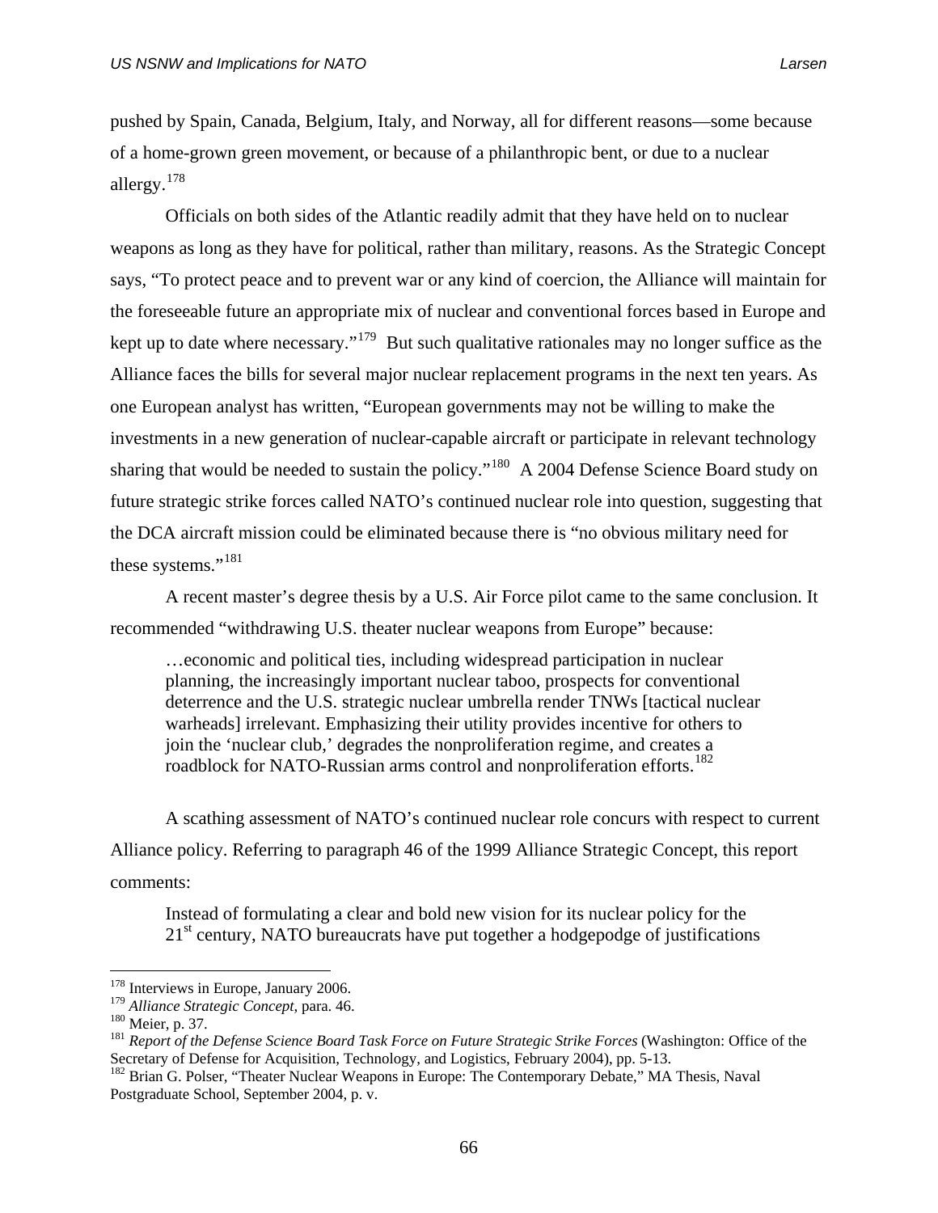pushed by Spain, Canada, Belgium, Italy, and Norway, all for different reasons—some because of a home-grown green movement, or because of a philanthropic bent, or due to a nuclear allergy.[178]

Officials on both sides of the Atlantic readily admit that they have held on to nuclear weapons as long as they have for political, rather than military, reasons. As the Strategic Concept says, "To protect peace and to prevent war or any kind of coercion, the Alliance will maintain for the foreseeable future an appropriate mix of nuclear and conventional forces based in Europe and kept up to date where necessary."[179] But such qualitative rationales may no longer suffice as the Alliance faces the bills for several major nuclear replacement programs in the next ten years. As one European analyst has written, "European governments may not be willing to make the investments in a new generation of nuclear-capable aircraft or participate in relevant technology sharing that would be needed to sustain the policy."[180] A 2004 Defense Science Board study on future strategic strike forces called NATO's continued nuclear role into question, suggesting that the DCA aircraft mission could be eliminated because there is "no obvious military need for these systems."[181]

A recent master's degree thesis by a U.S. Air Force pilot came to the same conclusion. It recommended "withdrawing U.S. theater nuclear weapons from Europe" because:

> …economic and political ties, including widespread participation in nuclear planning, the increasingly important nuclear taboo, prospects for conventional deterrence and the U.S. strategic nuclear umbrella render TNWs [tactical nuclear warheads] irrelevant. Emphasizing their utility provides incentive for others to join the 'nuclear club,' degrades the nonproliferation regime, and creates a roadblock for NATO-Russian arms control and nonproliferation efforts.[182]

A scathing assessment of NATO's continued nuclear role concurs with respect to current Alliance policy. Referring to paragraph 46 of the 1999 Alliance Strategic Concept, this report comments:

> Instead of formulating a clear and bold new vision for its nuclear policy for the 21st century, NATO bureaucrats have put together a hodgepodge of justifications

---

[178] Interviews in Europe, January 2006.

[179] *Alliance Strategic Concept,* para. 46.

[180] Meier, p. 37.

[181] *Report of the Defense Science Board Task Force on Future Strategic Strike Forces* (Washington: Office of the Secretary of Defense for Acquisition, Technology, and Logistics, February 2004), pp. 5-13.

[182] Brian G. Polser, "Theater Nuclear Weapons in Europe: The Contemporary Debate," MA Thesis, Naval Postgraduate School, September 2004, p. v.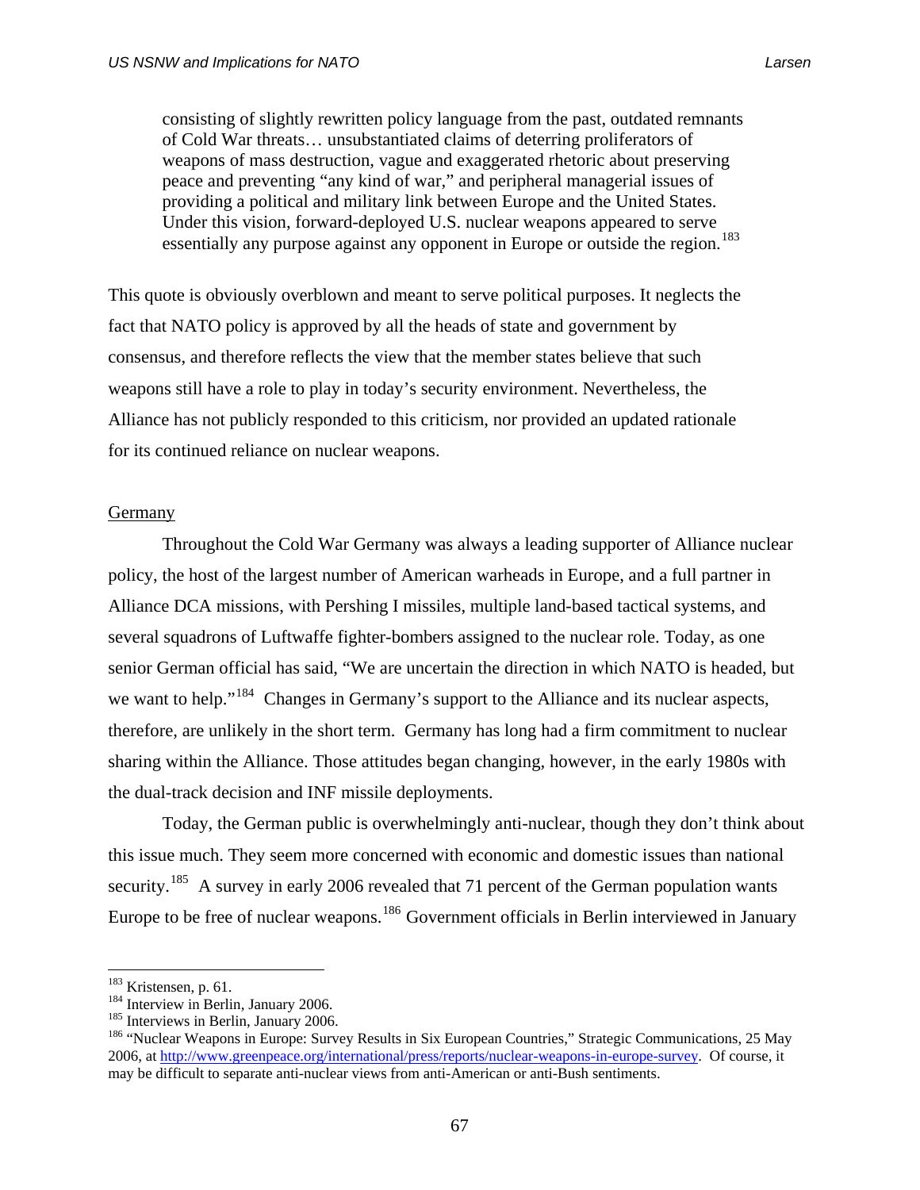> consisting of slightly rewritten policy language from the past, outdated remnants of Cold War threats… unsubstantiated claims of deterring proliferators of weapons of mass destruction, vague and exaggerated rhetoric about preserving peace and preventing "any kind of war," and peripheral managerial issues of providing a political and military link between Europe and the United States. Under this vision, forward-deployed U.S. nuclear weapons appeared to serve essentially any purpose against any opponent in Europe or outside the region.[183]

This quote is obviously overblown and meant to serve political purposes. It neglects the fact that NATO policy is approved by all the heads of state and government by consensus, and therefore reflects the view that the member states believe that such weapons still have a role to play in today's security environment. Nevertheless, the Alliance has not publicly responded to this criticism, nor provided an updated rationale for its continued reliance on nuclear weapons.

<u>Germany</u>

Throughout the Cold War Germany was always a leading supporter of Alliance nuclear policy, the host of the largest number of American warheads in Europe, and a full partner in Alliance DCA missions, with Pershing I missiles, multiple land-based tactical systems, and several squadrons of Luftwaffe fighter-bombers assigned to the nuclear role. Today, as one senior German official has said, "We are uncertain the direction in which NATO is headed, but we want to help."[184] Changes in Germany's support to the Alliance and its nuclear aspects, therefore, are unlikely in the short term. Germany has long had a firm commitment to nuclear sharing within the Alliance. Those attitudes began changing, however, in the early 1980s with the dual-track decision and INF missile deployments.

Today, the German public is overwhelmingly anti-nuclear, though they don't think about this issue much. They seem more concerned with economic and domestic issues than national security.[185] A survey in early 2006 revealed that 71 percent of the German population wants Europe to be free of nuclear weapons.[186] Government officials in Berlin interviewed in January

---

[183] Kristensen, p. 61.
[184] Interview in Berlin, January 2006.
[185] Interviews in Berlin, January 2006.
[186] "Nuclear Weapons in Europe: Survey Results in Six European Countries," Strategic Communications, 25 May 2006, at http://www.greenpeace.org/international/press/reports/nuclear-weapons-in-europe-survey. Of course, it may be difficult to separate anti-nuclear views from anti-American or anti-Bush sentiments.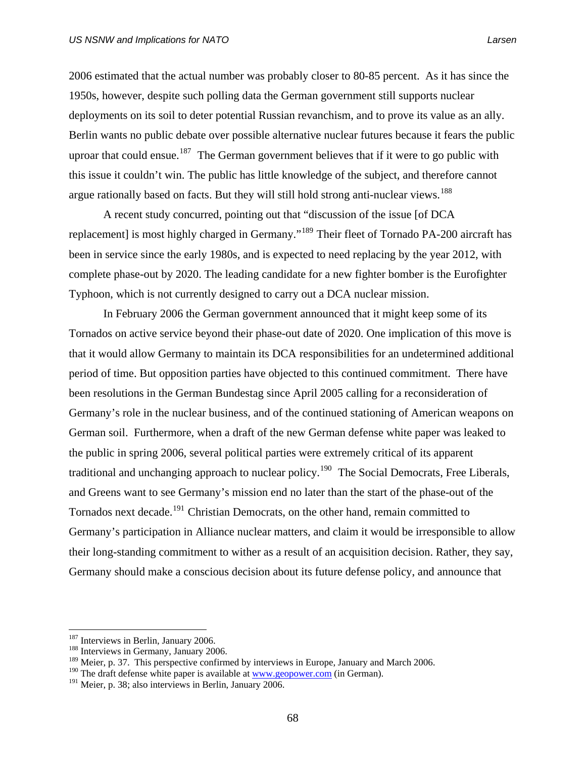2006 estimated that the actual number was probably closer to 80-85 percent. As it has since the 1950s, however, despite such polling data the German government still supports nuclear deployments on its soil to deter potential Russian revanchism, and to prove its value as an ally. Berlin wants no public debate over possible alternative nuclear futures because it fears the public uproar that could ensue.[187] The German government believes that if it were to go public with this issue it couldn't win. The public has little knowledge of the subject, and therefore cannot argue rationally based on facts. But they will still hold strong anti-nuclear views.[188]

A recent study concurred, pointing out that "discussion of the issue [of DCA replacement] is most highly charged in Germany."[189] Their fleet of Tornado PA-200 aircraft has been in service since the early 1980s, and is expected to need replacing by the year 2012, with complete phase-out by 2020. The leading candidate for a new fighter bomber is the Eurofighter Typhoon, which is not currently designed to carry out a DCA nuclear mission.

In February 2006 the German government announced that it might keep some of its Tornados on active service beyond their phase-out date of 2020. One implication of this move is that it would allow Germany to maintain its DCA responsibilities for an undetermined additional period of time. But opposition parties have objected to this continued commitment. There have been resolutions in the German Bundestag since April 2005 calling for a reconsideration of Germany's role in the nuclear business, and of the continued stationing of American weapons on German soil. Furthermore, when a draft of the new German defense white paper was leaked to the public in spring 2006, several political parties were extremely critical of its apparent traditional and unchanging approach to nuclear policy.[190] The Social Democrats, Free Liberals, and Greens want to see Germany's mission end no later than the start of the phase-out of the Tornados next decade.[191] Christian Democrats, on the other hand, remain committed to Germany's participation in Alliance nuclear matters, and claim it would be irresponsible to allow their long-standing commitment to wither as a result of an acquisition decision. Rather, they say, Germany should make a conscious decision about its future defense policy, and announce that

---

[187] Interviews in Berlin, January 2006.

[188] Interviews in Germany, January 2006.

[189] Meier, p. 37. This perspective confirmed by interviews in Europe, January and March 2006.

[190] The draft defense white paper is available at www.geopower.com (in German).

[191] Meier, p. 38; also interviews in Berlin, January 2006.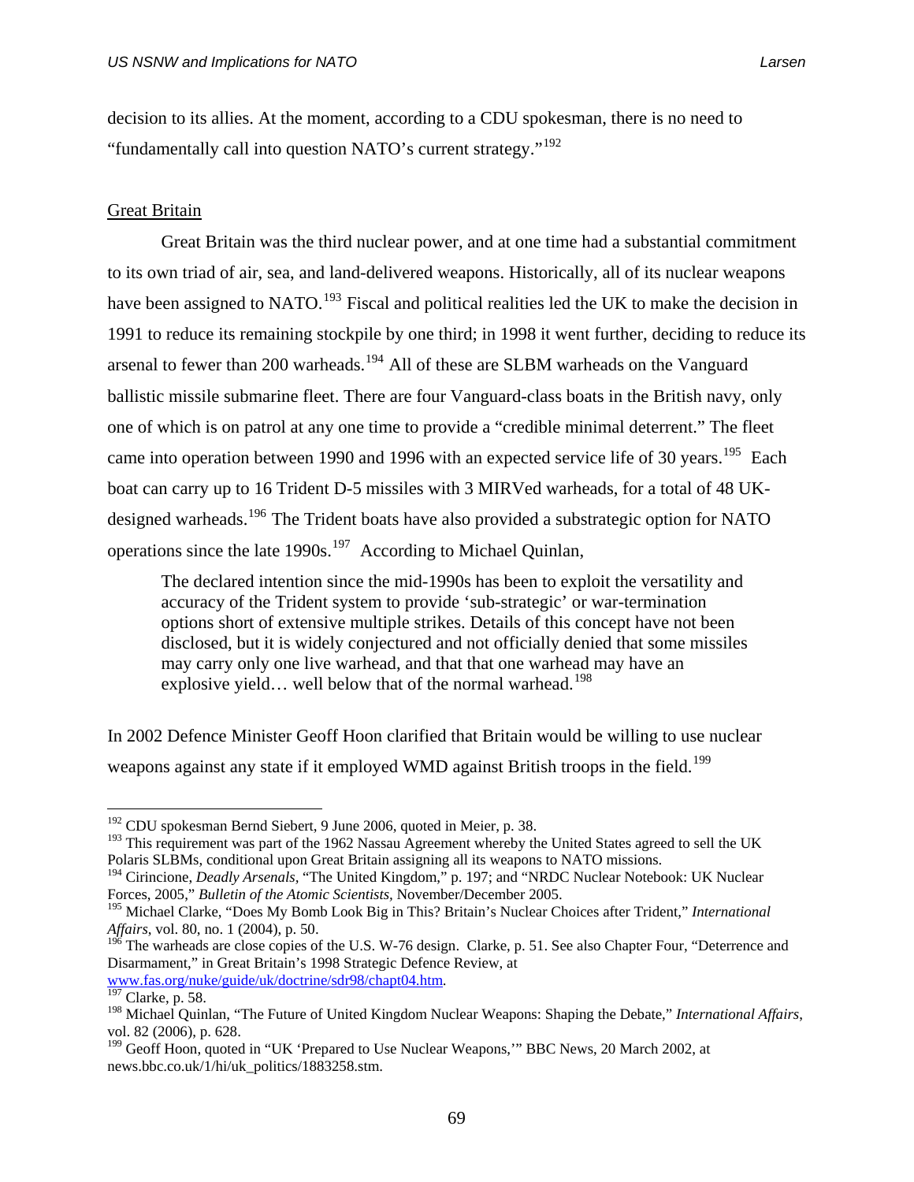decision to its allies. At the moment, according to a CDU spokesman, there is no need to "fundamentally call into question NATO's current strategy."[192]

Great Britain

Great Britain was the third nuclear power, and at one time had a substantial commitment to its own triad of air, sea, and land-delivered weapons. Historically, all of its nuclear weapons have been assigned to NATO.[193] Fiscal and political realities led the UK to make the decision in 1991 to reduce its remaining stockpile by one third; in 1998 it went further, deciding to reduce its arsenal to fewer than 200 warheads.[194] All of these are SLBM warheads on the Vanguard ballistic missile submarine fleet. There are four Vanguard-class boats in the British navy, only one of which is on patrol at any one time to provide a "credible minimal deterrent." The fleet came into operation between 1990 and 1996 with an expected service life of 30 years.[195] Each boat can carry up to 16 Trident D-5 missiles with 3 MIRVed warheads, for a total of 48 UK-designed warheads.[196] The Trident boats have also provided a substrategic option for NATO operations since the late 1990s.[197] According to Michael Quinlan,

> The declared intention since the mid-1990s has been to exploit the versatility and accuracy of the Trident system to provide 'sub-strategic' or war-termination options short of extensive multiple strikes. Details of this concept have not been disclosed, but it is widely conjectured and not officially denied that some missiles may carry only one live warhead, and that that one warhead may have an explosive yield… well below that of the normal warhead.[198]

In 2002 Defence Minister Geoff Hoon clarified that Britain would be willing to use nuclear weapons against any state if it employed WMD against British troops in the field.[199]

---

[192] CDU spokesman Bernd Siebert, 9 June 2006, quoted in Meier, p. 38.

[193] This requirement was part of the 1962 Nassau Agreement whereby the United States agreed to sell the UK Polaris SLBMs, conditional upon Great Britain assigning all its weapons to NATO missions.

[194] Cirincione, *Deadly Arsenals*, "The United Kingdom," p. 197; and "NRDC Nuclear Notebook: UK Nuclear Forces, 2005," *Bulletin of the Atomic Scientists*, November/December 2005.

[195] Michael Clarke, "Does My Bomb Look Big in This? Britain's Nuclear Choices after Trident," *International Affairs*, vol. 80, no. 1 (2004), p. 50.

[196] The warheads are close copies of the U.S. W-76 design. Clarke, p. 51. See also Chapter Four, "Deterrence and Disarmament," in Great Britain's 1998 Strategic Defence Review, at www.fas.org/nuke/guide/uk/doctrine/sdr98/chapt04.htm.

[197] Clarke, p. 58.

[198] Michael Quinlan, "The Future of United Kingdom Nuclear Weapons: Shaping the Debate," *International Affairs*, vol. 82 (2006), p. 628.

[199] Geoff Hoon, quoted in "UK 'Prepared to Use Nuclear Weapons,'" BBC News, 20 March 2002, at news.bbc.co.uk/1/hi/uk_politics/1883258.stm.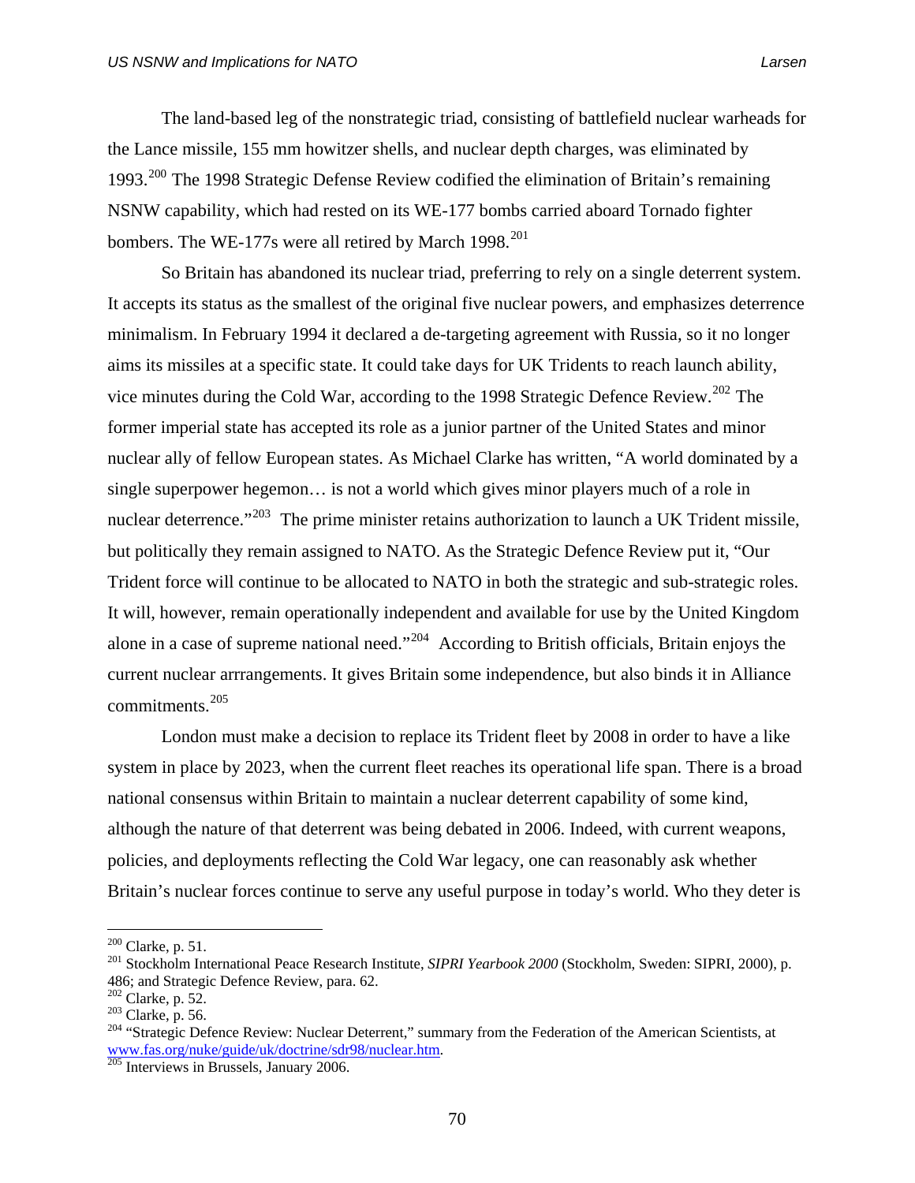The land-based leg of the nonstrategic triad, consisting of battlefield nuclear warheads for the Lance missile, 155 mm howitzer shells, and nuclear depth charges, was eliminated by 1993.[200] The 1998 Strategic Defense Review codified the elimination of Britain's remaining NSNW capability, which had rested on its WE-177 bombs carried aboard Tornado fighter bombers. The WE-177s were all retired by March 1998.[201]

So Britain has abandoned its nuclear triad, preferring to rely on a single deterrent system. It accepts its status as the smallest of the original five nuclear powers, and emphasizes deterrence minimalism. In February 1994 it declared a de-targeting agreement with Russia, so it no longer aims its missiles at a specific state. It could take days for UK Tridents to reach launch ability, vice minutes during the Cold War, according to the 1998 Strategic Defence Review.[202] The former imperial state has accepted its role as a junior partner of the United States and minor nuclear ally of fellow European states. As Michael Clarke has written, "A world dominated by a single superpower hegemon… is not a world which gives minor players much of a role in nuclear deterrence."[203] The prime minister retains authorization to launch a UK Trident missile, but politically they remain assigned to NATO. As the Strategic Defence Review put it, "Our Trident force will continue to be allocated to NATO in both the strategic and sub-strategic roles. It will, however, remain operationally independent and available for use by the United Kingdom alone in a case of supreme national need."[204] According to British officials, Britain enjoys the current nuclear arrrangements. It gives Britain some independence, but also binds it in Alliance commitments.[205]

London must make a decision to replace its Trident fleet by 2008 in order to have a like system in place by 2023, when the current fleet reaches its operational life span. There is a broad national consensus within Britain to maintain a nuclear deterrent capability of some kind, although the nature of that deterrent was being debated in 2006. Indeed, with current weapons, policies, and deployments reflecting the Cold War legacy, one can reasonably ask whether Britain's nuclear forces continue to serve any useful purpose in today's world. Who they deter is

---

[200] Clarke, p. 51.

[201] Stockholm International Peace Research Institute, *SIPRI Yearbook 2000* (Stockholm, Sweden: SIPRI, 2000), p. 486; and Strategic Defence Review, para. 62.

[202] Clarke, p. 52.

[203] Clarke, p. 56.

[204] "Strategic Defence Review: Nuclear Deterrent," summary from the Federation of the American Scientists, at www.fas.org/nuke/guide/uk/doctrine/sdr98/nuclear.htm.

[205] Interviews in Brussels, January 2006.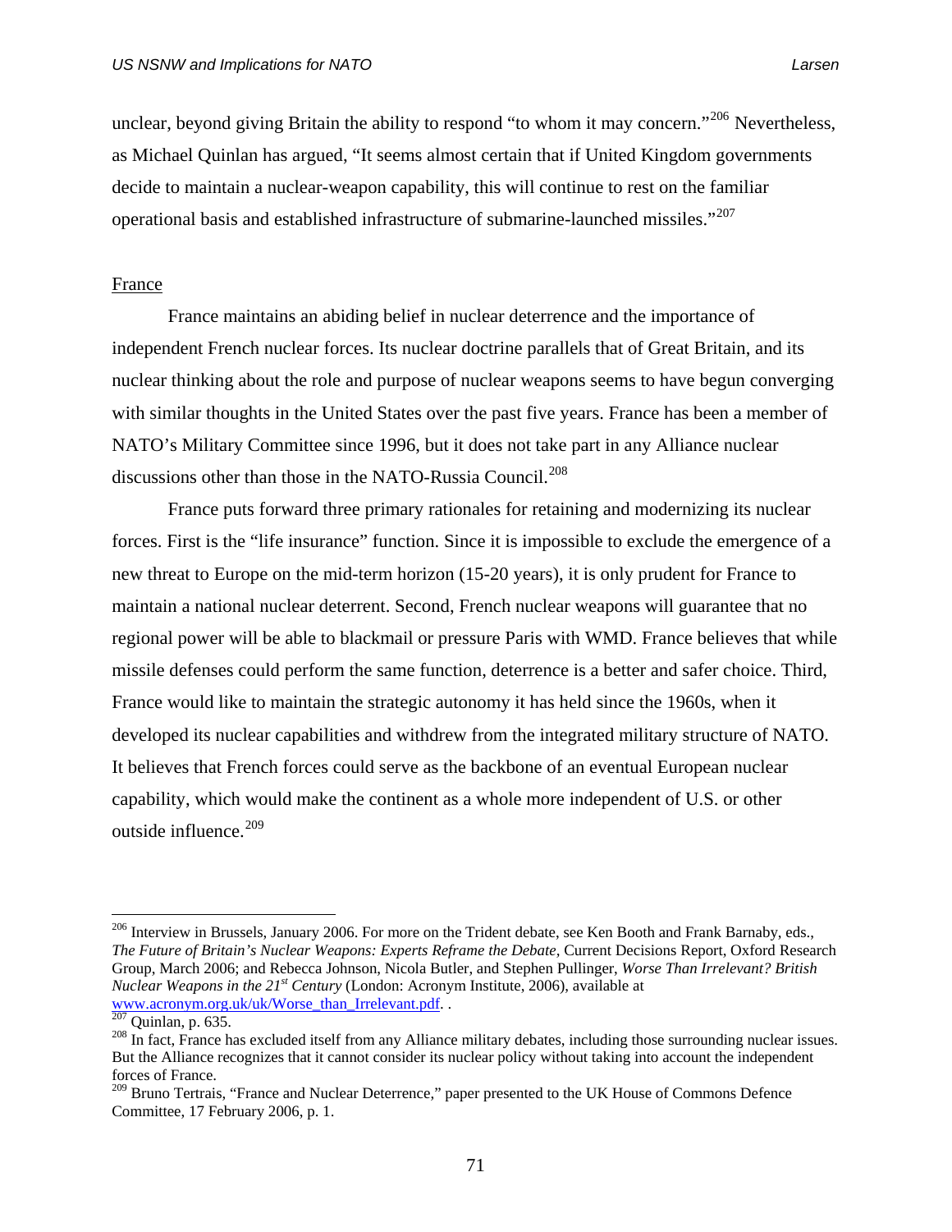unclear, beyond giving Britain the ability to respond "to whom it may concern."[206] Nevertheless, as Michael Quinlan has argued, "It seems almost certain that if United Kingdom governments decide to maintain a nuclear-weapon capability, this will continue to rest on the familiar operational basis and established infrastructure of submarine-launched missiles."[207]

## France

France maintains an abiding belief in nuclear deterrence and the importance of independent French nuclear forces. Its nuclear doctrine parallels that of Great Britain, and its nuclear thinking about the role and purpose of nuclear weapons seems to have begun converging with similar thoughts in the United States over the past five years. France has been a member of NATO's Military Committee since 1996, but it does not take part in any Alliance nuclear discussions other than those in the NATO-Russia Council.[208]

France puts forward three primary rationales for retaining and modernizing its nuclear forces. First is the "life insurance" function. Since it is impossible to exclude the emergence of a new threat to Europe on the mid-term horizon (15-20 years), it is only prudent for France to maintain a national nuclear deterrent. Second, French nuclear weapons will guarantee that no regional power will be able to blackmail or pressure Paris with WMD. France believes that while missile defenses could perform the same function, deterrence is a better and safer choice. Third, France would like to maintain the strategic autonomy it has held since the 1960s, when it developed its nuclear capabilities and withdrew from the integrated military structure of NATO. It believes that French forces could serve as the backbone of an eventual European nuclear capability, which would make the continent as a whole more independent of U.S. or other outside influence.[209]

---

[206] Interview in Brussels, January 2006. For more on the Trident debate, see Ken Booth and Frank Barnaby, eds., *The Future of Britain's Nuclear Weapons: Experts Reframe the Debate*, Current Decisions Report, Oxford Research Group, March 2006; and Rebecca Johnson, Nicola Butler, and Stephen Pullinger, *Worse Than Irrelevant? British Nuclear Weapons in the 21st Century* (London: Acronym Institute, 2006), available at www.acronym.org.uk/uk/Worse_than_Irrelevant.pdf. .

[207] Quinlan, p. 635.

[208] In fact, France has excluded itself from any Alliance military debates, including those surrounding nuclear issues. But the Alliance recognizes that it cannot consider its nuclear policy without taking into account the independent forces of France.

[209] Bruno Tertrais, "France and Nuclear Deterrence," paper presented to the UK House of Commons Defence Committee, 17 February 2006, p. 1.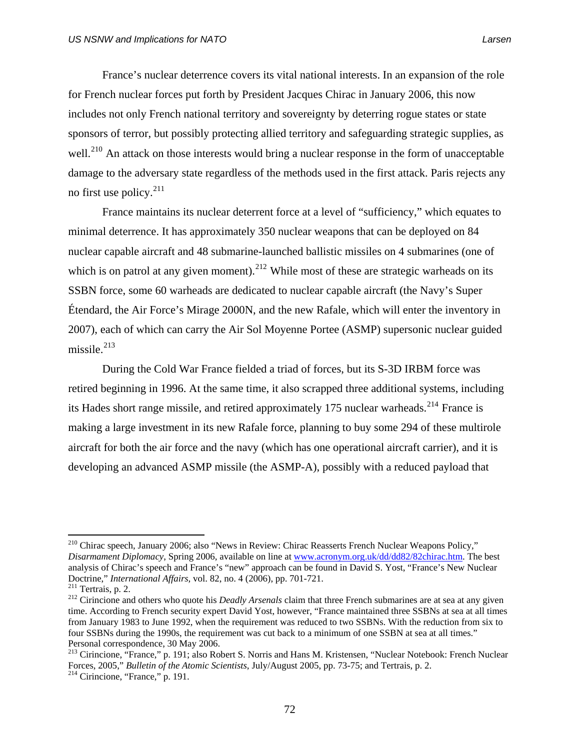France's nuclear deterrence covers its vital national interests. In an expansion of the role for French nuclear forces put forth by President Jacques Chirac in January 2006, this now includes not only French national territory and sovereignty by deterring rogue states or state sponsors of terror, but possibly protecting allied territory and safeguarding strategic supplies, as well.[210] An attack on those interests would bring a nuclear response in the form of unacceptable damage to the adversary state regardless of the methods used in the first attack. Paris rejects any no first use policy.[211]

France maintains its nuclear deterrent force at a level of "sufficiency," which equates to minimal deterrence. It has approximately 350 nuclear weapons that can be deployed on 84 nuclear capable aircraft and 48 submarine-launched ballistic missiles on 4 submarines (one of which is on patrol at any given moment).[212] While most of these are strategic warheads on its SSBN force, some 60 warheads are dedicated to nuclear capable aircraft (the Navy's Super Étendard, the Air Force's Mirage 2000N, and the new Rafale, which will enter the inventory in 2007), each of which can carry the Air Sol Moyenne Portee (ASMP) supersonic nuclear guided missile.[213]

During the Cold War France fielded a triad of forces, but its S-3D IRBM force was retired beginning in 1996. At the same time, it also scrapped three additional systems, including its Hades short range missile, and retired approximately 175 nuclear warheads.[214] France is making a large investment in its new Rafale force, planning to buy some 294 of these multirole aircraft for both the air force and the navy (which has one operational aircraft carrier), and it is developing an advanced ASMP missile (the ASMP-A), possibly with a reduced payload that

---

[210] Chirac speech, January 2006; also "News in Review: Chirac Reasserts French Nuclear Weapons Policy," *Disarmament Diplomacy*, Spring 2006, available on line at www.acronym.org.uk/dd/dd82/82chirac.htm. The best analysis of Chirac's speech and France's "new" approach can be found in David S. Yost, "France's New Nuclear Doctrine," *International Affairs*, vol. 82, no. 4 (2006), pp. 701-721.

[211] Tertrais, p. 2.

[212] Cirincione and others who quote his *Deadly Arsenals* claim that three French submarines are at sea at any given time. According to French security expert David Yost, however, "France maintained three SSBNs at sea at all times from January 1983 to June 1992, when the requirement was reduced to two SSBNs. With the reduction from six to four SSBNs during the 1990s, the requirement was cut back to a minimum of one SSBN at sea at all times." Personal correspondence, 30 May 2006.

[213] Cirincione, "France," p. 191; also Robert S. Norris and Hans M. Kristensen, "Nuclear Notebook: French Nuclear Forces, 2005," *Bulletin of the Atomic Scientists*, July/August 2005, pp. 73-75; and Tertrais, p. 2.

[214] Cirincione, "France," p. 191.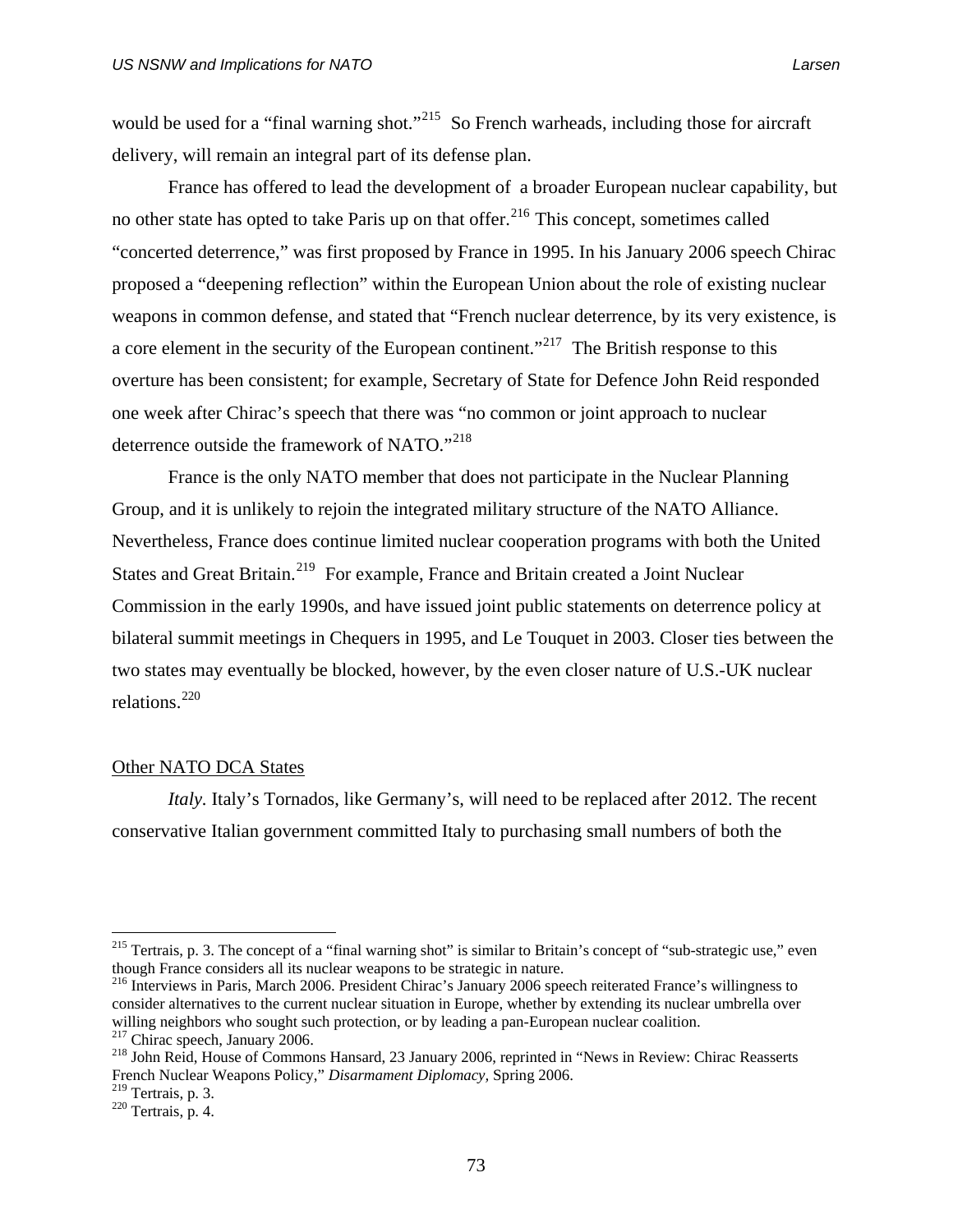would be used for a "final warning shot."[215] So French warheads, including those for aircraft delivery, will remain an integral part of its defense plan.

France has offered to lead the development of a broader European nuclear capability, but no other state has opted to take Paris up on that offer.[216] This concept, sometimes called "concerted deterrence," was first proposed by France in 1995. In his January 2006 speech Chirac proposed a "deepening reflection" within the European Union about the role of existing nuclear weapons in common defense, and stated that "French nuclear deterrence, by its very existence, is a core element in the security of the European continent."[217] The British response to this overture has been consistent; for example, Secretary of State for Defence John Reid responded one week after Chirac's speech that there was "no common or joint approach to nuclear deterrence outside the framework of NATO."[218]

France is the only NATO member that does not participate in the Nuclear Planning Group, and it is unlikely to rejoin the integrated military structure of the NATO Alliance. Nevertheless, France does continue limited nuclear cooperation programs with both the United States and Great Britain.[219] For example, France and Britain created a Joint Nuclear Commission in the early 1990s, and have issued joint public statements on deterrence policy at bilateral summit meetings in Chequers in 1995, and Le Touquet in 2003. Closer ties between the two states may eventually be blocked, however, by the even closer nature of U.S.-UK nuclear relations.[220]

## Other NATO DCA States

*Italy*. Italy's Tornados, like Germany's, will need to be replaced after 2012. The recent conservative Italian government committed Italy to purchasing small numbers of both the

---

[215] Tertrais, p. 3. The concept of a "final warning shot" is similar to Britain's concept of "sub-strategic use," even though France considers all its nuclear weapons to be strategic in nature.

[216] Interviews in Paris, March 2006. President Chirac's January 2006 speech reiterated France's willingness to consider alternatives to the current nuclear situation in Europe, whether by extending its nuclear umbrella over willing neighbors who sought such protection, or by leading a pan-European nuclear coalition.

[217] Chirac speech, January 2006.

[218] John Reid, House of Commons Hansard, 23 January 2006, reprinted in "News in Review: Chirac Reasserts French Nuclear Weapons Policy," *Disarmament Diplomacy*, Spring 2006.

[219] Tertrais, p. 3.

[220] Tertrais, p. 4.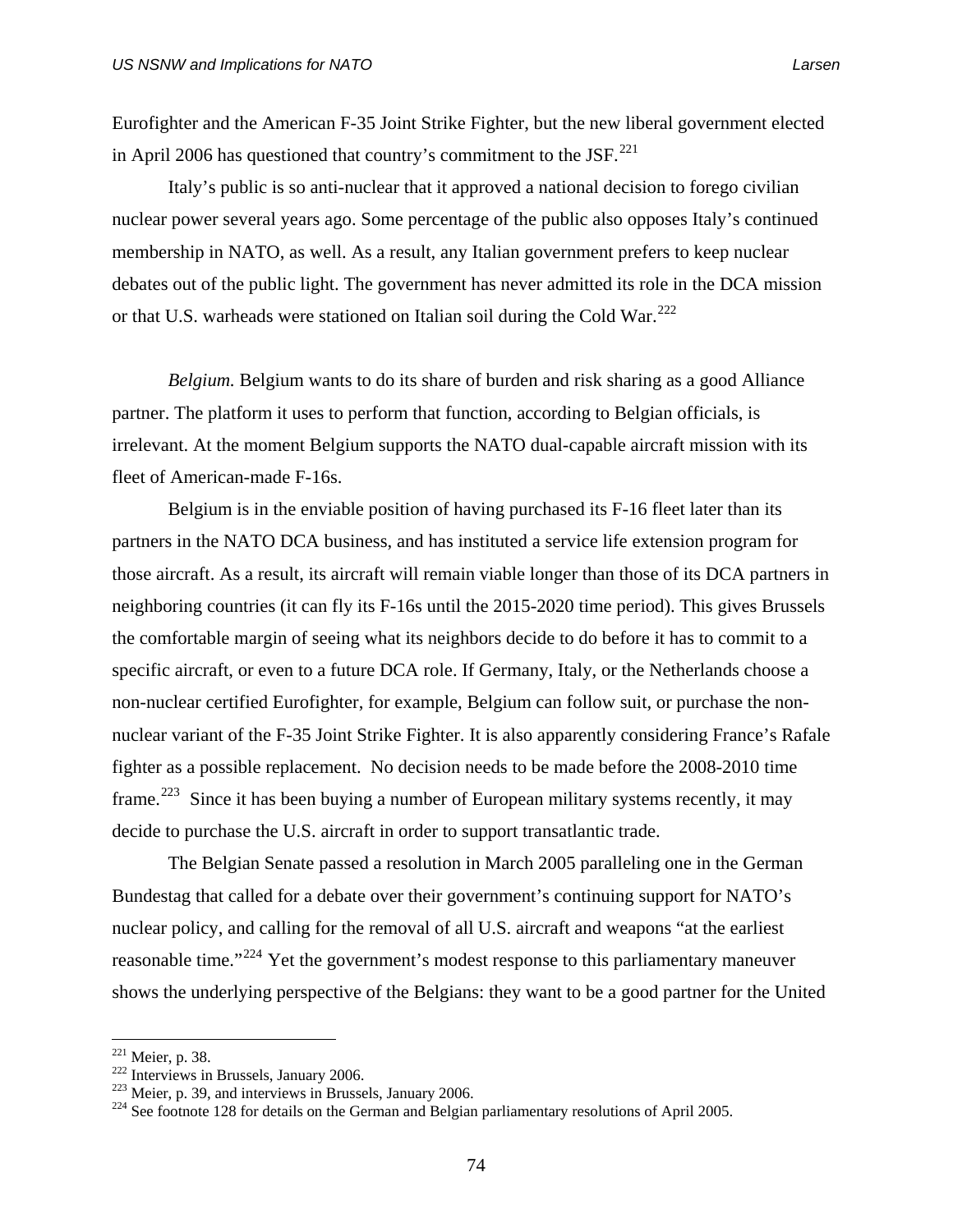Eurofighter and the American F-35 Joint Strike Fighter, but the new liberal government elected in April 2006 has questioned that country's commitment to the JSF.[221]

Italy's public is so anti-nuclear that it approved a national decision to forego civilian nuclear power several years ago. Some percentage of the public also opposes Italy's continued membership in NATO, as well. As a result, any Italian government prefers to keep nuclear debates out of the public light. The government has never admitted its role in the DCA mission or that U.S. warheads were stationed on Italian soil during the Cold War.[222]

*Belgium.* Belgium wants to do its share of burden and risk sharing as a good Alliance partner. The platform it uses to perform that function, according to Belgian officials, is irrelevant. At the moment Belgium supports the NATO dual-capable aircraft mission with its fleet of American-made F-16s.

Belgium is in the enviable position of having purchased its F-16 fleet later than its partners in the NATO DCA business, and has instituted a service life extension program for those aircraft. As a result, its aircraft will remain viable longer than those of its DCA partners in neighboring countries (it can fly its F-16s until the 2015-2020 time period). This gives Brussels the comfortable margin of seeing what its neighbors decide to do before it has to commit to a specific aircraft, or even to a future DCA role. If Germany, Italy, or the Netherlands choose a non-nuclear certified Eurofighter, for example, Belgium can follow suit, or purchase the non-nuclear variant of the F-35 Joint Strike Fighter. It is also apparently considering France's Rafale fighter as a possible replacement. No decision needs to be made before the 2008-2010 time frame.[223] Since it has been buying a number of European military systems recently, it may decide to purchase the U.S. aircraft in order to support transatlantic trade.

The Belgian Senate passed a resolution in March 2005 paralleling one in the German Bundestag that called for a debate over their government's continuing support for NATO's nuclear policy, and calling for the removal of all U.S. aircraft and weapons "at the earliest reasonable time."[224] Yet the government's modest response to this parliamentary maneuver shows the underlying perspective of the Belgians: they want to be a good partner for the United

---

[221] Meier, p. 38.
[222] Interviews in Brussels, January 2006.
[223] Meier, p. 39, and interviews in Brussels, January 2006.
[224] See footnote 128 for details on the German and Belgian parliamentary resolutions of April 2005.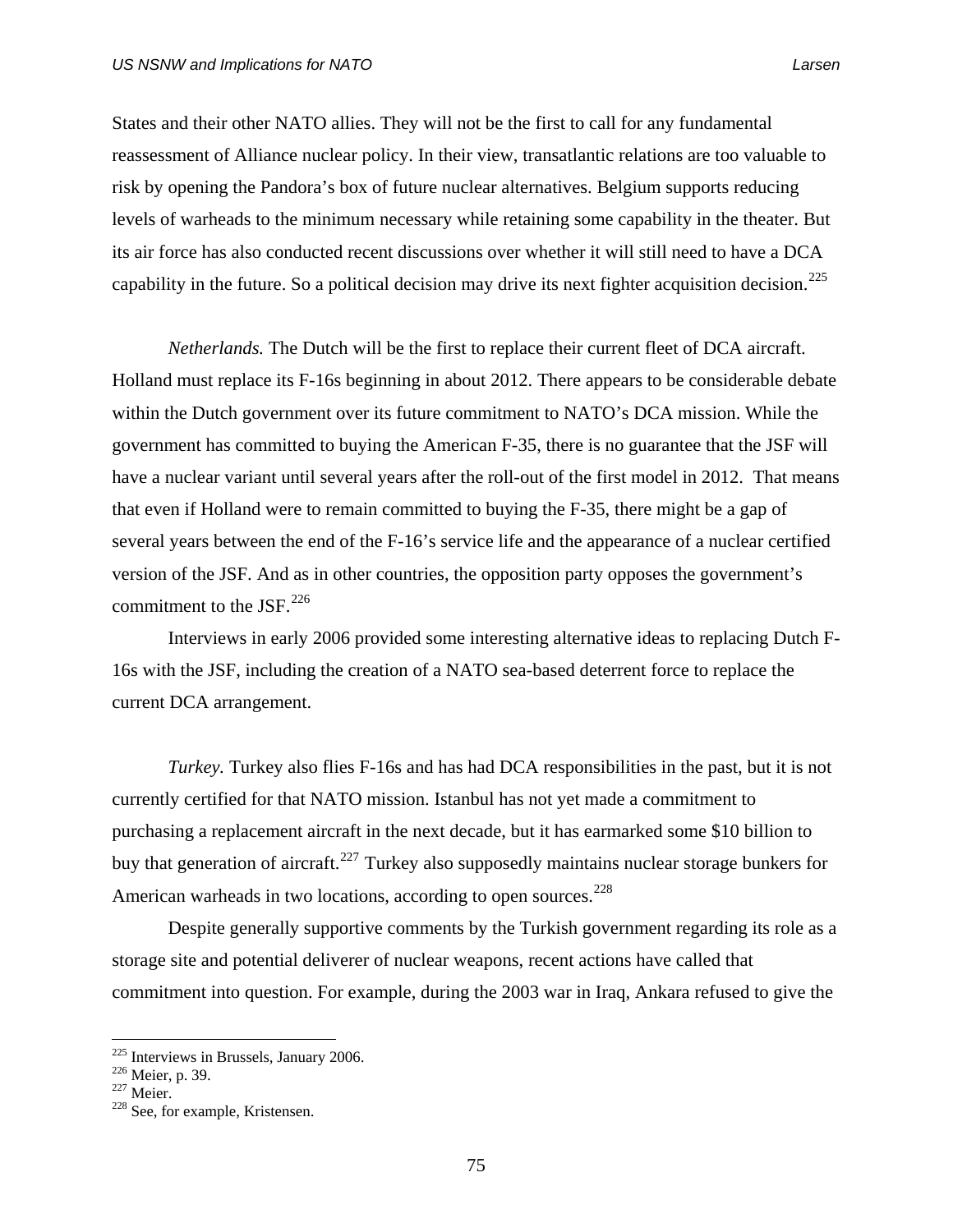States and their other NATO allies. They will not be the first to call for any fundamental reassessment of Alliance nuclear policy. In their view, transatlantic relations are too valuable to risk by opening the Pandora's box of future nuclear alternatives. Belgium supports reducing levels of warheads to the minimum necessary while retaining some capability in the theater. But its air force has also conducted recent discussions over whether it will still need to have a DCA capability in the future. So a political decision may drive its next fighter acquisition decision.[225]

*Netherlands.* The Dutch will be the first to replace their current fleet of DCA aircraft. Holland must replace its F-16s beginning in about 2012. There appears to be considerable debate within the Dutch government over its future commitment to NATO's DCA mission. While the government has committed to buying the American F-35, there is no guarantee that the JSF will have a nuclear variant until several years after the roll-out of the first model in 2012. That means that even if Holland were to remain committed to buying the F-35, there might be a gap of several years between the end of the F-16's service life and the appearance of a nuclear certified version of the JSF. And as in other countries, the opposition party opposes the government's commitment to the JSF.[226]

Interviews in early 2006 provided some interesting alternative ideas to replacing Dutch F-16s with the JSF, including the creation of a NATO sea-based deterrent force to replace the current DCA arrangement.

*Turkey.* Turkey also flies F-16s and has had DCA responsibilities in the past, but it is not currently certified for that NATO mission. Istanbul has not yet made a commitment to purchasing a replacement aircraft in the next decade, but it has earmarked some $10 billion to buy that generation of aircraft.[227] Turkey also supposedly maintains nuclear storage bunkers for American warheads in two locations, according to open sources.[228]

Despite generally supportive comments by the Turkish government regarding its role as a storage site and potential deliverer of nuclear weapons, recent actions have called that commitment into question. For example, during the 2003 war in Iraq, Ankara refused to give the

---

[225] Interviews in Brussels, January 2006.
[226] Meier, p. 39.
[227] Meier.
[228] See, for example, Kristensen.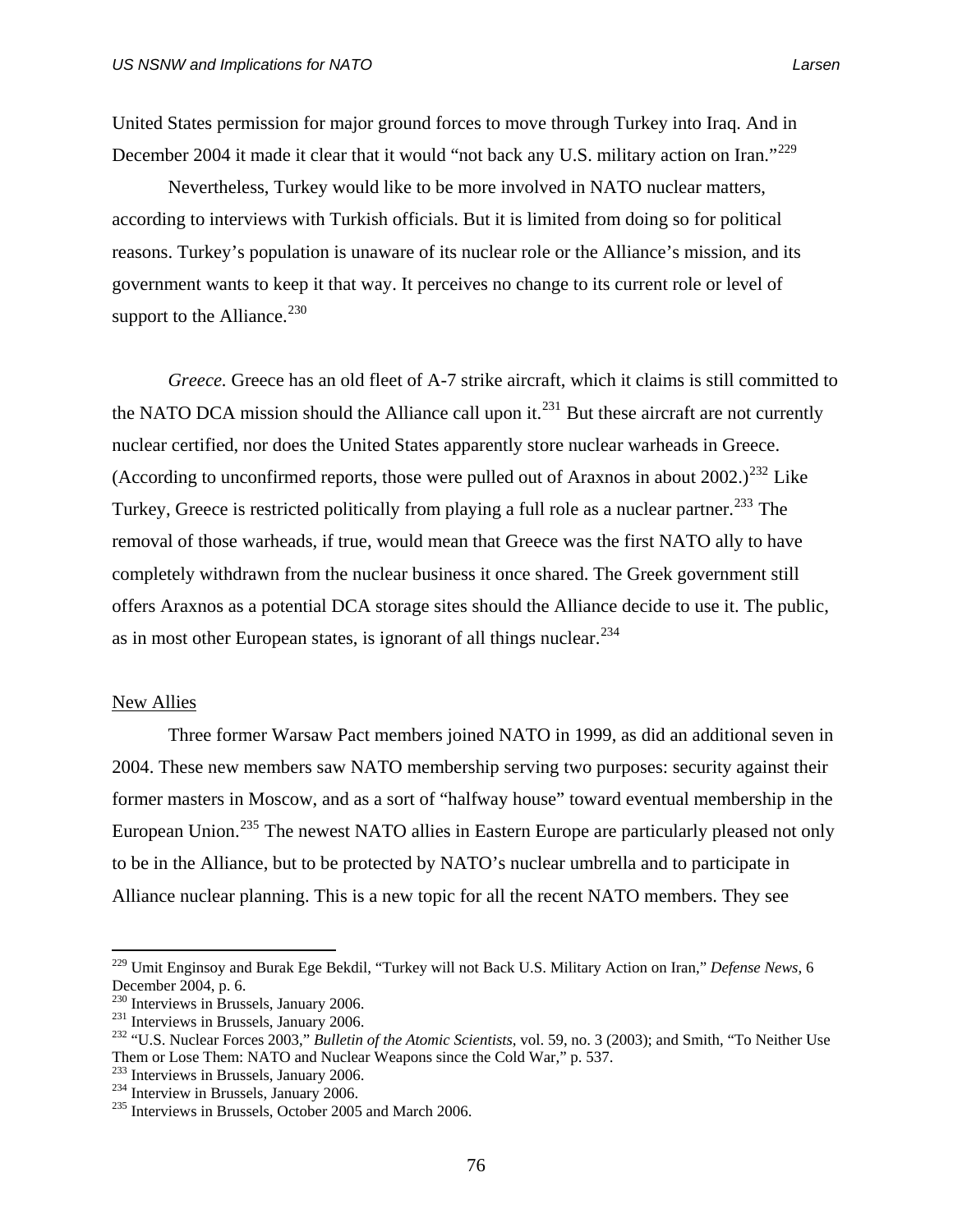United States permission for major ground forces to move through Turkey into Iraq. And in December 2004 it made it clear that it would "not back any U.S. military action on Iran."[229]

Nevertheless, Turkey would like to be more involved in NATO nuclear matters, according to interviews with Turkish officials. But it is limited from doing so for political reasons. Turkey's population is unaware of its nuclear role or the Alliance's mission, and its government wants to keep it that way. It perceives no change to its current role or level of support to the Alliance.[230]

*Greece.* Greece has an old fleet of A-7 strike aircraft, which it claims is still committed to the NATO DCA mission should the Alliance call upon it.[231] But these aircraft are not currently nuclear certified, nor does the United States apparently store nuclear warheads in Greece. (According to unconfirmed reports, those were pulled out of Araxnos in about 2002.)[232] Like Turkey, Greece is restricted politically from playing a full role as a nuclear partner.[233] The removal of those warheads, if true, would mean that Greece was the first NATO ally to have completely withdrawn from the nuclear business it once shared. The Greek government still offers Araxnos as a potential DCA storage sites should the Alliance decide to use it. The public, as in most other European states, is ignorant of all things nuclear.[234]

## New Allies

Three former Warsaw Pact members joined NATO in 1999, as did an additional seven in 2004. These new members saw NATO membership serving two purposes: security against their former masters in Moscow, and as a sort of "halfway house" toward eventual membership in the European Union.[235] The newest NATO allies in Eastern Europe are particularly pleased not only to be in the Alliance, but to be protected by NATO's nuclear umbrella and to participate in Alliance nuclear planning. This is a new topic for all the recent NATO members. They see

---

[229] Umit Enginsoy and Burak Ege Bekdil, "Turkey will not Back U.S. Military Action on Iran," *Defense News*, 6 December 2004, p. 6.

[230] Interviews in Brussels, January 2006.

[231] Interviews in Brussels, January 2006.

[232] "U.S. Nuclear Forces 2003," *Bulletin of the Atomic Scientists*, vol. 59, no. 3 (2003); and Smith, "To Neither Use Them or Lose Them: NATO and Nuclear Weapons since the Cold War," p. 537.

[233] Interviews in Brussels, January 2006.

[234] Interview in Brussels, January 2006.

[235] Interviews in Brussels, October 2005 and March 2006.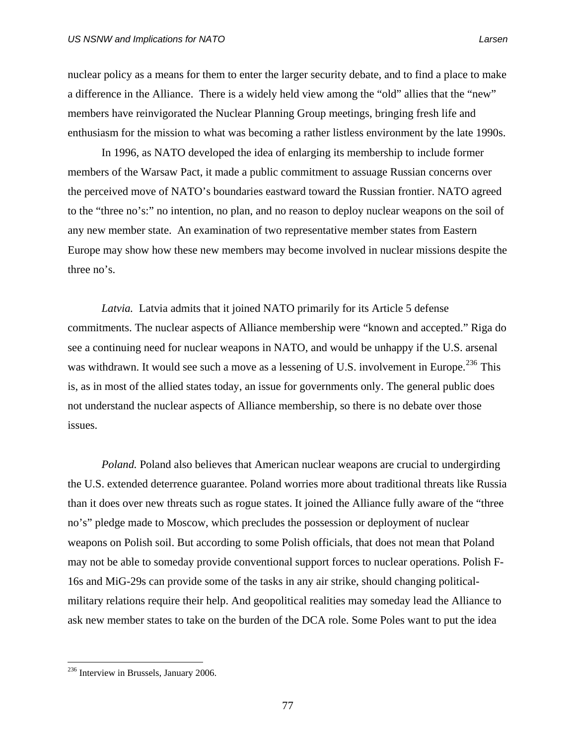nuclear policy as a means for them to enter the larger security debate, and to find a place to make a difference in the Alliance. There is a widely held view among the "old" allies that the "new" members have reinvigorated the Nuclear Planning Group meetings, bringing fresh life and enthusiasm for the mission to what was becoming a rather listless environment by the late 1990s.

In 1996, as NATO developed the idea of enlarging its membership to include former members of the Warsaw Pact, it made a public commitment to assuage Russian concerns over the perceived move of NATO's boundaries eastward toward the Russian frontier. NATO agreed to the "three no's:" no intention, no plan, and no reason to deploy nuclear weapons on the soil of any new member state. An examination of two representative member states from Eastern Europe may show how these new members may become involved in nuclear missions despite the three no's.

*Latvia.* Latvia admits that it joined NATO primarily for its Article 5 defense commitments. The nuclear aspects of Alliance membership were "known and accepted." Riga do see a continuing need for nuclear weapons in NATO, and would be unhappy if the U.S. arsenal was withdrawn. It would see such a move as a lessening of U.S. involvement in Europe.[236] This is, as in most of the allied states today, an issue for governments only. The general public does not understand the nuclear aspects of Alliance membership, so there is no debate over those issues.

*Poland.* Poland also believes that American nuclear weapons are crucial to undergirding the U.S. extended deterrence guarantee. Poland worries more about traditional threats like Russia than it does over new threats such as rogue states. It joined the Alliance fully aware of the "three no's" pledge made to Moscow, which precludes the possession or deployment of nuclear weapons on Polish soil. But according to some Polish officials, that does not mean that Poland may not be able to someday provide conventional support forces to nuclear operations. Polish F-16s and MiG-29s can provide some of the tasks in any air strike, should changing political-military relations require their help. And geopolitical realities may someday lead the Alliance to ask new member states to take on the burden of the DCA role. Some Poles want to put the idea

[236] Interview in Brussels, January 2006.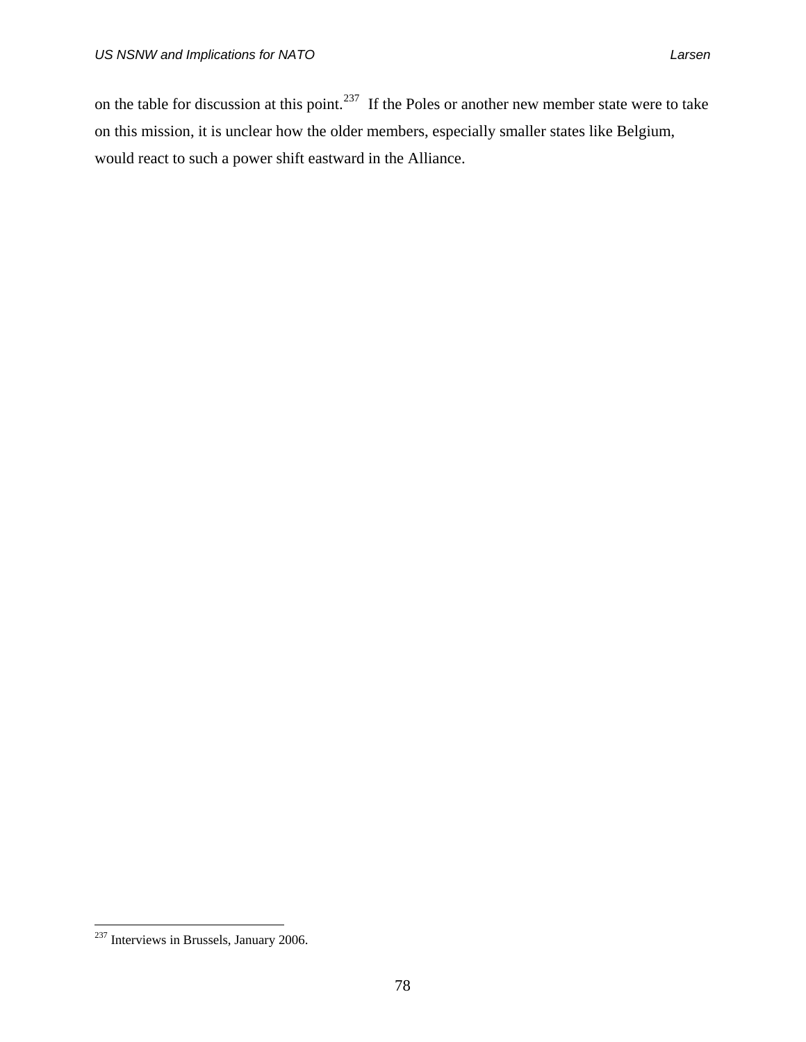on the table for discussion at this point.[237] If the Poles or another new member state were to take on this mission, it is unclear how the older members, especially smaller states like Belgium, would react to such a power shift eastward in the Alliance.

---

[237] Interviews in Brussels, January 2006.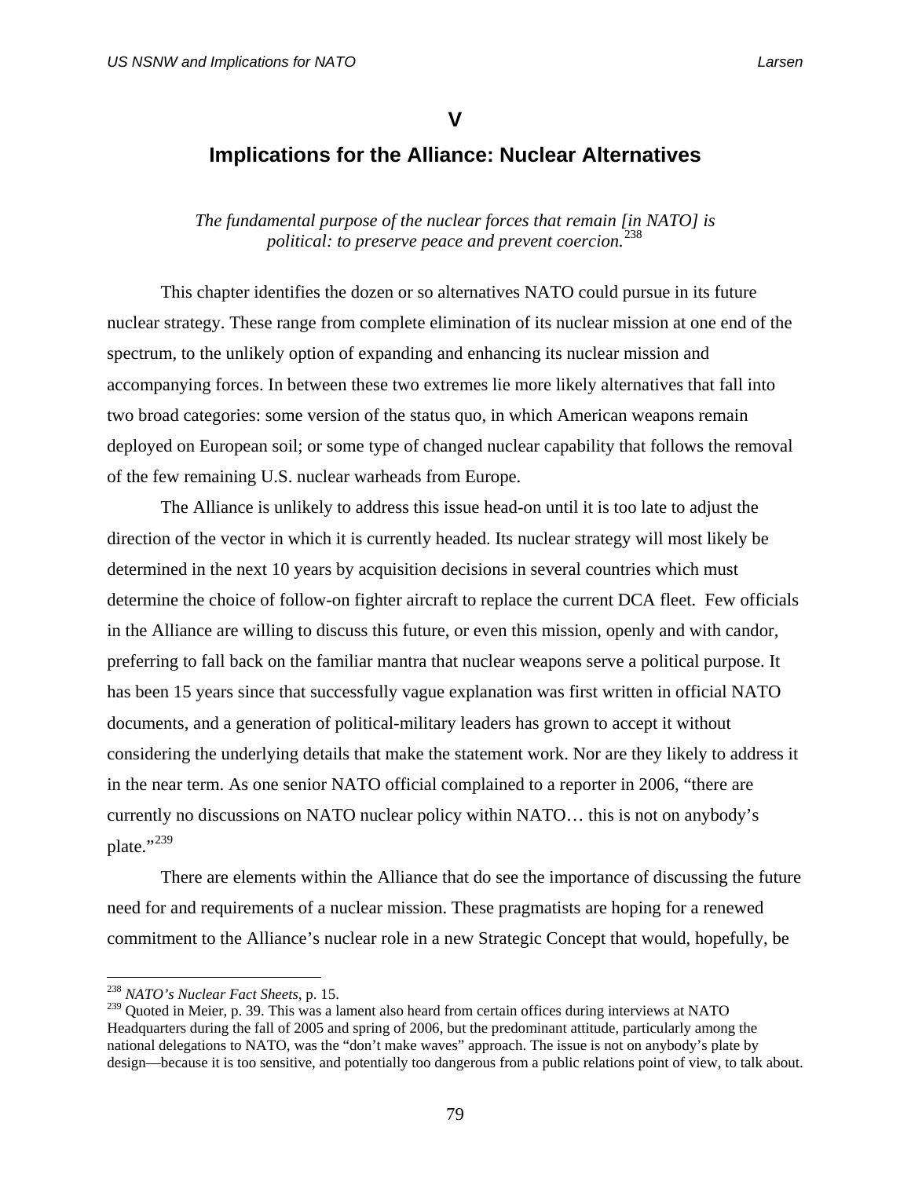# V

## Implications for the Alliance: Nuclear Alternatives

*The fundamental purpose of the nuclear forces that remain [in NATO] is political: to preserve peace and prevent coercion.*[238]

This chapter identifies the dozen or so alternatives NATO could pursue in its future nuclear strategy. These range from complete elimination of its nuclear mission at one end of the spectrum, to the unlikely option of expanding and enhancing its nuclear mission and accompanying forces. In between these two extremes lie more likely alternatives that fall into two broad categories: some version of the status quo, in which American weapons remain deployed on European soil; or some type of changed nuclear capability that follows the removal of the few remaining U.S. nuclear warheads from Europe.

The Alliance is unlikely to address this issue head-on until it is too late to adjust the direction of the vector in which it is currently headed. Its nuclear strategy will most likely be determined in the next 10 years by acquisition decisions in several countries which must determine the choice of follow-on fighter aircraft to replace the current DCA fleet. Few officials in the Alliance are willing to discuss this future, or even this mission, openly and with candor, preferring to fall back on the familiar mantra that nuclear weapons serve a political purpose. It has been 15 years since that successfully vague explanation was first written in official NATO documents, and a generation of political-military leaders has grown to accept it without considering the underlying details that make the statement work. Nor are they likely to address it in the near term. As one senior NATO official complained to a reporter in 2006, "there are currently no discussions on NATO nuclear policy within NATO… this is not on anybody's plate."[239]

There are elements within the Alliance that do see the importance of discussing the future need for and requirements of a nuclear mission. These pragmatists are hoping for a renewed commitment to the Alliance's nuclear role in a new Strategic Concept that would, hopefully, be

---

[238] *NATO's Nuclear Fact Sheets*, p. 15.

[239] Quoted in Meier, p. 39. This was a lament also heard from certain offices during interviews at NATO Headquarters during the fall of 2005 and spring of 2006, but the predominant attitude, particularly among the national delegations to NATO, was the "don't make waves" approach. The issue is not on anybody's plate by design—because it is too sensitive, and potentially too dangerous from a public relations point of view, to talk about.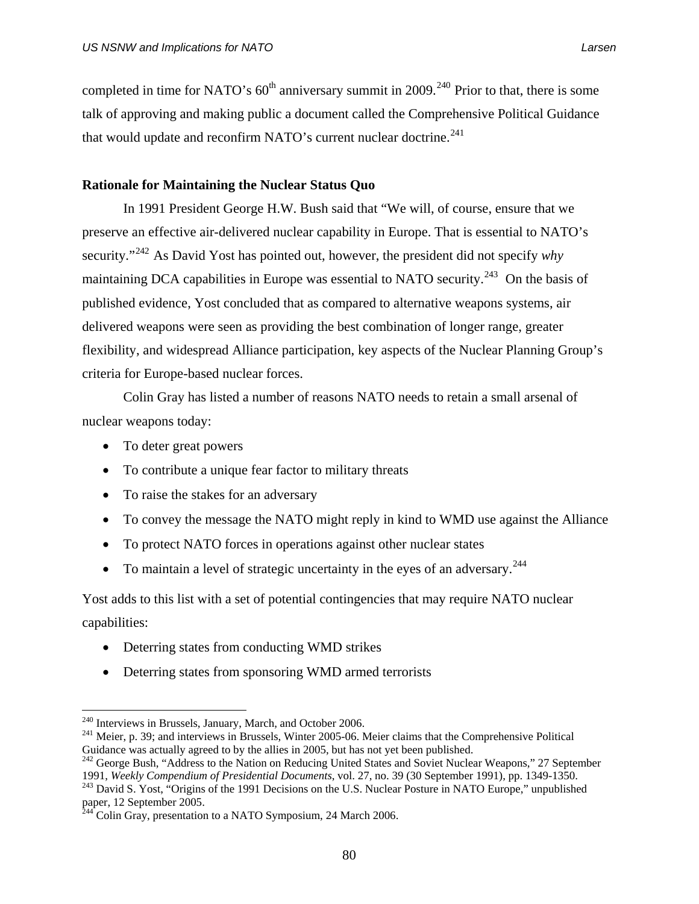completed in time for NATO's 60th anniversary summit in 2009.[240] Prior to that, there is some talk of approving and making public a document called the Comprehensive Political Guidance that would update and reconfirm NATO's current nuclear doctrine.[241]

**Rationale for Maintaining the Nuclear Status Quo**

In 1991 President George H.W. Bush said that "We will, of course, ensure that we preserve an effective air-delivered nuclear capability in Europe. That is essential to NATO's security."[242] As David Yost has pointed out, however, the president did not specify *why* maintaining DCA capabilities in Europe was essential to NATO security.[243] On the basis of published evidence, Yost concluded that as compared to alternative weapons systems, air delivered weapons were seen as providing the best combination of longer range, greater flexibility, and widespread Alliance participation, key aspects of the Nuclear Planning Group's criteria for Europe-based nuclear forces.

Colin Gray has listed a number of reasons NATO needs to retain a small arsenal of nuclear weapons today:

- To deter great powers
- To contribute a unique fear factor to military threats
- To raise the stakes for an adversary
- To convey the message the NATO might reply in kind to WMD use against the Alliance
- To protect NATO forces in operations against other nuclear states
- To maintain a level of strategic uncertainty in the eyes of an adversary.[244]

Yost adds to this list with a set of potential contingencies that may require NATO nuclear capabilities:

- Deterring states from conducting WMD strikes
- Deterring states from sponsoring WMD armed terrorists

---

[240] Interviews in Brussels, January, March, and October 2006.

[241] Meier, p. 39; and interviews in Brussels, Winter 2005-06. Meier claims that the Comprehensive Political Guidance was actually agreed to by the allies in 2005, but has not yet been published.

[242] George Bush, "Address to the Nation on Reducing United States and Soviet Nuclear Weapons," 27 September 1991, *Weekly Compendium of Presidential Documents,* vol. 27, no. 39 (30 September 1991), pp. 1349-1350.

[243] David S. Yost, "Origins of the 1991 Decisions on the U.S. Nuclear Posture in NATO Europe," unpublished paper, 12 September 2005.

[244] Colin Gray, presentation to a NATO Symposium, 24 March 2006.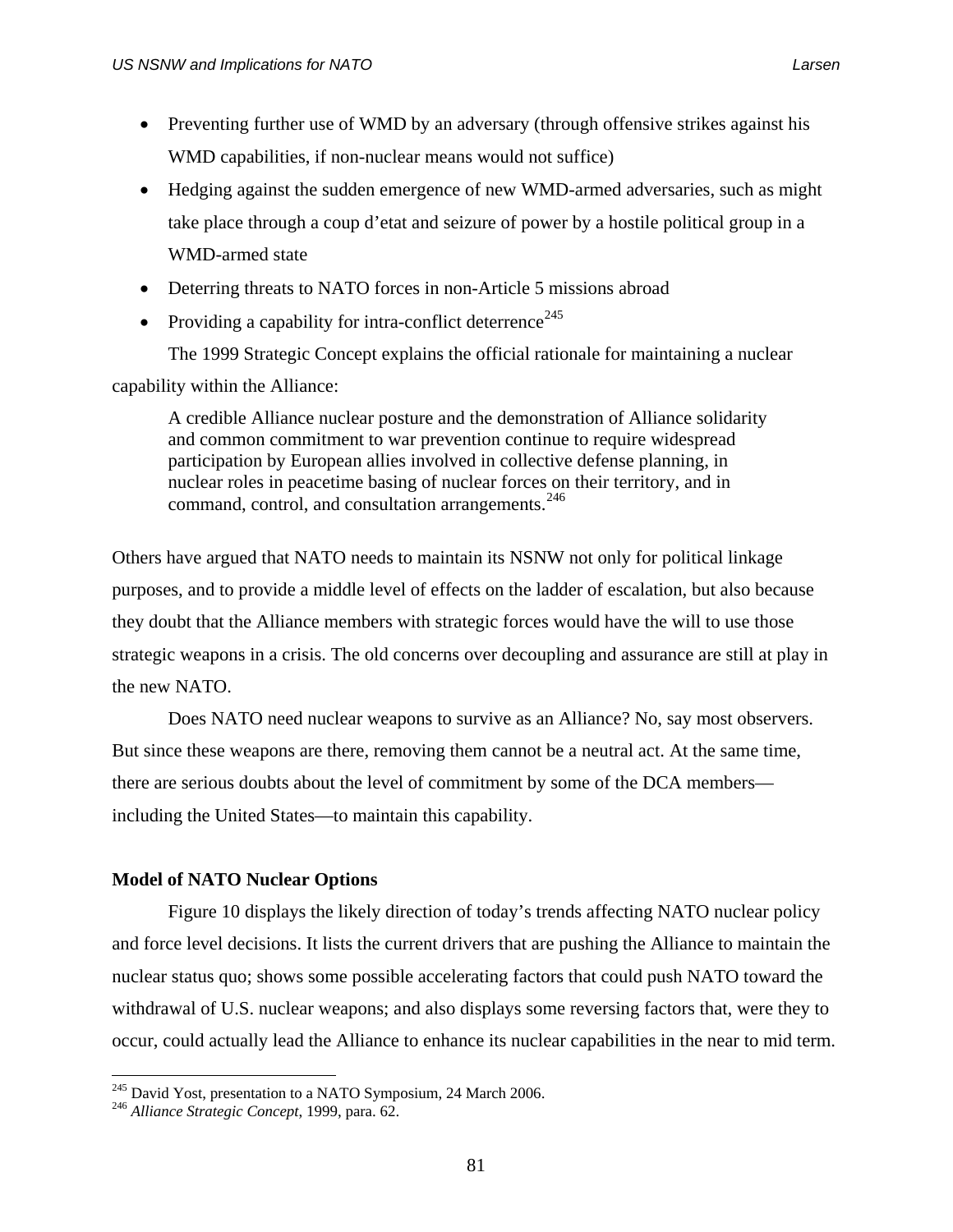- Preventing further use of WMD by an adversary (through offensive strikes against his WMD capabilities, if non-nuclear means would not suffice)
- Hedging against the sudden emergence of new WMD-armed adversaries, such as might take place through a coup d'etat and seizure of power by a hostile political group in a WMD-armed state
- Deterring threats to NATO forces in non-Article 5 missions abroad
- Providing a capability for intra-conflict deterrence[245]

The 1999 Strategic Concept explains the official rationale for maintaining a nuclear capability within the Alliance:

> A credible Alliance nuclear posture and the demonstration of Alliance solidarity and common commitment to war prevention continue to require widespread participation by European allies involved in collective defense planning, in nuclear roles in peacetime basing of nuclear forces on their territory, and in command, control, and consultation arrangements.[246]

Others have argued that NATO needs to maintain its NSNW not only for political linkage purposes, and to provide a middle level of effects on the ladder of escalation, but also because they doubt that the Alliance members with strategic forces would have the will to use those strategic weapons in a crisis. The old concerns over decoupling and assurance are still at play in the new NATO.

Does NATO need nuclear weapons to survive as an Alliance? No, say most observers. But since these weapons are there, removing them cannot be a neutral act. At the same time, there are serious doubts about the level of commitment by some of the DCA members—including the United States—to maintain this capability.

**Model of NATO Nuclear Options**

Figure 10 displays the likely direction of today's trends affecting NATO nuclear policy and force level decisions. It lists the current drivers that are pushing the Alliance to maintain the nuclear status quo; shows some possible accelerating factors that could push NATO toward the withdrawal of U.S. nuclear weapons; and also displays some reversing factors that, were they to occur, could actually lead the Alliance to enhance its nuclear capabilities in the near to mid term.

---

[245] David Yost, presentation to a NATO Symposium, 24 March 2006.

[246] *Alliance Strategic Concept*, 1999, para. 62.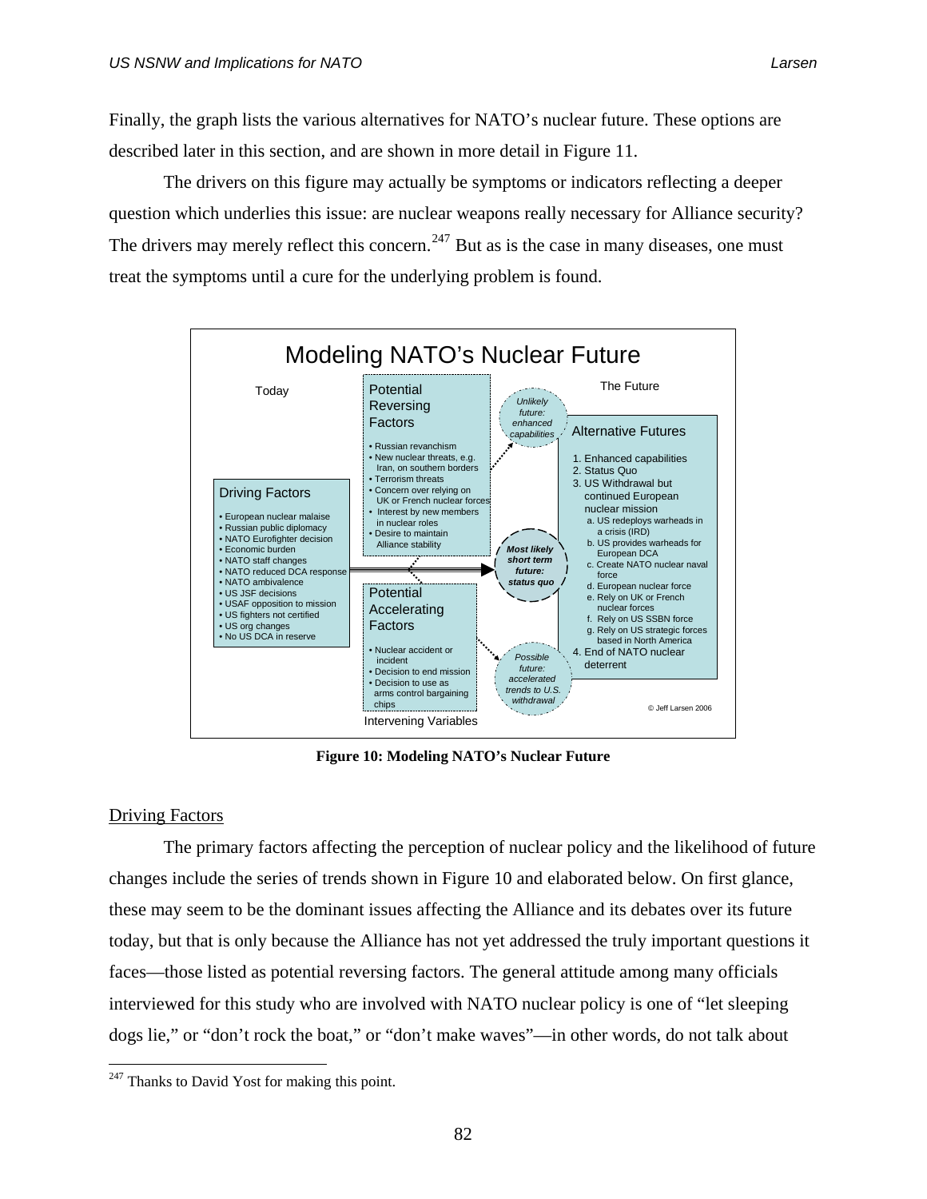Finally, the graph lists the various alternatives for NATO's nuclear future. These options are described later in this section, and are shown in more detail in Figure 11.

The drivers on this figure may actually be symptoms or indicators reflecting a deeper question which underlies this issue: are nuclear weapons really necessary for Alliance security? The drivers may merely reflect this concern.[247] But as is the case in many diseases, one must treat the symptoms until a cure for the underlying problem is found.

Modeling NATO's Nuclear Future

Today

Driving Factors

- European nuclear malaise
- Russian public diplomacy
- NATO Eurofighter decision
- Economic burden
- NATO staff changes
- NATO reduced DCA response
- NATO ambivalence
- US JSF decisions
- USAF opposition to mission
- US fighters not certified
- US org changes
- No US DCA in reserve

Potential Reversing Factors

- Russian revanchism
- New nuclear threats, e.g. Iran, on southern borders
- Terrorism threats
- Concern over relying on UK or French nuclear forces
- Interest by new members in nuclear roles
- Desire to maintain Alliance stability

Potential Accelerating Factors

- Nuclear accident or incident
- Decision to end mission
- Decision to use as arms control bargaining chips

Intervening Variables

*Unlikely future: enhanced capabilities*

***Most likely short term future: status quo***

*Possible future: accelerated trends to U.S. withdrawal*

The Future

Alternative Futures

1. Enhanced capabilities
2. Status Quo
3. US Withdrawal but continued European nuclear mission
   a. US redeploys warheads in a crisis (IRD)
   b. US provides warheads for European DCA
   c. Create NATO nuclear naval force
   d. European nuclear force
   e. Rely on UK or French nuclear forces
   f. Rely on US SSBN force
   g. Rely on US strategic forces based in North America
4. End of NATO nuclear deterrent

© Jeff Larsen 2006

**Figure 10: Modeling NATO's Nuclear Future**

## Driving Factors

The primary factors affecting the perception of nuclear policy and the likelihood of future changes include the series of trends shown in Figure 10 and elaborated below. On first glance, these may seem to be the dominant issues affecting the Alliance and its debates over its future today, but that is only because the Alliance has not yet addressed the truly important questions it faces—those listed as potential reversing factors. The general attitude among many officials interviewed for this study who are involved with NATO nuclear policy is one of "let sleeping dogs lie," or "don't rock the boat," or "don't make waves"—in other words, do not talk about

[247] Thanks to David Yost for making this point.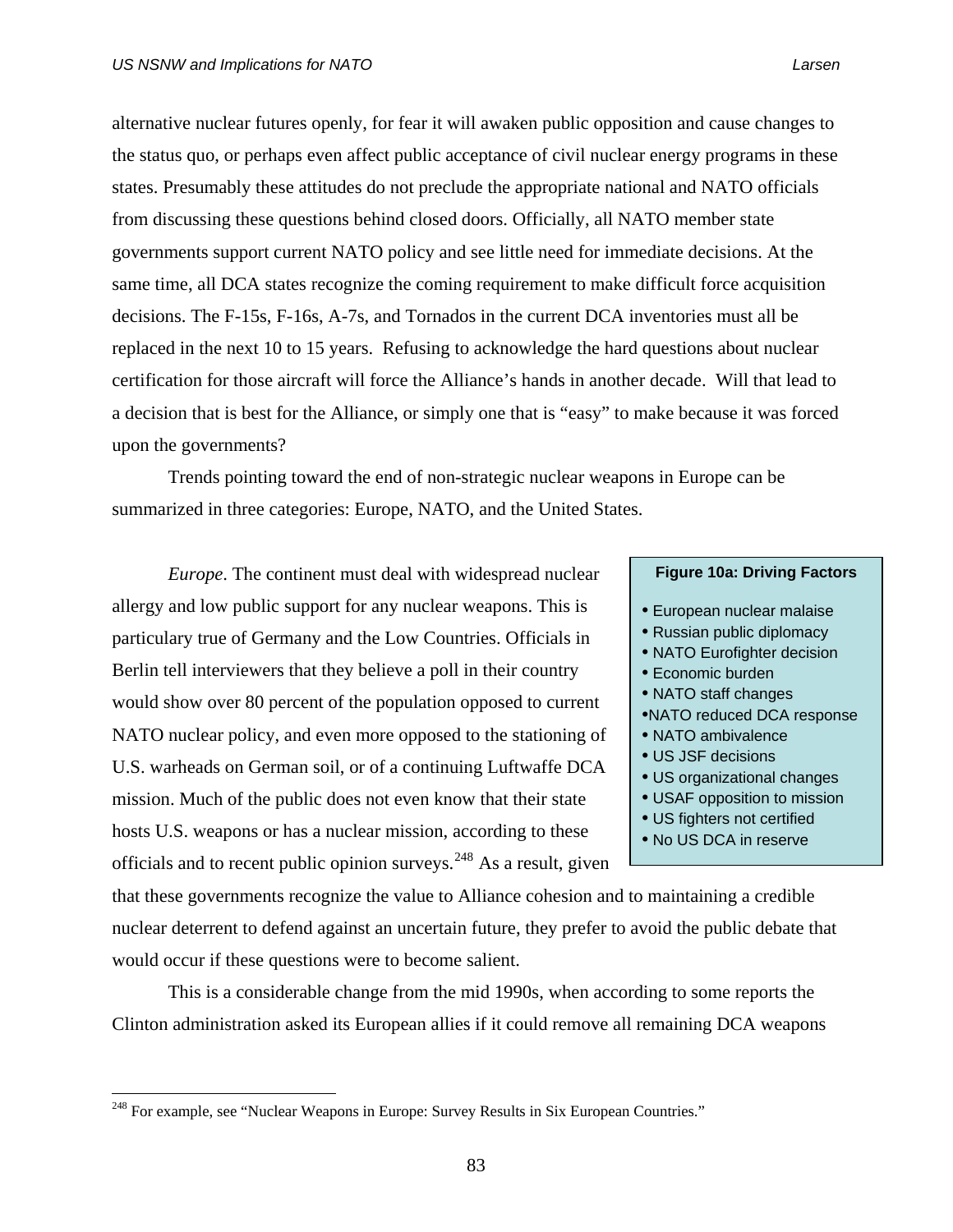alternative nuclear futures openly, for fear it will awaken public opposition and cause changes to the status quo, or perhaps even affect public acceptance of civil nuclear energy programs in these states. Presumably these attitudes do not preclude the appropriate national and NATO officials from discussing these questions behind closed doors. Officially, all NATO member state governments support current NATO policy and see little need for immediate decisions. At the same time, all DCA states recognize the coming requirement to make difficult force acquisition decisions. The F-15s, F-16s, A-7s, and Tornados in the current DCA inventories must all be replaced in the next 10 to 15 years. Refusing to acknowledge the hard questions about nuclear certification for those aircraft will force the Alliance's hands in another decade. Will that lead to a decision that is best for the Alliance, or simply one that is "easy" to make because it was forced upon the governments?

Trends pointing toward the end of non-strategic nuclear weapons in Europe can be summarized in three categories: Europe, NATO, and the United States.

**Figure 10a: Driving Factors**

- European nuclear malaise
- Russian public diplomacy
- NATO Eurofighter decision
- Economic burden
- NATO staff changes
- NATO reduced DCA response
- NATO ambivalence
- US JSF decisions
- US organizational changes
- USAF opposition to mission
- US fighters not certified
- No US DCA in reserve

*Europe*. The continent must deal with widespread nuclear allergy and low public support for any nuclear weapons. This is particulary true of Germany and the Low Countries. Officials in Berlin tell interviewers that they believe a poll in their country would show over 80 percent of the population opposed to current NATO nuclear policy, and even more opposed to the stationing of U.S. warheads on German soil, or of a continuing Luftwaffe DCA mission. Much of the public does not even know that their state hosts U.S. weapons or has a nuclear mission, according to these officials and to recent public opinion surveys.[248] As a result, given that these governments recognize the value to Alliance cohesion and to maintaining a credible nuclear deterrent to defend against an uncertain future, they prefer to avoid the public debate that would occur if these questions were to become salient.

This is a considerable change from the mid 1990s, when according to some reports the Clinton administration asked its European allies if it could remove all remaining DCA weapons

[248] For example, see "Nuclear Weapons in Europe: Survey Results in Six European Countries."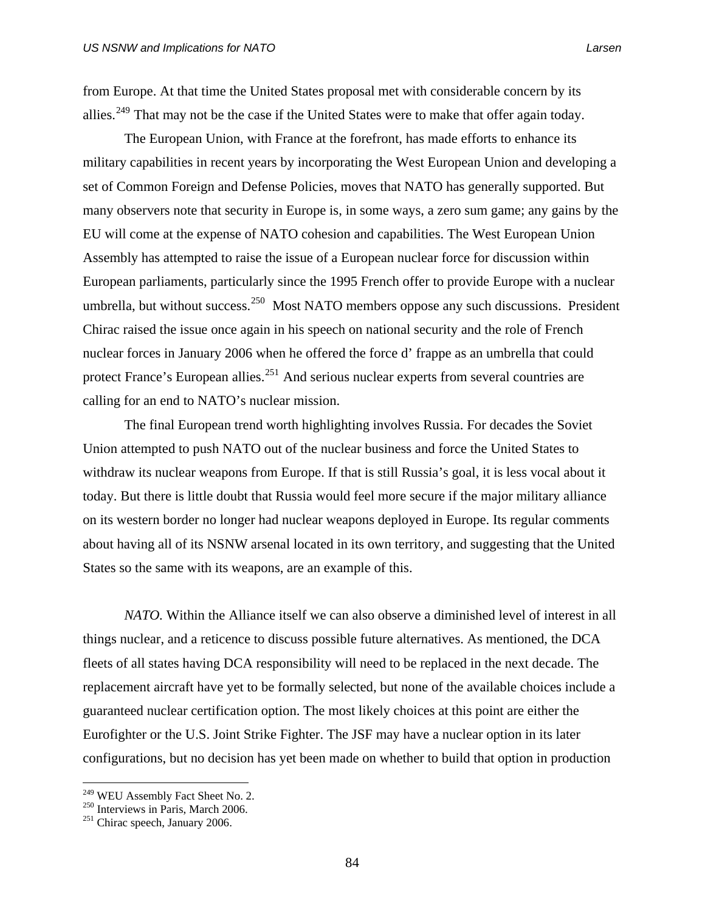from Europe. At that time the United States proposal met with considerable concern by its allies.[249] That may not be the case if the United States were to make that offer again today.

The European Union, with France at the forefront, has made efforts to enhance its military capabilities in recent years by incorporating the West European Union and developing a set of Common Foreign and Defense Policies, moves that NATO has generally supported. But many observers note that security in Europe is, in some ways, a zero sum game; any gains by the EU will come at the expense of NATO cohesion and capabilities. The West European Union Assembly has attempted to raise the issue of a European nuclear force for discussion within European parliaments, particularly since the 1995 French offer to provide Europe with a nuclear umbrella, but without success.[250] Most NATO members oppose any such discussions. President Chirac raised the issue once again in his speech on national security and the role of French nuclear forces in January 2006 when he offered the force d' frappe as an umbrella that could protect France's European allies.[251] And serious nuclear experts from several countries are calling for an end to NATO's nuclear mission.

The final European trend worth highlighting involves Russia. For decades the Soviet Union attempted to push NATO out of the nuclear business and force the United States to withdraw its nuclear weapons from Europe. If that is still Russia's goal, it is less vocal about it today. But there is little doubt that Russia would feel more secure if the major military alliance on its western border no longer had nuclear weapons deployed in Europe. Its regular comments about having all of its NSNW arsenal located in its own territory, and suggesting that the United States so the same with its weapons, are an example of this.

*NATO.* Within the Alliance itself we can also observe a diminished level of interest in all things nuclear, and a reticence to discuss possible future alternatives. As mentioned, the DCA fleets of all states having DCA responsibility will need to be replaced in the next decade. The replacement aircraft have yet to be formally selected, but none of the available choices include a guaranteed nuclear certification option. The most likely choices at this point are either the Eurofighter or the U.S. Joint Strike Fighter. The JSF may have a nuclear option in its later configurations, but no decision has yet been made on whether to build that option in production

[249] WEU Assembly Fact Sheet No. 2.
[250] Interviews in Paris, March 2006.
[251] Chirac speech, January 2006.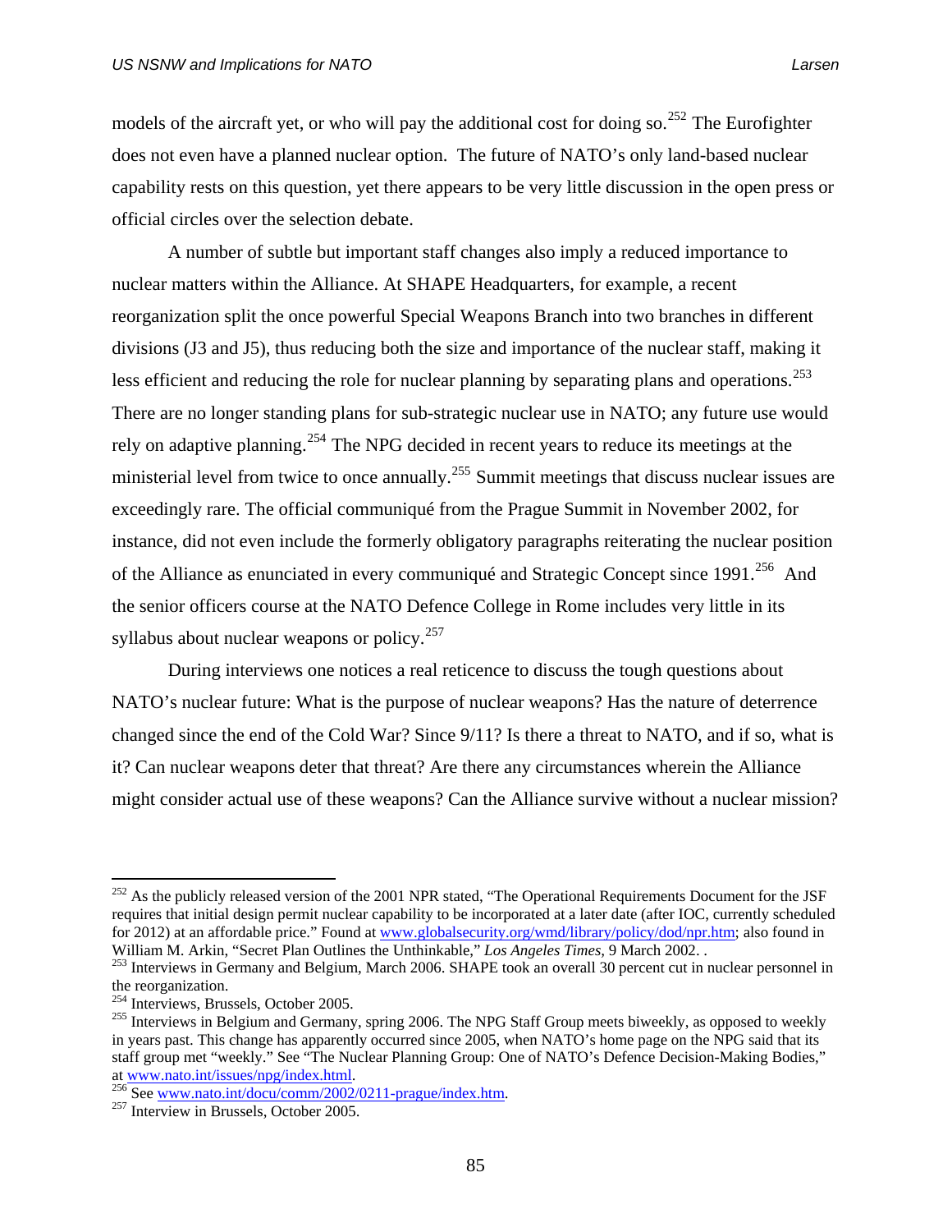models of the aircraft yet, or who will pay the additional cost for doing so.[252] The Eurofighter does not even have a planned nuclear option. The future of NATO's only land-based nuclear capability rests on this question, yet there appears to be very little discussion in the open press or official circles over the selection debate.

A number of subtle but important staff changes also imply a reduced importance to nuclear matters within the Alliance. At SHAPE Headquarters, for example, a recent reorganization split the once powerful Special Weapons Branch into two branches in different divisions (J3 and J5), thus reducing both the size and importance of the nuclear staff, making it less efficient and reducing the role for nuclear planning by separating plans and operations.[253] There are no longer standing plans for sub-strategic nuclear use in NATO; any future use would rely on adaptive planning.[254] The NPG decided in recent years to reduce its meetings at the ministerial level from twice to once annually.[255] Summit meetings that discuss nuclear issues are exceedingly rare. The official communiqué from the Prague Summit in November 2002, for instance, did not even include the formerly obligatory paragraphs reiterating the nuclear position of the Alliance as enunciated in every communiqué and Strategic Concept since 1991.[256] And the senior officers course at the NATO Defence College in Rome includes very little in its syllabus about nuclear weapons or policy.[257]

During interviews one notices a real reticence to discuss the tough questions about NATO's nuclear future: What is the purpose of nuclear weapons? Has the nature of deterrence changed since the end of the Cold War? Since 9/11? Is there a threat to NATO, and if so, what is it? Can nuclear weapons deter that threat? Are there any circumstances wherein the Alliance might consider actual use of these weapons? Can the Alliance survive without a nuclear mission?

---

[252] As the publicly released version of the 2001 NPR stated, "The Operational Requirements Document for the JSF requires that initial design permit nuclear capability to be incorporated at a later date (after IOC, currently scheduled for 2012) at an affordable price." Found at www.globalsecurity.org/wmd/library/policy/dod/npr.htm; also found in William M. Arkin, "Secret Plan Outlines the Unthinkable," *Los Angeles Times*, 9 March 2002. .

[253] Interviews in Germany and Belgium, March 2006. SHAPE took an overall 30 percent cut in nuclear personnel in the reorganization.

[254] Interviews, Brussels, October 2005.

[255] Interviews in Belgium and Germany, spring 2006. The NPG Staff Group meets biweekly, as opposed to weekly in years past. This change has apparently occurred since 2005, when NATO's home page on the NPG said that its staff group met "weekly." See "The Nuclear Planning Group: One of NATO's Defence Decision-Making Bodies," at www.nato.int/issues/npg/index.html.

[256] See www.nato.int/docu/comm/2002/0211-prague/index.htm.

[257] Interview in Brussels, October 2005.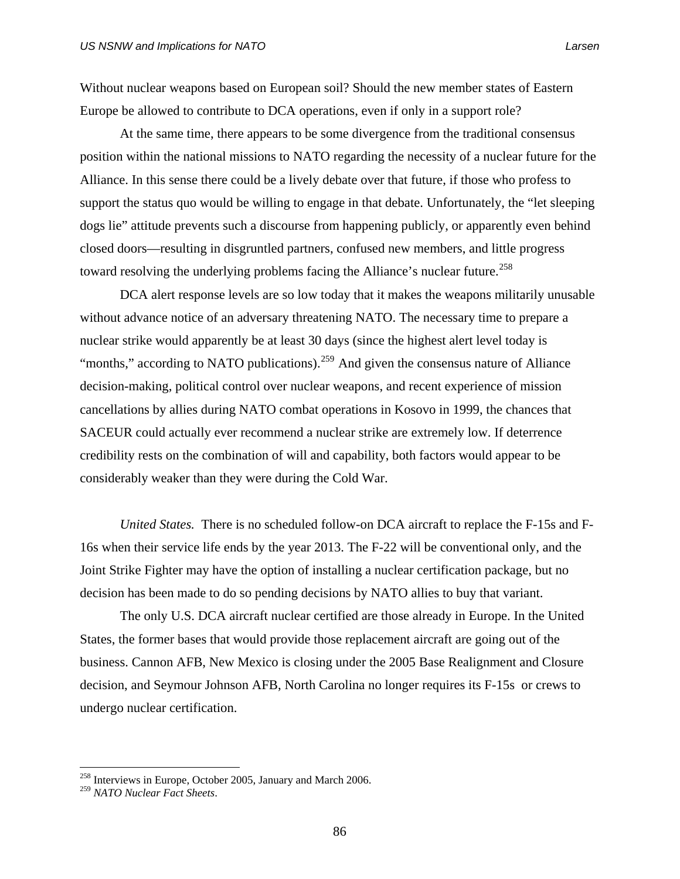Without nuclear weapons based on European soil? Should the new member states of Eastern Europe be allowed to contribute to DCA operations, even if only in a support role?

At the same time, there appears to be some divergence from the traditional consensus position within the national missions to NATO regarding the necessity of a nuclear future for the Alliance. In this sense there could be a lively debate over that future, if those who profess to support the status quo would be willing to engage in that debate. Unfortunately, the "let sleeping dogs lie" attitude prevents such a discourse from happening publicly, or apparently even behind closed doors—resulting in disgruntled partners, confused new members, and little progress toward resolving the underlying problems facing the Alliance's nuclear future.[258]

DCA alert response levels are so low today that it makes the weapons militarily unusable without advance notice of an adversary threatening NATO. The necessary time to prepare a nuclear strike would apparently be at least 30 days (since the highest alert level today is "months," according to NATO publications).[259] And given the consensus nature of Alliance decision-making, political control over nuclear weapons, and recent experience of mission cancellations by allies during NATO combat operations in Kosovo in 1999, the chances that SACEUR could actually ever recommend a nuclear strike are extremely low. If deterrence credibility rests on the combination of will and capability, both factors would appear to be considerably weaker than they were during the Cold War.

*United States.* There is no scheduled follow-on DCA aircraft to replace the F-15s and F-16s when their service life ends by the year 2013. The F-22 will be conventional only, and the Joint Strike Fighter may have the option of installing a nuclear certification package, but no decision has been made to do so pending decisions by NATO allies to buy that variant.

The only U.S. DCA aircraft nuclear certified are those already in Europe. In the United States, the former bases that would provide those replacement aircraft are going out of the business. Cannon AFB, New Mexico is closing under the 2005 Base Realignment and Closure decision, and Seymour Johnson AFB, North Carolina no longer requires its F-15s or crews to undergo nuclear certification.

---

[258] Interviews in Europe, October 2005, January and March 2006.

[259] *NATO Nuclear Fact Sheets*.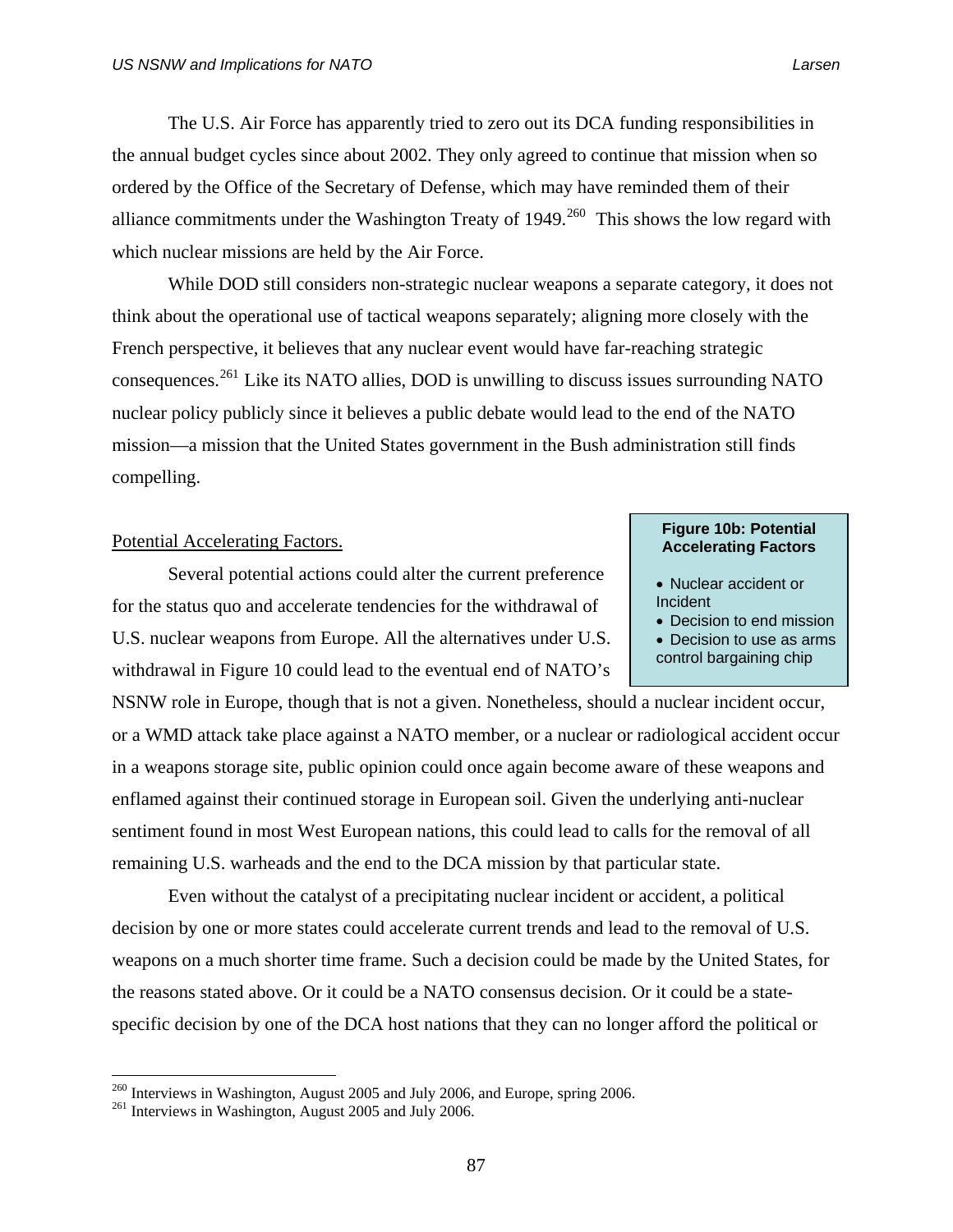The U.S. Air Force has apparently tried to zero out its DCA funding responsibilities in the annual budget cycles since about 2002. They only agreed to continue that mission when so ordered by the Office of the Secretary of Defense, which may have reminded them of their alliance commitments under the Washington Treaty of 1949.[260] This shows the low regard with which nuclear missions are held by the Air Force.

While DOD still considers non-strategic nuclear weapons a separate category, it does not think about the operational use of tactical weapons separately; aligning more closely with the French perspective, it believes that any nuclear event would have far-reaching strategic consequences.[261] Like its NATO allies, DOD is unwilling to discuss issues surrounding NATO nuclear policy publicly since it believes a public debate would lead to the end of the NATO mission—a mission that the United States government in the Bush administration still finds compelling.

Potential Accelerating Factors.

**Figure 10b: Potential Accelerating Factors**

- Nuclear accident or Incident
- Decision to end mission
- Decision to use as arms control bargaining chip

Several potential actions could alter the current preference for the status quo and accelerate tendencies for the withdrawal of U.S. nuclear weapons from Europe. All the alternatives under U.S. withdrawal in Figure 10 could lead to the eventual end of NATO's NSNW role in Europe, though that is not a given. Nonetheless, should a nuclear incident occur, or a WMD attack take place against a NATO member, or a nuclear or radiological accident occur in a weapons storage site, public opinion could once again become aware of these weapons and enflamed against their continued storage in European soil. Given the underlying anti-nuclear sentiment found in most West European nations, this could lead to calls for the removal of all remaining U.S. warheads and the end to the DCA mission by that particular state.

Even without the catalyst of a precipitating nuclear incident or accident, a political decision by one or more states could accelerate current trends and lead to the removal of U.S. weapons on a much shorter time frame. Such a decision could be made by the United States, for the reasons stated above. Or it could be a NATO consensus decision. Or it could be a state-specific decision by one of the DCA host nations that they can no longer afford the political or

[260] Interviews in Washington, August 2005 and July 2006, and Europe, spring 2006.

[261] Interviews in Washington, August 2005 and July 2006.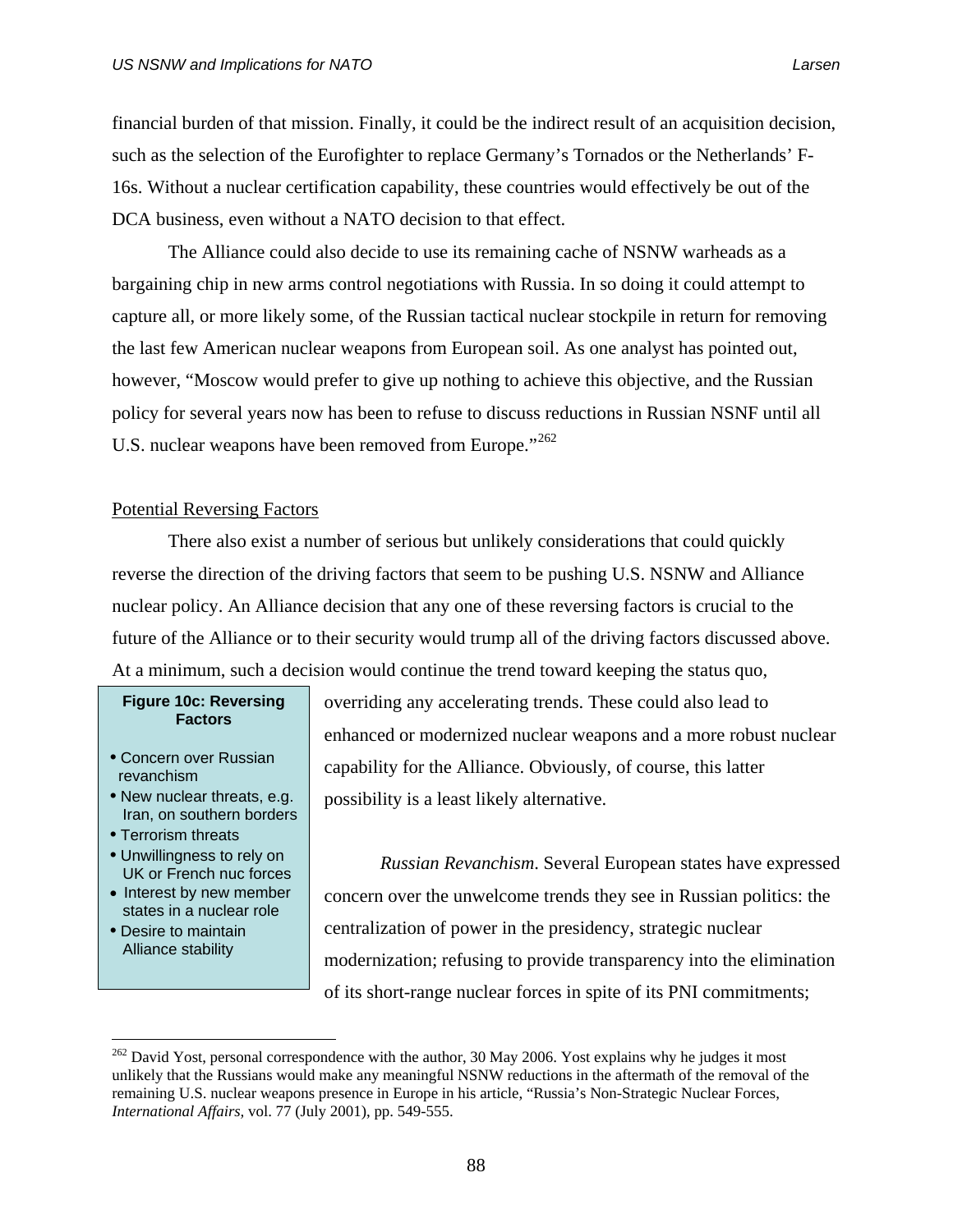financial burden of that mission. Finally, it could be the indirect result of an acquisition decision, such as the selection of the Eurofighter to replace Germany's Tornados or the Netherlands' F-16s. Without a nuclear certification capability, these countries would effectively be out of the DCA business, even without a NATO decision to that effect.

The Alliance could also decide to use its remaining cache of NSNW warheads as a bargaining chip in new arms control negotiations with Russia. In so doing it could attempt to capture all, or more likely some, of the Russian tactical nuclear stockpile in return for removing the last few American nuclear weapons from European soil. As one analyst has pointed out, however, "Moscow would prefer to give up nothing to achieve this objective, and the Russian policy for several years now has been to refuse to discuss reductions in Russian NSNF until all U.S. nuclear weapons have been removed from Europe."[262]

Potential Reversing Factors

There also exist a number of serious but unlikely considerations that could quickly reverse the direction of the driving factors that seem to be pushing U.S. NSNW and Alliance nuclear policy. An Alliance decision that any one of these reversing factors is crucial to the future of the Alliance or to their security would trump all of the driving factors discussed above. At a minimum, such a decision would continue the trend toward keeping the status quo, overriding any accelerating trends. These could also lead to enhanced or modernized nuclear weapons and a more robust nuclear capability for the Alliance. Obviously, of course, this latter possibility is a least likely alternative.

**Figure 10c: Reversing Factors**

- Concern over Russian revanchism
- New nuclear threats, e.g. Iran, on southern borders
- Terrorism threats
- Unwillingness to rely on UK or French nuc forces
- Interest by new member states in a nuclear role
- Desire to maintain Alliance stability

*Russian Revanchism*. Several European states have expressed concern over the unwelcome trends they see in Russian politics: the centralization of power in the presidency, strategic nuclear modernization; refusing to provide transparency into the elimination of its short-range nuclear forces in spite of its PNI commitments;

[262] David Yost, personal correspondence with the author, 30 May 2006. Yost explains why he judges it most unlikely that the Russians would make any meaningful NSNW reductions in the aftermath of the removal of the remaining U.S. nuclear weapons presence in Europe in his article, "Russia's Non-Strategic Nuclear Forces, *International Affairs*, vol. 77 (July 2001), pp. 549-555.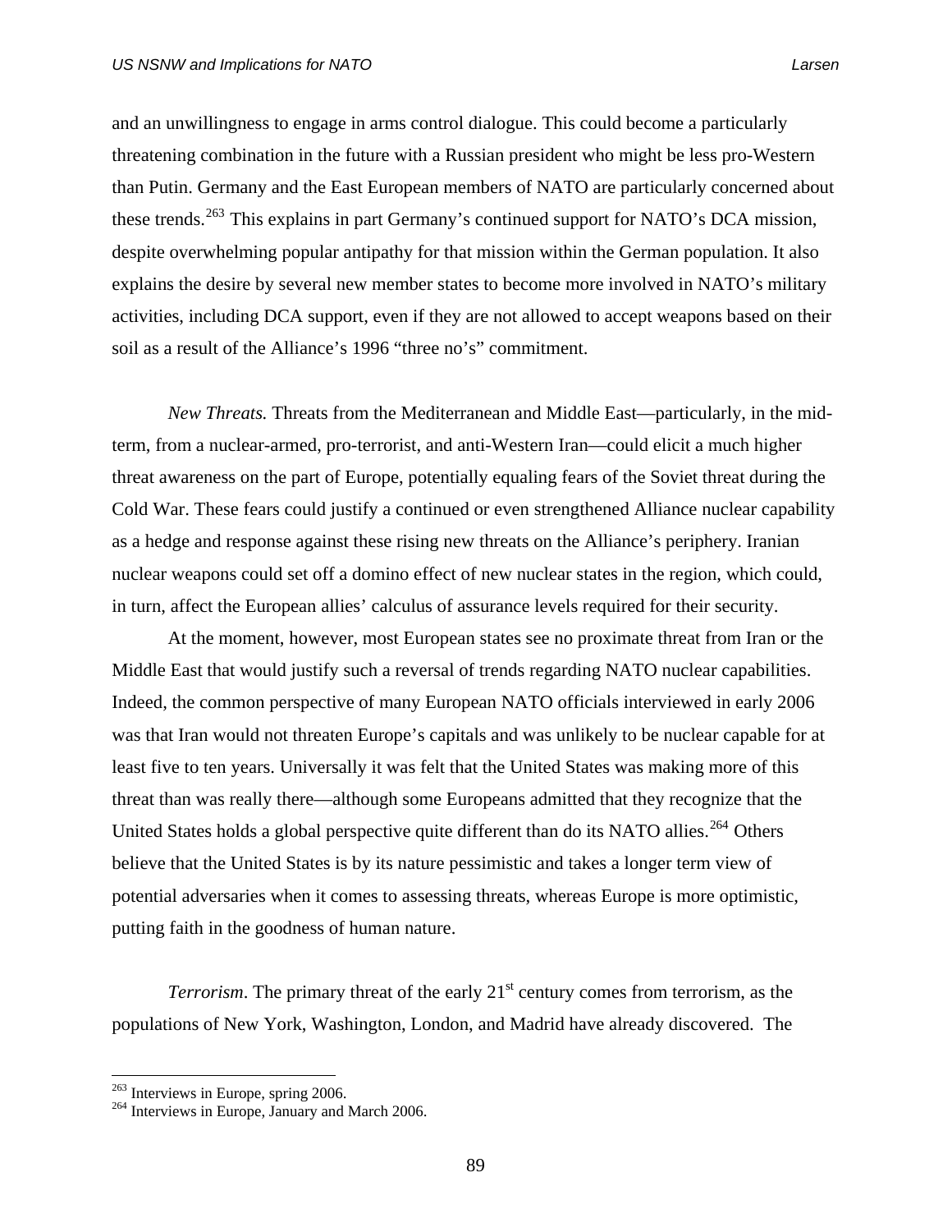and an unwillingness to engage in arms control dialogue. This could become a particularly threatening combination in the future with a Russian president who might be less pro-Western than Putin. Germany and the East European members of NATO are particularly concerned about these trends.[263] This explains in part Germany's continued support for NATO's DCA mission, despite overwhelming popular antipathy for that mission within the German population. It also explains the desire by several new member states to become more involved in NATO's military activities, including DCA support, even if they are not allowed to accept weapons based on their soil as a result of the Alliance's 1996 "three no's" commitment.

*New Threats.* Threats from the Mediterranean and Middle East—particularly, in the mid-term, from a nuclear-armed, pro-terrorist, and anti-Western Iran—could elicit a much higher threat awareness on the part of Europe, potentially equaling fears of the Soviet threat during the Cold War. These fears could justify a continued or even strengthened Alliance nuclear capability as a hedge and response against these rising new threats on the Alliance's periphery. Iranian nuclear weapons could set off a domino effect of new nuclear states in the region, which could, in turn, affect the European allies' calculus of assurance levels required for their security.

At the moment, however, most European states see no proximate threat from Iran or the Middle East that would justify such a reversal of trends regarding NATO nuclear capabilities. Indeed, the common perspective of many European NATO officials interviewed in early 2006 was that Iran would not threaten Europe's capitals and was unlikely to be nuclear capable for at least five to ten years. Universally it was felt that the United States was making more of this threat than was really there—although some Europeans admitted that they recognize that the United States holds a global perspective quite different than do its NATO allies.[264] Others believe that the United States is by its nature pessimistic and takes a longer term view of potential adversaries when it comes to assessing threats, whereas Europe is more optimistic, putting faith in the goodness of human nature.

*Terrorism*. The primary threat of the early 21st century comes from terrorism, as the populations of New York, Washington, London, and Madrid have already discovered. The

---

[263] Interviews in Europe, spring 2006.

[264] Interviews in Europe, January and March 2006.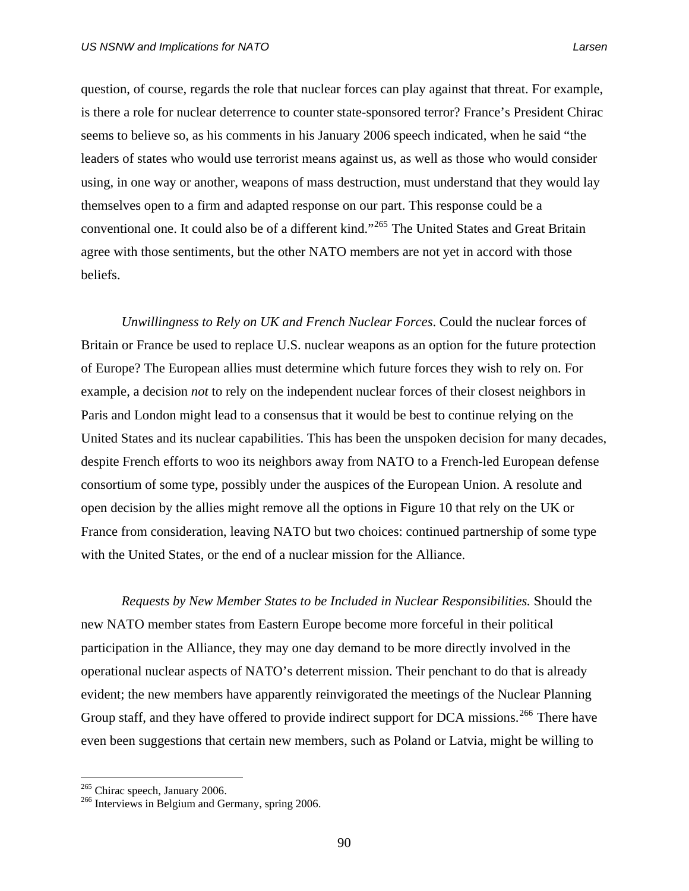question, of course, regards the role that nuclear forces can play against that threat. For example, is there a role for nuclear deterrence to counter state-sponsored terror? France's President Chirac seems to believe so, as his comments in his January 2006 speech indicated, when he said "the leaders of states who would use terrorist means against us, as well as those who would consider using, in one way or another, weapons of mass destruction, must understand that they would lay themselves open to a firm and adapted response on our part. This response could be a conventional one. It could also be of a different kind."[265] The United States and Great Britain agree with those sentiments, but the other NATO members are not yet in accord with those beliefs.

*Unwillingness to Rely on UK and French Nuclear Forces*. Could the nuclear forces of Britain or France be used to replace U.S. nuclear weapons as an option for the future protection of Europe? The European allies must determine which future forces they wish to rely on. For example, a decision *not* to rely on the independent nuclear forces of their closest neighbors in Paris and London might lead to a consensus that it would be best to continue relying on the United States and its nuclear capabilities. This has been the unspoken decision for many decades, despite French efforts to woo its neighbors away from NATO to a French-led European defense consortium of some type, possibly under the auspices of the European Union. A resolute and open decision by the allies might remove all the options in Figure 10 that rely on the UK or France from consideration, leaving NATO but two choices: continued partnership of some type with the United States, or the end of a nuclear mission for the Alliance.

*Requests by New Member States to be Included in Nuclear Responsibilities.* Should the new NATO member states from Eastern Europe become more forceful in their political participation in the Alliance, they may one day demand to be more directly involved in the operational nuclear aspects of NATO's deterrent mission. Their penchant to do that is already evident; the new members have apparently reinvigorated the meetings of the Nuclear Planning Group staff, and they have offered to provide indirect support for DCA missions.[266] There have even been suggestions that certain new members, such as Poland or Latvia, might be willing to

[265] Chirac speech, January 2006.

[266] Interviews in Belgium and Germany, spring 2006.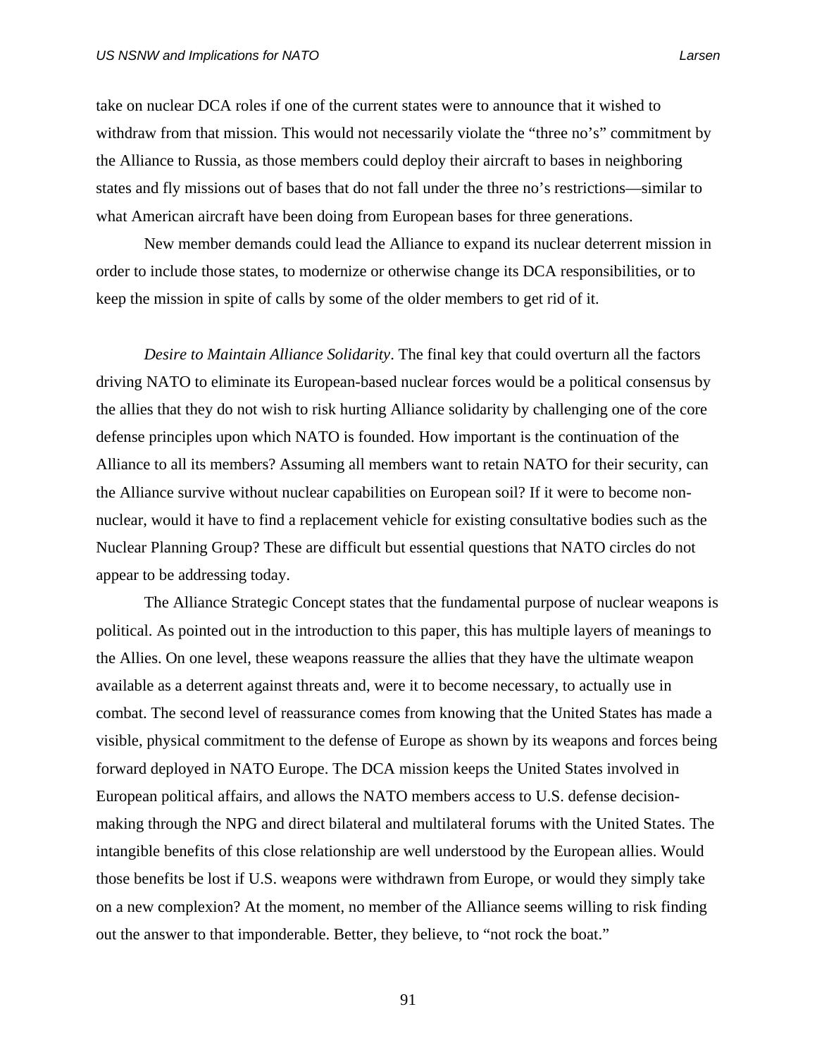take on nuclear DCA roles if one of the current states were to announce that it wished to withdraw from that mission. This would not necessarily violate the "three no's" commitment by the Alliance to Russia, as those members could deploy their aircraft to bases in neighboring states and fly missions out of bases that do not fall under the three no's restrictions—similar to what American aircraft have been doing from European bases for three generations.

New member demands could lead the Alliance to expand its nuclear deterrent mission in order to include those states, to modernize or otherwise change its DCA responsibilities, or to keep the mission in spite of calls by some of the older members to get rid of it.

*Desire to Maintain Alliance Solidarity*. The final key that could overturn all the factors driving NATO to eliminate its European-based nuclear forces would be a political consensus by the allies that they do not wish to risk hurting Alliance solidarity by challenging one of the core defense principles upon which NATO is founded. How important is the continuation of the Alliance to all its members? Assuming all members want to retain NATO for their security, can the Alliance survive without nuclear capabilities on European soil? If it were to become non-nuclear, would it have to find a replacement vehicle for existing consultative bodies such as the Nuclear Planning Group? These are difficult but essential questions that NATO circles do not appear to be addressing today.

The Alliance Strategic Concept states that the fundamental purpose of nuclear weapons is political. As pointed out in the introduction to this paper, this has multiple layers of meanings to the Allies. On one level, these weapons reassure the allies that they have the ultimate weapon available as a deterrent against threats and, were it to become necessary, to actually use in combat. The second level of reassurance comes from knowing that the United States has made a visible, physical commitment to the defense of Europe as shown by its weapons and forces being forward deployed in NATO Europe. The DCA mission keeps the United States involved in European political affairs, and allows the NATO members access to U.S. defense decision-making through the NPG and direct bilateral and multilateral forums with the United States. The intangible benefits of this close relationship are well understood by the European allies. Would those benefits be lost if U.S. weapons were withdrawn from Europe, or would they simply take on a new complexion? At the moment, no member of the Alliance seems willing to risk finding out the answer to that imponderable. Better, they believe, to "not rock the boat."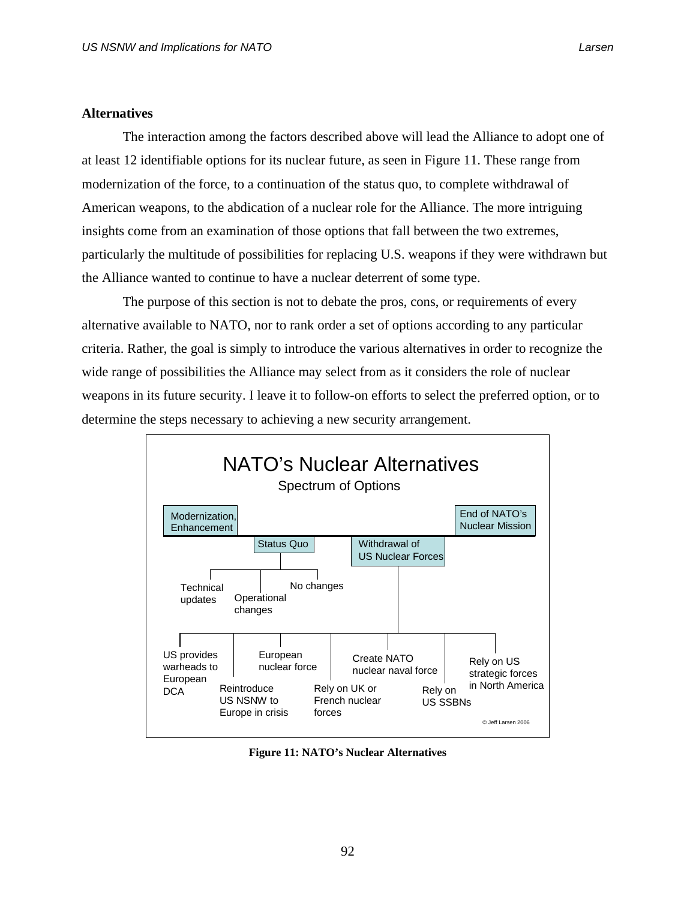## Alternatives

The interaction among the factors described above will lead the Alliance to adopt one of at least 12 identifiable options for its nuclear future, as seen in Figure 11. These range from modernization of the force, to a continuation of the status quo, to complete withdrawal of American weapons, to the abdication of a nuclear role for the Alliance. The more intriguing insights come from an examination of those options that fall between the two extremes, particularly the multitude of possibilities for replacing U.S. weapons if they were withdrawn but the Alliance wanted to continue to have a nuclear deterrent of some type.

The purpose of this section is not to debate the pros, cons, or requirements of every alternative available to NATO, nor to rank order a set of options according to any particular criteria. Rather, the goal is simply to introduce the various alternatives in order to recognize the wide range of possibilities the Alliance may select from as it considers the role of nuclear weapons in its future security. I leave it to follow-on efforts to select the preferred option, or to determine the steps necessary to achieving a new security arrangement.

NATO's Nuclear Alternatives

Spectrum of Options

- Modernization, Enhancement
- Status Quo
  - Technical updates
  - Operational changes
  - No changes
- Withdrawal of US Nuclear Forces
  - US provides warheads to European DCA
  - Reintroduce US NSNW to Europe in crisis
  - European nuclear force
  - Rely on UK or French nuclear forces
  - Create NATO nuclear naval force
  - Rely on US SSBNs
  - Rely on US strategic forces in North America
- End of NATO's Nuclear Mission

© Jeff Larsen 2006

**Figure 11: NATO's Nuclear Alternatives**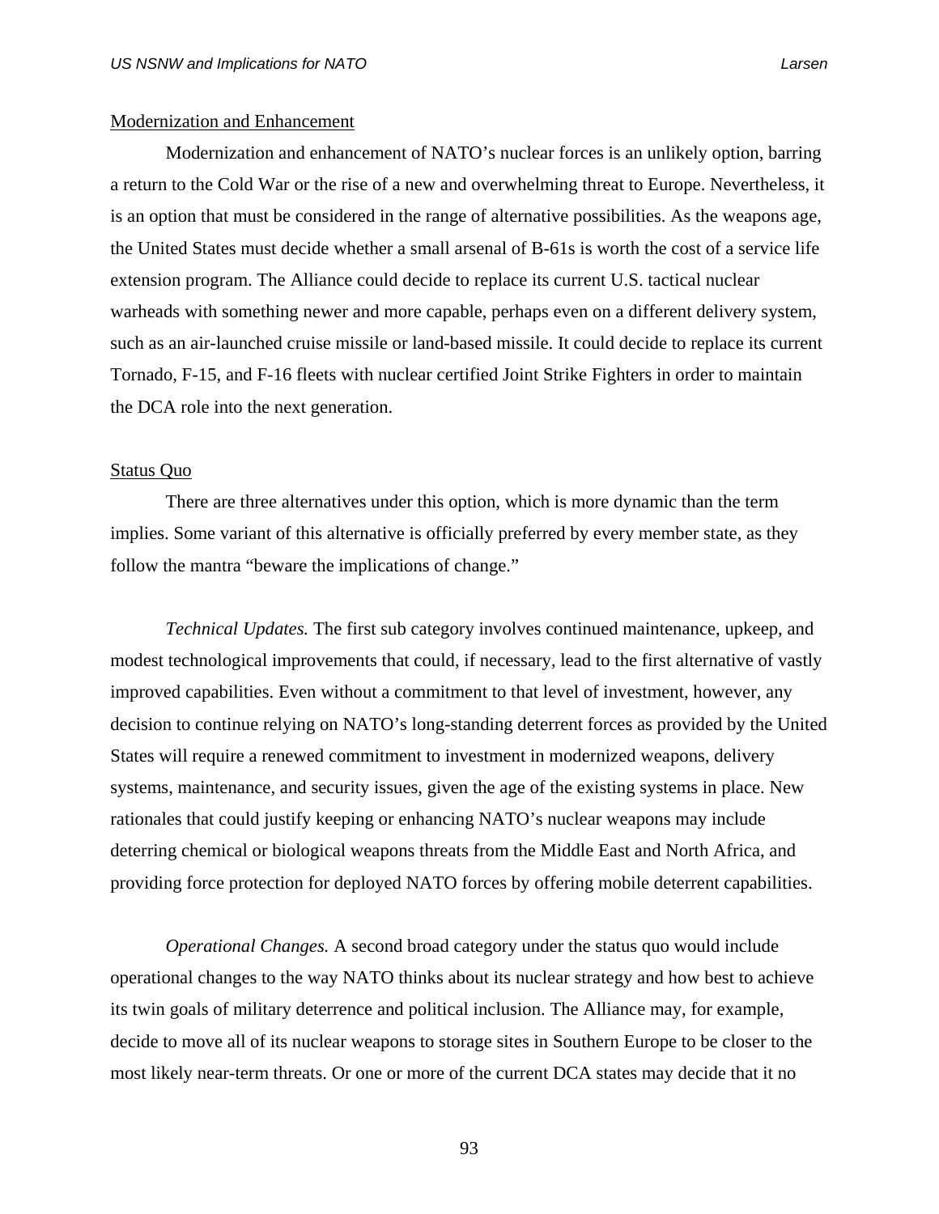<u>Modernization and Enhancement</u>

Modernization and enhancement of NATO's nuclear forces is an unlikely option, barring a return to the Cold War or the rise of a new and overwhelming threat to Europe. Nevertheless, it is an option that must be considered in the range of alternative possibilities. As the weapons age, the United States must decide whether a small arsenal of B-61s is worth the cost of a service life extension program. The Alliance could decide to replace its current U.S. tactical nuclear warheads with something newer and more capable, perhaps even on a different delivery system, such as an air-launched cruise missile or land-based missile. It could decide to replace its current Tornado, F-15, and F-16 fleets with nuclear certified Joint Strike Fighters in order to maintain the DCA role into the next generation.

<u>Status Quo</u>

There are three alternatives under this option, which is more dynamic than the term implies. Some variant of this alternative is officially preferred by every member state, as they follow the mantra "beware the implications of change."

*Technical Updates.* The first sub category involves continued maintenance, upkeep, and modest technological improvements that could, if necessary, lead to the first alternative of vastly improved capabilities. Even without a commitment to that level of investment, however, any decision to continue relying on NATO's long-standing deterrent forces as provided by the United States will require a renewed commitment to investment in modernized weapons, delivery systems, maintenance, and security issues, given the age of the existing systems in place. New rationales that could justify keeping or enhancing NATO's nuclear weapons may include deterring chemical or biological weapons threats from the Middle East and North Africa, and providing force protection for deployed NATO forces by offering mobile deterrent capabilities.

*Operational Changes.* A second broad category under the status quo would include operational changes to the way NATO thinks about its nuclear strategy and how best to achieve its twin goals of military deterrence and political inclusion. The Alliance may, for example, decide to move all of its nuclear weapons to storage sites in Southern Europe to be closer to the most likely near-term threats. Or one or more of the current DCA states may decide that it no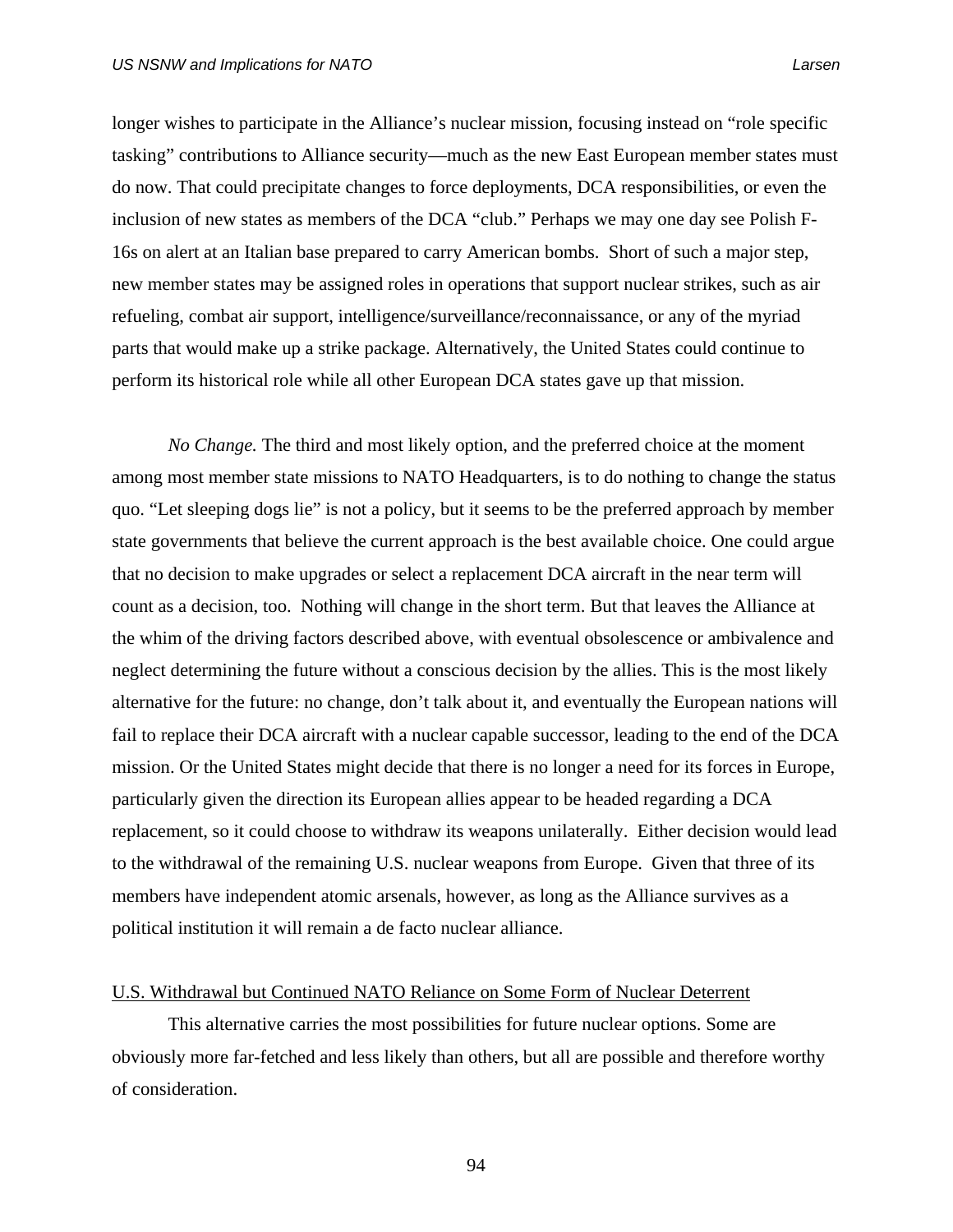longer wishes to participate in the Alliance's nuclear mission, focusing instead on "role specific tasking" contributions to Alliance security—much as the new East European member states must do now. That could precipitate changes to force deployments, DCA responsibilities, or even the inclusion of new states as members of the DCA "club." Perhaps we may one day see Polish F-16s on alert at an Italian base prepared to carry American bombs. Short of such a major step, new member states may be assigned roles in operations that support nuclear strikes, such as air refueling, combat air support, intelligence/surveillance/reconnaissance, or any of the myriad parts that would make up a strike package. Alternatively, the United States could continue to perform its historical role while all other European DCA states gave up that mission.

*No Change.* The third and most likely option, and the preferred choice at the moment among most member state missions to NATO Headquarters, is to do nothing to change the status quo. "Let sleeping dogs lie" is not a policy, but it seems to be the preferred approach by member state governments that believe the current approach is the best available choice. One could argue that no decision to make upgrades or select a replacement DCA aircraft in the near term will count as a decision, too. Nothing will change in the short term. But that leaves the Alliance at the whim of the driving factors described above, with eventual obsolescence or ambivalence and neglect determining the future without a conscious decision by the allies. This is the most likely alternative for the future: no change, don't talk about it, and eventually the European nations will fail to replace their DCA aircraft with a nuclear capable successor, leading to the end of the DCA mission. Or the United States might decide that there is no longer a need for its forces in Europe, particularly given the direction its European allies appear to be headed regarding a DCA replacement, so it could choose to withdraw its weapons unilaterally. Either decision would lead to the withdrawal of the remaining U.S. nuclear weapons from Europe. Given that three of its members have independent atomic arsenals, however, as long as the Alliance survives as a political institution it will remain a de facto nuclear alliance.

U.S. Withdrawal but Continued NATO Reliance on Some Form of Nuclear Deterrent

This alternative carries the most possibilities for future nuclear options. Some are obviously more far-fetched and less likely than others, but all are possible and therefore worthy of consideration.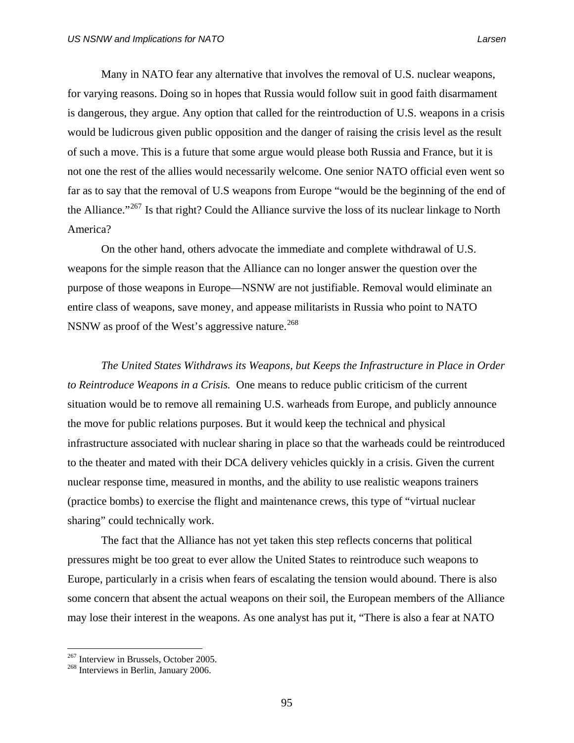Many in NATO fear any alternative that involves the removal of U.S. nuclear weapons, for varying reasons. Doing so in hopes that Russia would follow suit in good faith disarmament is dangerous, they argue. Any option that called for the reintroduction of U.S. weapons in a crisis would be ludicrous given public opposition and the danger of raising the crisis level as the result of such a move. This is a future that some argue would please both Russia and France, but it is not one the rest of the allies would necessarily welcome. One senior NATO official even went so far as to say that the removal of U.S weapons from Europe "would be the beginning of the end of the Alliance."[267] Is that right? Could the Alliance survive the loss of its nuclear linkage to North America?

On the other hand, others advocate the immediate and complete withdrawal of U.S. weapons for the simple reason that the Alliance can no longer answer the question over the purpose of those weapons in Europe—NSNW are not justifiable. Removal would eliminate an entire class of weapons, save money, and appease militarists in Russia who point to NATO NSNW as proof of the West's aggressive nature.[268]

*The United States Withdraws its Weapons, but Keeps the Infrastructure in Place in Order to Reintroduce Weapons in a Crisis.* One means to reduce public criticism of the current situation would be to remove all remaining U.S. warheads from Europe, and publicly announce the move for public relations purposes. But it would keep the technical and physical infrastructure associated with nuclear sharing in place so that the warheads could be reintroduced to the theater and mated with their DCA delivery vehicles quickly in a crisis. Given the current nuclear response time, measured in months, and the ability to use realistic weapons trainers (practice bombs) to exercise the flight and maintenance crews, this type of "virtual nuclear sharing" could technically work.

The fact that the Alliance has not yet taken this step reflects concerns that political pressures might be too great to ever allow the United States to reintroduce such weapons to Europe, particularly in a crisis when fears of escalating the tension would abound. There is also some concern that absent the actual weapons on their soil, the European members of the Alliance may lose their interest in the weapons. As one analyst has put it, "There is also a fear at NATO

[267] Interview in Brussels, October 2005.

[268] Interviews in Berlin, January 2006.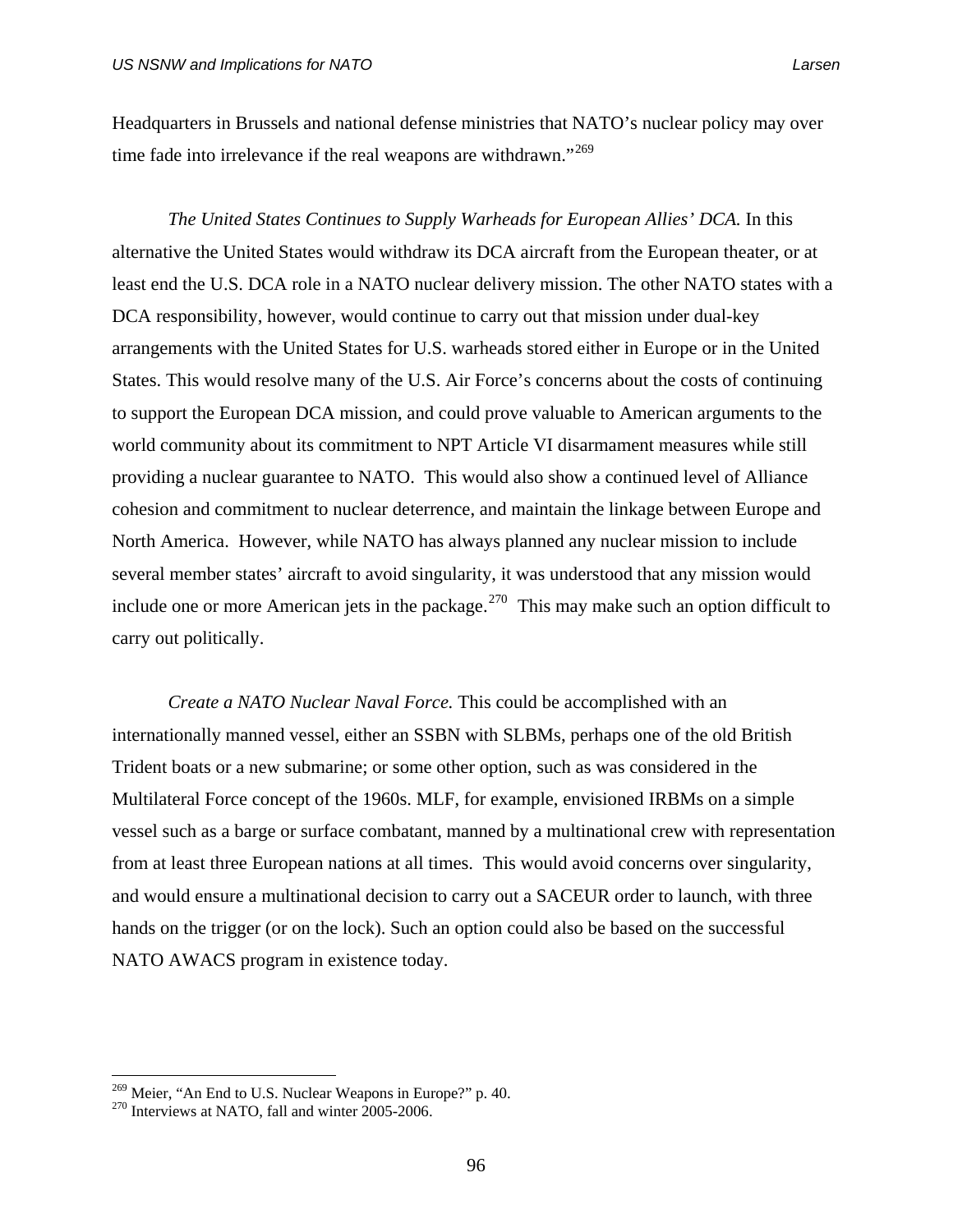Headquarters in Brussels and national defense ministries that NATO's nuclear policy may over time fade into irrelevance if the real weapons are withdrawn."[269]

*The United States Continues to Supply Warheads for European Allies' DCA.* In this alternative the United States would withdraw its DCA aircraft from the European theater, or at least end the U.S. DCA role in a NATO nuclear delivery mission. The other NATO states with a DCA responsibility, however, would continue to carry out that mission under dual-key arrangements with the United States for U.S. warheads stored either in Europe or in the United States. This would resolve many of the U.S. Air Force's concerns about the costs of continuing to support the European DCA mission, and could prove valuable to American arguments to the world community about its commitment to NPT Article VI disarmament measures while still providing a nuclear guarantee to NATO. This would also show a continued level of Alliance cohesion and commitment to nuclear deterrence, and maintain the linkage between Europe and North America. However, while NATO has always planned any nuclear mission to include several member states' aircraft to avoid singularity, it was understood that any mission would include one or more American jets in the package.[270] This may make such an option difficult to carry out politically.

*Create a NATO Nuclear Naval Force.* This could be accomplished with an internationally manned vessel, either an SSBN with SLBMs, perhaps one of the old British Trident boats or a new submarine; or some other option, such as was considered in the Multilateral Force concept of the 1960s. MLF, for example, envisioned IRBMs on a simple vessel such as a barge or surface combatant, manned by a multinational crew with representation from at least three European nations at all times. This would avoid concerns over singularity, and would ensure a multinational decision to carry out a SACEUR order to launch, with three hands on the trigger (or on the lock). Such an option could also be based on the successful NATO AWACS program in existence today.

---

[269] Meier, "An End to U.S. Nuclear Weapons in Europe?" p. 40.

[270] Interviews at NATO, fall and winter 2005-2006.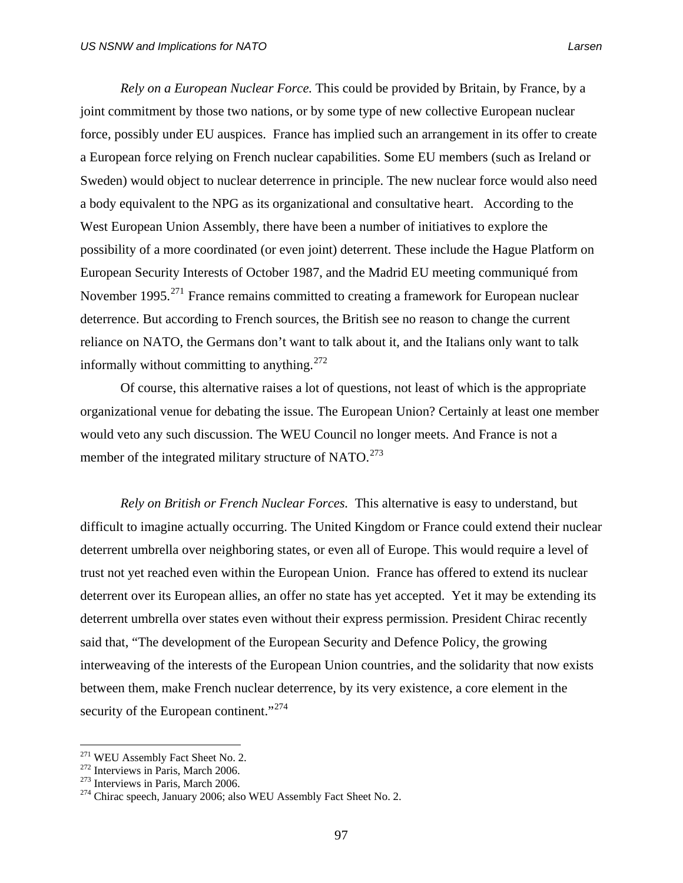*Rely on a European Nuclear Force.* This could be provided by Britain, by France, by a joint commitment by those two nations, or by some type of new collective European nuclear force, possibly under EU auspices. France has implied such an arrangement in its offer to create a European force relying on French nuclear capabilities. Some EU members (such as Ireland or Sweden) would object to nuclear deterrence in principle. The new nuclear force would also need a body equivalent to the NPG as its organizational and consultative heart. According to the West European Union Assembly, there have been a number of initiatives to explore the possibility of a more coordinated (or even joint) deterrent. These include the Hague Platform on European Security Interests of October 1987, and the Madrid EU meeting communiqué from November 1995.[271] France remains committed to creating a framework for European nuclear deterrence. But according to French sources, the British see no reason to change the current reliance on NATO, the Germans don't want to talk about it, and the Italians only want to talk informally without committing to anything.[272]

Of course, this alternative raises a lot of questions, not least of which is the appropriate organizational venue for debating the issue. The European Union? Certainly at least one member would veto any such discussion. The WEU Council no longer meets. And France is not a member of the integrated military structure of NATO.[273]

*Rely on British or French Nuclear Forces.* This alternative is easy to understand, but difficult to imagine actually occurring. The United Kingdom or France could extend their nuclear deterrent umbrella over neighboring states, or even all of Europe. This would require a level of trust not yet reached even within the European Union. France has offered to extend its nuclear deterrent over its European allies, an offer no state has yet accepted. Yet it may be extending its deterrent umbrella over states even without their express permission. President Chirac recently said that, "The development of the European Security and Defence Policy, the growing interweaving of the interests of the European Union countries, and the solidarity that now exists between them, make French nuclear deterrence, by its very existence, a core element in the security of the European continent."[274]

---

[271] WEU Assembly Fact Sheet No. 2.
[272] Interviews in Paris, March 2006.
[273] Interviews in Paris, March 2006.
[274] Chirac speech, January 2006; also WEU Assembly Fact Sheet No. 2.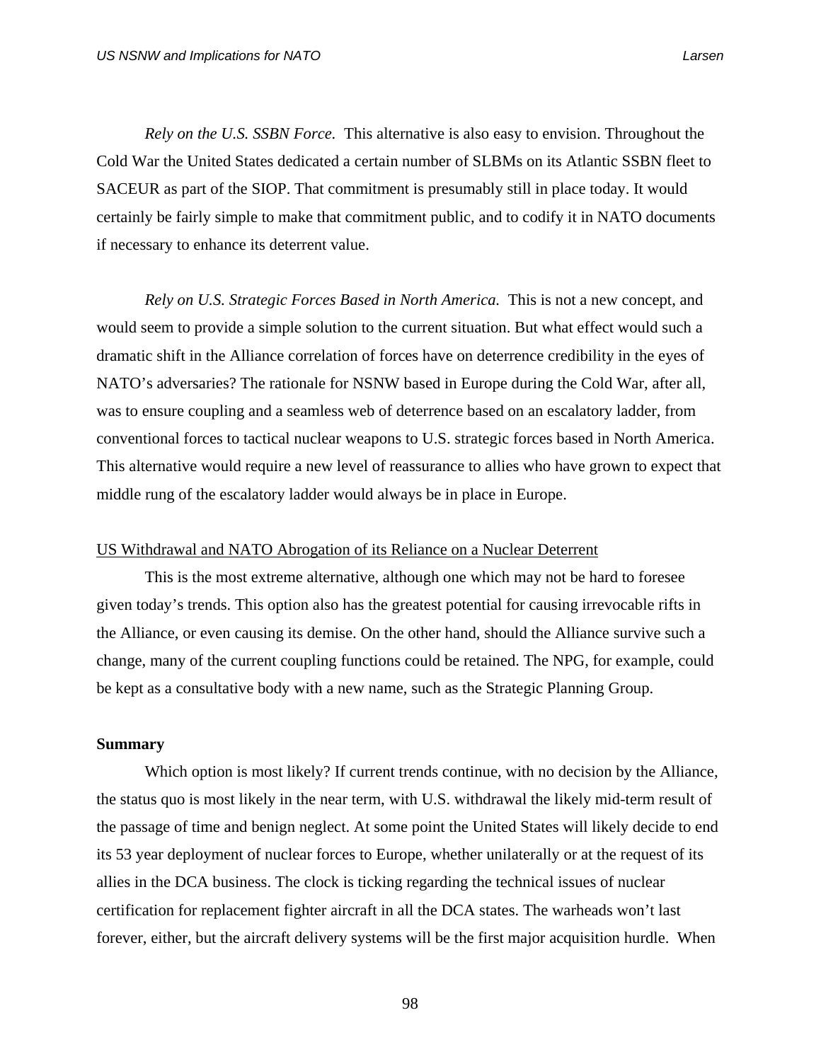*Rely on the U.S. SSBN Force.* This alternative is also easy to envision. Throughout the Cold War the United States dedicated a certain number of SLBMs on its Atlantic SSBN fleet to SACEUR as part of the SIOP. That commitment is presumably still in place today. It would certainly be fairly simple to make that commitment public, and to codify it in NATO documents if necessary to enhance its deterrent value.

*Rely on U.S. Strategic Forces Based in North America.* This is not a new concept, and would seem to provide a simple solution to the current situation. But what effect would such a dramatic shift in the Alliance correlation of forces have on deterrence credibility in the eyes of NATO's adversaries? The rationale for NSNW based in Europe during the Cold War, after all, was to ensure coupling and a seamless web of deterrence based on an escalatory ladder, from conventional forces to tactical nuclear weapons to U.S. strategic forces based in North America. This alternative would require a new level of reassurance to allies who have grown to expect that middle rung of the escalatory ladder would always be in place in Europe.

<u>US Withdrawal and NATO Abrogation of its Reliance on a Nuclear Deterrent</u>

This is the most extreme alternative, although one which may not be hard to foresee given today's trends. This option also has the greatest potential for causing irrevocable rifts in the Alliance, or even causing its demise. On the other hand, should the Alliance survive such a change, many of the current coupling functions could be retained. The NPG, for example, could be kept as a consultative body with a new name, such as the Strategic Planning Group.

**Summary**

Which option is most likely? If current trends continue, with no decision by the Alliance, the status quo is most likely in the near term, with U.S. withdrawal the likely mid-term result of the passage of time and benign neglect. At some point the United States will likely decide to end its 53 year deployment of nuclear forces to Europe, whether unilaterally or at the request of its allies in the DCA business. The clock is ticking regarding the technical issues of nuclear certification for replacement fighter aircraft in all the DCA states. The warheads won't last forever, either, but the aircraft delivery systems will be the first major acquisition hurdle. When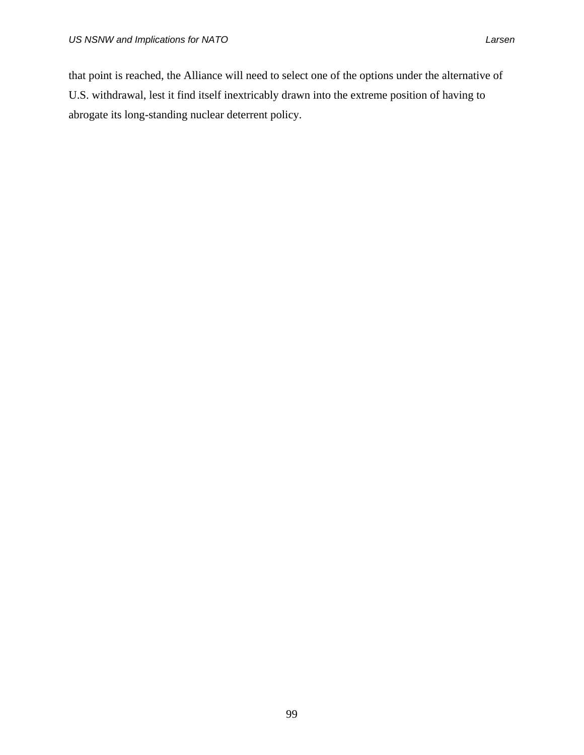that point is reached, the Alliance will need to select one of the options under the alternative of U.S. withdrawal, lest it find itself inextricably drawn into the extreme position of having to abrogate its long-standing nuclear deterrent policy.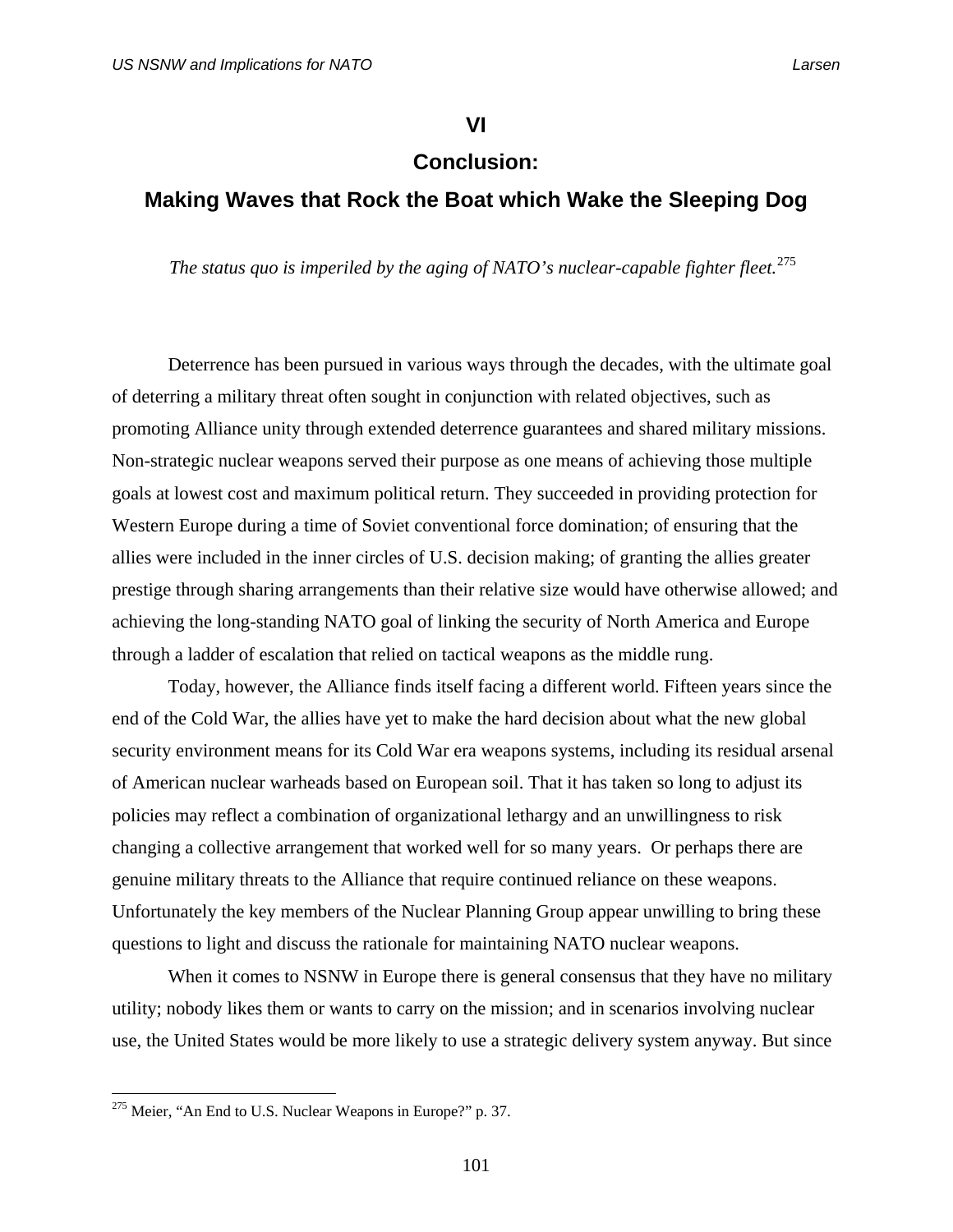# VI

# Conclusion:

# Making Waves that Rock the Boat which Wake the Sleeping Dog

*The status quo is imperiled by the aging of NATO's nuclear-capable fighter fleet.*[275]

Deterrence has been pursued in various ways through the decades, with the ultimate goal of deterring a military threat often sought in conjunction with related objectives, such as promoting Alliance unity through extended deterrence guarantees and shared military missions. Non-strategic nuclear weapons served their purpose as one means of achieving those multiple goals at lowest cost and maximum political return. They succeeded in providing protection for Western Europe during a time of Soviet conventional force domination; of ensuring that the allies were included in the inner circles of U.S. decision making; of granting the allies greater prestige through sharing arrangements than their relative size would have otherwise allowed; and achieving the long-standing NATO goal of linking the security of North America and Europe through a ladder of escalation that relied on tactical weapons as the middle rung.

Today, however, the Alliance finds itself facing a different world. Fifteen years since the end of the Cold War, the allies have yet to make the hard decision about what the new global security environment means for its Cold War era weapons systems, including its residual arsenal of American nuclear warheads based on European soil. That it has taken so long to adjust its policies may reflect a combination of organizational lethargy and an unwillingness to risk changing a collective arrangement that worked well for so many years. Or perhaps there are genuine military threats to the Alliance that require continued reliance on these weapons. Unfortunately the key members of the Nuclear Planning Group appear unwilling to bring these questions to light and discuss the rationale for maintaining NATO nuclear weapons.

When it comes to NSNW in Europe there is general consensus that they have no military utility; nobody likes them or wants to carry on the mission; and in scenarios involving nuclear use, the United States would be more likely to use a strategic delivery system anyway. But since

[275] Meier, "An End to U.S. Nuclear Weapons in Europe?" p. 37.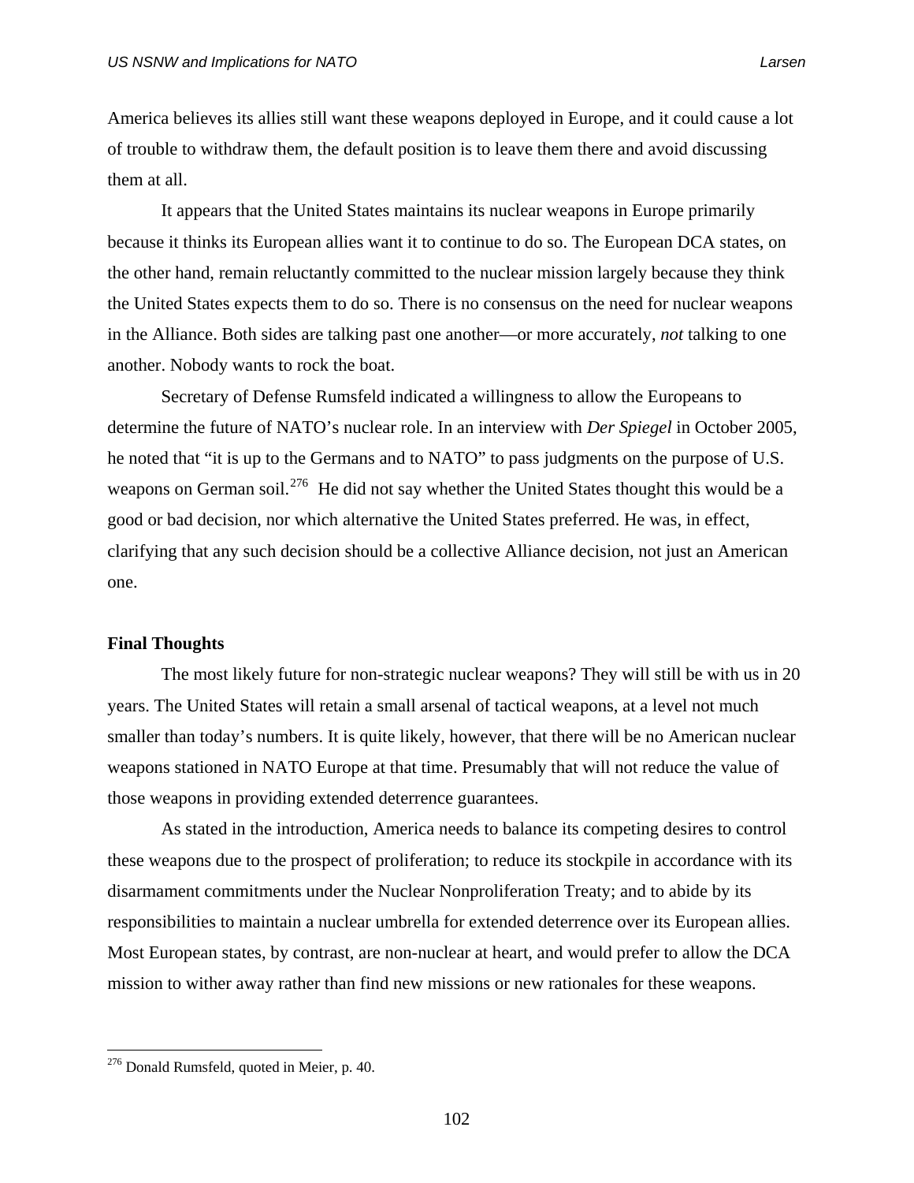America believes its allies still want these weapons deployed in Europe, and it could cause a lot of trouble to withdraw them, the default position is to leave them there and avoid discussing them at all.

It appears that the United States maintains its nuclear weapons in Europe primarily because it thinks its European allies want it to continue to do so. The European DCA states, on the other hand, remain reluctantly committed to the nuclear mission largely because they think the United States expects them to do so. There is no consensus on the need for nuclear weapons in the Alliance. Both sides are talking past one another—or more accurately, *not* talking to one another. Nobody wants to rock the boat.

Secretary of Defense Rumsfeld indicated a willingness to allow the Europeans to determine the future of NATO's nuclear role. In an interview with *Der Spiegel* in October 2005, he noted that "it is up to the Germans and to NATO" to pass judgments on the purpose of U.S. weapons on German soil.[276] He did not say whether the United States thought this would be a good or bad decision, nor which alternative the United States preferred. He was, in effect, clarifying that any such decision should be a collective Alliance decision, not just an American one.

**Final Thoughts**

The most likely future for non-strategic nuclear weapons? They will still be with us in 20 years. The United States will retain a small arsenal of tactical weapons, at a level not much smaller than today's numbers. It is quite likely, however, that there will be no American nuclear weapons stationed in NATO Europe at that time. Presumably that will not reduce the value of those weapons in providing extended deterrence guarantees.

As stated in the introduction, America needs to balance its competing desires to control these weapons due to the prospect of proliferation; to reduce its stockpile in accordance with its disarmament commitments under the Nuclear Nonproliferation Treaty; and to abide by its responsibilities to maintain a nuclear umbrella for extended deterrence over its European allies. Most European states, by contrast, are non-nuclear at heart, and would prefer to allow the DCA mission to wither away rather than find new missions or new rationales for these weapons.

---

[276] Donald Rumsfeld, quoted in Meier, p. 40.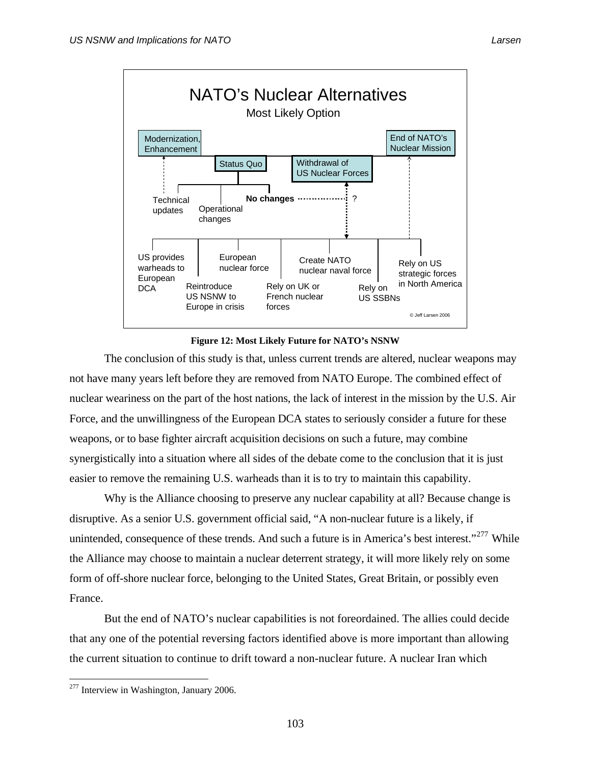NATO's Nuclear Alternatives

Most Likely Option

Modernization, Enhancement

End of NATO's Nuclear Mission

Status Quo

Withdrawal of US Nuclear Forces

Technical updates

Operational changes

**No changes** ?

US provides warheads to European DCA

Reintroduce US NSNW to Europe in crisis

European nuclear force

Rely on UK or French nuclear forces

Create NATO nuclear naval force

Rely on US SSBNs

Rely on US strategic forces in North America

© Jeff Larsen 2006

**Figure 12: Most Likely Future for NATO's NSNW**

The conclusion of this study is that, unless current trends are altered, nuclear weapons may not have many years left before they are removed from NATO Europe. The combined effect of nuclear weariness on the part of the host nations, the lack of interest in the mission by the U.S. Air Force, and the unwillingness of the European DCA states to seriously consider a future for these weapons, or to base fighter aircraft acquisition decisions on such a future, may combine synergistically into a situation where all sides of the debate come to the conclusion that it is just easier to remove the remaining U.S. warheads than it is to try to maintain this capability.

Why is the Alliance choosing to preserve any nuclear capability at all? Because change is disruptive. As a senior U.S. government official said, "A non-nuclear future is a likely, if unintended, consequence of these trends. And such a future is in America's best interest."[277] While the Alliance may choose to maintain a nuclear deterrent strategy, it will more likely rely on some form of off-shore nuclear force, belonging to the United States, Great Britain, or possibly even France.

But the end of NATO's nuclear capabilities is not foreordained. The allies could decide that any one of the potential reversing factors identified above is more important than allowing the current situation to continue to drift toward a non-nuclear future. A nuclear Iran which

[277] Interview in Washington, January 2006.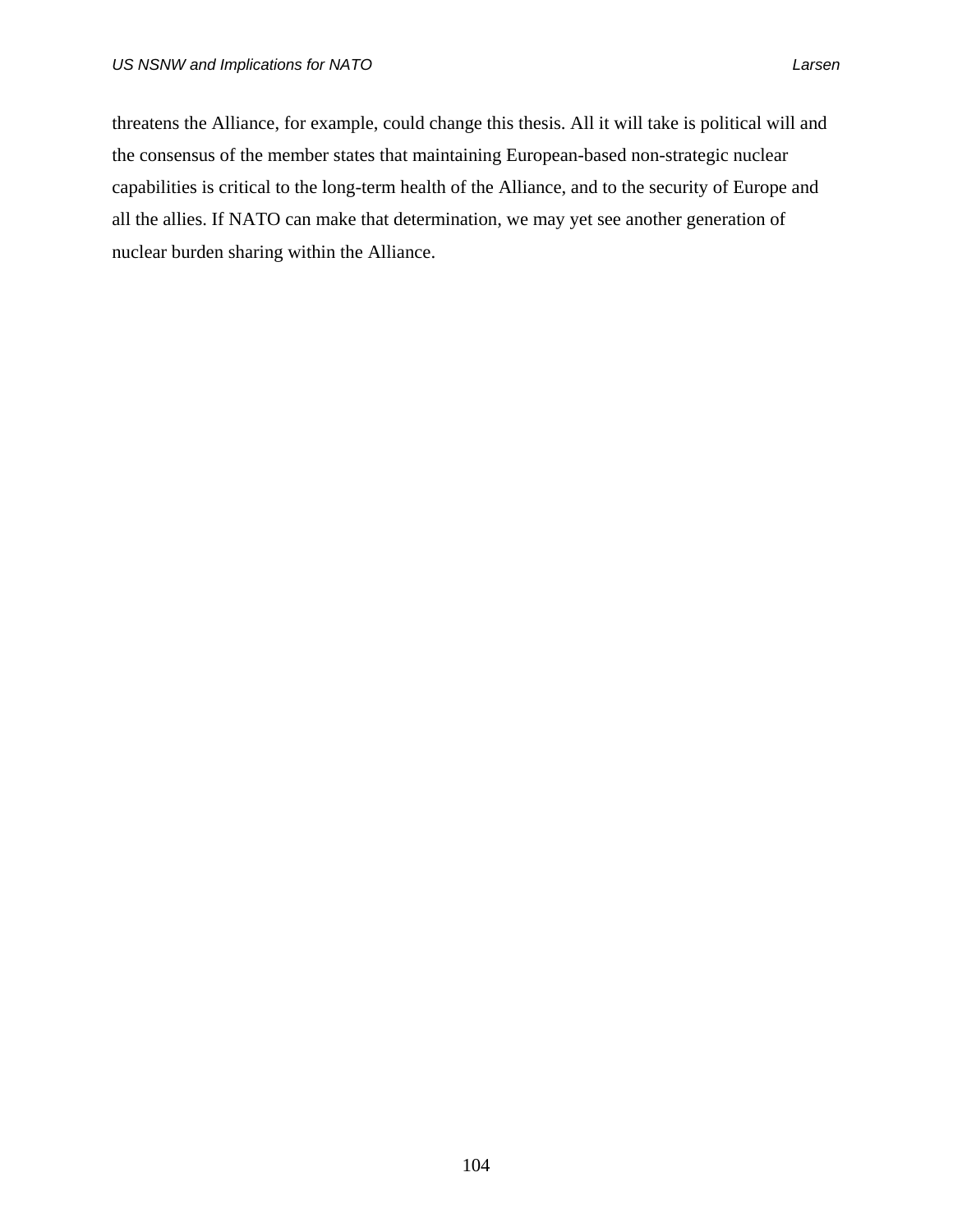threatens the Alliance, for example, could change this thesis. All it will take is political will and the consensus of the member states that maintaining European-based non-strategic nuclear capabilities is critical to the long-term health of the Alliance, and to the security of Europe and all the allies. If NATO can make that determination, we may yet see another generation of nuclear burden sharing within the Alliance.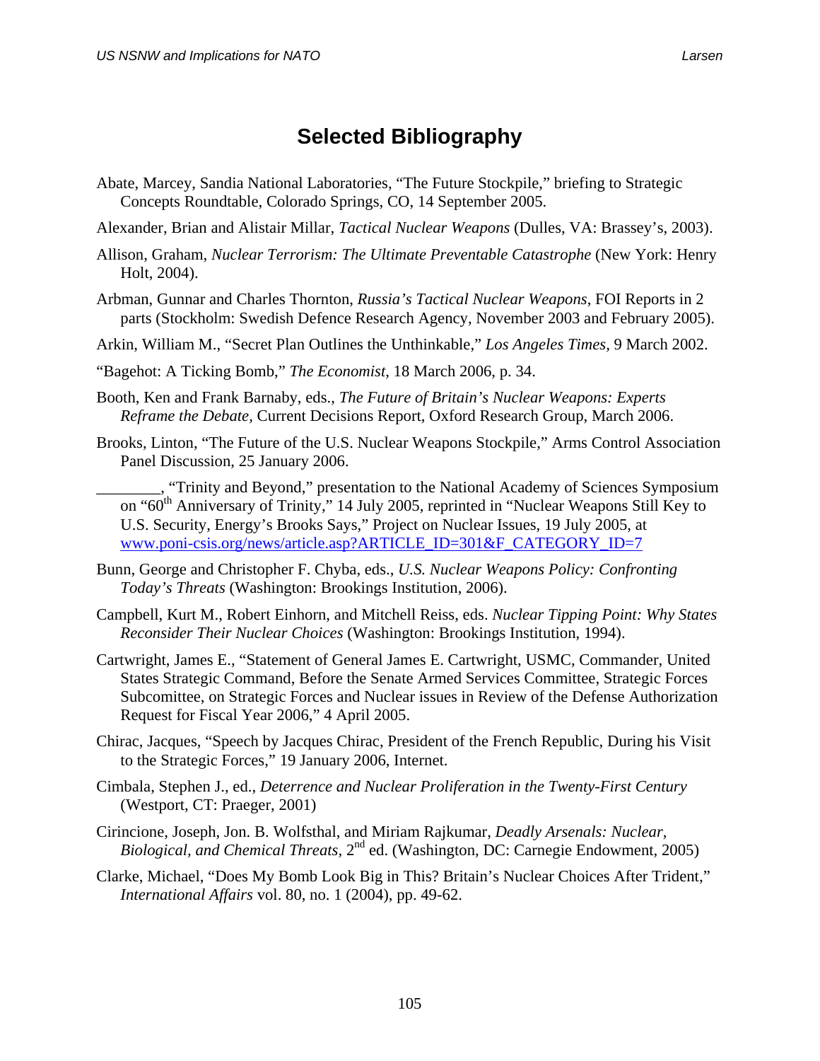# Selected Bibliography

Abate, Marcey, Sandia National Laboratories, "The Future Stockpile," briefing to Strategic Concepts Roundtable, Colorado Springs, CO, 14 September 2005.

Alexander, Brian and Alistair Millar, *Tactical Nuclear Weapons* (Dulles, VA: Brassey's, 2003).

Allison, Graham, *Nuclear Terrorism: The Ultimate Preventable Catastrophe* (New York: Henry Holt, 2004).

Arbman, Gunnar and Charles Thornton, *Russia's Tactical Nuclear Weapons*, FOI Reports in 2 parts (Stockholm: Swedish Defence Research Agency, November 2003 and February 2005).

Arkin, William M., "Secret Plan Outlines the Unthinkable," *Los Angeles Times*, 9 March 2002.

"Bagehot: A Ticking Bomb," *The Economist*, 18 March 2006, p. 34.

Booth, Ken and Frank Barnaby, eds., *The Future of Britain's Nuclear Weapons: Experts Reframe the Debate,* Current Decisions Report, Oxford Research Group, March 2006.

Brooks, Linton, "The Future of the U.S. Nuclear Weapons Stockpile," Arms Control Association Panel Discussion, 25 January 2006.

________, "Trinity and Beyond," presentation to the National Academy of Sciences Symposium on "60th Anniversary of Trinity," 14 July 2005, reprinted in "Nuclear Weapons Still Key to U.S. Security, Energy's Brooks Says," Project on Nuclear Issues, 19 July 2005, at www.poni-csis.org/news/article.asp?ARTICLE_ID=301&F_CATEGORY_ID=7

Bunn, George and Christopher F. Chyba, eds., *U.S. Nuclear Weapons Policy: Confronting Today's Threats* (Washington: Brookings Institution, 2006).

Campbell, Kurt M., Robert Einhorn, and Mitchell Reiss, eds. *Nuclear Tipping Point: Why States Reconsider Their Nuclear Choices* (Washington: Brookings Institution, 1994).

Cartwright, James E., "Statement of General James E. Cartwright, USMC, Commander, United States Strategic Command, Before the Senate Armed Services Committee, Strategic Forces Subcomittee, on Strategic Forces and Nuclear issues in Review of the Defense Authorization Request for Fiscal Year 2006," 4 April 2005.

Chirac, Jacques, "Speech by Jacques Chirac, President of the French Republic, During his Visit to the Strategic Forces," 19 January 2006, Internet.

Cimbala, Stephen J., ed., *Deterrence and Nuclear Proliferation in the Twenty-First Century* (Westport, CT: Praeger, 2001)

Cirincione, Joseph, Jon. B. Wolfsthal, and Miriam Rajkumar, *Deadly Arsenals: Nuclear, Biological, and Chemical Threats,* 2nd ed. (Washington, DC: Carnegie Endowment, 2005)

Clarke, Michael, "Does My Bomb Look Big in This? Britain's Nuclear Choices After Trident," *International Affairs* vol. 80, no. 1 (2004), pp. 49-62.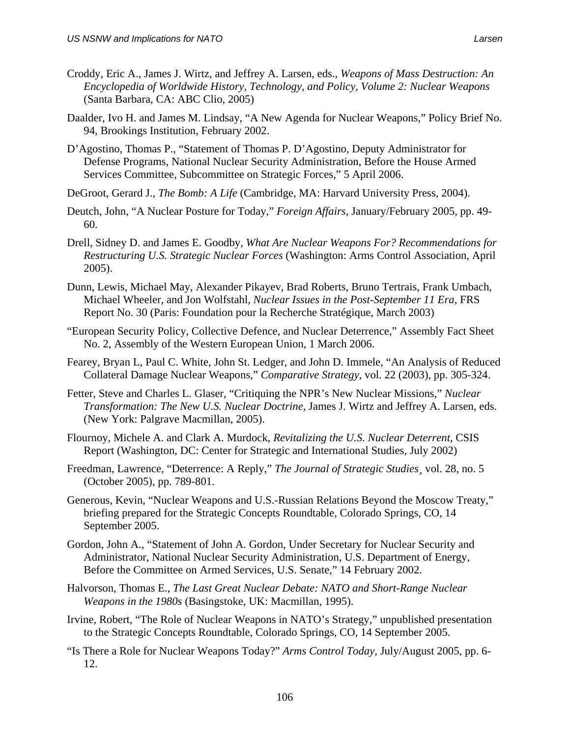Croddy, Eric A., James J. Wirtz, and Jeffrey A. Larsen, eds., *Weapons of Mass Destruction: An Encyclopedia of Worldwide History, Technology, and Policy, Volume 2: Nuclear Weapons* (Santa Barbara, CA: ABC Clio, 2005)

Daalder, Ivo H. and James M. Lindsay, "A New Agenda for Nuclear Weapons," Policy Brief No. 94, Brookings Institution, February 2002.

D'Agostino, Thomas P., "Statement of Thomas P. D'Agostino, Deputy Administrator for Defense Programs, National Nuclear Security Administration, Before the House Armed Services Committee, Subcommittee on Strategic Forces," 5 April 2006.

DeGroot, Gerard J., *The Bomb: A Life* (Cambridge, MA: Harvard University Press, 2004).

Deutch, John, "A Nuclear Posture for Today," *Foreign Affairs,* January/February 2005, pp. 49-60.

Drell, Sidney D. and James E. Goodby, *What Are Nuclear Weapons For? Recommendations for Restructuring U.S. Strategic Nuclear Forces* (Washington: Arms Control Association, April 2005).

Dunn, Lewis, Michael May, Alexander Pikayev, Brad Roberts, Bruno Tertrais, Frank Umbach, Michael Wheeler, and Jon Wolfstahl, *Nuclear Issues in the Post-September 11 Era*, FRS Report No. 30 (Paris: Foundation pour la Recherche Stratégique, March 2003)

"European Security Policy, Collective Defence, and Nuclear Deterrence," Assembly Fact Sheet No. 2, Assembly of the Western European Union, 1 March 2006.

Fearey, Bryan L, Paul C. White, John St. Ledger, and John D. Immele, "An Analysis of Reduced Collateral Damage Nuclear Weapons," *Comparative Strategy*, vol. 22 (2003), pp. 305-324.

Fetter, Steve and Charles L. Glaser, "Critiquing the NPR's New Nuclear Missions," *Nuclear Transformation: The New U.S. Nuclear Doctrine,* James J. Wirtz and Jeffrey A. Larsen, eds. (New York: Palgrave Macmillan, 2005).

Flournoy, Michele A. and Clark A. Murdock, *Revitalizing the U.S. Nuclear Deterrent,* CSIS Report (Washington, DC: Center for Strategic and International Studies, July 2002)

Freedman, Lawrence, "Deterrence: A Reply," *The Journal of Strategic Studies*¸ vol. 28, no. 5 (October 2005), pp. 789-801.

Generous, Kevin, "Nuclear Weapons and U.S.-Russian Relations Beyond the Moscow Treaty," briefing prepared for the Strategic Concepts Roundtable, Colorado Springs, CO, 14 September 2005.

Gordon, John A., "Statement of John A. Gordon, Under Secretary for Nuclear Security and Administrator, National Nuclear Security Administration, U.S. Department of Energy, Before the Committee on Armed Services, U.S. Senate," 14 February 2002.

Halvorson, Thomas E., *The Last Great Nuclear Debate: NATO and Short-Range Nuclear Weapons in the 1980s* (Basingstoke, UK: Macmillan, 1995).

Irvine, Robert, "The Role of Nuclear Weapons in NATO's Strategy," unpublished presentation to the Strategic Concepts Roundtable, Colorado Springs, CO, 14 September 2005.

"Is There a Role for Nuclear Weapons Today?" *Arms Control Today,* July/August 2005, pp. 6-12.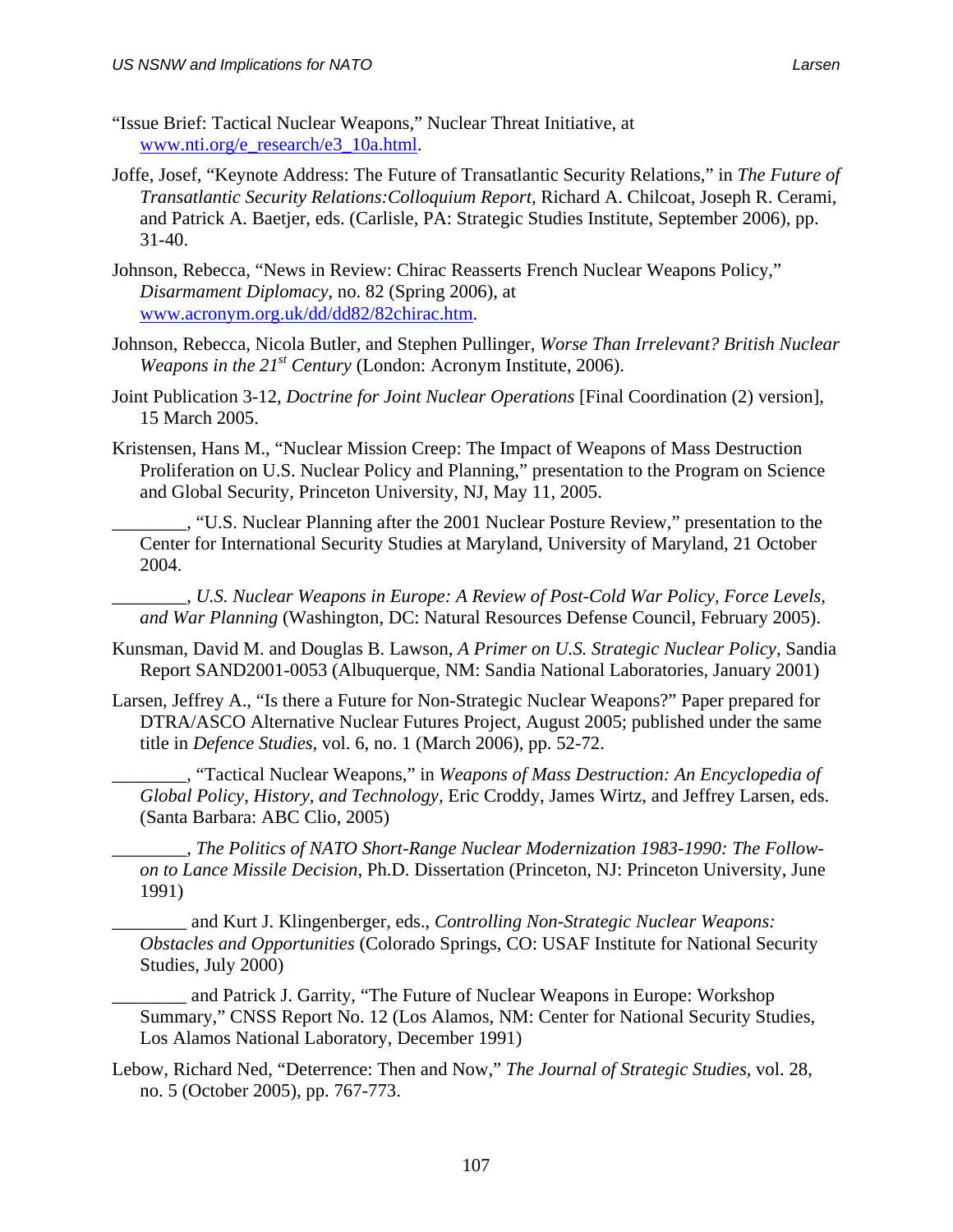"Issue Brief: Tactical Nuclear Weapons," Nuclear Threat Initiative, at www.nti.org/e_research/e3_10a.html.

Joffe, Josef, "Keynote Address: The Future of Transatlantic Security Relations," in *The Future of Transatlantic Security Relations:Colloquium Report,* Richard A. Chilcoat, Joseph R. Cerami, and Patrick A. Baetjer, eds. (Carlisle, PA: Strategic Studies Institute, September 2006), pp. 31-40.

Johnson, Rebecca, "News in Review: Chirac Reasserts French Nuclear Weapons Policy," *Disarmament Diplomacy,* no. 82 (Spring 2006), at www.acronym.org.uk/dd/dd82/82chirac.htm.

Johnson, Rebecca, Nicola Butler, and Stephen Pullinger, *Worse Than Irrelevant? British Nuclear Weapons in the 21st Century* (London: Acronym Institute, 2006).

Joint Publication 3-12, *Doctrine for Joint Nuclear Operations* [Final Coordination (2) version], 15 March 2005.

Kristensen, Hans M., "Nuclear Mission Creep: The Impact of Weapons of Mass Destruction Proliferation on U.S. Nuclear Policy and Planning," presentation to the Program on Science and Global Security, Princeton University, NJ, May 11, 2005.

________, "U.S. Nuclear Planning after the 2001 Nuclear Posture Review," presentation to the Center for International Security Studies at Maryland, University of Maryland, 21 October 2004.

________, *U.S. Nuclear Weapons in Europe: A Review of Post-Cold War Policy, Force Levels, and War Planning* (Washington, DC: Natural Resources Defense Council, February 2005).

Kunsman, David M. and Douglas B. Lawson, *A Primer on U.S. Strategic Nuclear Policy,* Sandia Report SAND2001-0053 (Albuquerque, NM: Sandia National Laboratories, January 2001)

Larsen, Jeffrey A., "Is there a Future for Non-Strategic Nuclear Weapons?" Paper prepared for DTRA/ASCO Alternative Nuclear Futures Project, August 2005; published under the same title in *Defence Studies,* vol. 6, no. 1 (March 2006), pp. 52-72.

________, "Tactical Nuclear Weapons," in *Weapons of Mass Destruction: An Encyclopedia of Global Policy, History, and Technology,* Eric Croddy, James Wirtz, and Jeffrey Larsen, eds. (Santa Barbara: ABC Clio, 2005)

________, *The Politics of NATO Short-Range Nuclear Modernization 1983-1990: The Follow-on to Lance Missile Decision*, Ph.D. Dissertation (Princeton, NJ: Princeton University, June 1991)

________ and Kurt J. Klingenberger, eds., *Controlling Non-Strategic Nuclear Weapons: Obstacles and Opportunities* (Colorado Springs, CO: USAF Institute for National Security Studies, July 2000)

________ and Patrick J. Garrity, "The Future of Nuclear Weapons in Europe: Workshop Summary," CNSS Report No. 12 (Los Alamos, NM: Center for National Security Studies, Los Alamos National Laboratory, December 1991)

Lebow, Richard Ned, "Deterrence: Then and Now," *The Journal of Strategic Studies,* vol. 28, no. 5 (October 2005), pp. 767-773.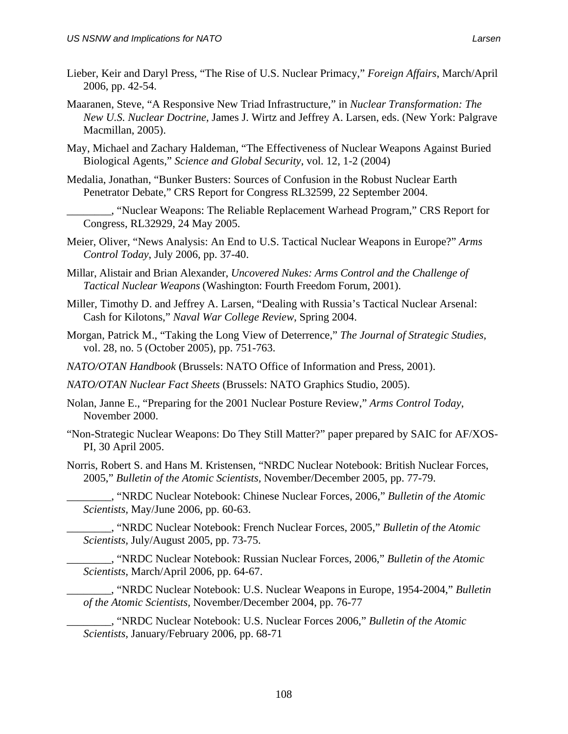Lieber, Keir and Daryl Press, "The Rise of U.S. Nuclear Primacy," *Foreign Affairs*, March/April 2006, pp. 42-54.

Maaranen, Steve, "A Responsive New Triad Infrastructure," in *Nuclear Transformation: The New U.S. Nuclear Doctrine*, James J. Wirtz and Jeffrey A. Larsen, eds. (New York: Palgrave Macmillan, 2005).

May, Michael and Zachary Haldeman, "The Effectiveness of Nuclear Weapons Against Buried Biological Agents," *Science and Global Security*, vol. 12, 1-2 (2004)

Medalia, Jonathan, "Bunker Busters: Sources of Confusion in the Robust Nuclear Earth Penetrator Debate," CRS Report for Congress RL32599, 22 September 2004.

________, "Nuclear Weapons: The Reliable Replacement Warhead Program," CRS Report for Congress, RL32929, 24 May 2005.

Meier, Oliver, "News Analysis: An End to U.S. Tactical Nuclear Weapons in Europe?" *Arms Control Today*, July 2006, pp. 37-40.

Millar, Alistair and Brian Alexander, *Uncovered Nukes: Arms Control and the Challenge of Tactical Nuclear Weapons* (Washington: Fourth Freedom Forum, 2001).

Miller, Timothy D. and Jeffrey A. Larsen, "Dealing with Russia's Tactical Nuclear Arsenal: Cash for Kilotons," *Naval War College Review*, Spring 2004.

Morgan, Patrick M., "Taking the Long View of Deterrence," *The Journal of Strategic Studies*, vol. 28, no. 5 (October 2005), pp. 751-763.

*NATO/OTAN Handbook* (Brussels: NATO Office of Information and Press, 2001).

*NATO/OTAN Nuclear Fact Sheets* (Brussels: NATO Graphics Studio, 2005).

Nolan, Janne E., "Preparing for the 2001 Nuclear Posture Review," *Arms Control Today*, November 2000.

"Non-Strategic Nuclear Weapons: Do They Still Matter?" paper prepared by SAIC for AF/XOS-PI, 30 April 2005.

Norris, Robert S. and Hans M. Kristensen, "NRDC Nuclear Notebook: British Nuclear Forces, 2005," *Bulletin of the Atomic Scientists*, November/December 2005, pp. 77-79.

________, "NRDC Nuclear Notebook: Chinese Nuclear Forces, 2006," *Bulletin of the Atomic Scientists*, May/June 2006, pp. 60-63.

________, "NRDC Nuclear Notebook: French Nuclear Forces, 2005," *Bulletin of the Atomic Scientists*, July/August 2005, pp. 73-75.

________, "NRDC Nuclear Notebook: Russian Nuclear Forces, 2006," *Bulletin of the Atomic Scientists*, March/April 2006, pp. 64-67.

________, "NRDC Nuclear Notebook: U.S. Nuclear Weapons in Europe, 1954-2004," *Bulletin of the Atomic Scientists*, November/December 2004, pp. 76-77

________, "NRDC Nuclear Notebook: U.S. Nuclear Forces 2006," *Bulletin of the Atomic Scientists*, January/February 2006, pp. 68-71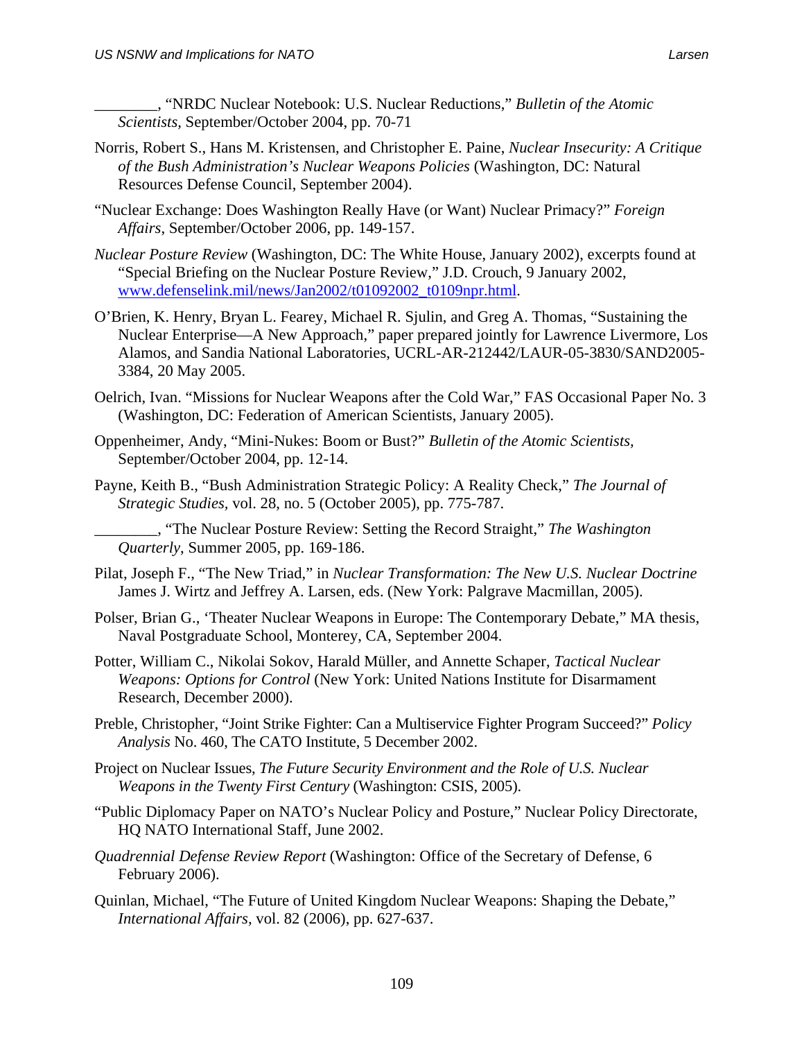________, "NRDC Nuclear Notebook: U.S. Nuclear Reductions," *Bulletin of the Atomic Scientists,* September/October 2004, pp. 70-71

Norris, Robert S., Hans M. Kristensen, and Christopher E. Paine, *Nuclear Insecurity: A Critique of the Bush Administration's Nuclear Weapons Policies* (Washington, DC: Natural Resources Defense Council, September 2004).

"Nuclear Exchange: Does Washington Really Have (or Want) Nuclear Primacy?" *Foreign Affairs*, September/October 2006, pp. 149-157.

*Nuclear Posture Review* (Washington, DC: The White House, January 2002), excerpts found at "Special Briefing on the Nuclear Posture Review," J.D. Crouch, 9 January 2002, www.defenselink.mil/news/Jan2002/t01092002_t0109npr.html.

O'Brien, K. Henry, Bryan L. Fearey, Michael R. Sjulin, and Greg A. Thomas, "Sustaining the Nuclear Enterprise—A New Approach," paper prepared jointly for Lawrence Livermore, Los Alamos, and Sandia National Laboratories, UCRL-AR-212442/LAUR-05-3830/SAND2005-3384, 20 May 2005.

Oelrich, Ivan. "Missions for Nuclear Weapons after the Cold War," FAS Occasional Paper No. 3 (Washington, DC: Federation of American Scientists, January 2005).

Oppenheimer, Andy, "Mini-Nukes: Boom or Bust?" *Bulletin of the Atomic Scientists,* September/October 2004, pp. 12-14.

Payne, Keith B., "Bush Administration Strategic Policy: A Reality Check," *The Journal of Strategic Studies,* vol. 28, no. 5 (October 2005), pp. 775-787.

________, "The Nuclear Posture Review: Setting the Record Straight," *The Washington Quarterly*, Summer 2005, pp. 169-186.

Pilat, Joseph F., "The New Triad," in *Nuclear Transformation: The New U.S. Nuclear Doctrine* James J. Wirtz and Jeffrey A. Larsen, eds. (New York: Palgrave Macmillan, 2005).

Polser, Brian G., 'Theater Nuclear Weapons in Europe: The Contemporary Debate," MA thesis, Naval Postgraduate School, Monterey, CA, September 2004.

Potter, William C., Nikolai Sokov, Harald Müller, and Annette Schaper, *Tactical Nuclear Weapons: Options for Control* (New York: United Nations Institute for Disarmament Research, December 2000).

Preble, Christopher, "Joint Strike Fighter: Can a Multiservice Fighter Program Succeed?" *Policy Analysis* No. 460, The CATO Institute, 5 December 2002.

Project on Nuclear Issues, *The Future Security Environment and the Role of U.S. Nuclear Weapons in the Twenty First Century* (Washington: CSIS, 2005).

"Public Diplomacy Paper on NATO's Nuclear Policy and Posture," Nuclear Policy Directorate, HQ NATO International Staff, June 2002.

*Quadrennial Defense Review Report* (Washington: Office of the Secretary of Defense, 6 February 2006).

Quinlan, Michael, "The Future of United Kingdom Nuclear Weapons: Shaping the Debate," *International Affairs*, vol. 82 (2006), pp. 627-637.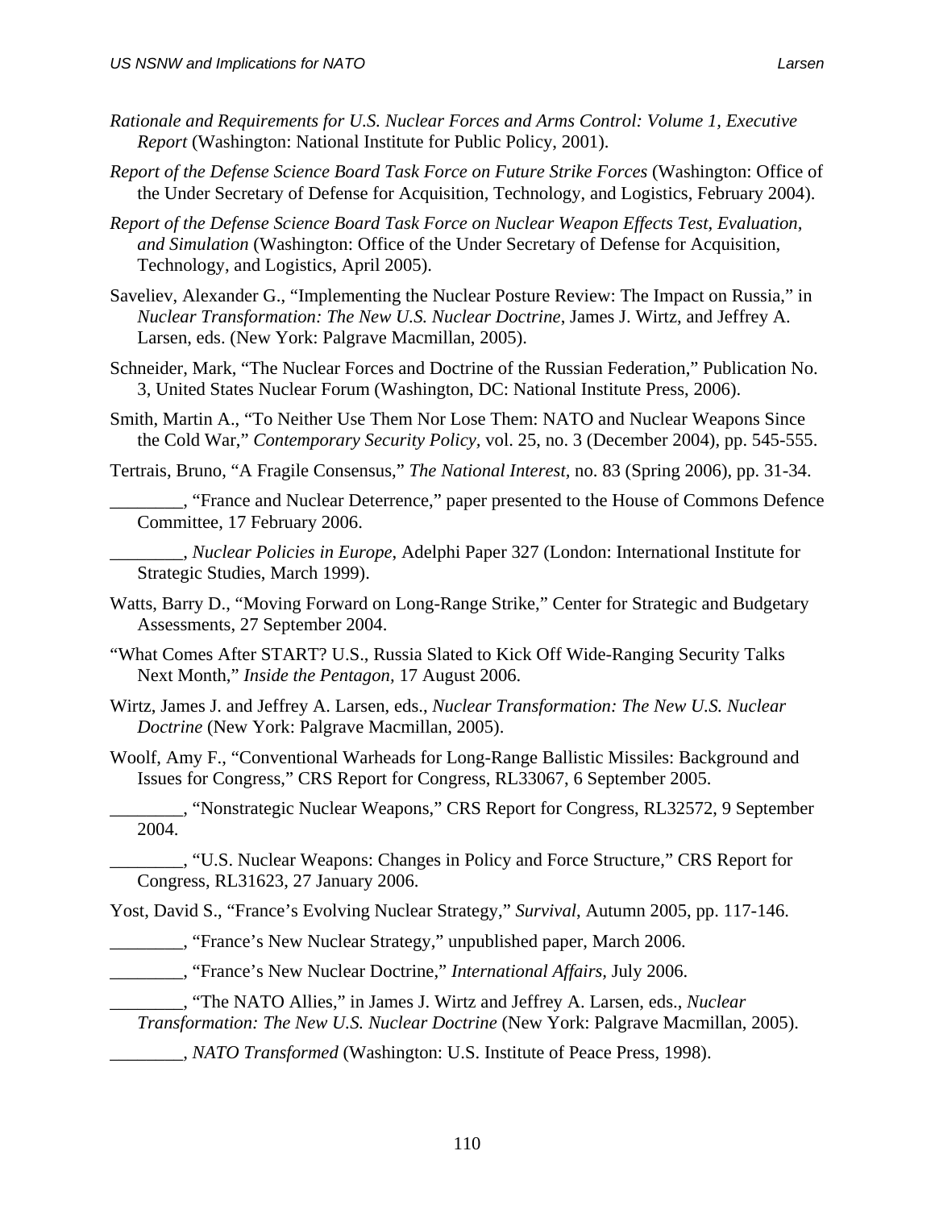*Rationale and Requirements for U.S. Nuclear Forces and Arms Control: Volume 1, Executive Report* (Washington: National Institute for Public Policy, 2001).

*Report of the Defense Science Board Task Force on Future Strike Forces* (Washington: Office of the Under Secretary of Defense for Acquisition, Technology, and Logistics, February 2004).

*Report of the Defense Science Board Task Force on Nuclear Weapon Effects Test, Evaluation, and Simulation* (Washington: Office of the Under Secretary of Defense for Acquisition, Technology, and Logistics, April 2005).

Saveliev, Alexander G., "Implementing the Nuclear Posture Review: The Impact on Russia," in *Nuclear Transformation: The New U.S. Nuclear Doctrine*, James J. Wirtz, and Jeffrey A. Larsen, eds. (New York: Palgrave Macmillan, 2005).

Schneider, Mark, "The Nuclear Forces and Doctrine of the Russian Federation," Publication No. 3, United States Nuclear Forum (Washington, DC: National Institute Press, 2006).

Smith, Martin A., "To Neither Use Them Nor Lose Them: NATO and Nuclear Weapons Since the Cold War," *Contemporary Security Policy*, vol. 25, no. 3 (December 2004), pp. 545-555.

Tertrais, Bruno, "A Fragile Consensus," *The National Interest*, no. 83 (Spring 2006), pp. 31-34.

________, "France and Nuclear Deterrence," paper presented to the House of Commons Defence Committee, 17 February 2006.

________, *Nuclear Policies in Europe*, Adelphi Paper 327 (London: International Institute for Strategic Studies, March 1999).

Watts, Barry D., "Moving Forward on Long-Range Strike," Center for Strategic and Budgetary Assessments, 27 September 2004.

"What Comes After START? U.S., Russia Slated to Kick Off Wide-Ranging Security Talks Next Month," *Inside the Pentagon*, 17 August 2006.

Wirtz, James J. and Jeffrey A. Larsen, eds., *Nuclear Transformation: The New U.S. Nuclear Doctrine* (New York: Palgrave Macmillan, 2005).

Woolf, Amy F., "Conventional Warheads for Long-Range Ballistic Missiles: Background and Issues for Congress," CRS Report for Congress, RL33067, 6 September 2005.

________, "Nonstrategic Nuclear Weapons," CRS Report for Congress, RL32572, 9 September 2004.

________, "U.S. Nuclear Weapons: Changes in Policy and Force Structure," CRS Report for Congress, RL31623, 27 January 2006.

Yost, David S., "France's Evolving Nuclear Strategy," *Survival*, Autumn 2005, pp. 117-146.

________, "France's New Nuclear Strategy," unpublished paper, March 2006.

________, "France's New Nuclear Doctrine," *International Affairs*, July 2006.

________, "The NATO Allies," in James J. Wirtz and Jeffrey A. Larsen, eds., *Nuclear Transformation: The New U.S. Nuclear Doctrine* (New York: Palgrave Macmillan, 2005).

________, *NATO Transformed* (Washington: U.S. Institute of Peace Press, 1998).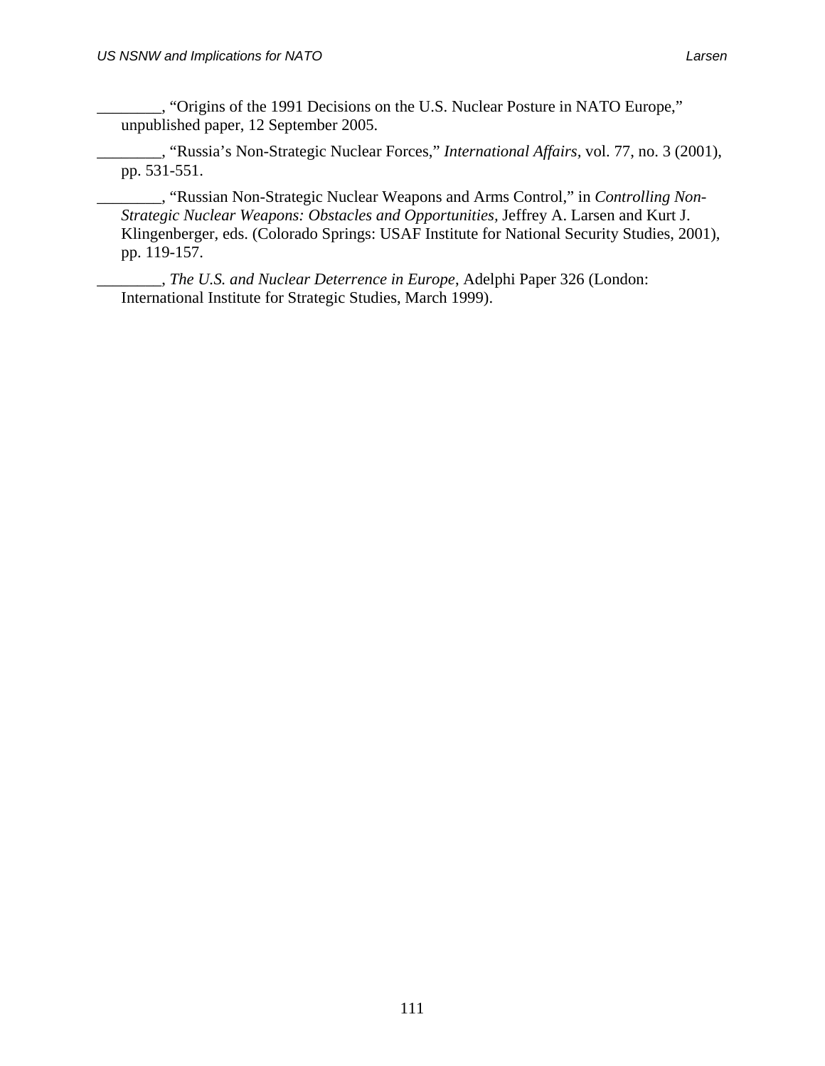________, "Origins of the 1991 Decisions on the U.S. Nuclear Posture in NATO Europe," unpublished paper, 12 September 2005.

________, "Russia's Non-Strategic Nuclear Forces," *International Affairs*, vol. 77, no. 3 (2001), pp. 531-551.

________, "Russian Non-Strategic Nuclear Weapons and Arms Control," in *Controlling Non-Strategic Nuclear Weapons: Obstacles and Opportunities*, Jeffrey A. Larsen and Kurt J. Klingenberger, eds. (Colorado Springs: USAF Institute for National Security Studies, 2001), pp. 119-157.

________, *The U.S. and Nuclear Deterrence in Europe*, Adelphi Paper 326 (London: International Institute for Strategic Studies, March 1999).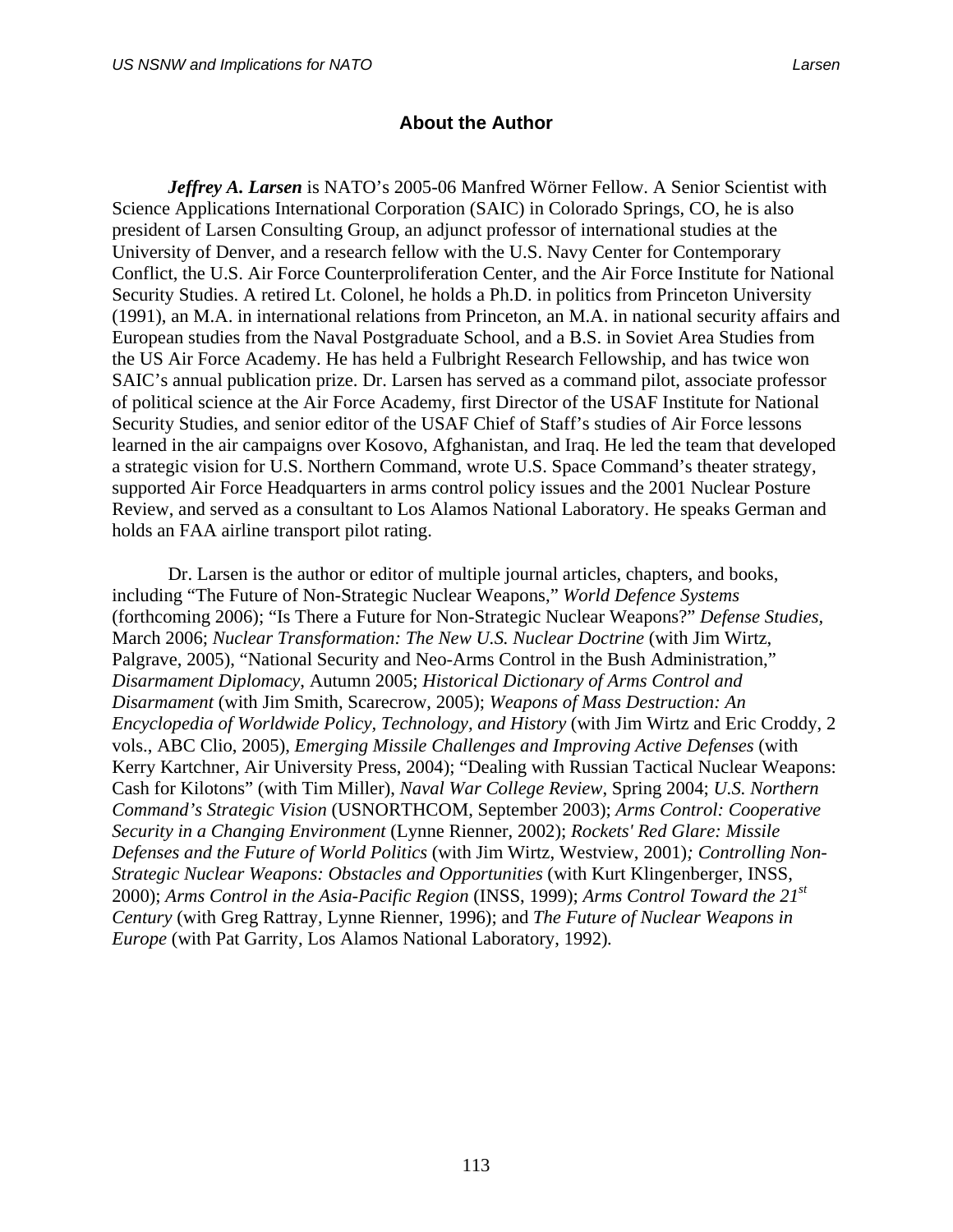## About the Author

***Jeffrey A. Larsen*** is NATO's 2005-06 Manfred Wörner Fellow. A Senior Scientist with Science Applications International Corporation (SAIC) in Colorado Springs, CO, he is also president of Larsen Consulting Group, an adjunct professor of international studies at the University of Denver, and a research fellow with the U.S. Navy Center for Contemporary Conflict, the U.S. Air Force Counterproliferation Center, and the Air Force Institute for National Security Studies. A retired Lt. Colonel, he holds a Ph.D. in politics from Princeton University (1991), an M.A. in international relations from Princeton, an M.A. in national security affairs and European studies from the Naval Postgraduate School, and a B.S. in Soviet Area Studies from the US Air Force Academy. He has held a Fulbright Research Fellowship, and has twice won SAIC's annual publication prize. Dr. Larsen has served as a command pilot, associate professor of political science at the Air Force Academy, first Director of the USAF Institute for National Security Studies, and senior editor of the USAF Chief of Staff's studies of Air Force lessons learned in the air campaigns over Kosovo, Afghanistan, and Iraq. He led the team that developed a strategic vision for U.S. Northern Command, wrote U.S. Space Command's theater strategy, supported Air Force Headquarters in arms control policy issues and the 2001 Nuclear Posture Review, and served as a consultant to Los Alamos National Laboratory. He speaks German and holds an FAA airline transport pilot rating.

Dr. Larsen is the author or editor of multiple journal articles, chapters, and books, including "The Future of Non-Strategic Nuclear Weapons," *World Defence Systems* (forthcoming 2006); "Is There a Future for Non-Strategic Nuclear Weapons?" *Defense Studies,* March 2006; *Nuclear Transformation: The New U.S. Nuclear Doctrine* (with Jim Wirtz, Palgrave, 2005), "National Security and Neo-Arms Control in the Bush Administration," *Disarmament Diplomacy*, Autumn 2005; *Historical Dictionary of Arms Control and Disarmament* (with Jim Smith, Scarecrow, 2005); *Weapons of Mass Destruction: An Encyclopedia of Worldwide Policy, Technology, and History* (with Jim Wirtz and Eric Croddy, 2 vols., ABC Clio, 2005), *Emerging Missile Challenges and Improving Active Defenses* (with Kerry Kartchner, Air University Press, 2004); "Dealing with Russian Tactical Nuclear Weapons: Cash for Kilotons" (with Tim Miller), *Naval War College Review*, Spring 2004; *U.S. Northern Command's Strategic Vision* (USNORTHCOM, September 2003); *Arms Control: Cooperative Security in a Changing Environment* (Lynne Rienner, 2002); *Rockets' Red Glare: Missile Defenses and the Future of World Politics* (with Jim Wirtz, Westview, 2001)*; Controlling Non-Strategic Nuclear Weapons: Obstacles and Opportunities* (with Kurt Klingenberger, INSS, 2000); *Arms Control in the Asia-Pacific Region* (INSS, 1999); *Arms Control Toward the 21st Century* (with Greg Rattray, Lynne Rienner, 1996); and *The Future of Nuclear Weapons in Europe* (with Pat Garrity, Los Alamos National Laboratory, 1992).